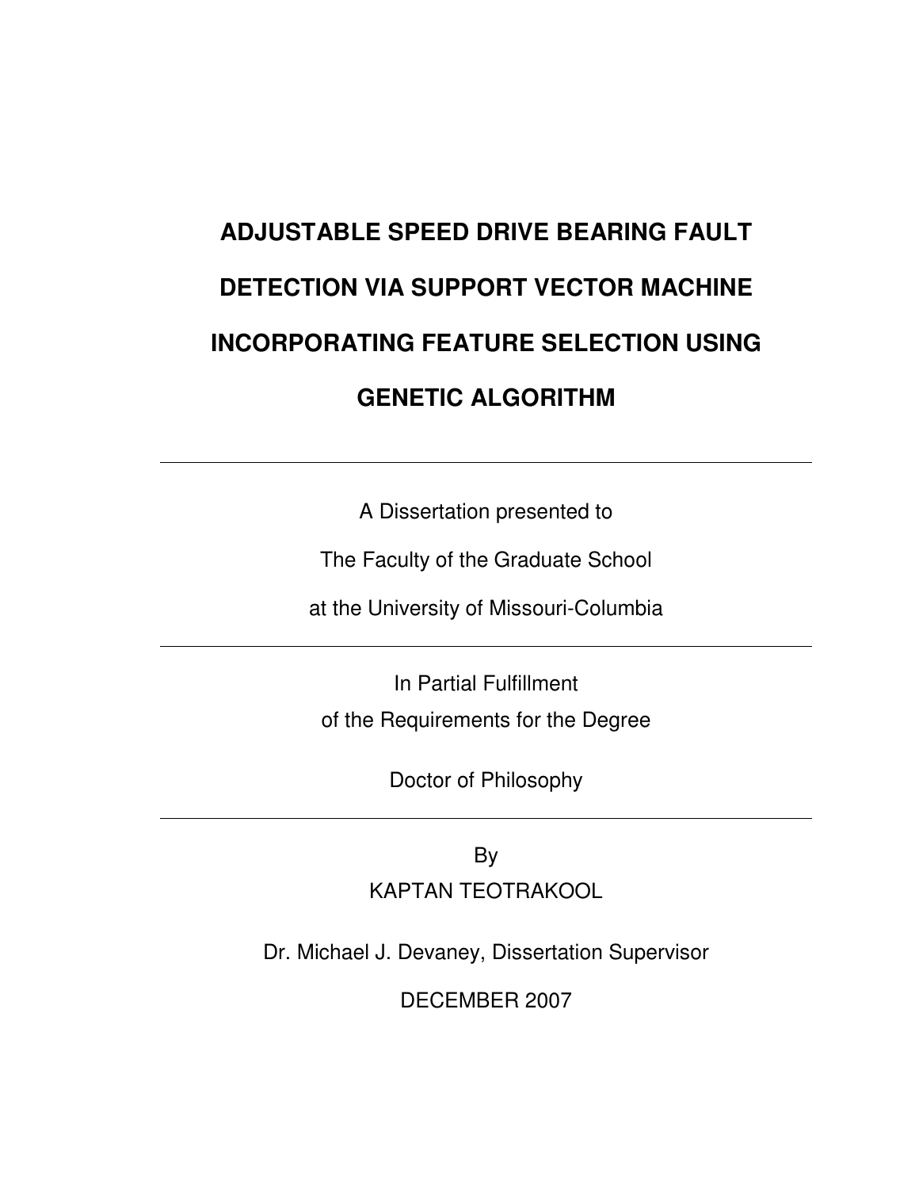# ADJUSTABLE SPEED DRIVE BEARING FAULT DETECTION VIA SUPPORT VECTOR MACHINE INCORPORATING FEATURE SELECTION USING GENETIC ALGORITHM

---

A Dissertation presented to

The Faculty of the Graduate School

at the University of Missouri-Columbia

---

In Partial Fulfillment

of the Requirements for the Degree

Doctor of Philosophy

---

By

KAPTAN TEOTRAKOOL

Dr. Michael J. Devaney, Dissertation Supervisor

DECEMBER 2007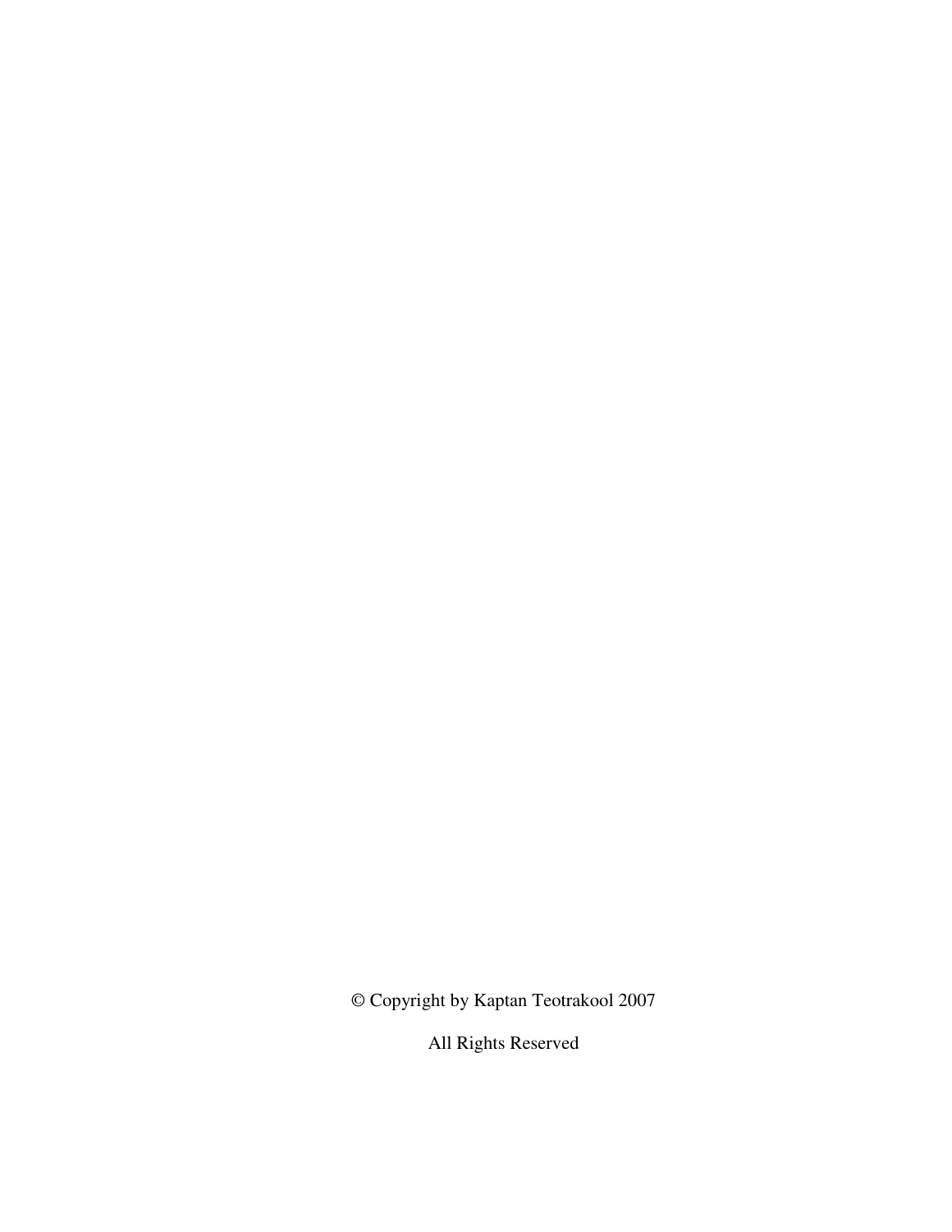© Copyright by Kaptan Teotrakool 2007

All Rights Reserved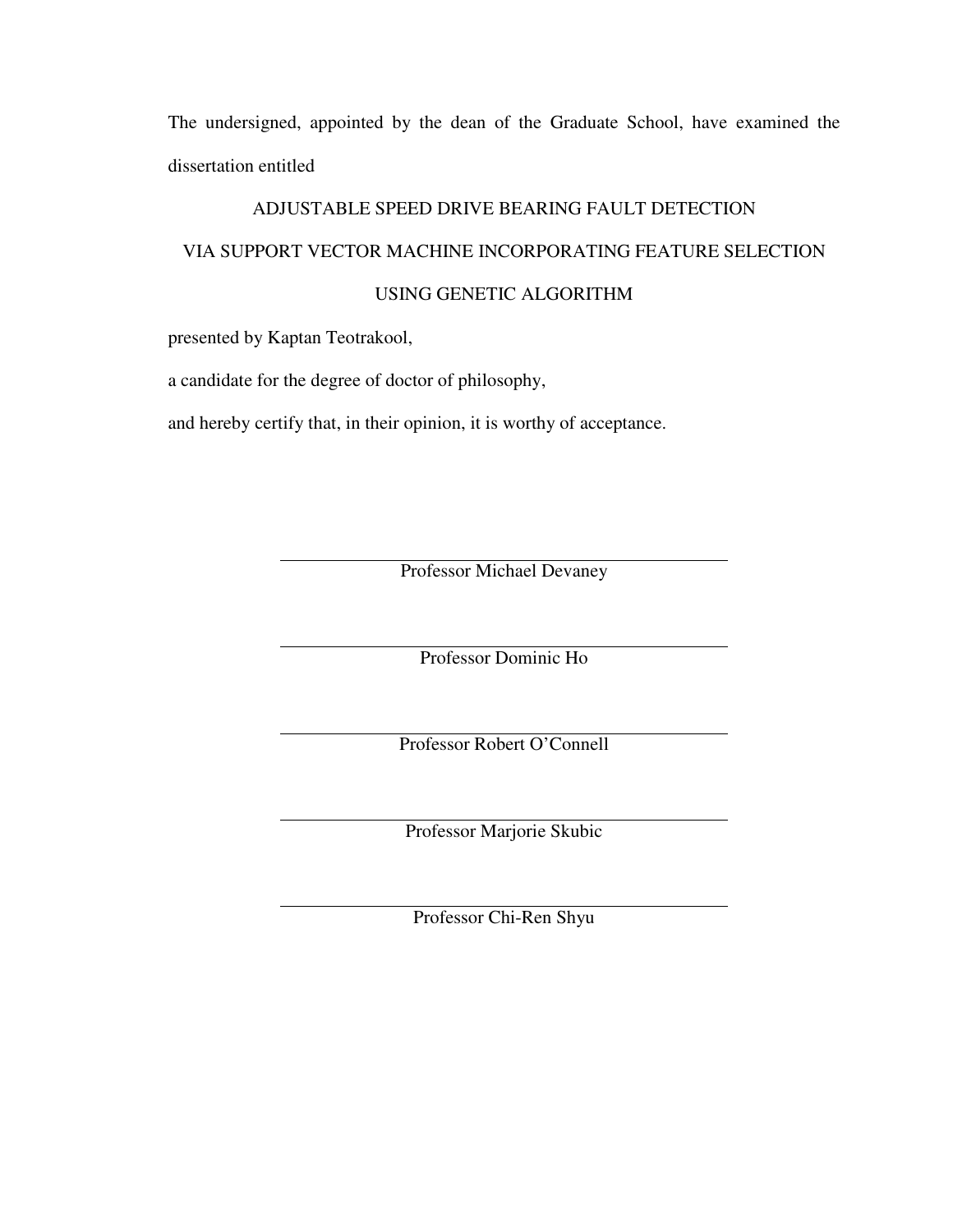The undersigned, appointed by the dean of the Graduate School, have examined the dissertation entitled

ADJUSTABLE SPEED DRIVE BEARING FAULT DETECTION

VIA SUPPORT VECTOR MACHINE INCORPORATING FEATURE SELECTION

USING GENETIC ALGORITHM

presented by Kaptan Teotrakool,

a candidate for the degree of doctor of philosophy,

and hereby certify that, in their opinion, it is worthy of acceptance.

Professor Michael Devaney

Professor Dominic Ho

Professor Robert O'Connell

Professor Marjorie Skubic

Professor Chi-Ren Shyu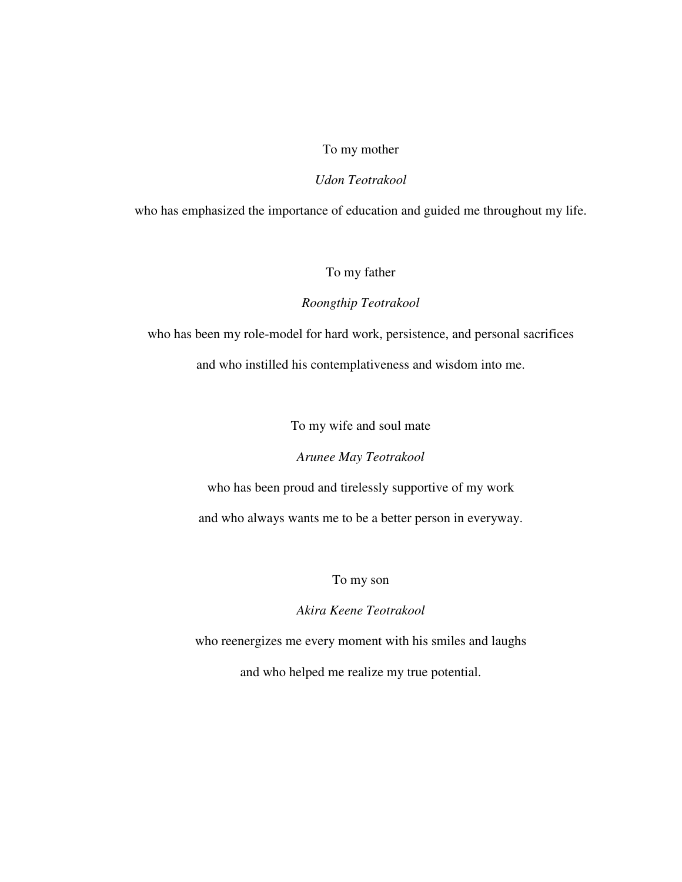To my mother

*Udon Teotrakool*

who has emphasized the importance of education and guided me throughout my life.

To my father

*Roongthip Teotrakool*

who has been my role-model for hard work, persistence, and personal sacrifices

and who instilled his contemplativeness and wisdom into me.

To my wife and soul mate

*Arunee May Teotrakool*

who has been proud and tirelessly supportive of my work

and who always wants me to be a better person in everyway.

To my son

*Akira Keene Teotrakool*

who reenergizes me every moment with his smiles and laughs

and who helped me realize my true potential.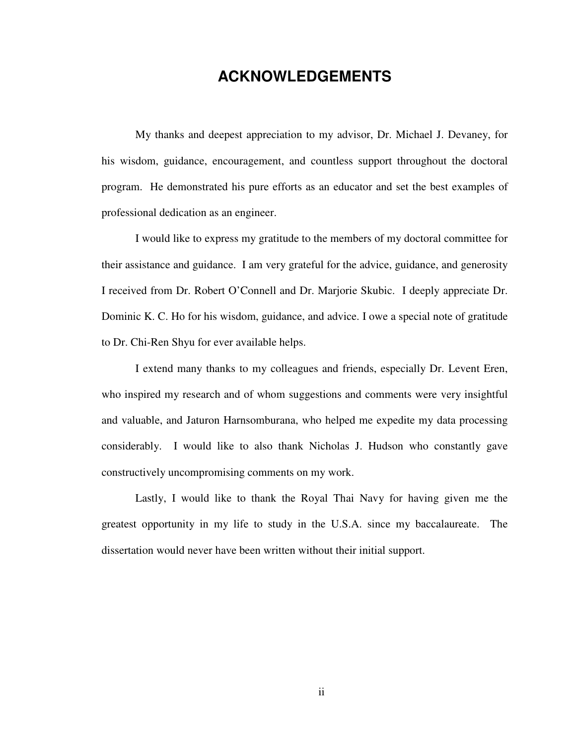# ACKNOWLEDGEMENTS

My thanks and deepest appreciation to my advisor, Dr. Michael J. Devaney, for his wisdom, guidance, encouragement, and countless support throughout the doctoral program. He demonstrated his pure efforts as an educator and set the best examples of professional dedication as an engineer.

I would like to express my gratitude to the members of my doctoral committee for their assistance and guidance. I am very grateful for the advice, guidance, and generosity I received from Dr. Robert O'Connell and Dr. Marjorie Skubic. I deeply appreciate Dr. Dominic K. C. Ho for his wisdom, guidance, and advice. I owe a special note of gratitude to Dr. Chi-Ren Shyu for ever available helps.

I extend many thanks to my colleagues and friends, especially Dr. Levent Eren, who inspired my research and of whom suggestions and comments were very insightful and valuable, and Jaturon Harnsomburana, who helped me expedite my data processing considerably. I would like to also thank Nicholas J. Hudson who constantly gave constructively uncompromising comments on my work.

Lastly, I would like to thank the Royal Thai Navy for having given me the greatest opportunity in my life to study in the U.S.A. since my baccalaureate. The dissertation would never have been written without their initial support.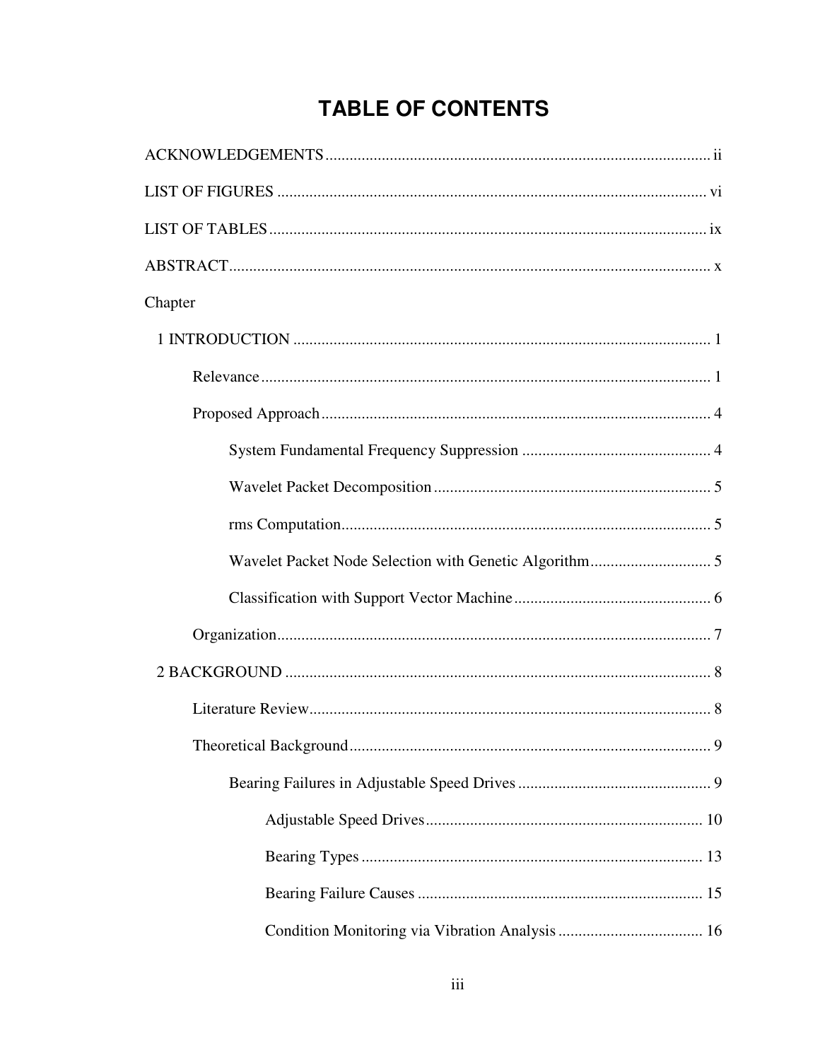# TABLE OF CONTENTS

ACKNOWLEDGEMENTS ........................................................................................ ii

LIST OF FIGURES ........................................................................................... vi

LIST OF TABLES ............................................................................................ ix

ABSTRACT ....................................................................................................... x

Chapter

1 INTRODUCTION ........................................................................................ 1

- Relevance ....................................................................................... 1
- Proposed Approach ........................................................................ 4
    - System Fundamental Frequency Suppression ............................... 4
    - Wavelet Packet Decomposition ...................................................... 5
    - rms Computation ............................................................................ 5
    - Wavelet Packet Node Selection with Genetic Algorithm ................ 5
    - Classification with Support Vector Machine ................................. 6
- Organization ................................................................................... 7

2 BACKGROUND .......................................................................................... 8

- Literature Review ........................................................................... 8
- Theoretical Background ................................................................. 9
    - Bearing Failures in Adjustable Speed Drives ................................ 9
        - Adjustable Speed Drives ..................................................... 10
        - Bearing Types ..................................................................... 13
        - Bearing Failure Causes ....................................................... 15
        - Condition Monitoring via Vibration Analysis ..................... 16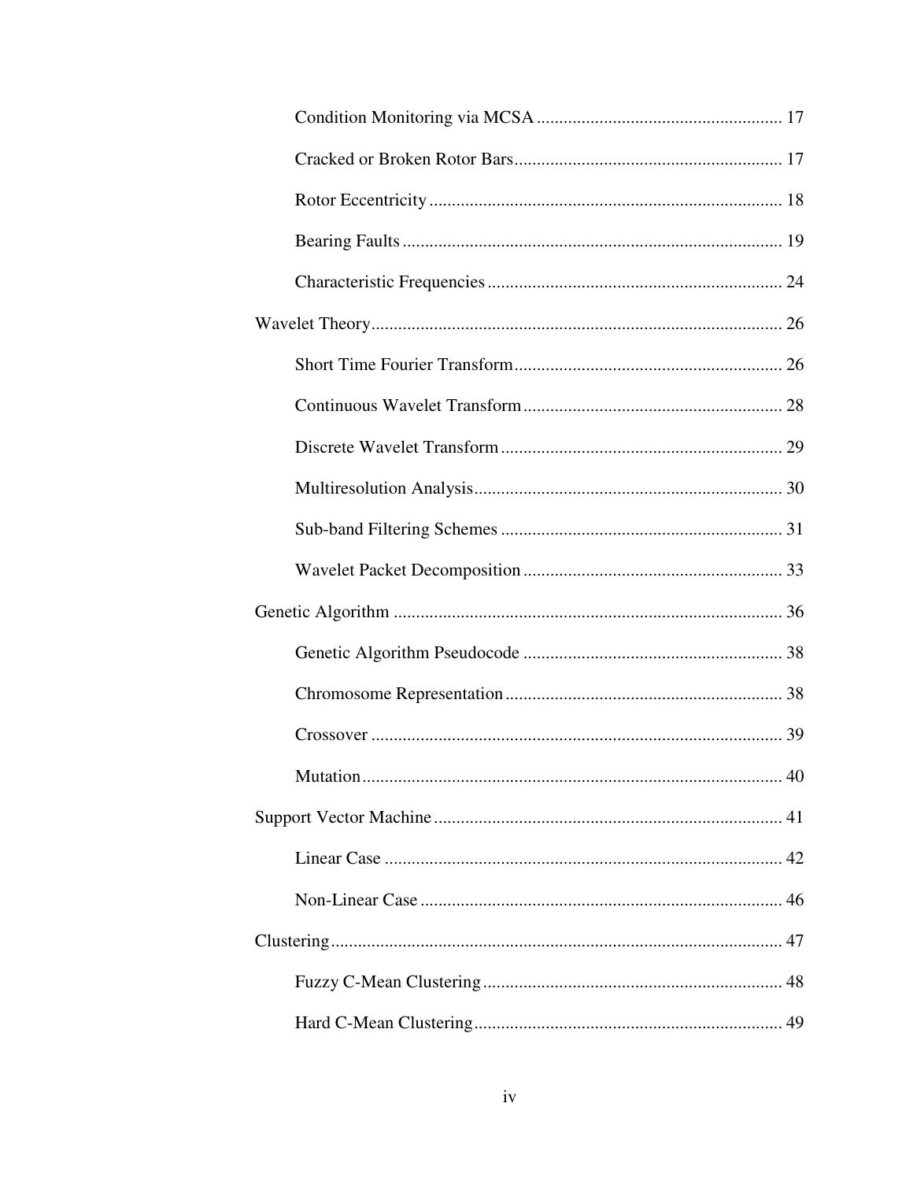Condition Monitoring via MCSA ...................................................... 17

Cracked or Broken Rotor Bars ........................................................... 17

Rotor Eccentricity ............................................................................. 18

Bearing Faults .................................................................................... 19

Characteristic Frequencies ................................................................. 24

Wavelet Theory ........................................................................................... 26

Short Time Fourier Transform ........................................................... 26

Continuous Wavelet Transform ......................................................... 28

Discrete Wavelet Transform .............................................................. 29

Multiresolution Analysis .................................................................... 30

Sub-band Filtering Schemes .............................................................. 31

Wavelet Packet Decomposition ......................................................... 33

Genetic Algorithm ...................................................................................... 36

Genetic Algorithm Pseudocode .......................................................... 38

Chromosome Representation ............................................................. 38

Crossover ........................................................................................... 39

Mutation ............................................................................................. 40

Support Vector Machine ............................................................................. 41

Linear Case ........................................................................................ 42

Non-Linear Case ................................................................................ 46

Clustering .................................................................................................... 47

Fuzzy C-Mean Clustering .................................................................. 48

Hard C-Mean Clustering .................................................................... 49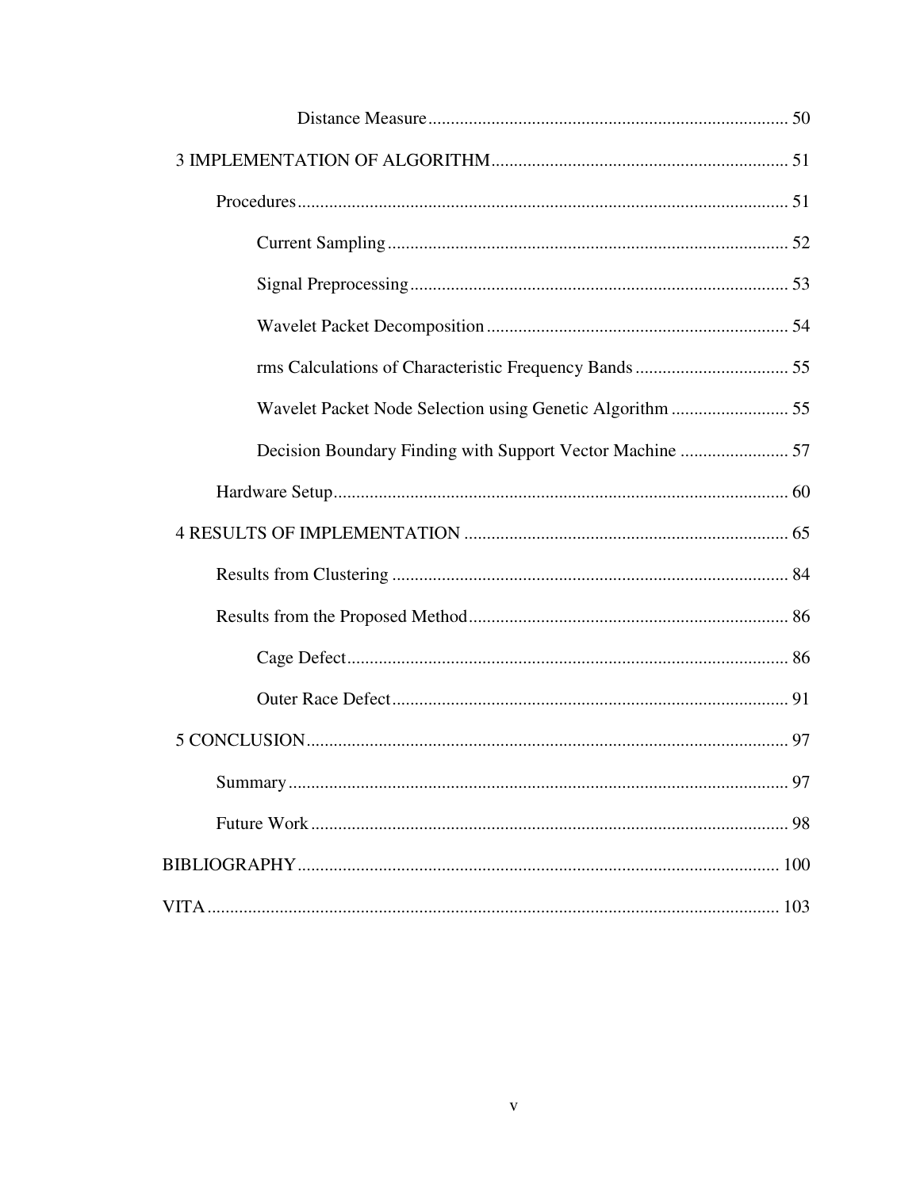Distance Measure ........................................................................................ 50

3 IMPLEMENTATION OF ALGORITHM ........................................................ 51

Procedures ........................................................................................................ 51

Current Sampling ........................................................................................ 52

Signal Preprocessing ................................................................................... 53

Wavelet Packet Decomposition .................................................................. 54

rms Calculations of Characteristic Frequency Bands .................................. 55

Wavelet Packet Node Selection using Genetic Algorithm .......................... 55

Decision Boundary Finding with Support Vector Machine ........................ 57

Hardware Setup .................................................................................................. 60

4 RESULTS OF IMPLEMENTATION ................................................................ 65

Results from Clustering ..................................................................................... 84

Results from the Proposed Method .................................................................... 86

Cage Defect ................................................................................................. 86

Outer Race Defect ....................................................................................... 91

5 CONCLUSION .................................................................................................. 97

Summary ............................................................................................................. 97

Future Work ........................................................................................................ 98

BIBLIOGRAPHY ..................................................................................................... 100

VITA .......................................................................................................................... 103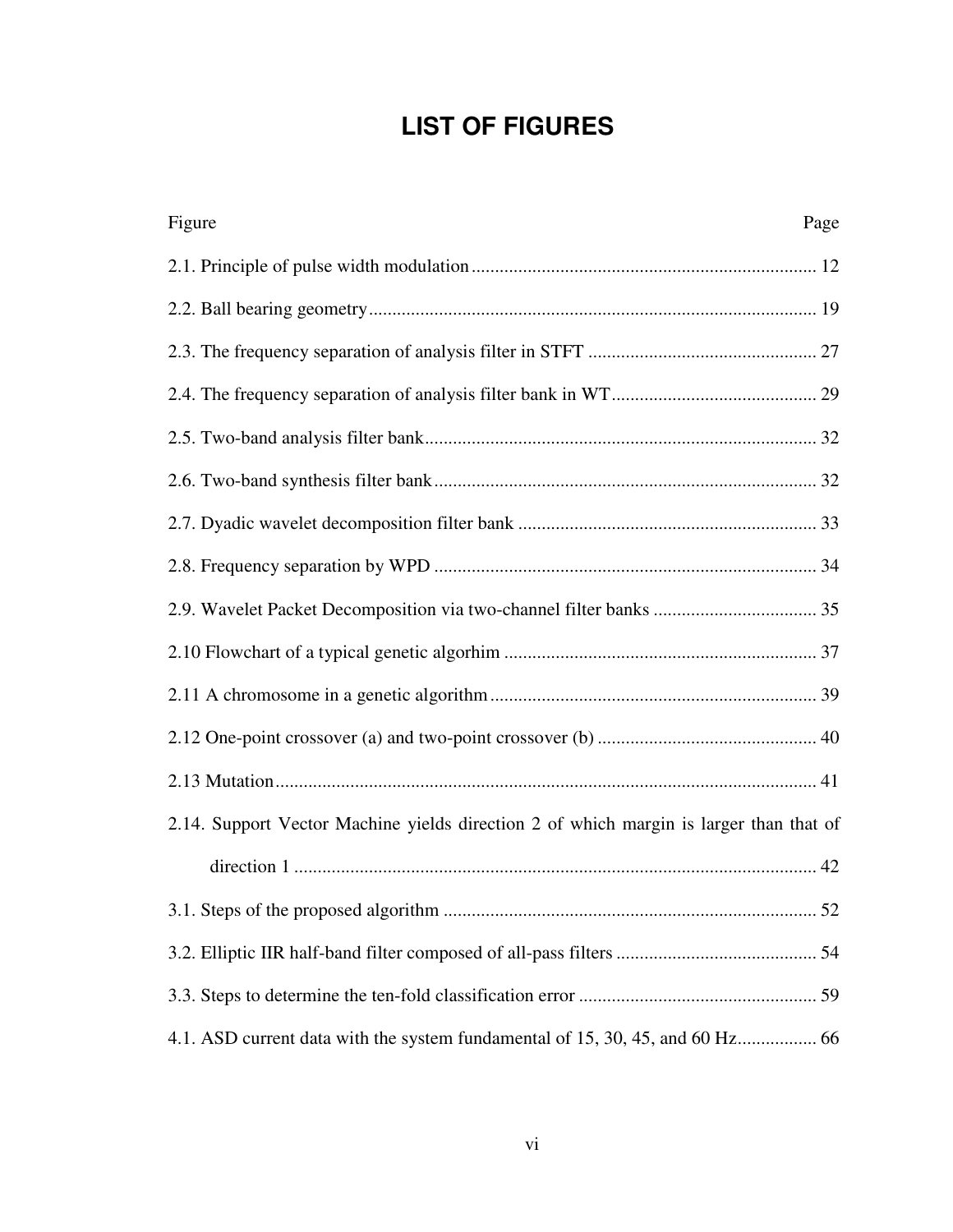# LIST OF FIGURES

| Figure | Page |
|---|---|
| 2.1. Principle of pulse width modulation | 12 |
| 2.2. Ball bearing geometry | 19 |
| 2.3. The frequency separation of analysis filter in STFT | 27 |
| 2.4. The frequency separation of analysis filter bank in WT | 29 |
| 2.5. Two-band analysis filter bank | 32 |
| 2.6. Two-band synthesis filter bank | 32 |
| 2.7. Dyadic wavelet decomposition filter bank | 33 |
| 2.8. Frequency separation by WPD | 34 |
| 2.9. Wavelet Packet Decomposition via two-channel filter banks | 35 |
| 2.10 Flowchart of a typical genetic algorhim | 37 |
| 2.11 A chromosome in a genetic algorithm | 39 |
| 2.12 One-point crossover (a) and two-point crossover (b) | 40 |
| 2.13 Mutation | 41 |
| 2.14. Support Vector Machine yields direction 2 of which margin is larger than that of direction 1 | 42 |
| 3.1. Steps of the proposed algorithm | 52 |
| 3.2. Elliptic IIR half-band filter composed of all-pass filters | 54 |
| 3.3. Steps to determine the ten-fold classification error | 59 |
| 4.1. ASD current data with the system fundamental of 15, 30, 45, and 60 Hz | 66 |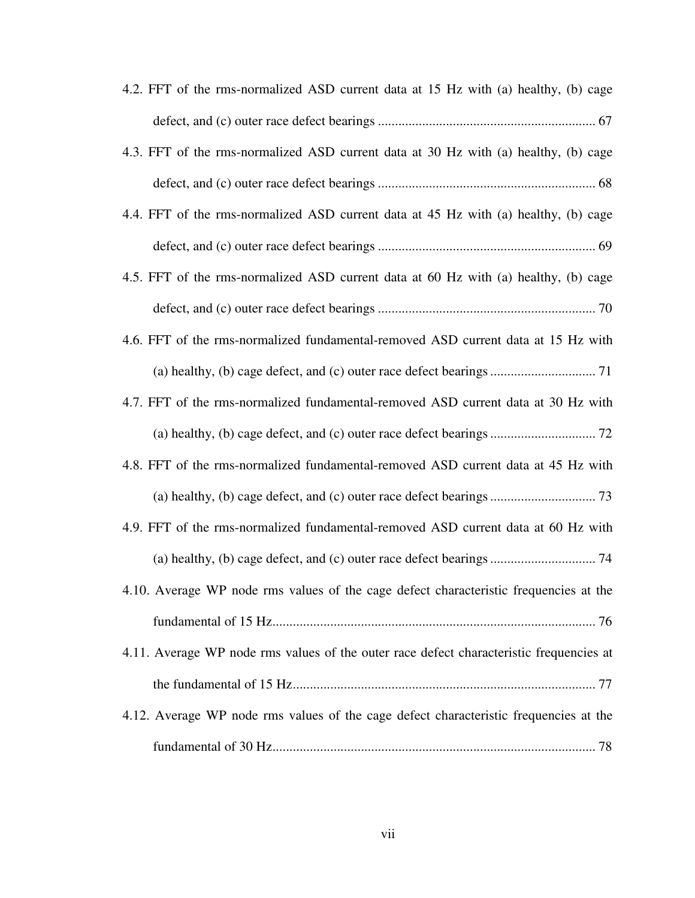4.2. FFT of the rms-normalized ASD current data at 15 Hz with (a) healthy, (b) cage defect, and (c) outer race defect bearings ................................................................ 67

4.3. FFT of the rms-normalized ASD current data at 30 Hz with (a) healthy, (b) cage defect, and (c) outer race defect bearings ................................................................ 68

4.4. FFT of the rms-normalized ASD current data at 45 Hz with (a) healthy, (b) cage defect, and (c) outer race defect bearings ................................................................ 69

4.5. FFT of the rms-normalized ASD current data at 60 Hz with (a) healthy, (b) cage defect, and (c) outer race defect bearings ................................................................ 70

4.6. FFT of the rms-normalized fundamental-removed ASD current data at 15 Hz with (a) healthy, (b) cage defect, and (c) outer race defect bearings ............................... 71

4.7. FFT of the rms-normalized fundamental-removed ASD current data at 30 Hz with (a) healthy, (b) cage defect, and (c) outer race defect bearings ............................... 72

4.8. FFT of the rms-normalized fundamental-removed ASD current data at 45 Hz with (a) healthy, (b) cage defect, and (c) outer race defect bearings ............................... 73

4.9. FFT of the rms-normalized fundamental-removed ASD current data at 60 Hz with (a) healthy, (b) cage defect, and (c) outer race defect bearings ............................... 74

4.10. Average WP node rms values of the cage defect characteristic frequencies at the fundamental of 15 Hz................................................................................................ 76

4.11. Average WP node rms values of the outer race defect characteristic frequencies at the fundamental of 15 Hz.......................................................................................... 77

4.12. Average WP node rms values of the cage defect characteristic frequencies at the fundamental of 30 Hz................................................................................................ 78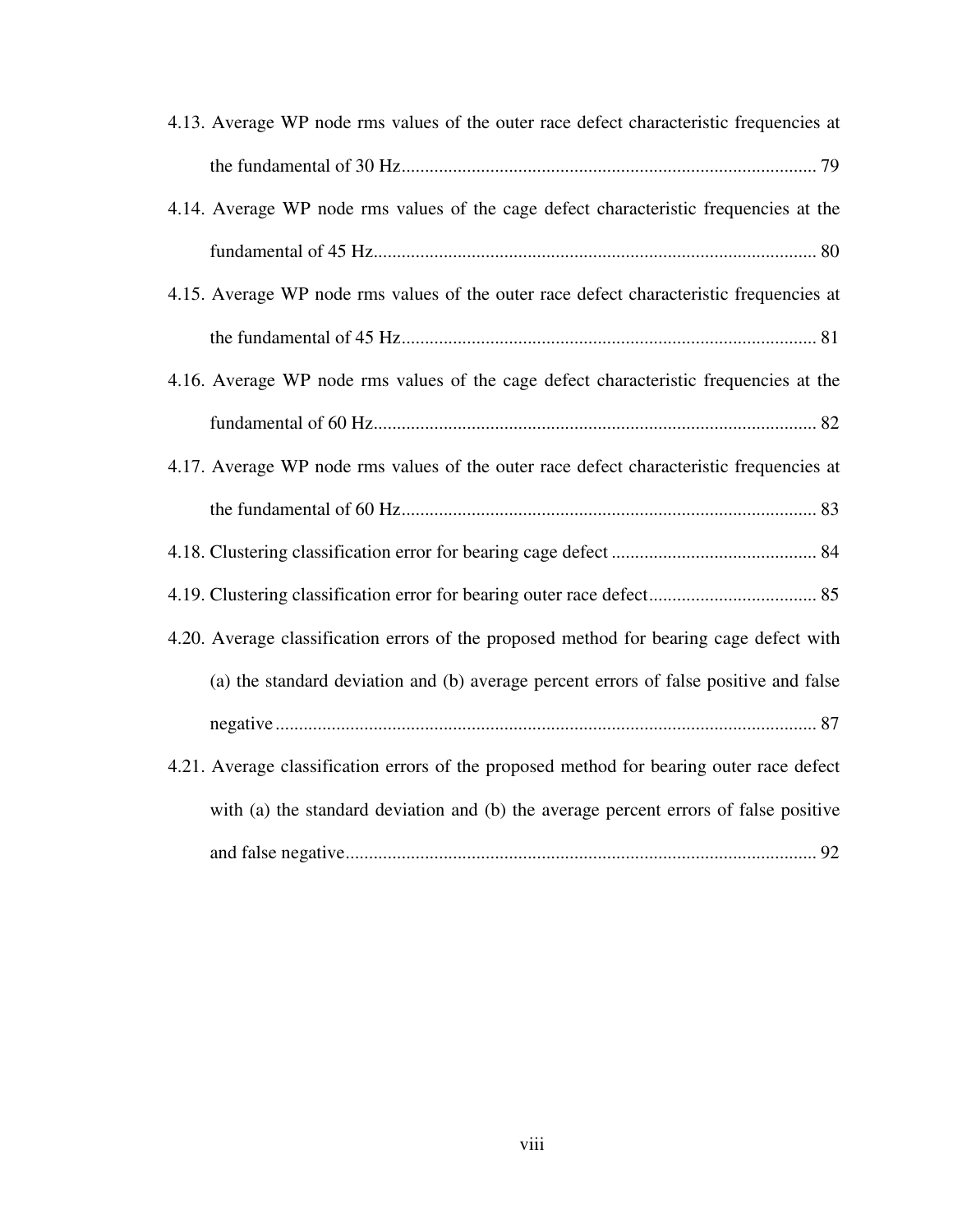4.13. Average WP node rms values of the outer race defect characteristic frequencies at the fundamental of 30 Hz........................................................................................ 79

4.14. Average WP node rms values of the cage defect characteristic frequencies at the fundamental of 45 Hz.............................................................................................. 80

4.15. Average WP node rms values of the outer race defect characteristic frequencies at the fundamental of 45 Hz........................................................................................ 81

4.16. Average WP node rms values of the cage defect characteristic frequencies at the fundamental of 60 Hz.............................................................................................. 82

4.17. Average WP node rms values of the outer race defect characteristic frequencies at the fundamental of 60 Hz........................................................................................ 83

4.18. Clustering classification error for bearing cage defect ............................................ 84

4.19. Clustering classification error for bearing outer race defect................................... 85

4.20. Average classification errors of the proposed method for bearing cage defect with (a) the standard deviation and (b) average percent errors of false positive and false negative................................................................................................................... 87

4.21. Average classification errors of the proposed method for bearing outer race defect with (a) the standard deviation and (b) the average percent errors of false positive and false negative.................................................................................................... 92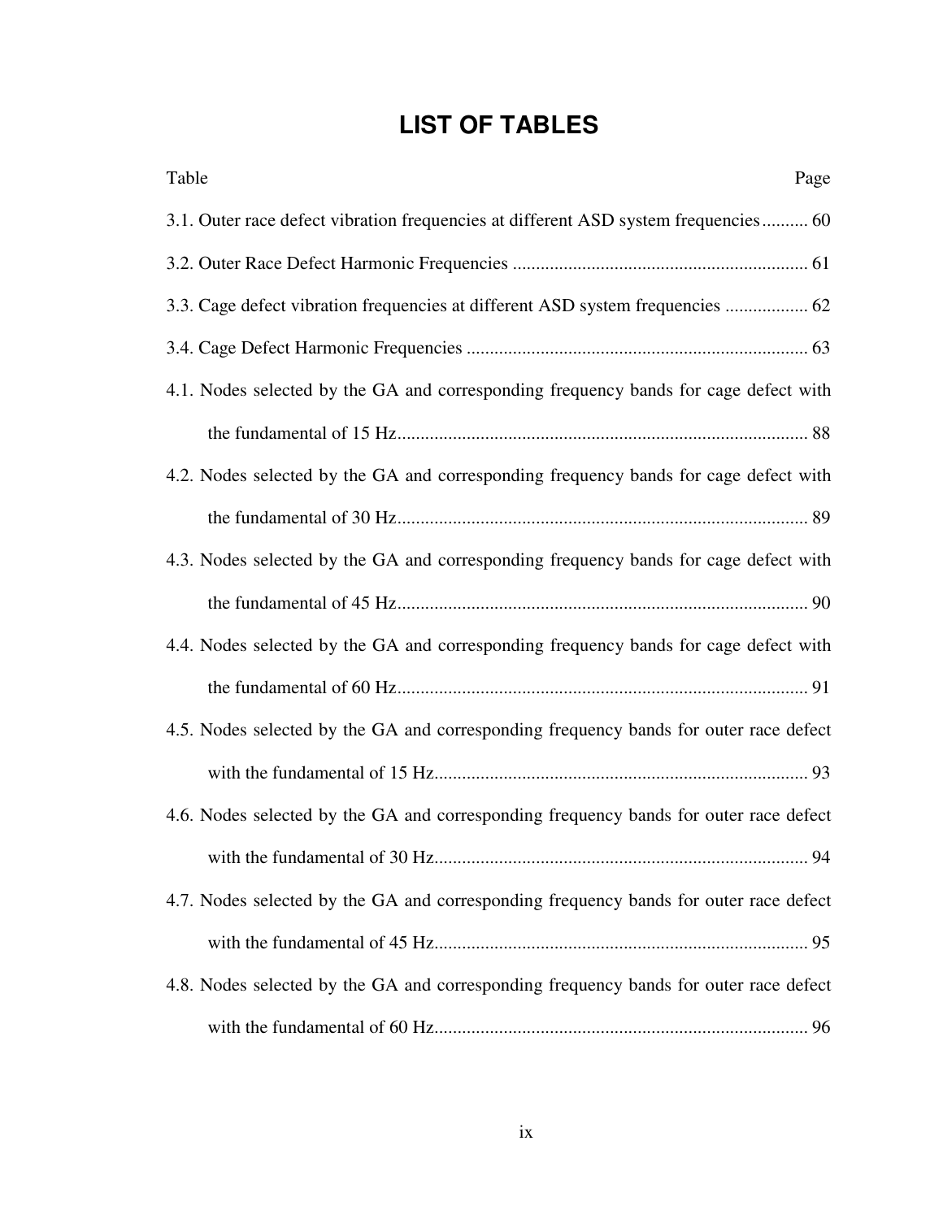# LIST OF TABLES

| Table | Page |
| --- | --- |
| 3.1. Outer race defect vibration frequencies at different ASD system frequencies | 60 |
| 3.2. Outer Race Defect Harmonic Frequencies | 61 |
| 3.3. Cage defect vibration frequencies at different ASD system frequencies | 62 |
| 3.4. Cage Defect Harmonic Frequencies | 63 |
| 4.1. Nodes selected by the GA and corresponding frequency bands for cage defect with the fundamental of 15 Hz | 88 |
| 4.2. Nodes selected by the GA and corresponding frequency bands for cage defect with the fundamental of 30 Hz | 89 |
| 4.3. Nodes selected by the GA and corresponding frequency bands for cage defect with the fundamental of 45 Hz | 90 |
| 4.4. Nodes selected by the GA and corresponding frequency bands for cage defect with the fundamental of 60 Hz | 91 |
| 4.5. Nodes selected by the GA and corresponding frequency bands for outer race defect with the fundamental of 15 Hz | 93 |
| 4.6. Nodes selected by the GA and corresponding frequency bands for outer race defect with the fundamental of 30 Hz | 94 |
| 4.7. Nodes selected by the GA and corresponding frequency bands for outer race defect with the fundamental of 45 Hz | 95 |
| 4.8. Nodes selected by the GA and corresponding frequency bands for outer race defect with the fundamental of 60 Hz | 96 |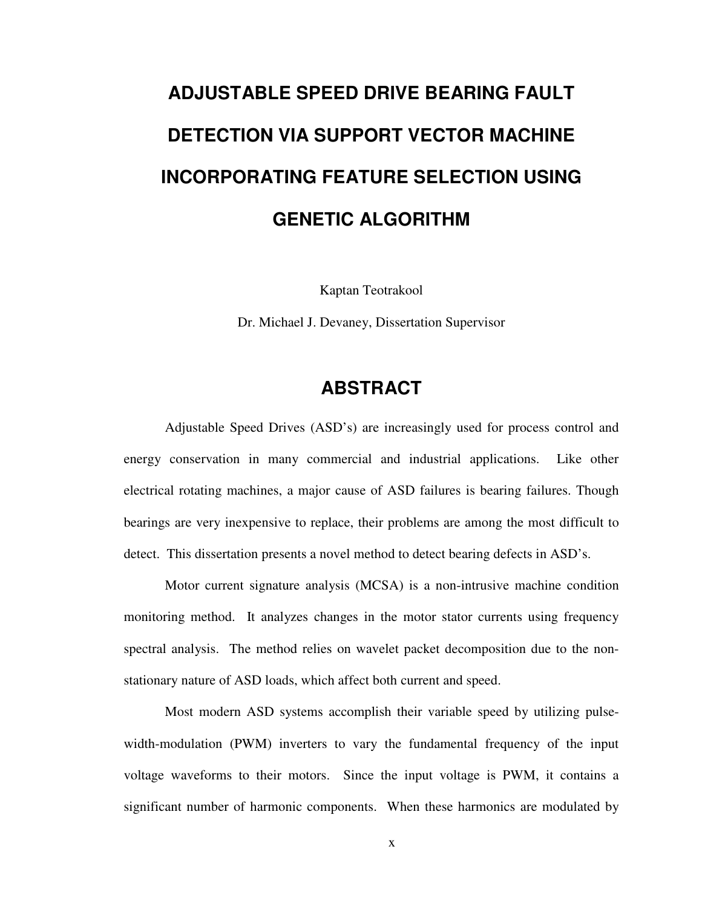# ADJUSTABLE SPEED DRIVE BEARING FAULT DETECTION VIA SUPPORT VECTOR MACHINE INCORPORATING FEATURE SELECTION USING GENETIC ALGORITHM

Kaptan Teotrakool

Dr. Michael J. Devaney, Dissertation Supervisor

## ABSTRACT

Adjustable Speed Drives (ASD's) are increasingly used for process control and energy conservation in many commercial and industrial applications. Like other electrical rotating machines, a major cause of ASD failures is bearing failures. Though bearings are very inexpensive to replace, their problems are among the most difficult to detect. This dissertation presents a novel method to detect bearing defects in ASD's.

Motor current signature analysis (MCSA) is a non-intrusive machine condition monitoring method. It analyzes changes in the motor stator currents using frequency spectral analysis. The method relies on wavelet packet decomposition due to the non-stationary nature of ASD loads, which affect both current and speed.

Most modern ASD systems accomplish their variable speed by utilizing pulse-width-modulation (PWM) inverters to vary the fundamental frequency of the input voltage waveforms to their motors. Since the input voltage is PWM, it contains a significant number of harmonic components. When these harmonics are modulated by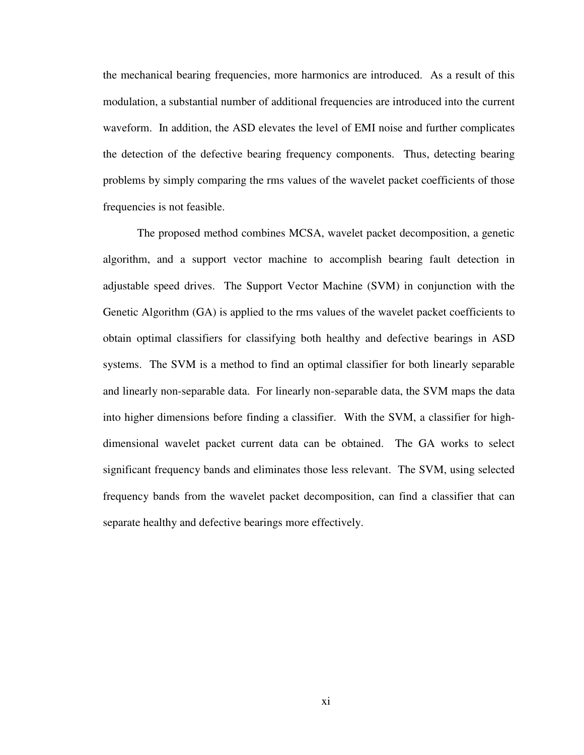the mechanical bearing frequencies, more harmonics are introduced. As a result of this modulation, a substantial number of additional frequencies are introduced into the current waveform. In addition, the ASD elevates the level of EMI noise and further complicates the detection of the defective bearing frequency components. Thus, detecting bearing problems by simply comparing the rms values of the wavelet packet coefficients of those frequencies is not feasible.

The proposed method combines MCSA, wavelet packet decomposition, a genetic algorithm, and a support vector machine to accomplish bearing fault detection in adjustable speed drives. The Support Vector Machine (SVM) in conjunction with the Genetic Algorithm (GA) is applied to the rms values of the wavelet packet coefficients to obtain optimal classifiers for classifying both healthy and defective bearings in ASD systems. The SVM is a method to find an optimal classifier for both linearly separable and linearly non-separable data. For linearly non-separable data, the SVM maps the data into higher dimensions before finding a classifier. With the SVM, a classifier for high-dimensional wavelet packet current data can be obtained. The GA works to select significant frequency bands and eliminates those less relevant. The SVM, using selected frequency bands from the wavelet packet decomposition, can find a classifier that can separate healthy and defective bearings more effectively.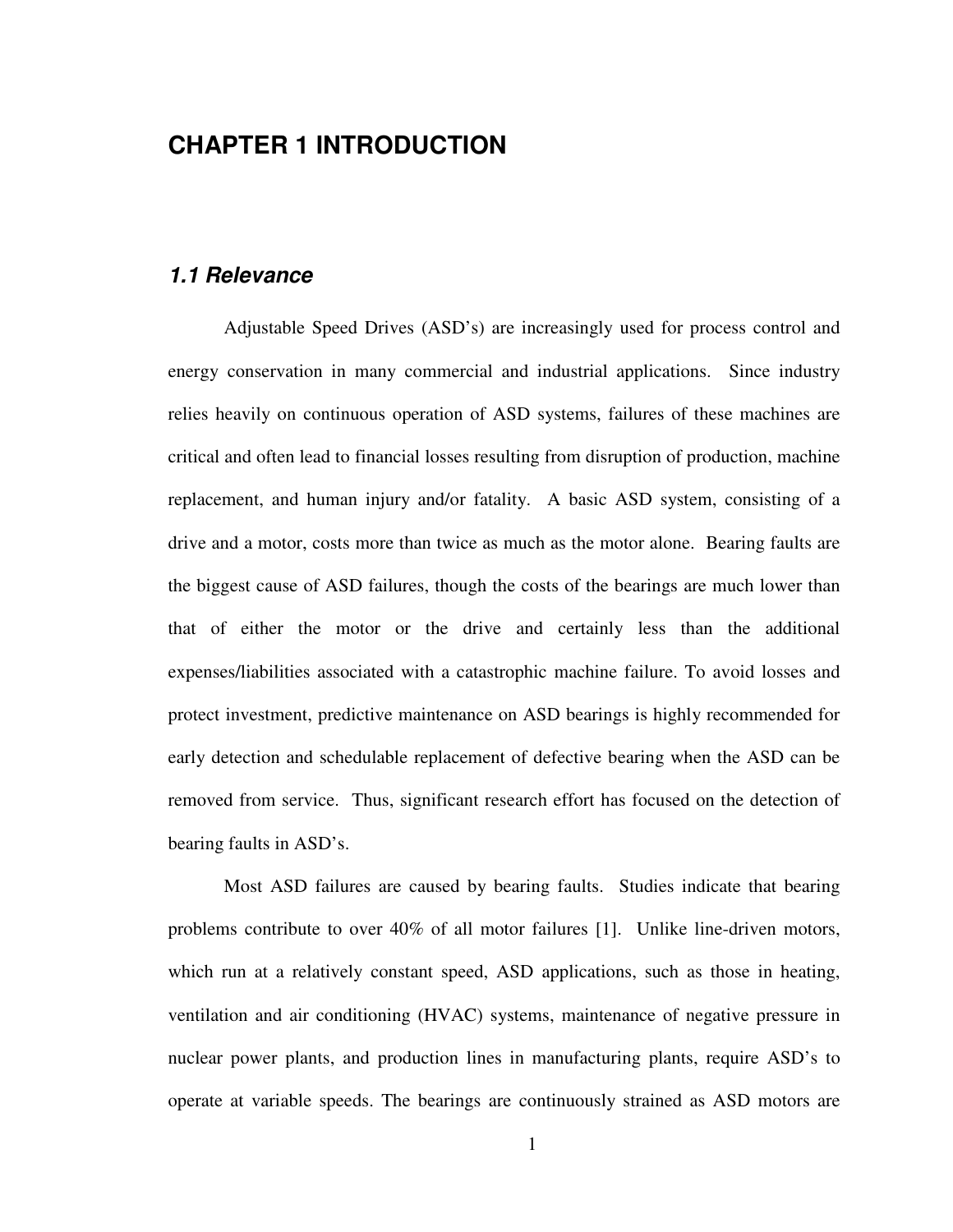# CHAPTER 1 INTRODUCTION

## *1.1 Relevance*

Adjustable Speed Drives (ASD's) are increasingly used for process control and energy conservation in many commercial and industrial applications. Since industry relies heavily on continuous operation of ASD systems, failures of these machines are critical and often lead to financial losses resulting from disruption of production, machine replacement, and human injury and/or fatality. A basic ASD system, consisting of a drive and a motor, costs more than twice as much as the motor alone. Bearing faults are the biggest cause of ASD failures, though the costs of the bearings are much lower than that of either the motor or the drive and certainly less than the additional expenses/liabilities associated with a catastrophic machine failure. To avoid losses and protect investment, predictive maintenance on ASD bearings is highly recommended for early detection and schedulable replacement of defective bearing when the ASD can be removed from service. Thus, significant research effort has focused on the detection of bearing faults in ASD's.

Most ASD failures are caused by bearing faults. Studies indicate that bearing problems contribute to over 40% of all motor failures [1]. Unlike line-driven motors, which run at a relatively constant speed, ASD applications, such as those in heating, ventilation and air conditioning (HVAC) systems, maintenance of negative pressure in nuclear power plants, and production lines in manufacturing plants, require ASD's to operate at variable speeds. The bearings are continuously strained as ASD motors are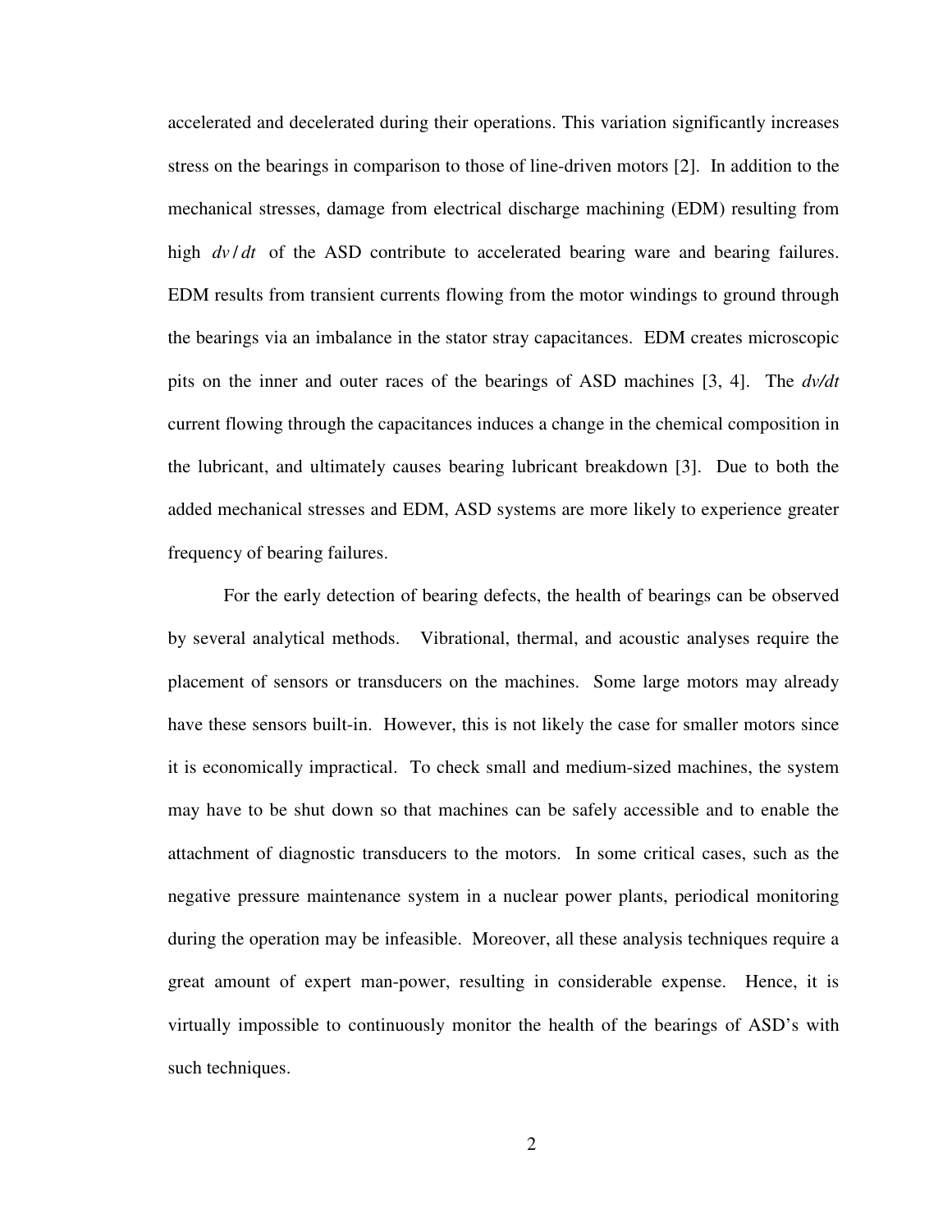accelerated and decelerated during their operations. This variation significantly increases stress on the bearings in comparison to those of line-driven motors [2]. In addition to the mechanical stresses, damage from electrical discharge machining (EDM) resulting from high $dv/dt$ of the ASD contribute to accelerated bearing ware and bearing failures. EDM results from transient currents flowing from the motor windings to ground through the bearings via an imbalance in the stator stray capacitances. EDM creates microscopic pits on the inner and outer races of the bearings of ASD machines [3, 4]. The $dv/dt$ current flowing through the capacitances induces a change in the chemical composition in the lubricant, and ultimately causes bearing lubricant breakdown [3]. Due to both the added mechanical stresses and EDM, ASD systems are more likely to experience greater frequency of bearing failures.

For the early detection of bearing defects, the health of bearings can be observed by several analytical methods. Vibrational, thermal, and acoustic analyses require the placement of sensors or transducers on the machines. Some large motors may already have these sensors built-in. However, this is not likely the case for smaller motors since it is economically impractical. To check small and medium-sized machines, the system may have to be shut down so that machines can be safely accessible and to enable the attachment of diagnostic transducers to the motors. In some critical cases, such as the negative pressure maintenance system in a nuclear power plants, periodical monitoring during the operation may be infeasible. Moreover, all these analysis techniques require a great amount of expert man-power, resulting in considerable expense. Hence, it is virtually impossible to continuously monitor the health of the bearings of ASD's with such techniques.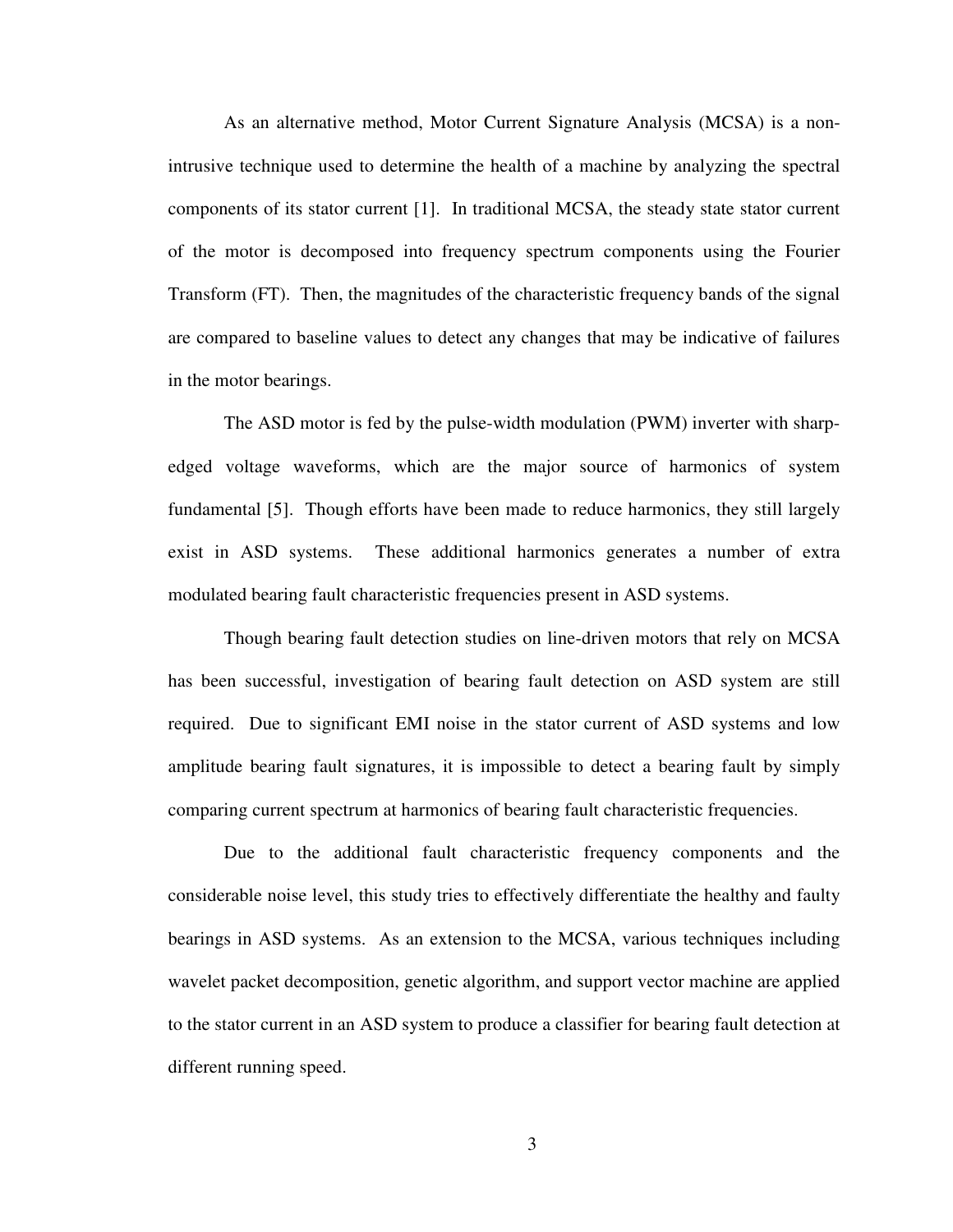As an alternative method, Motor Current Signature Analysis (MCSA) is a non-intrusive technique used to determine the health of a machine by analyzing the spectral components of its stator current [1]. In traditional MCSA, the steady state stator current of the motor is decomposed into frequency spectrum components using the Fourier Transform (FT). Then, the magnitudes of the characteristic frequency bands of the signal are compared to baseline values to detect any changes that may be indicative of failures in the motor bearings.

The ASD motor is fed by the pulse-width modulation (PWM) inverter with sharp-edged voltage waveforms, which are the major source of harmonics of system fundamental [5]. Though efforts have been made to reduce harmonics, they still largely exist in ASD systems. These additional harmonics generates a number of extra modulated bearing fault characteristic frequencies present in ASD systems.

Though bearing fault detection studies on line-driven motors that rely on MCSA has been successful, investigation of bearing fault detection on ASD system are still required. Due to significant EMI noise in the stator current of ASD systems and low amplitude bearing fault signatures, it is impossible to detect a bearing fault by simply comparing current spectrum at harmonics of bearing fault characteristic frequencies.

Due to the additional fault characteristic frequency components and the considerable noise level, this study tries to effectively differentiate the healthy and faulty bearings in ASD systems. As an extension to the MCSA, various techniques including wavelet packet decomposition, genetic algorithm, and support vector machine are applied to the stator current in an ASD system to produce a classifier for bearing fault detection at different running speed.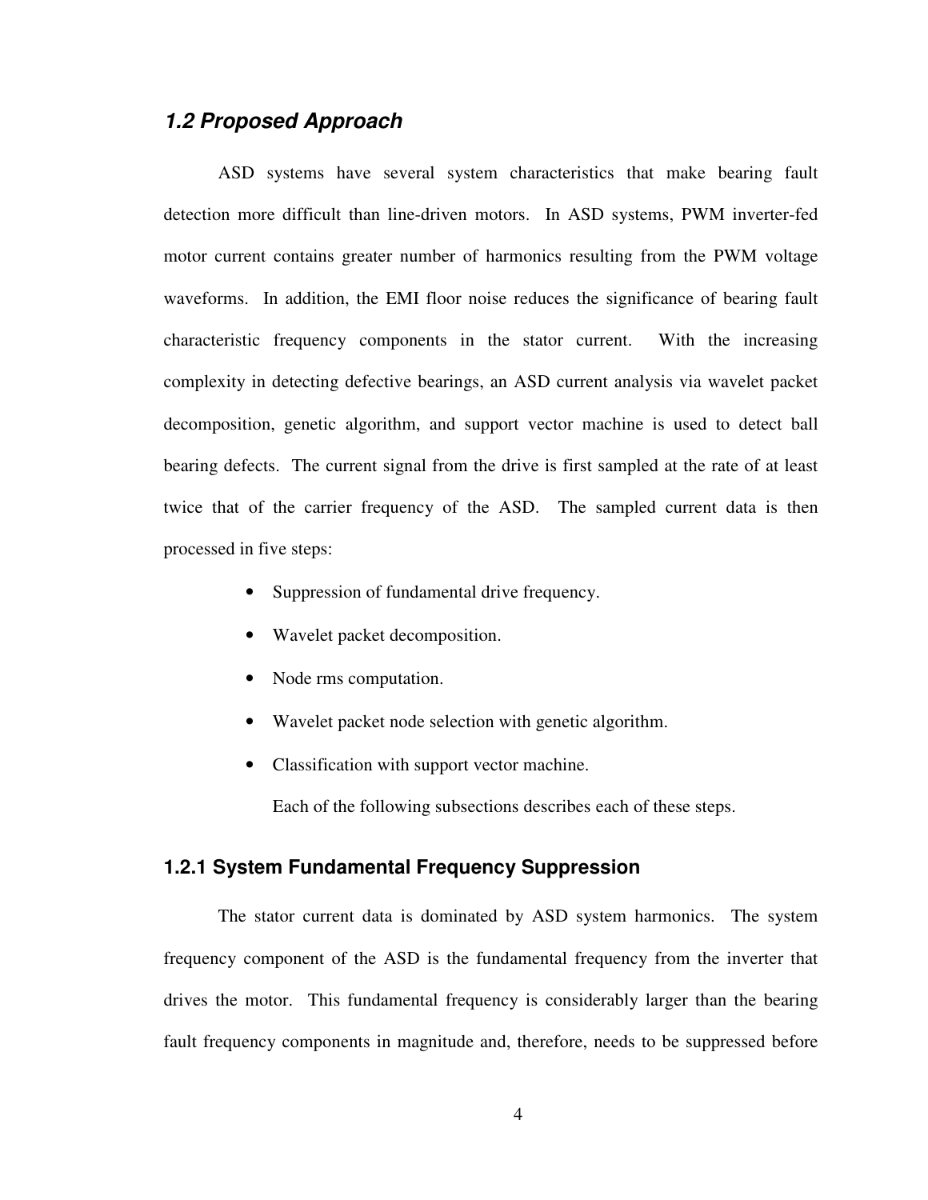## *1.2 Proposed Approach*

ASD systems have several system characteristics that make bearing fault detection more difficult than line-driven motors. In ASD systems, PWM inverter-fed motor current contains greater number of harmonics resulting from the PWM voltage waveforms. In addition, the EMI floor noise reduces the significance of bearing fault characteristic frequency components in the stator current. With the increasing complexity in detecting defective bearings, an ASD current analysis via wavelet packet decomposition, genetic algorithm, and support vector machine is used to detect ball bearing defects. The current signal from the drive is first sampled at the rate of at least twice that of the carrier frequency of the ASD. The sampled current data is then processed in five steps:

- Suppression of fundamental drive frequency.
- Wavelet packet decomposition.
- Node rms computation.
- Wavelet packet node selection with genetic algorithm.
- Classification with support vector machine.

Each of the following subsections describes each of these steps.

### 1.2.1 System Fundamental Frequency Suppression

The stator current data is dominated by ASD system harmonics. The system frequency component of the ASD is the fundamental frequency from the inverter that drives the motor. This fundamental frequency is considerably larger than the bearing fault frequency components in magnitude and, therefore, needs to be suppressed before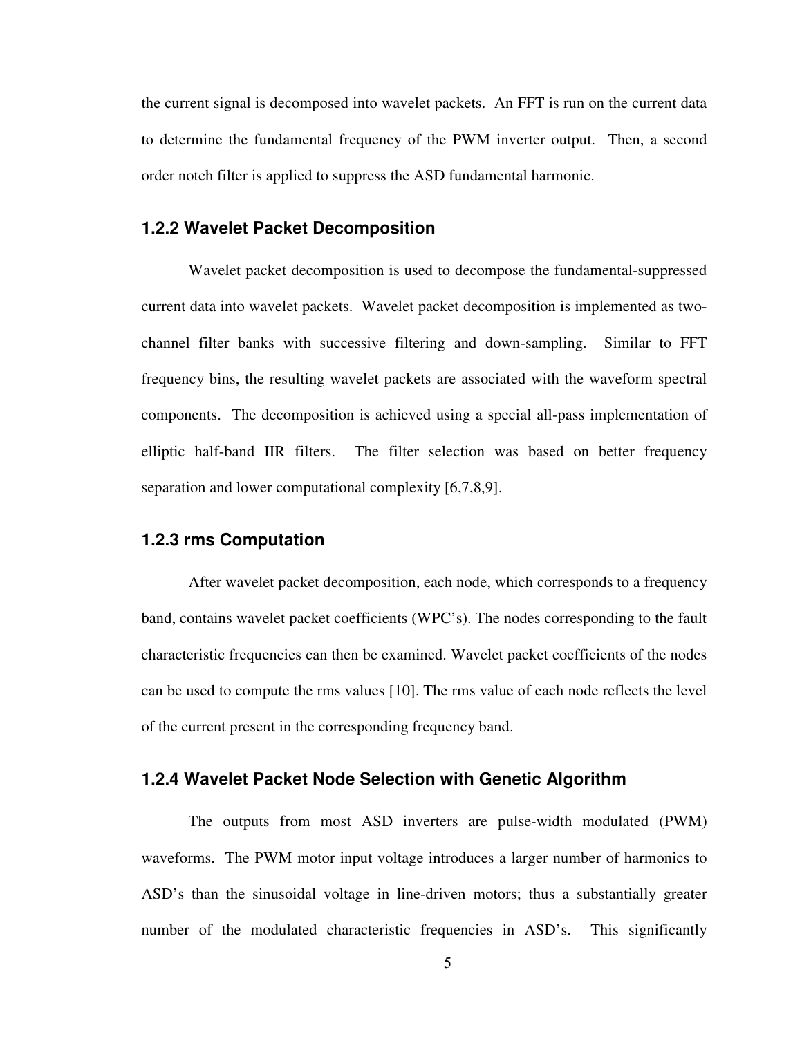the current signal is decomposed into wavelet packets. An FFT is run on the current data to determine the fundamental frequency of the PWM inverter output. Then, a second order notch filter is applied to suppress the ASD fundamental harmonic.

### 1.2.2 Wavelet Packet Decomposition

Wavelet packet decomposition is used to decompose the fundamental-suppressed current data into wavelet packets. Wavelet packet decomposition is implemented as two-channel filter banks with successive filtering and down-sampling. Similar to FFT frequency bins, the resulting wavelet packets are associated with the waveform spectral components. The decomposition is achieved using a special all-pass implementation of elliptic half-band IIR filters. The filter selection was based on better frequency separation and lower computational complexity [6,7,8,9].

### 1.2.3 rms Computation

After wavelet packet decomposition, each node, which corresponds to a frequency band, contains wavelet packet coefficients (WPC's). The nodes corresponding to the fault characteristic frequencies can then be examined. Wavelet packet coefficients of the nodes can be used to compute the rms values [10]. The rms value of each node reflects the level of the current present in the corresponding frequency band.

### 1.2.4 Wavelet Packet Node Selection with Genetic Algorithm

The outputs from most ASD inverters are pulse-width modulated (PWM) waveforms. The PWM motor input voltage introduces a larger number of harmonics to ASD's than the sinusoidal voltage in line-driven motors; thus a substantially greater number of the modulated characteristic frequencies in ASD's. This significantly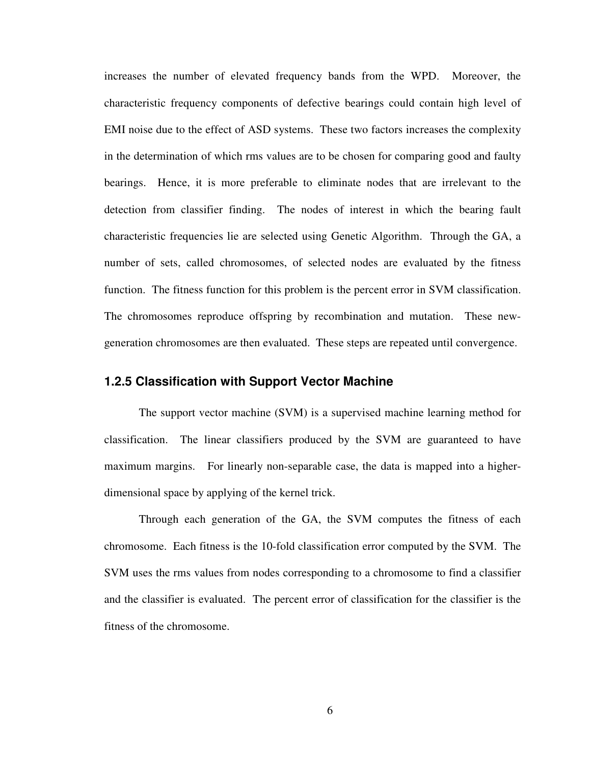increases the number of elevated frequency bands from the WPD. Moreover, the characteristic frequency components of defective bearings could contain high level of EMI noise due to the effect of ASD systems. These two factors increases the complexity in the determination of which rms values are to be chosen for comparing good and faulty bearings. Hence, it is more preferable to eliminate nodes that are irrelevant to the detection from classifier finding. The nodes of interest in which the bearing fault characteristic frequencies lie are selected using Genetic Algorithm. Through the GA, a number of sets, called chromosomes, of selected nodes are evaluated by the fitness function. The fitness function for this problem is the percent error in SVM classification. The chromosomes reproduce offspring by recombination and mutation. These new-generation chromosomes are then evaluated. These steps are repeated until convergence.

### 1.2.5 Classification with Support Vector Machine

The support vector machine (SVM) is a supervised machine learning method for classification. The linear classifiers produced by the SVM are guaranteed to have maximum margins. For linearly non-separable case, the data is mapped into a higher-dimensional space by applying of the kernel trick.

Through each generation of the GA, the SVM computes the fitness of each chromosome. Each fitness is the 10-fold classification error computed by the SVM. The SVM uses the rms values from nodes corresponding to a chromosome to find a classifier and the classifier is evaluated. The percent error of classification for the classifier is the fitness of the chromosome.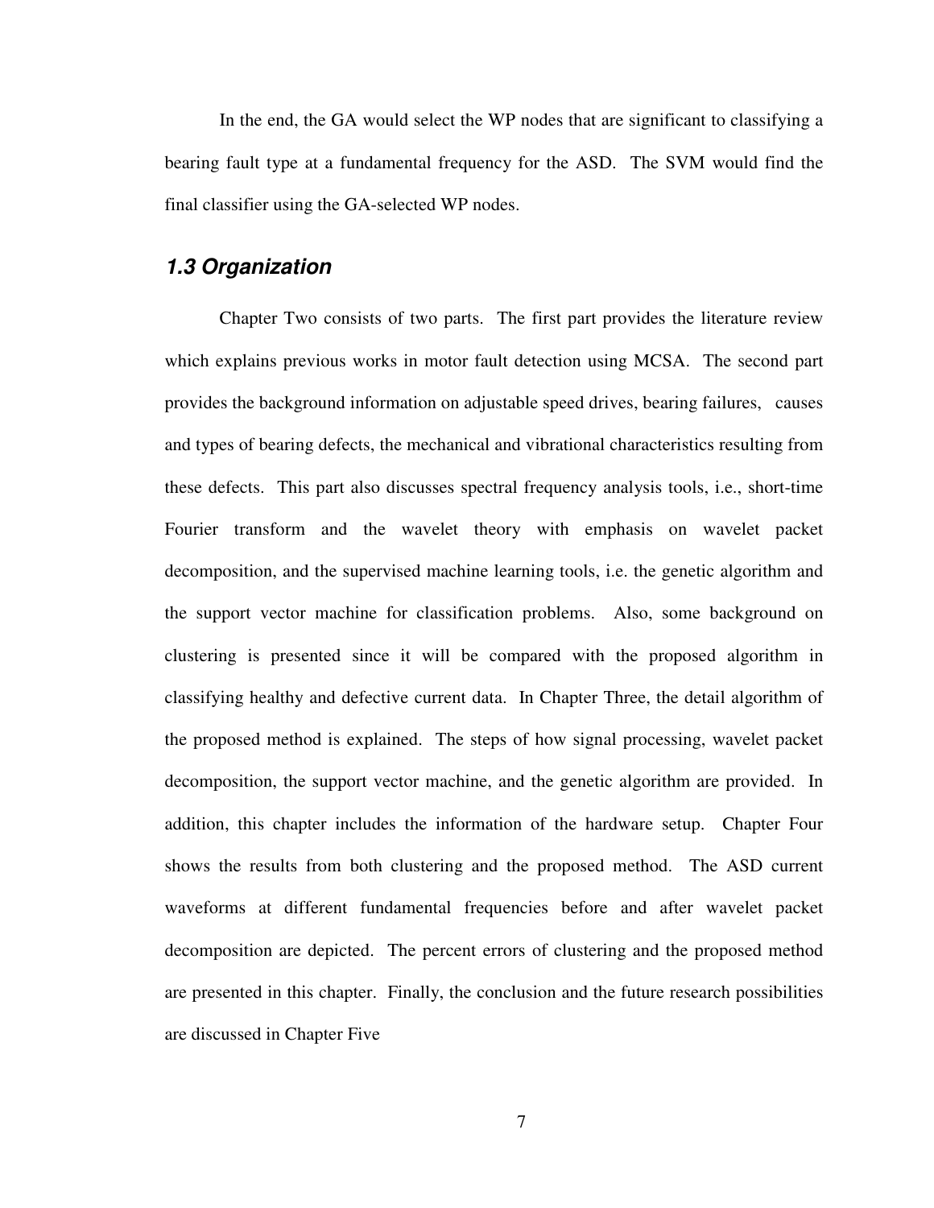In the end, the GA would select the WP nodes that are significant to classifying a bearing fault type at a fundamental frequency for the ASD. The SVM would find the final classifier using the GA-selected WP nodes.

## *1.3 Organization*

Chapter Two consists of two parts. The first part provides the literature review which explains previous works in motor fault detection using MCSA. The second part provides the background information on adjustable speed drives, bearing failures, causes and types of bearing defects, the mechanical and vibrational characteristics resulting from these defects. This part also discusses spectral frequency analysis tools, i.e., short-time Fourier transform and the wavelet theory with emphasis on wavelet packet decomposition, and the supervised machine learning tools, i.e. the genetic algorithm and the support vector machine for classification problems. Also, some background on clustering is presented since it will be compared with the proposed algorithm in classifying healthy and defective current data. In Chapter Three, the detail algorithm of the proposed method is explained. The steps of how signal processing, wavelet packet decomposition, the support vector machine, and the genetic algorithm are provided. In addition, this chapter includes the information of the hardware setup. Chapter Four shows the results from both clustering and the proposed method. The ASD current waveforms at different fundamental frequencies before and after wavelet packet decomposition are depicted. The percent errors of clustering and the proposed method are presented in this chapter. Finally, the conclusion and the future research possibilities are discussed in Chapter Five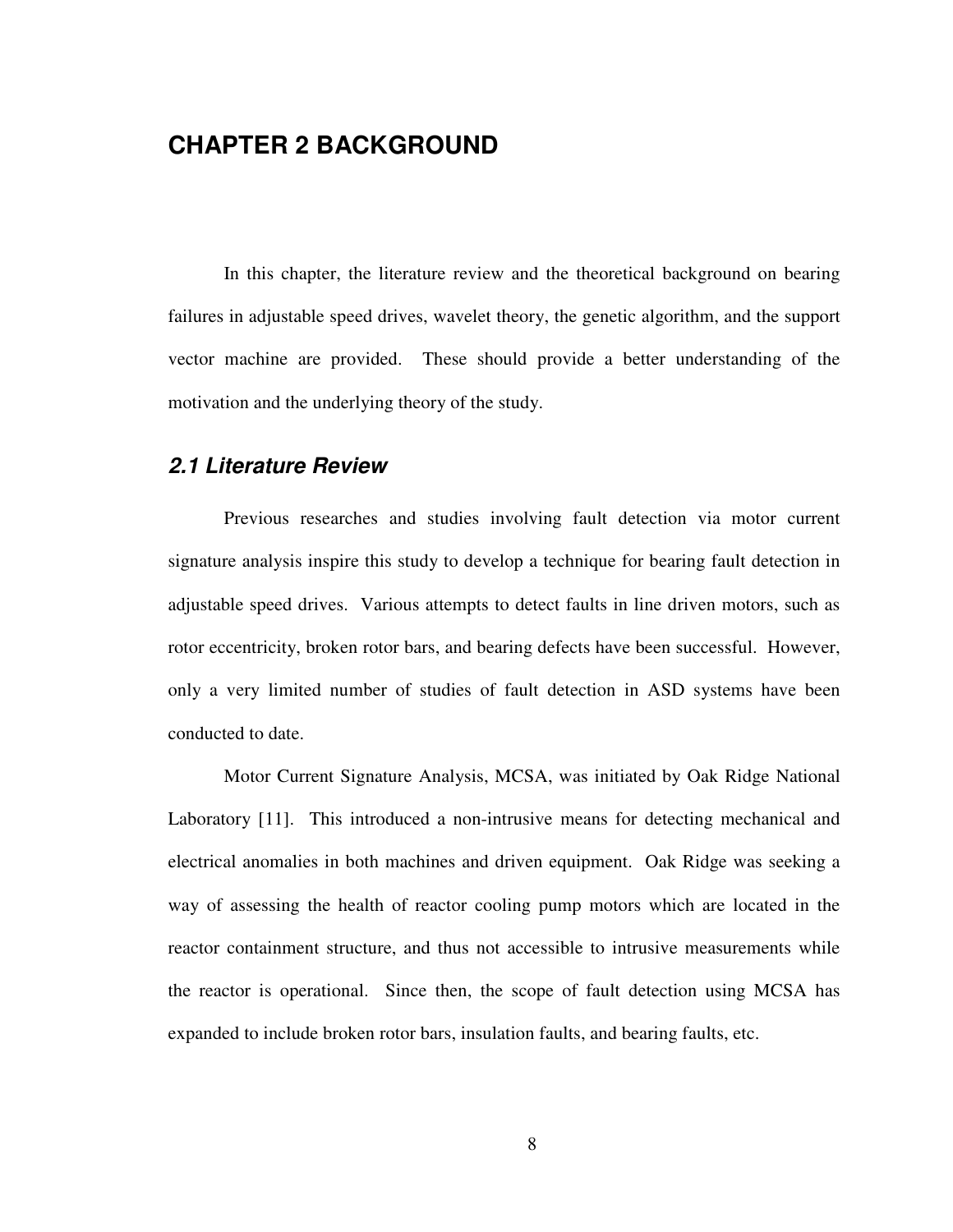# CHAPTER 2 BACKGROUND

In this chapter, the literature review and the theoretical background on bearing failures in adjustable speed drives, wavelet theory, the genetic algorithm, and the support vector machine are provided. These should provide a better understanding of the motivation and the underlying theory of the study.

## *2.1 Literature Review*

Previous researches and studies involving fault detection via motor current signature analysis inspire this study to develop a technique for bearing fault detection in adjustable speed drives. Various attempts to detect faults in line driven motors, such as rotor eccentricity, broken rotor bars, and bearing defects have been successful. However, only a very limited number of studies of fault detection in ASD systems have been conducted to date.

Motor Current Signature Analysis, MCSA, was initiated by Oak Ridge National Laboratory [11]. This introduced a non-intrusive means for detecting mechanical and electrical anomalies in both machines and driven equipment. Oak Ridge was seeking a way of assessing the health of reactor cooling pump motors which are located in the reactor containment structure, and thus not accessible to intrusive measurements while the reactor is operational. Since then, the scope of fault detection using MCSA has expanded to include broken rotor bars, insulation faults, and bearing faults, etc.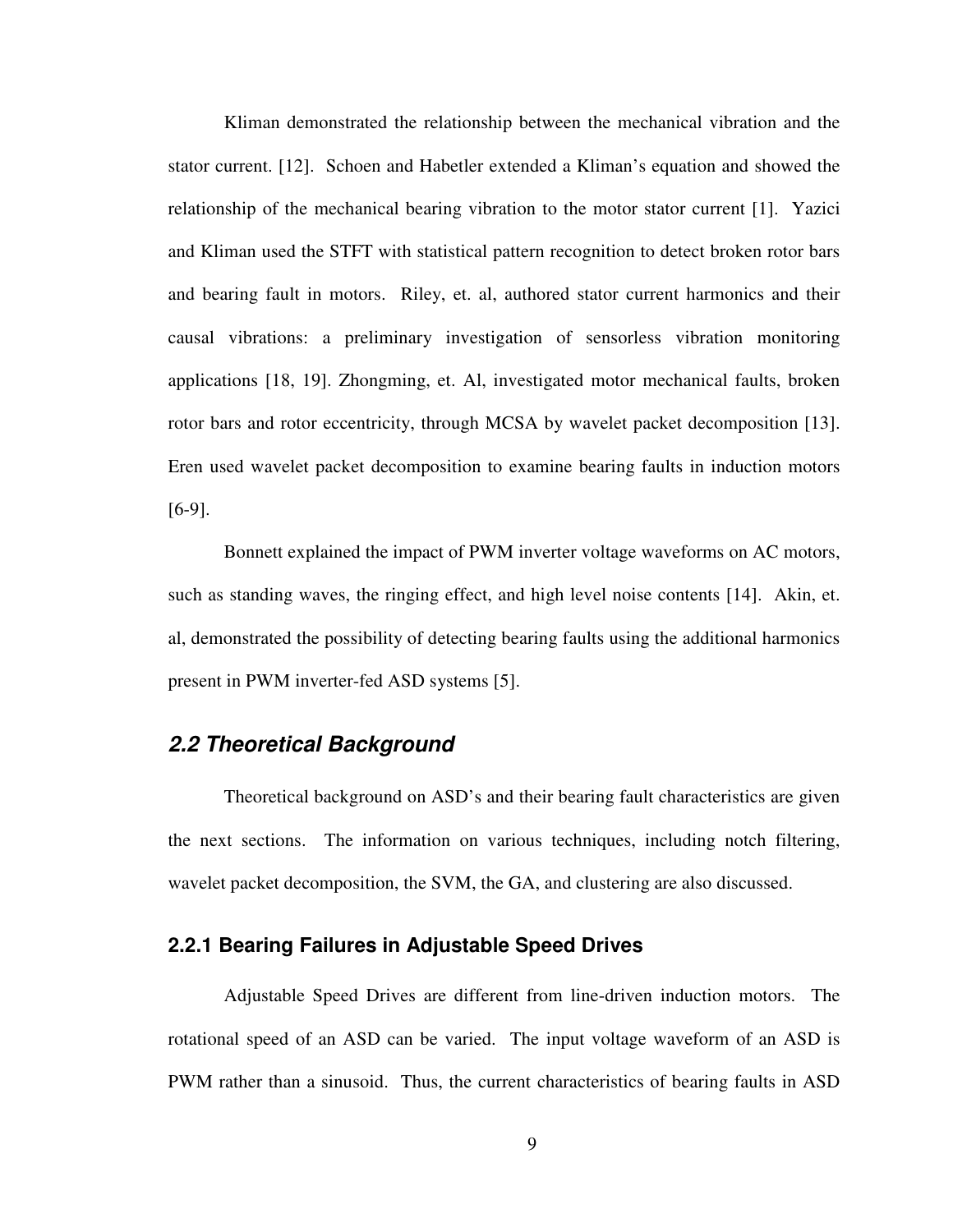Kliman demonstrated the relationship between the mechanical vibration and the stator current. [12]. Schoen and Habetler extended a Kliman's equation and showed the relationship of the mechanical bearing vibration to the motor stator current [1]. Yazici and Kliman used the STFT with statistical pattern recognition to detect broken rotor bars and bearing fault in motors. Riley, et. al, authored stator current harmonics and their causal vibrations: a preliminary investigation of sensorless vibration monitoring applications [18, 19]. Zhongming, et. Al, investigated motor mechanical faults, broken rotor bars and rotor eccentricity, through MCSA by wavelet packet decomposition [13]. Eren used wavelet packet decomposition to examine bearing faults in induction motors [6-9].

Bonnett explained the impact of PWM inverter voltage waveforms on AC motors, such as standing waves, the ringing effect, and high level noise contents [14]. Akin, et. al, demonstrated the possibility of detecting bearing faults using the additional harmonics present in PWM inverter-fed ASD systems [5].

## *2.2 Theoretical Background*

Theoretical background on ASD's and their bearing fault characteristics are given the next sections. The information on various techniques, including notch filtering, wavelet packet decomposition, the SVM, the GA, and clustering are also discussed.

### 2.2.1 Bearing Failures in Adjustable Speed Drives

Adjustable Speed Drives are different from line-driven induction motors. The rotational speed of an ASD can be varied. The input voltage waveform of an ASD is PWM rather than a sinusoid. Thus, the current characteristics of bearing faults in ASD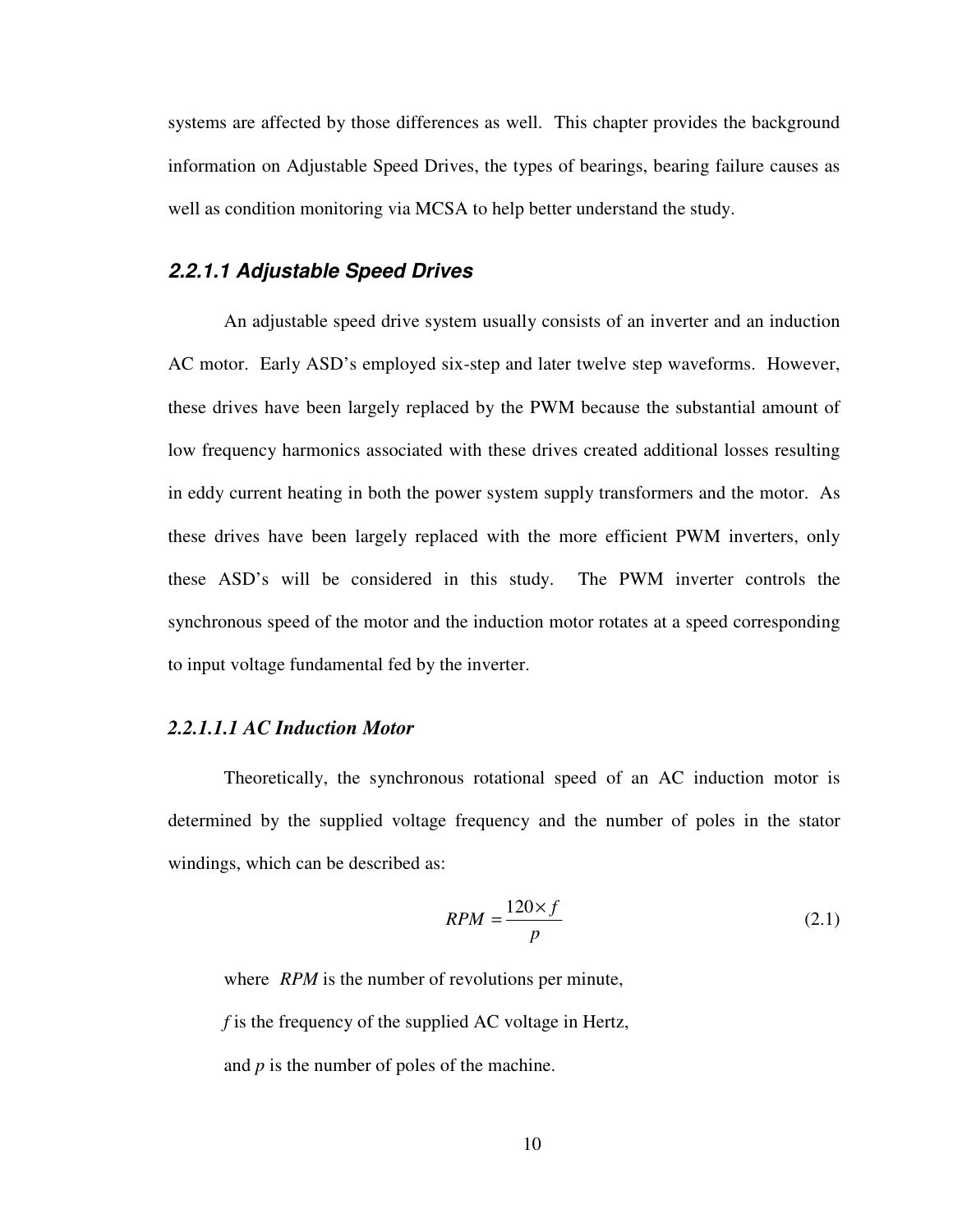systems are affected by those differences as well. This chapter provides the background information on Adjustable Speed Drives, the types of bearings, bearing failure causes as well as condition monitoring via MCSA to help better understand the study.

### *2.2.1.1 Adjustable Speed Drives*

An adjustable speed drive system usually consists of an inverter and an induction AC motor. Early ASD's employed six-step and later twelve step waveforms. However, these drives have been largely replaced by the PWM because the substantial amount of low frequency harmonics associated with these drives created additional losses resulting in eddy current heating in both the power system supply transformers and the motor. As these drives have been largely replaced with the more efficient PWM inverters, only these ASD's will be considered in this study. The PWM inverter controls the synchronous speed of the motor and the induction motor rotates at a speed corresponding to input voltage fundamental fed by the inverter.

#### *2.2.1.1.1 AC Induction Motor*

Theoretically, the synchronous rotational speed of an AC induction motor is determined by the supplied voltage frequency and the number of poles in the stator windings, which can be described as:

$$RPM = \frac{120 \times f}{p} \tag{2.1}$$

where $RPM$ is the number of revolutions per minute,

$f$ is the frequency of the supplied AC voltage in Hertz,

and $p$ is the number of poles of the machine.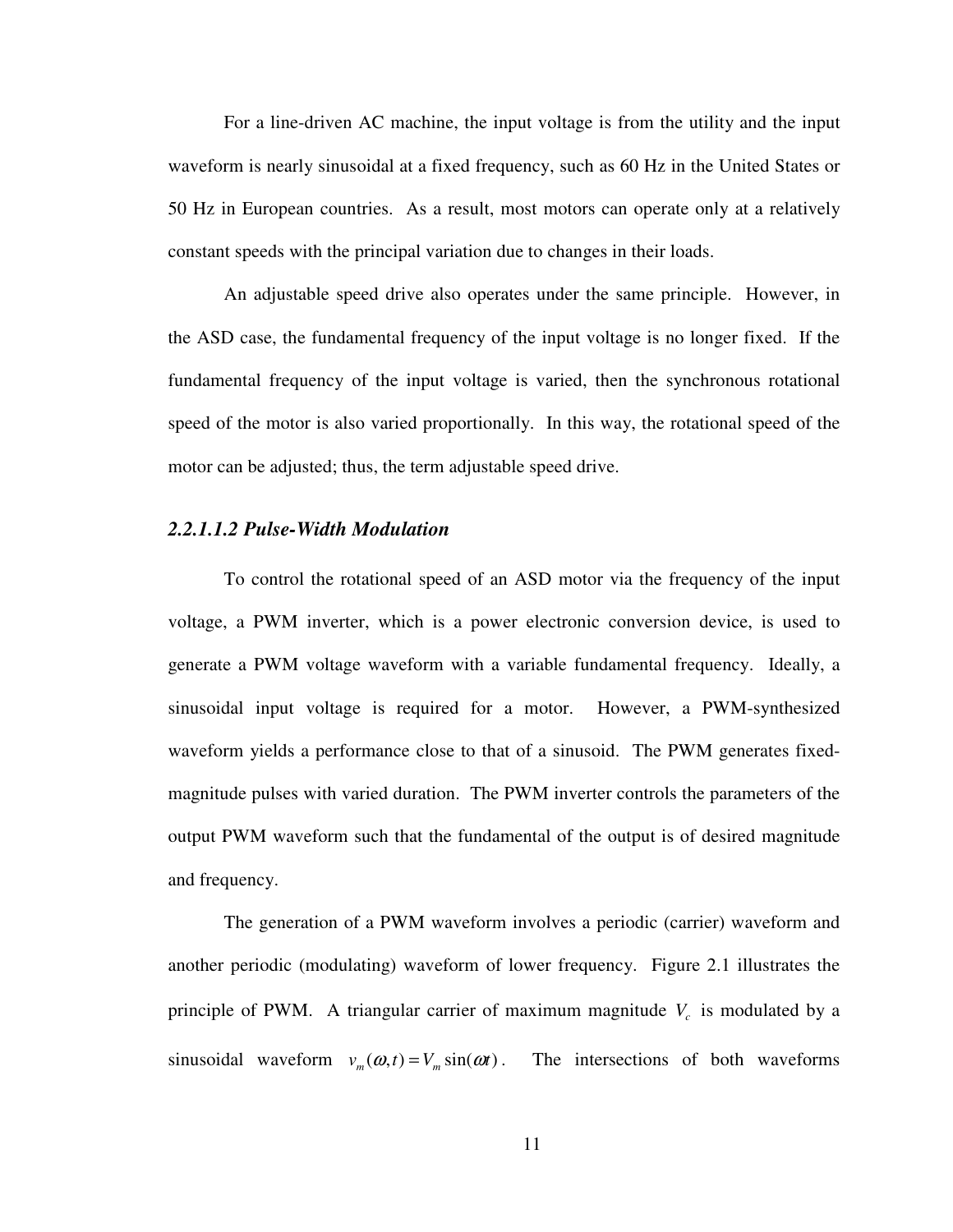For a line-driven AC machine, the input voltage is from the utility and the input waveform is nearly sinusoidal at a fixed frequency, such as 60 Hz in the United States or 50 Hz in European countries. As a result, most motors can operate only at a relatively constant speeds with the principal variation due to changes in their loads.

An adjustable speed drive also operates under the same principle. However, in the ASD case, the fundamental frequency of the input voltage is no longer fixed. If the fundamental frequency of the input voltage is varied, then the synchronous rotational speed of the motor is also varied proportionally. In this way, the rotational speed of the motor can be adjusted; thus, the term adjustable speed drive.

#### *2.2.1.1.2 Pulse-Width Modulation*

To control the rotational speed of an ASD motor via the frequency of the input voltage, a PWM inverter, which is a power electronic conversion device, is used to generate a PWM voltage waveform with a variable fundamental frequency. Ideally, a sinusoidal input voltage is required for a motor. However, a PWM-synthesized waveform yields a performance close to that of a sinusoid. The PWM generates fixed-magnitude pulses with varied duration. The PWM inverter controls the parameters of the output PWM waveform such that the fundamental of the output is of desired magnitude and frequency.

The generation of a PWM waveform involves a periodic (carrier) waveform and another periodic (modulating) waveform of lower frequency. Figure 2.1 illustrates the principle of PWM. A triangular carrier of maximum magnitude $V_c$ is modulated by a sinusoidal waveform $v_m(\omega,t) = V_m \sin(\omega t)$. The intersections of both waveforms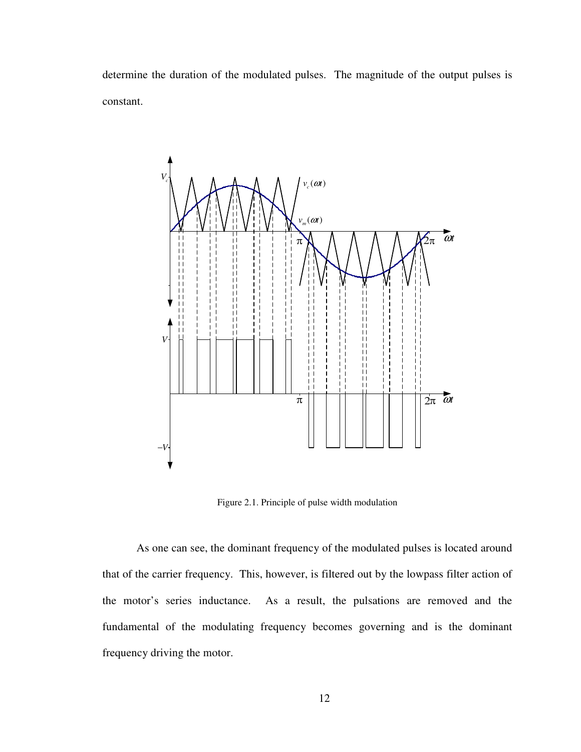determine the duration of the modulated pulses. The magnitude of the output pulses is constant.

Figure 2.1. Principle of pulse width modulation

As one can see, the dominant frequency of the modulated pulses is located around that of the carrier frequency. This, however, is filtered out by the lowpass filter action of the motor's series inductance. As a result, the pulsations are removed and the fundamental of the modulating frequency becomes governing and is the dominant frequency driving the motor.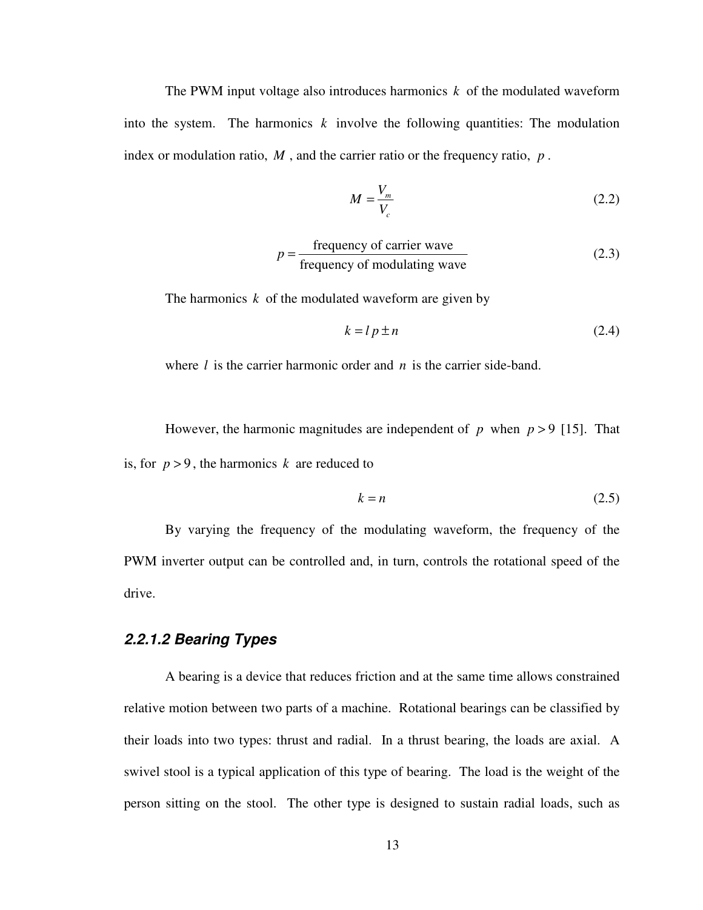The PWM input voltage also introduces harmonics $k$ of the modulated waveform into the system. The harmonics $k$ involve the following quantities: The modulation index or modulation ratio, $M$, and the carrier ratio or the frequency ratio, $p$.

$$M = \frac{V_m}{V_c} \tag{2.2}$$

$$p = \frac{\text{frequency of carrier wave}}{\text{frequency of modulating wave}} \tag{2.3}$$

The harmonics $k$ of the modulated waveform are given by

$$k = l\,p \pm n \tag{2.4}$$

where $l$ is the carrier harmonic order and $n$ is the carrier side-band.

However, the harmonic magnitudes are independent of $p$ when $p > 9$ [15]. That is, for $p > 9$, the harmonics $k$ are reduced to

$$k = n \tag{2.5}$$

By varying the frequency of the modulating waveform, the frequency of the PWM inverter output can be controlled and, in turn, controls the rotational speed of the drive.

#### *2.2.1.2 Bearing Types*

A bearing is a device that reduces friction and at the same time allows constrained relative motion between two parts of a machine. Rotational bearings can be classified by their loads into two types: thrust and radial. In a thrust bearing, the loads are axial. A swivel stool is a typical application of this type of bearing. The load is the weight of the person sitting on the stool. The other type is designed to sustain radial loads, such as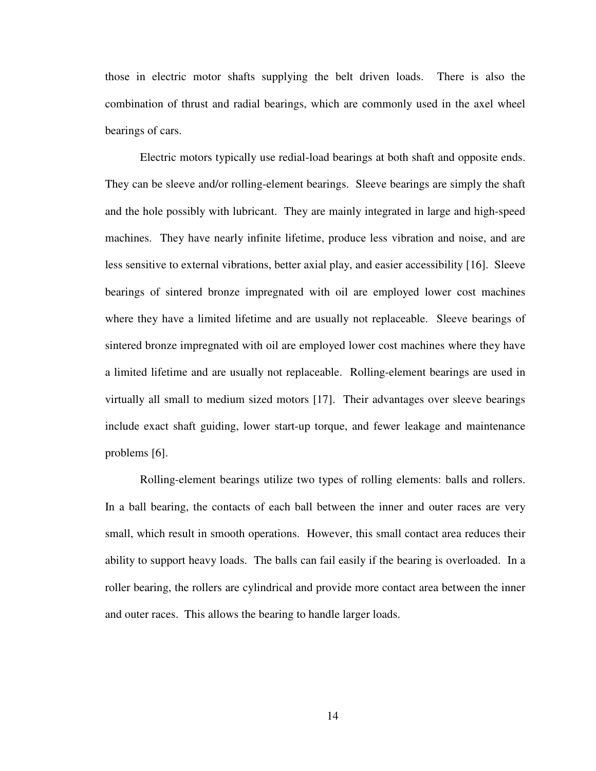those in electric motor shafts supplying the belt driven loads. There is also the combination of thrust and radial bearings, which are commonly used in the axel wheel bearings of cars.

Electric motors typically use redial-load bearings at both shaft and opposite ends. They can be sleeve and/or rolling-element bearings. Sleeve bearings are simply the shaft and the hole possibly with lubricant. They are mainly integrated in large and high-speed machines. They have nearly infinite lifetime, produce less vibration and noise, and are less sensitive to external vibrations, better axial play, and easier accessibility [16]. Sleeve bearings of sintered bronze impregnated with oil are employed lower cost machines where they have a limited lifetime and are usually not replaceable. Sleeve bearings of sintered bronze impregnated with oil are employed lower cost machines where they have a limited lifetime and are usually not replaceable. Rolling-element bearings are used in virtually all small to medium sized motors [17]. Their advantages over sleeve bearings include exact shaft guiding, lower start-up torque, and fewer leakage and maintenance problems [6].

Rolling-element bearings utilize two types of rolling elements: balls and rollers. In a ball bearing, the contacts of each ball between the inner and outer races are very small, which result in smooth operations. However, this small contact area reduces their ability to support heavy loads. The balls can fail easily if the bearing is overloaded. In a roller bearing, the rollers are cylindrical and provide more contact area between the inner and outer races. This allows the bearing to handle larger loads.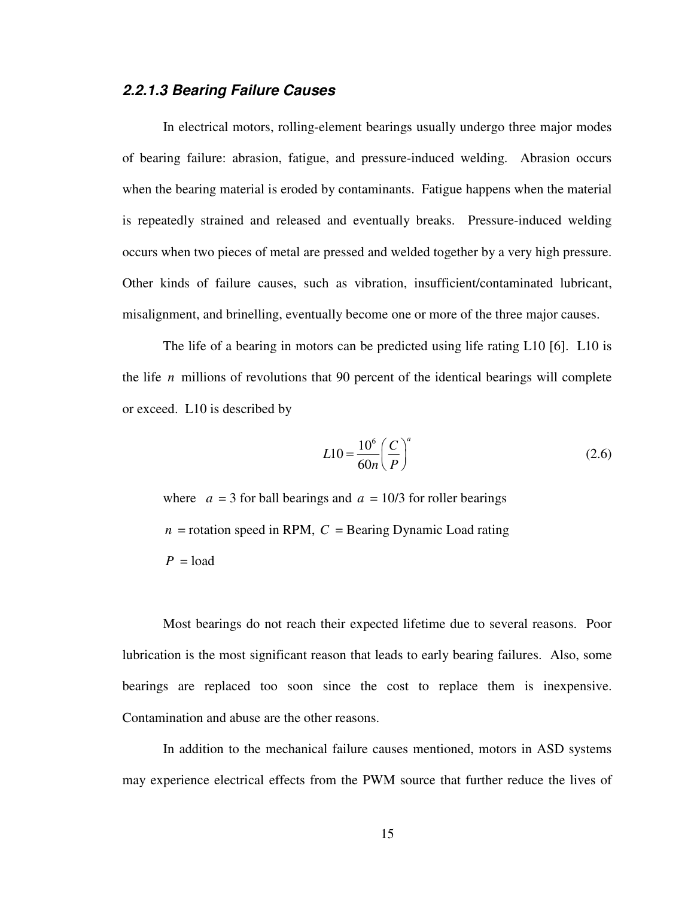#### *2.2.1.3 Bearing Failure Causes*

In electrical motors, rolling-element bearings usually undergo three major modes of bearing failure: abrasion, fatigue, and pressure-induced welding. Abrasion occurs when the bearing material is eroded by contaminants. Fatigue happens when the material is repeatedly strained and released and eventually breaks. Pressure-induced welding occurs when two pieces of metal are pressed and welded together by a very high pressure. Other kinds of failure causes, such as vibration, insufficient/contaminated lubricant, misalignment, and brinelling, eventually become one or more of the three major causes.

The life of a bearing in motors can be predicted using life rating L10 [6]. L10 is the life $n$ millions of revolutions that 90 percent of the identical bearings will complete or exceed. L10 is described by

$$L10 = \frac{10^6}{60n}\left(\frac{C}{P}\right)^a \tag{2.6}$$

where $a$ = 3 for ball bearings and $a$ = 10/3 for roller bearings

$n$ = rotation speed in RPM, $C$ = Bearing Dynamic Load rating

$P$ = load

Most bearings do not reach their expected lifetime due to several reasons. Poor lubrication is the most significant reason that leads to early bearing failures. Also, some bearings are replaced too soon since the cost to replace them is inexpensive. Contamination and abuse are the other reasons.

In addition to the mechanical failure causes mentioned, motors in ASD systems may experience electrical effects from the PWM source that further reduce the lives of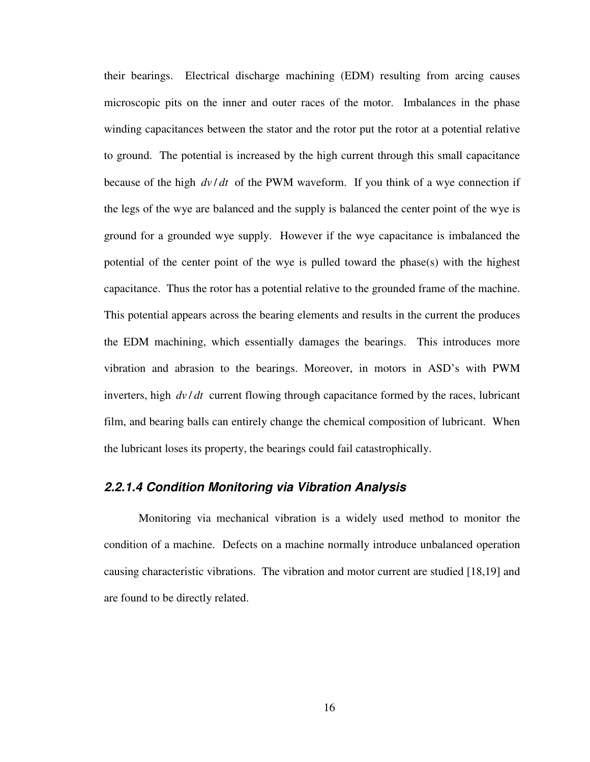their bearings. Electrical discharge machining (EDM) resulting from arcing causes microscopic pits on the inner and outer races of the motor. Imbalances in the phase winding capacitances between the stator and the rotor put the rotor at a potential relative to ground. The potential is increased by the high current through this small capacitance because of the high $dv/dt$ of the PWM waveform. If you think of a wye connection if the legs of the wye are balanced and the supply is balanced the center point of the wye is ground for a grounded wye supply. However if the wye capacitance is imbalanced the potential of the center point of the wye is pulled toward the phase(s) with the highest capacitance. Thus the rotor has a potential relative to the grounded frame of the machine. This potential appears across the bearing elements and results in the current the produces the EDM machining, which essentially damages the bearings. This introduces more vibration and abrasion to the bearings. Moreover, in motors in ASD's with PWM inverters, high $dv/dt$ current flowing through capacitance formed by the races, lubricant film, and bearing balls can entirely change the chemical composition of lubricant. When the lubricant loses its property, the bearings could fail catastrophically.

### *2.2.1.4 Condition Monitoring via Vibration Analysis*

Monitoring via mechanical vibration is a widely used method to monitor the condition of a machine. Defects on a machine normally introduce unbalanced operation causing characteristic vibrations. The vibration and motor current are studied [18,19] and are found to be directly related.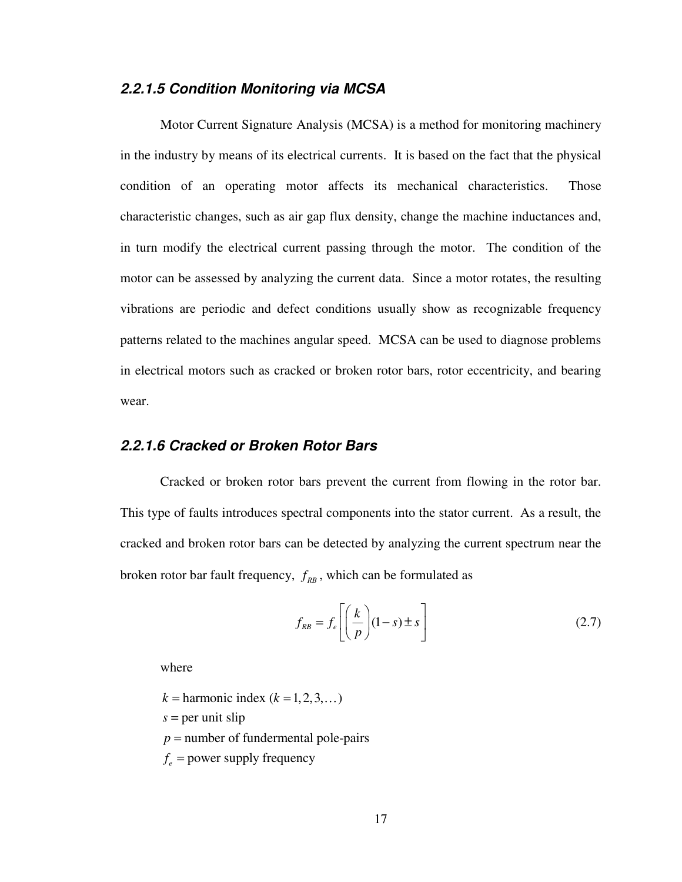#### *2.2.1.5 Condition Monitoring via MCSA*

Motor Current Signature Analysis (MCSA) is a method for monitoring machinery in the industry by means of its electrical currents. It is based on the fact that the physical condition of an operating motor affects its mechanical characteristics. Those characteristic changes, such as air gap flux density, change the machine inductances and, in turn modify the electrical current passing through the motor. The condition of the motor can be assessed by analyzing the current data. Since a motor rotates, the resulting vibrations are periodic and defect conditions usually show as recognizable frequency patterns related to the machines angular speed. MCSA can be used to diagnose problems in electrical motors such as cracked or broken rotor bars, rotor eccentricity, and bearing wear.

#### *2.2.1.6 Cracked or Broken Rotor Bars*

Cracked or broken rotor bars prevent the current from flowing in the rotor bar. This type of faults introduces spectral components into the stator current. As a result, the cracked and broken rotor bars can be detected by analyzing the current spectrum near the broken rotor bar fault frequency, $f_{RB}$, which can be formulated as

$$f_{RB} = f_e \left[ \left( \frac{k}{p} \right) (1 - s) \pm s \right] \tag{2.7}$$

where

$k =$ harmonic index ($k = 1, 2, 3, \ldots$)
$s =$ per unit slip
$p =$ number of fundermental pole-pairs
$f_e =$ power supply frequency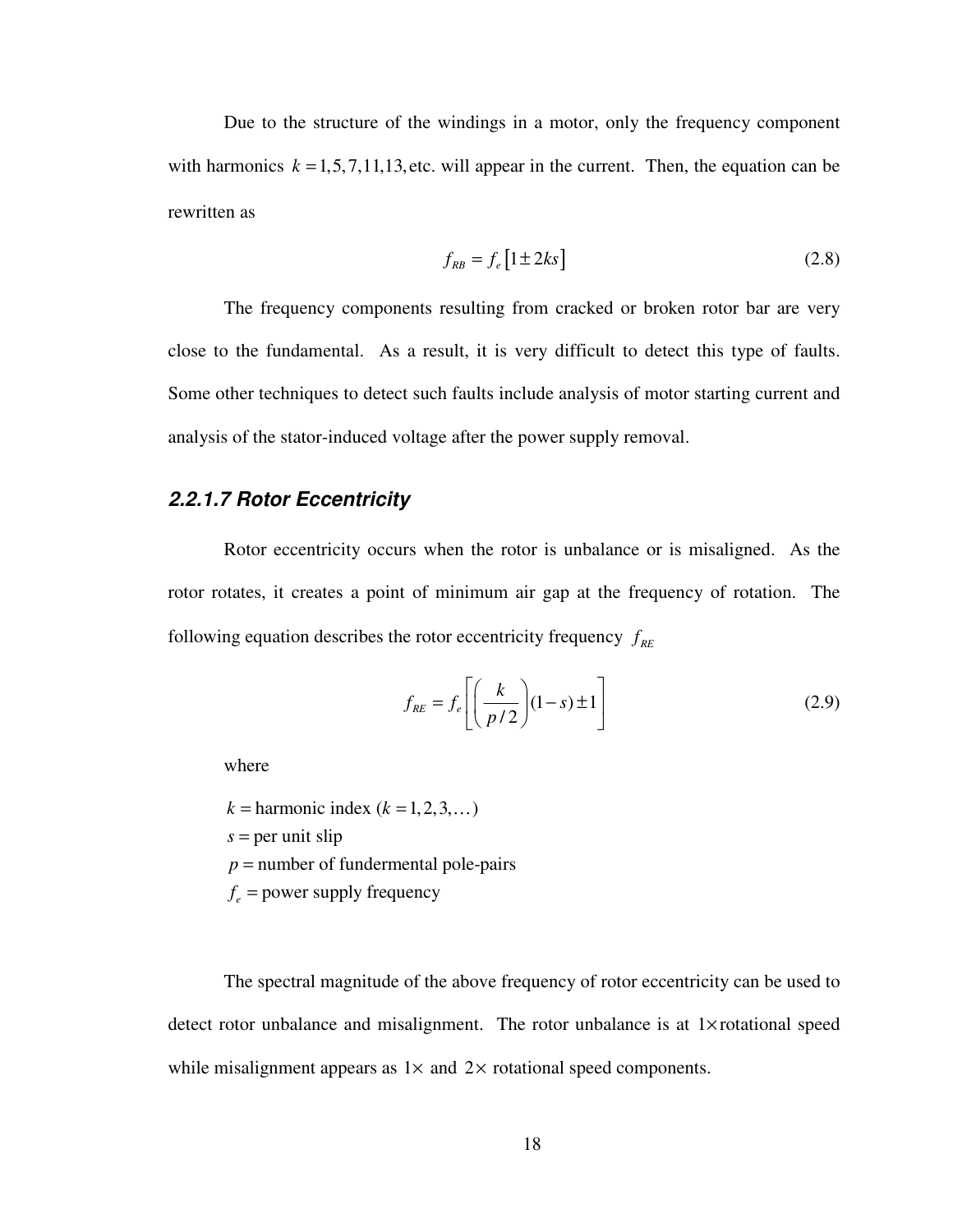Due to the structure of the windings in a motor, only the frequency component with harmonics $k = 1, 5, 7, 11, 13,$ etc. will appear in the current. Then, the equation can be rewritten as

$$f_{RB} = f_e \left[1 \pm 2ks\right] \tag{2.8}$$

The frequency components resulting from cracked or broken rotor bar are very close to the fundamental. As a result, it is very difficult to detect this type of faults. Some other techniques to detect such faults include analysis of motor starting current and analysis of the stator-induced voltage after the power supply removal.

### *2.2.1.7 Rotor Eccentricity*

Rotor eccentricity occurs when the rotor is unbalance or is misaligned. As the rotor rotates, it creates a point of minimum air gap at the frequency of rotation. The following equation describes the rotor eccentricity frequency $f_{RE}$

$$f_{RE} = f_e \left[ \left( \frac{k}{p/2} \right) (1 - s) \pm 1 \right] \tag{2.9}$$

where

$k$ = harmonic index ($k = 1, 2, 3, \ldots$)
$s$ = per unit slip
$p$ = number of fundermental pole-pairs
$f_e$ = power supply frequency

The spectral magnitude of the above frequency of rotor eccentricity can be used to detect rotor unbalance and misalignment. The rotor unbalance is at $1\times$rotational speed while misalignment appears as $1\times$ and $2\times$ rotational speed components.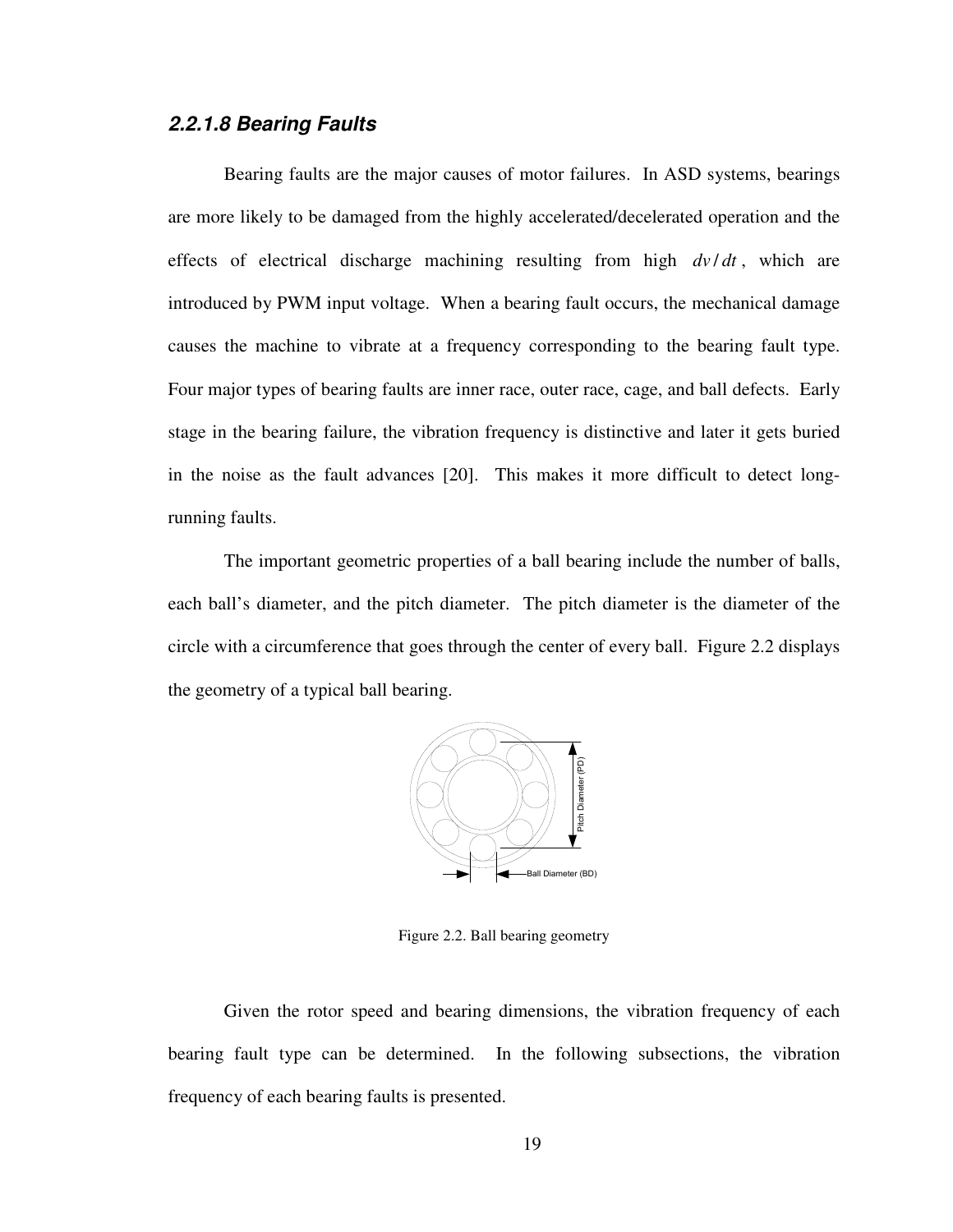### *2.2.1.8 Bearing Faults*

Bearing faults are the major causes of motor failures. In ASD systems, bearings are more likely to be damaged from the highly accelerated/decelerated operation and the effects of electrical discharge machining resulting from high $dv/dt$, which are introduced by PWM input voltage. When a bearing fault occurs, the mechanical damage causes the machine to vibrate at a frequency corresponding to the bearing fault type. Four major types of bearing faults are inner race, outer race, cage, and ball defects. Early stage in the bearing failure, the vibration frequency is distinctive and later it gets buried in the noise as the fault advances [20]. This makes it more difficult to detect long-running faults.

The important geometric properties of a ball bearing include the number of balls, each ball's diameter, and the pitch diameter. The pitch diameter is the diameter of the circle with a circumference that goes through the center of every ball. Figure 2.2 displays the geometry of a typical ball bearing.

Figure 2.2. Ball bearing geometry

Given the rotor speed and bearing dimensions, the vibration frequency of each bearing fault type can be determined. In the following subsections, the vibration frequency of each bearing faults is presented.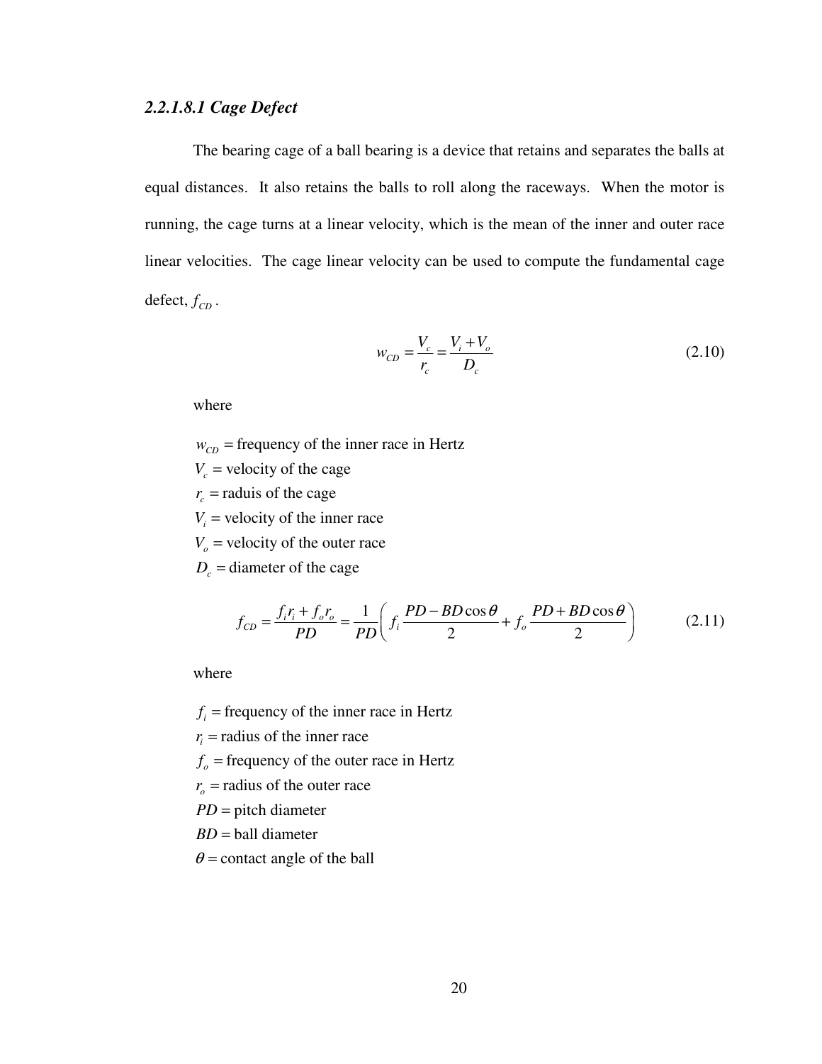### *2.2.1.8.1 Cage Defect*

The bearing cage of a ball bearing is a device that retains and separates the balls at equal distances. It also retains the balls to roll along the raceways. When the motor is running, the cage turns at a linear velocity, which is the mean of the inner and outer race linear velocities. The cage linear velocity can be used to compute the fundamental cage defect, $f_{CD}$.

$$w_{CD} = \frac{V_c}{r_c} = \frac{V_i + V_o}{D_c} \tag{2.10}$$

where

$w_{CD}$ = frequency of the inner race in Hertz
$V_c$ = velocity of the cage
$r_c$ = raduis of the cage
$V_i$ = velocity of the inner race
$V_o$ = velocity of the outer race
$D_c$ = diameter of the cage

$$f_{CD} = \frac{f_i r_i + f_o r_o}{PD} = \frac{1}{PD}\left( f_i \frac{PD - BD\cos\theta}{2} + f_o \frac{PD + BD\cos\theta}{2} \right) \tag{2.11}$$

where

$f_i$ = frequency of the inner race in Hertz
$r_i$ = radius of the inner race
$f_o$ = frequency of the outer race in Hertz
$r_o$ = radius of the outer race
$PD$ = pitch diameter
$BD$ = ball diameter
$\theta$ = contact angle of the ball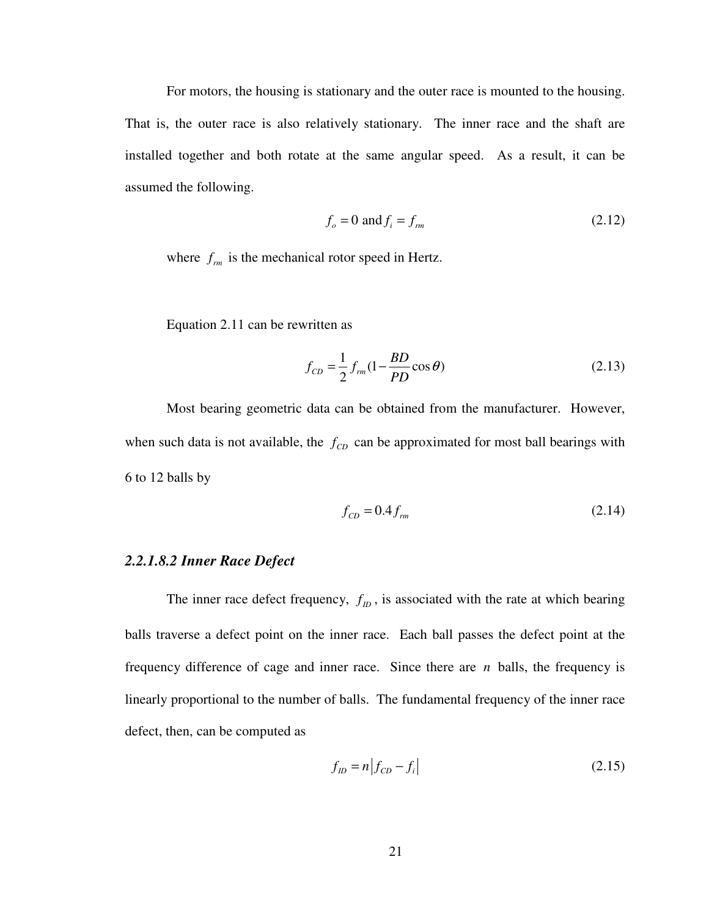For motors, the housing is stationary and the outer race is mounted to the housing. That is, the outer race is also relatively stationary. The inner race and the shaft are installed together and both rotate at the same angular speed. As a result, it can be assumed the following.

$$f_o = 0 \text{ and } f_i = f_{rm} \tag{2.12}$$

where $f_{rm}$ is the mechanical rotor speed in Hertz.

Equation 2.11 can be rewritten as

$$f_{CD} = \frac{1}{2} f_{rm}(1 - \frac{BD}{PD}\cos\theta) \tag{2.13}$$

Most bearing geometric data can be obtained from the manufacturer. However, when such data is not available, the $f_{CD}$ can be approximated for most ball bearings with 6 to 12 balls by

$$f_{CD} = 0.4 f_{rm} \tag{2.14}$$

#### *2.2.1.8.2 Inner Race Defect*

The inner race defect frequency, $f_{ID}$, is associated with the rate at which bearing balls traverse a defect point on the inner race. Each ball passes the defect point at the frequency difference of cage and inner race. Since there are $n$ balls, the frequency is linearly proportional to the number of balls. The fundamental frequency of the inner race defect, then, can be computed as

$$f_{ID} = n\left|f_{CD} - f_i\right| \tag{2.15}$$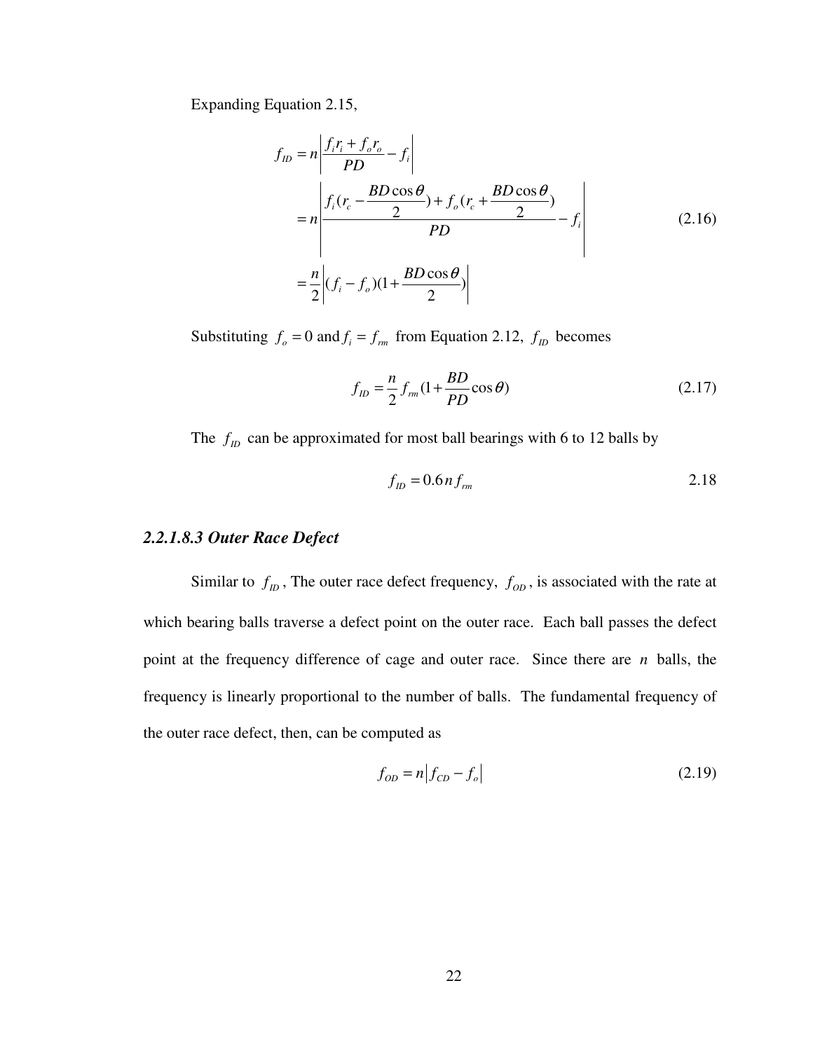Expanding Equation 2.15,

$$
\begin{aligned}
f_{ID} &= n\left|\frac{f_i r_i + f_o r_o}{PD} - f_i\right| \\
&= n\left|\frac{f_i(r_c - \frac{BD\cos\theta}{2}) + f_o(r_c + \frac{BD\cos\theta}{2})}{PD} - f_i\right| \\
&= \frac{n}{2}\left|(f_i - f_o)(1 + \frac{BD\cos\theta}{2})\right|
\end{aligned} \tag{2.16}
$$

Substituting $f_o = 0$ and $f_i = f_{rm}$ from Equation 2.12, $f_{ID}$ becomes

$$
f_{ID} = \frac{n}{2} f_{rm}(1 + \frac{BD}{PD}\cos\theta) \tag{2.17}
$$

The $f_{ID}$ can be approximated for most ball bearings with 6 to 12 balls by

$$
f_{ID} = 0.6\, n\, f_{rm} \qquad 2.18
$$

### *2.2.1.8.3 Outer Race Defect*

Similar to $f_{ID}$, The outer race defect frequency, $f_{OD}$, is associated with the rate at which bearing balls traverse a defect point on the outer race. Each ball passes the defect point at the frequency difference of cage and outer race. Since there are $n$ balls, the frequency is linearly proportional to the number of balls. The fundamental frequency of the outer race defect, then, can be computed as

$$
f_{OD} = n\left|f_{CD} - f_o\right| \tag{2.19}
$$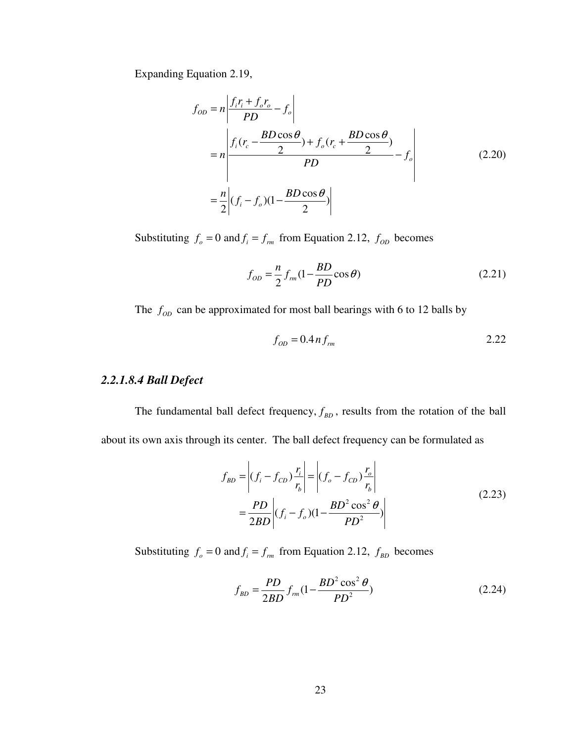Expanding Equation 2.19,

$$
\begin{aligned}
f_{OD} &= n\left|\frac{f_i r_i + f_o r_o}{PD} - f_o\right| \\
&= n\left|\frac{f_i(r_c - \dfrac{BD\cos\theta}{2}) + f_o(r_c + \dfrac{BD\cos\theta}{2})}{PD} - f_o\right| \\
&= \frac{n}{2}\left|(f_i - f_o)(1 - \frac{BD\cos\theta}{2})\right|
\end{aligned} \tag{2.20}
$$

Substituting $f_o = 0$ and $f_i = f_{rm}$ from Equation 2.12, $f_{OD}$ becomes

$$
f_{OD} = \frac{n}{2} f_{rm}(1 - \frac{BD}{PD}\cos\theta) \tag{2.21}
$$

The $f_{OD}$ can be approximated for most ball bearings with 6 to 12 balls by

$$
f_{OD} = 0.4\, n\, f_{rm} \qquad 2.22
$$

### *2.2.1.8.4 Ball Defect*

The fundamental ball defect frequency, $f_{BD}$, results from the rotation of the ball about its own axis through its center. The ball defect frequency can be formulated as

$$
\begin{aligned}
f_{BD} &= \left|(f_i - f_{CD})\frac{r_i}{r_b}\right| = \left|(f_o - f_{CD})\frac{r_o}{r_b}\right| \\
&= \frac{PD}{2BD}\left|(f_i - f_o)(1 - \frac{BD^2\cos^2\theta}{PD^2})\right|
\end{aligned} \tag{2.23}
$$

Substituting $f_o = 0$ and $f_i = f_{rm}$ from Equation 2.12, $f_{BD}$ becomes

$$
f_{BD} = \frac{PD}{2BD} f_{rm}(1 - \frac{BD^2\cos^2\theta}{PD^2}) \tag{2.24}
$$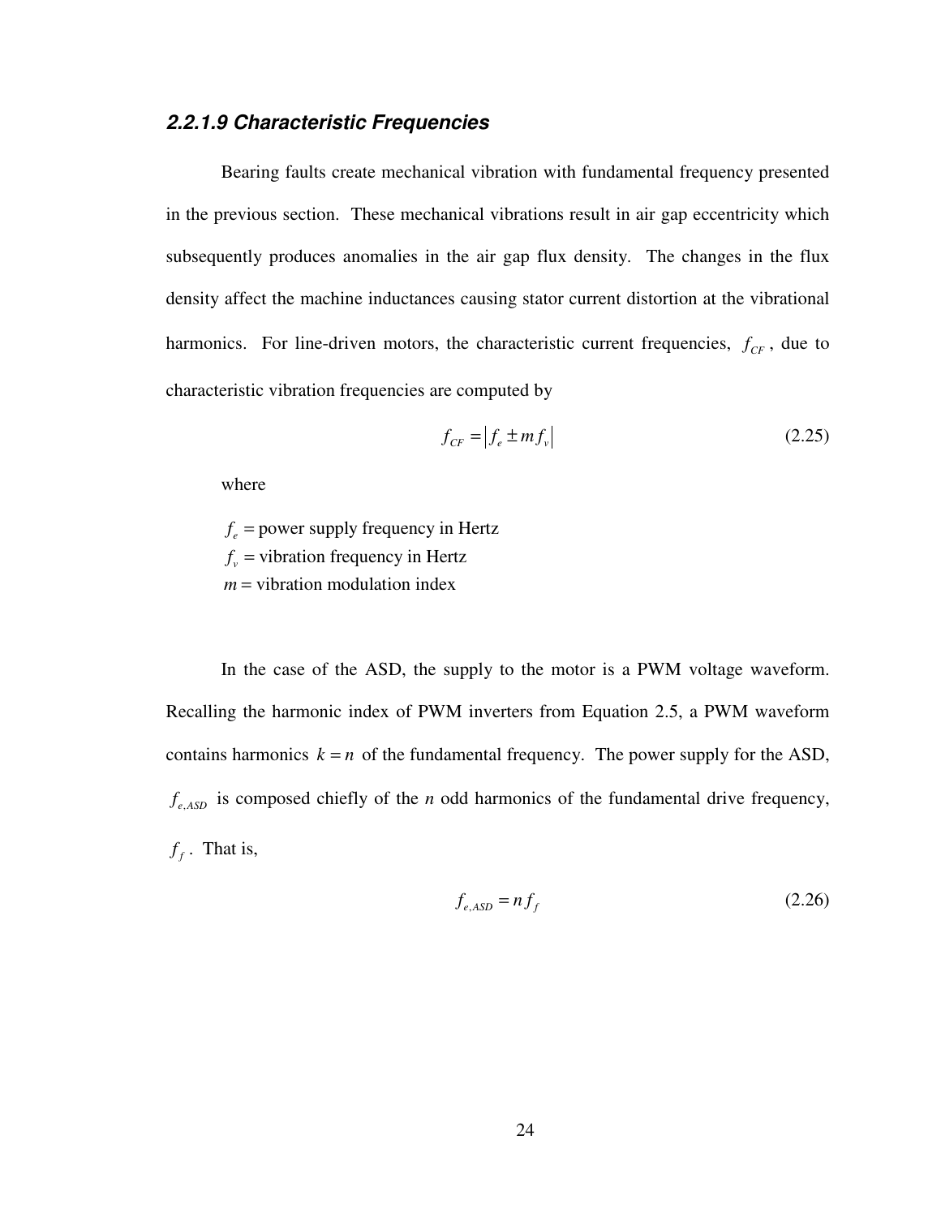#### *2.2.1.9 Characteristic Frequencies*

Bearing faults create mechanical vibration with fundamental frequency presented in the previous section. These mechanical vibrations result in air gap eccentricity which subsequently produces anomalies in the air gap flux density. The changes in the flux density affect the machine inductances causing stator current distortion at the vibrational harmonics. For line-driven motors, the characteristic current frequencies, $f_{CF}$, due to characteristic vibration frequencies are computed by

$$f_{CF} = \left| f_e \pm m f_v \right| \tag{2.25}$$

where

$f_e$ = power supply frequency in Hertz
$f_v$ = vibration frequency in Hertz
$m$ = vibration modulation index

In the case of the ASD, the supply to the motor is a PWM voltage waveform. Recalling the harmonic index of PWM inverters from Equation 2.5, a PWM waveform contains harmonics $k = n$ of the fundamental frequency. The power supply for the ASD, $f_{e,ASD}$ is composed chiefly of the *n* odd harmonics of the fundamental drive frequency, $f_f$. That is,

$$f_{e,ASD} = n f_f \tag{2.26}$$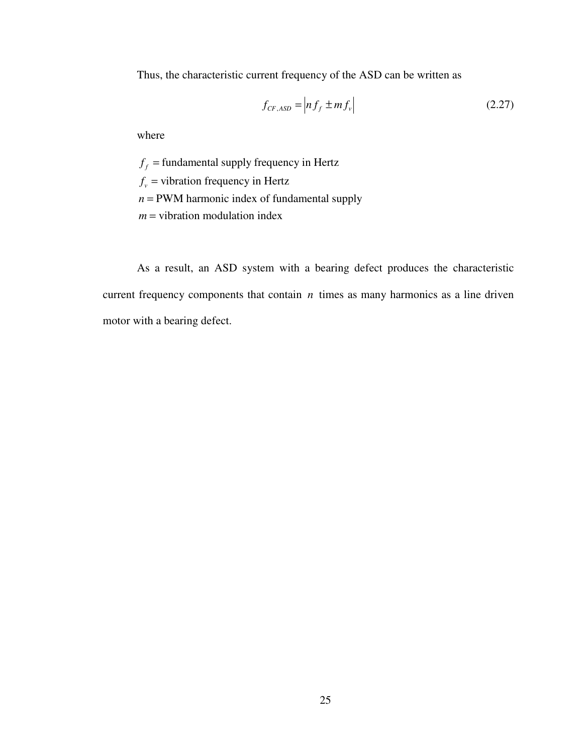Thus, the characteristic current frequency of the ASD can be written as

$$f_{CF,ASD} = \left| n f_f \pm m f_v \right| \tag{2.27}$$

where

$f_f$ = fundamental supply frequency in Hertz
$f_v$ = vibration frequency in Hertz
$n$ = PWM harmonic index of fundamental supply
$m$ = vibration modulation index

As a result, an ASD system with a bearing defect produces the characteristic current frequency components that contain $n$ times as many harmonics as a line driven motor with a bearing defect.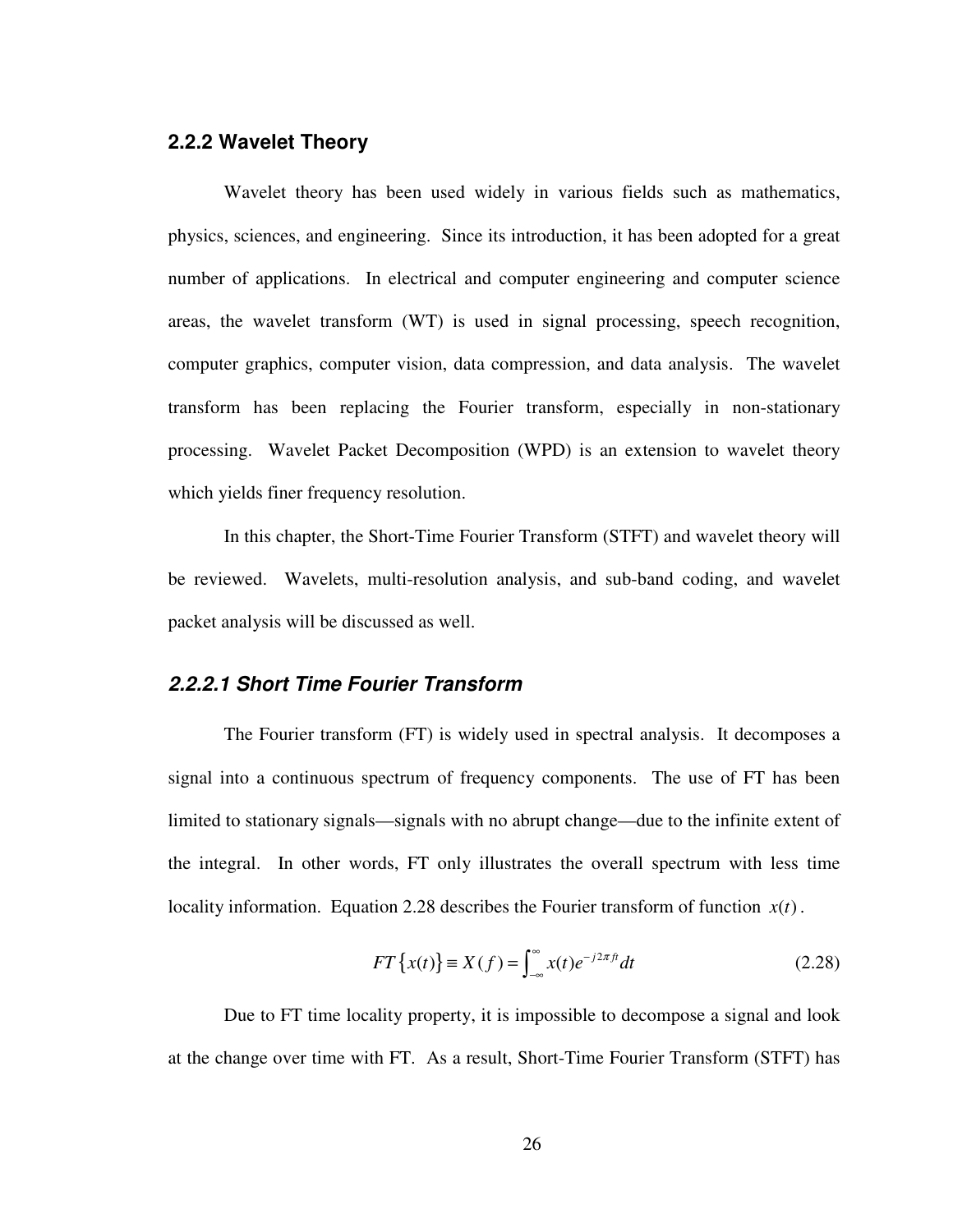### 2.2.2 Wavelet Theory

Wavelet theory has been used widely in various fields such as mathematics, physics, sciences, and engineering. Since its introduction, it has been adopted for a great number of applications. In electrical and computer engineering and computer science areas, the wavelet transform (WT) is used in signal processing, speech recognition, computer graphics, computer vision, data compression, and data analysis. The wavelet transform has been replacing the Fourier transform, especially in non-stationary processing. Wavelet Packet Decomposition (WPD) is an extension to wavelet theory which yields finer frequency resolution.

In this chapter, the Short-Time Fourier Transform (STFT) and wavelet theory will be reviewed. Wavelets, multi-resolution analysis, and sub-band coding, and wavelet packet analysis will be discussed as well.

#### *2.2.2.1 Short Time Fourier Transform*

The Fourier transform (FT) is widely used in spectral analysis. It decomposes a signal into a continuous spectrum of frequency components. The use of FT has been limited to stationary signals—signals with no abrupt change—due to the infinite extent of the integral. In other words, FT only illustrates the overall spectrum with less time locality information. Equation 2.28 describes the Fourier transform of function $x(t)$.

$$FT\{x(t)\} \equiv X(f) = \int_{-\infty}^{\infty} x(t)e^{-j2\pi ft}dt \tag{2.28}$$

Due to FT time locality property, it is impossible to decompose a signal and look at the change over time with FT. As a result, Short-Time Fourier Transform (STFT) has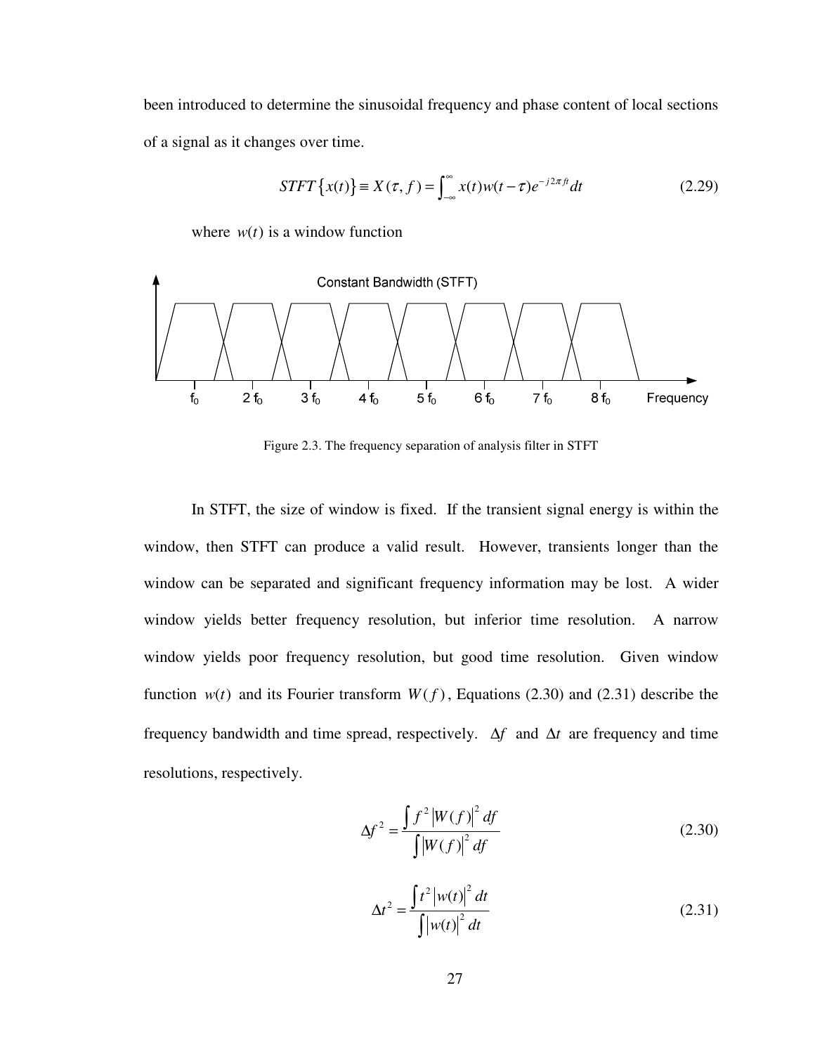been introduced to determine the sinusoidal frequency and phase content of local sections of a signal as it changes over time.

$$STFT\{x(t)\} \equiv X(\tau, f) = \int_{-\infty}^{\infty} x(t)w(t-\tau)e^{-j2\pi ft}dt \tag{2.29}$$

where $w(t)$ is a window function

Figure 2.3. The frequency separation of analysis filter in STFT

In STFT, the size of window is fixed. If the transient signal energy is within the window, then STFT can produce a valid result. However, transients longer than the window can be separated and significant frequency information may be lost. A wider window yields better frequency resolution, but inferior time resolution. A narrow window yields poor frequency resolution, but good time resolution. Given window function $w(t)$ and its Fourier transform $W(f)$, Equations (2.30) and (2.31) describe the frequency bandwidth and time spread, respectively. $\Delta f$ and $\Delta t$ are frequency and time resolutions, respectively.

$$\Delta f^2 = \frac{\int f^2 |W(f)|^2 df}{\int |W(f)|^2 df} \tag{2.30}$$

$$\Delta t^2 = \frac{\int t^2 |w(t)|^2 dt}{\int |w(t)|^2 dt} \tag{2.31}$$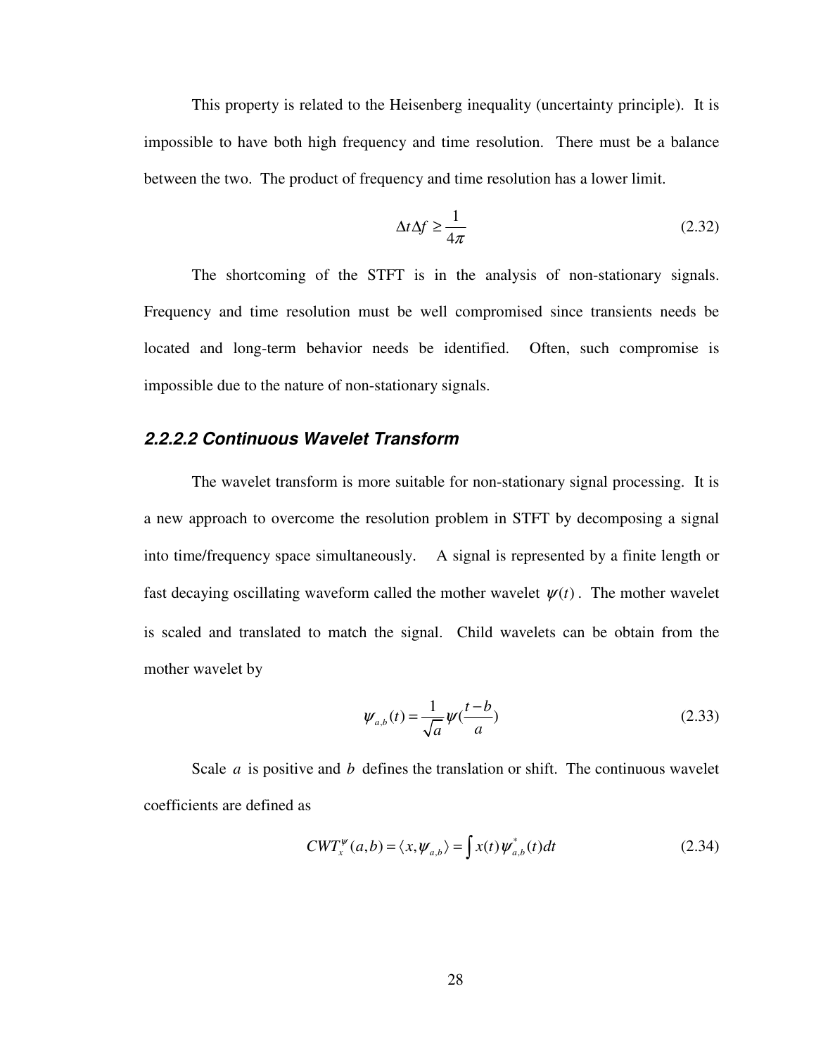This property is related to the Heisenberg inequality (uncertainty principle). It is impossible to have both high frequency and time resolution. There must be a balance between the two. The product of frequency and time resolution has a lower limit.

$$\Delta t \Delta f \geq \frac{1}{4\pi} \tag{2.32}$$

The shortcoming of the STFT is in the analysis of non-stationary signals. Frequency and time resolution must be well compromised since transients needs be located and long-term behavior needs be identified. Often, such compromise is impossible due to the nature of non-stationary signals.

#### *2.2.2.2 Continuous Wavelet Transform*

The wavelet transform is more suitable for non-stationary signal processing. It is a new approach to overcome the resolution problem in STFT by decomposing a signal into time/frequency space simultaneously. A signal is represented by a finite length or fast decaying oscillating waveform called the mother wavelet $\psi(t)$. The mother wavelet is scaled and translated to match the signal. Child wavelets can be obtain from the mother wavelet by

$$\psi_{a,b}(t) = \frac{1}{\sqrt{a}}\psi\left(\frac{t-b}{a}\right) \tag{2.33}$$

Scale $a$ is positive and $b$ defines the translation or shift. The continuous wavelet coefficients are defined as

$$CWT_x^{\psi}(a,b) = \langle x, \psi_{a,b} \rangle = \int x(t)\psi_{a,b}^{*}(t)dt \tag{2.34}$$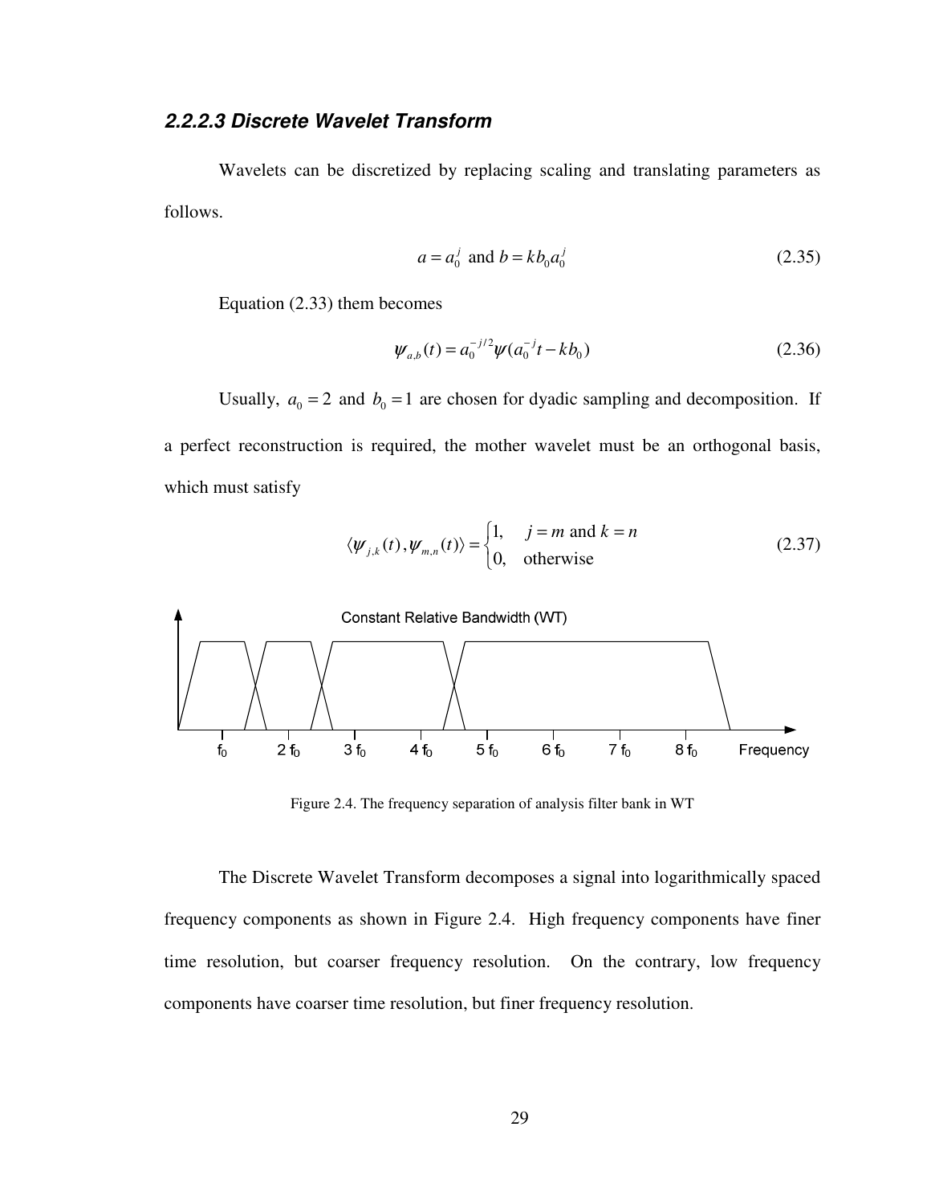### 2.2.2.3 Discrete Wavelet Transform

Wavelets can be discretized by replacing scaling and translating parameters as follows.

$$a = a_0^j \text{ and } b = kb_0 a_0^j \tag{2.35}$$

Equation (2.33) them becomes

$$\psi_{a,b}(t) = a_0^{-j/2}\psi(a_0^{-j}t - kb_0) \tag{2.36}$$

Usually, $a_0 = 2$ and $b_0 = 1$ are chosen for dyadic sampling and decomposition. If a perfect reconstruction is required, the mother wavelet must be an orthogonal basis, which must satisfy

$$\langle \psi_{j,k}(t), \psi_{m,n}(t) \rangle = \begin{cases} 1, & j = m \text{ and } k = n \\ 0, & \text{otherwise} \end{cases} \tag{2.37}$$

Figure 2.4. The frequency separation of analysis filter bank in WT

The Discrete Wavelet Transform decomposes a signal into logarithmically spaced frequency components as shown in Figure 2.4. High frequency components have finer time resolution, but coarser frequency resolution. On the contrary, low frequency components have coarser time resolution, but finer frequency resolution.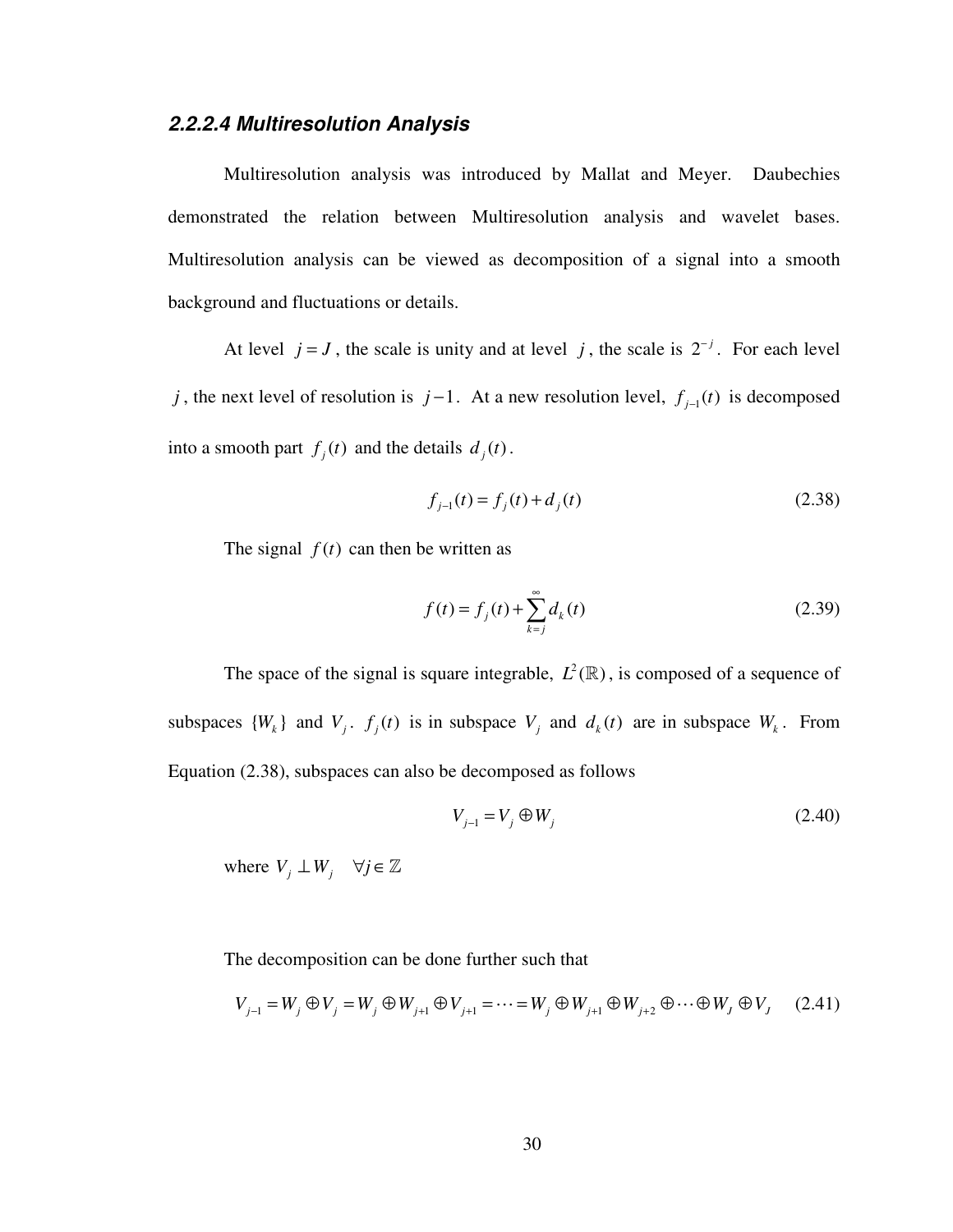#### 2.2.2.4 Multiresolution Analysis

Multiresolution analysis was introduced by Mallat and Meyer. Daubechies demonstrated the relation between Multiresolution analysis and wavelet bases. Multiresolution analysis can be viewed as decomposition of a signal into a smooth background and fluctuations or details.

At level $j = J$, the scale is unity and at level $j$, the scale is $2^{-j}$. For each level $j$, the next level of resolution is $j-1$. At a new resolution level, $f_{j-1}(t)$ is decomposed into a smooth part $f_j(t)$ and the details $d_j(t)$.

$$f_{j-1}(t) = f_j(t) + d_j(t) \tag{2.38}$$

The signal $f(t)$ can then be written as

$$f(t) = f_j(t) + \sum_{k=j}^{\infty} d_k(t) \tag{2.39}$$

The space of the signal is square integrable, $L^2(\mathbb{R})$, is composed of a sequence of subspaces $\{W_k\}$ and $V_j$. $f_j(t)$ is in subspace $V_j$ and $d_k(t)$ are in subspace $W_k$. From Equation (2.38), subspaces can also be decomposed as follows

$$V_{j-1} = V_j \oplus W_j \tag{2.40}$$

where $V_j \perp W_j \quad \forall j \in \mathbb{Z}$

The decomposition can be done further such that

$$V_{j-1} = W_j \oplus V_j = W_j \oplus W_{j+1} \oplus V_{j+1} = \cdots = W_j \oplus W_{j+1} \oplus W_{j+2} \oplus \cdots \oplus W_J \oplus V_J \tag{2.41}$$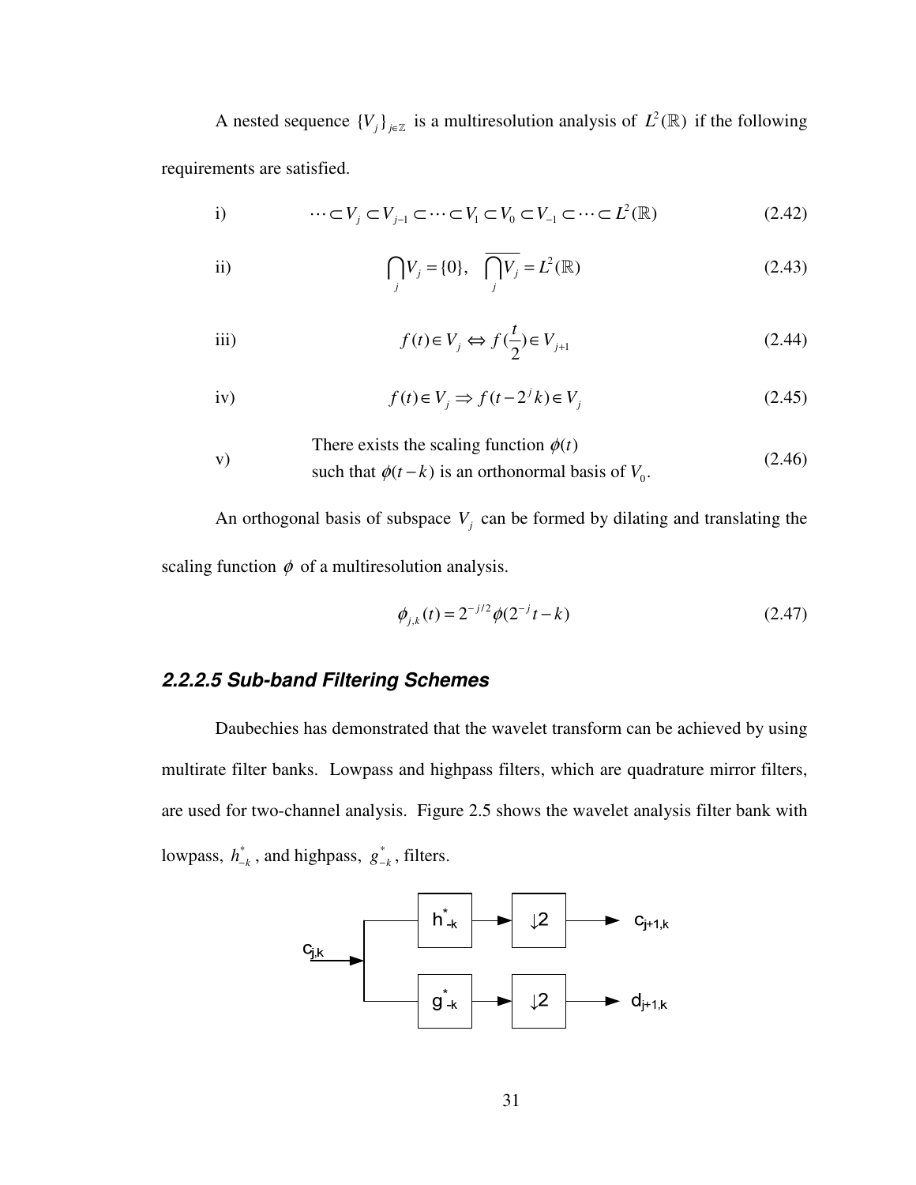A nested sequence $\{V_j\}_{j\in\mathbb{Z}}$ is a multiresolution analysis of $L^2(\mathbb{R})$ if the following requirements are satisfied.

i) $$\cdots \subset V_j \subset V_{j-1} \subset \cdots \subset V_1 \subset V_0 \subset V_{-1} \subset \cdots \subset L^2(\mathbb{R}) \tag{2.42}$$

ii) $$\bigcap_j V_j = \{0\}, \quad \overline{\bigcap_j V_j} = L^2(\mathbb{R}) \tag{2.43}$$

iii) $$f(t) \in V_j \Leftrightarrow f(\frac{t}{2}) \in V_{j+1} \tag{2.44}$$

iv) $$f(t) \in V_j \Rightarrow f(t - 2^j k) \in V_j \tag{2.45}$$

v) There exists the scaling function $\phi(t)$ such that $\phi(t-k)$ is an orthonormal basis of $V_0$. (2.46)

An orthogonal basis of subspace $V_j$ can be formed by dilating and translating the scaling function $\phi$ of a multiresolution analysis.

$$\phi_{j,k}(t) = 2^{-j/2}\phi(2^{-j}t - k) \tag{2.47}$$

#### *2.2.2.5 Sub-band Filtering Schemes*

Daubechies has demonstrated that the wavelet transform can be achieved by using multirate filter banks. Lowpass and highpass filters, which are quadrature mirror filters, are used for two-channel analysis. Figure 2.5 shows the wavelet analysis filter bank with lowpass, $h^*_{-k}$, and highpass, $g^*_{-k}$, filters.

$c_{j,k}$ → $h^*_{-k}$ → $\downarrow 2$ → $c_{j+1,k}$

$c_{j,k}$ → $g^*_{-k}$ → $\downarrow 2$ → $d_{j+1,k}$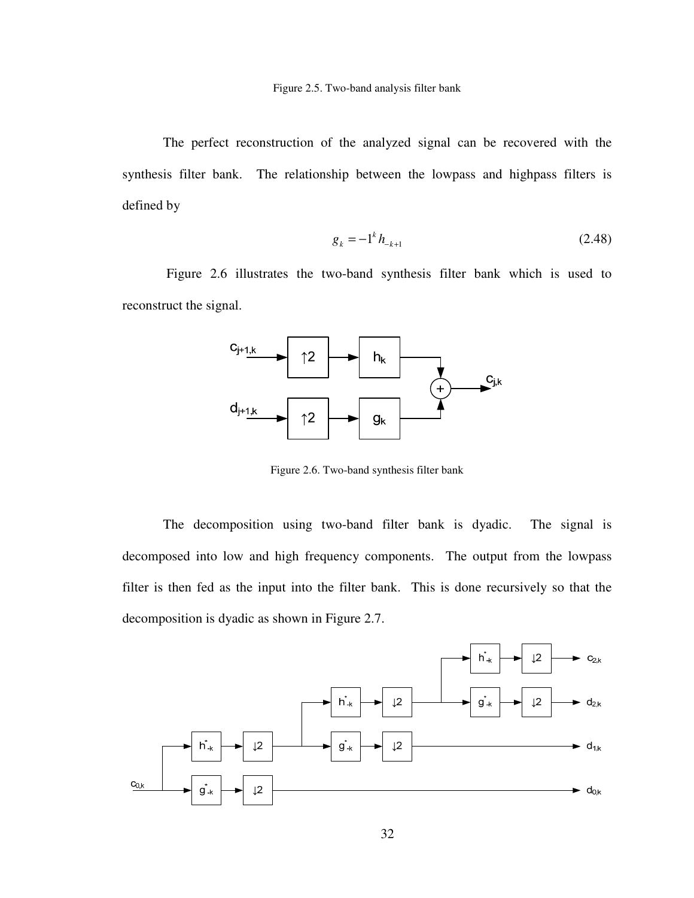Figure 2.5. Two-band analysis filter bank

The perfect reconstruction of the analyzed signal can be recovered with the synthesis filter bank. The relationship between the lowpass and highpass filters is defined by

$$g_k = -1^k h_{-k+1} \tag{2.48}$$

Figure 2.6 illustrates the two-band synthesis filter bank which is used to reconstruct the signal.

Figure 2.6. Two-band synthesis filter bank

The decomposition using two-band filter bank is dyadic. The signal is decomposed into low and high frequency components. The output from the lowpass filter is then fed as the input into the filter bank. This is done recursively so that the decomposition is dyadic as shown in Figure 2.7.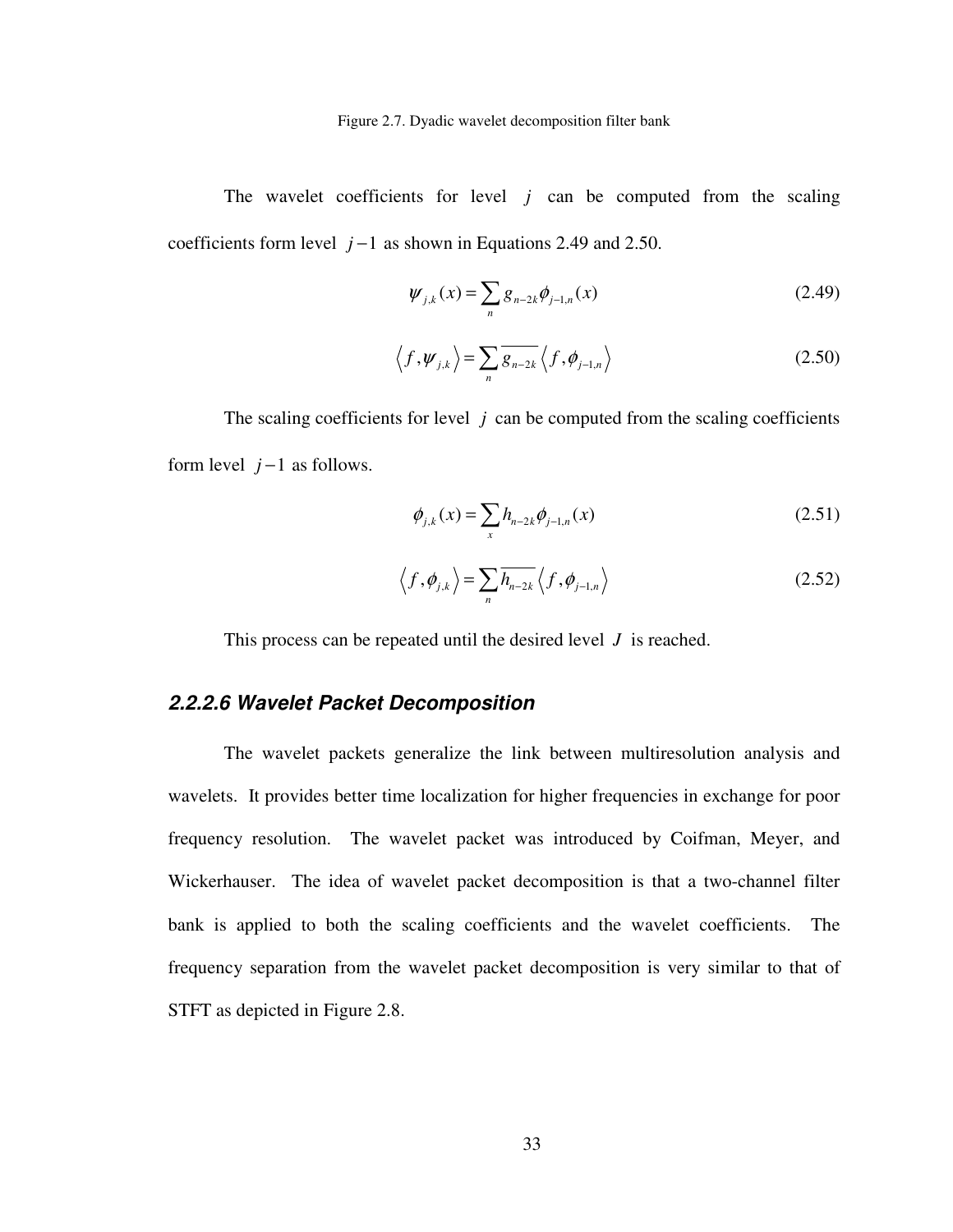Figure 2.7. Dyadic wavelet decomposition filter bank

The wavelet coefficients for level $j$ can be computed from the scaling coefficients form level $j-1$ as shown in Equations 2.49 and 2.50.

$$\psi_{j,k}(x) = \sum_{n} g_{n-2k}\phi_{j-1,n}(x) \tag{2.49}$$

$$\left\langle f, \psi_{j,k} \right\rangle = \sum_{n} \overline{g_{n-2k}} \left\langle f, \phi_{j-1,n} \right\rangle \tag{2.50}$$

The scaling coefficients for level $j$ can be computed from the scaling coefficients form level $j-1$ as follows.

$$\phi_{j,k}(x) = \sum_{x} h_{n-2k}\phi_{j-1,n}(x) \tag{2.51}$$

$$\left\langle f, \phi_{j,k} \right\rangle = \sum_{n} \overline{h_{n-2k}} \left\langle f, \phi_{j-1,n} \right\rangle \tag{2.52}$$

This process can be repeated until the desired level $J$ is reached.

### *2.2.2.6 Wavelet Packet Decomposition*

The wavelet packets generalize the link between multiresolution analysis and wavelets. It provides better time localization for higher frequencies in exchange for poor frequency resolution. The wavelet packet was introduced by Coifman, Meyer, and Wickerhauser. The idea of wavelet packet decomposition is that a two-channel filter bank is applied to both the scaling coefficients and the wavelet coefficients. The frequency separation from the wavelet packet decomposition is very similar to that of STFT as depicted in Figure 2.8.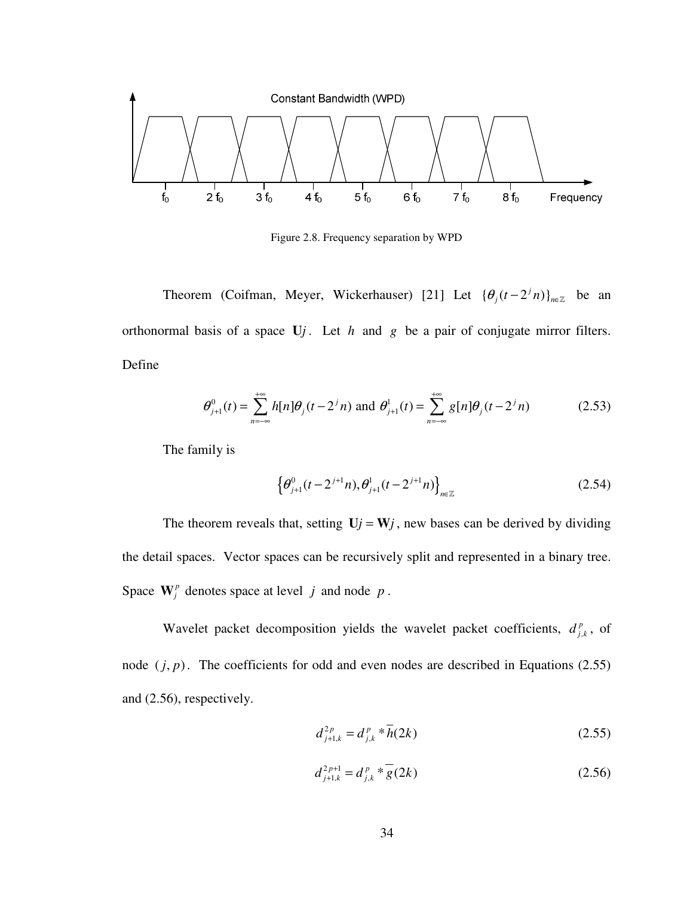Figure 2.8. Frequency separation by WPD

Theorem (Coifman, Meyer, Wickerhauser) [21] Let $\{\theta_j(t-2^j n)\}_{n\in\mathbb{Z}}$ be an orthonormal basis of a space $\mathbf{U}j$. Let $h$ and $g$ be a pair of conjugate mirror filters. Define

$$\theta_{j+1}^{0}(t)=\sum_{n=-\infty}^{+\infty} h[n]\theta_j(t-2^j n) \text{ and } \theta_{j+1}^{1}(t)=\sum_{n=-\infty}^{+\infty} g[n]\theta_j(t-2^j n) \tag{2.53}$$

The family is

$$\left\{\theta_{j+1}^{0}(t-2^{j+1}n),\theta_{j+1}^{1}(t-2^{j+1}n)\right\}_{n\in\mathbb{Z}} \tag{2.54}$$

The theorem reveals that, setting $\mathbf{U}j=\mathbf{W}j$, new bases can be derived by dividing the detail spaces. Vector spaces can be recursively split and represented in a binary tree. Space $\mathbf{W}_j^p$ denotes space at level $j$ and node $p$.

Wavelet packet decomposition yields the wavelet packet coefficients, $d_{j,k}^{p}$, of node $(j,p)$. The coefficients for odd and even nodes are described in Equations (2.55) and (2.56), respectively.

$$d_{j+1,k}^{2p}=d_{j,k}^{p} * \overline{h}(2k) \tag{2.55}$$

$$d_{j+1,k}^{2p+1}=d_{j,k}^{p} * \overline{g}(2k) \tag{2.56}$$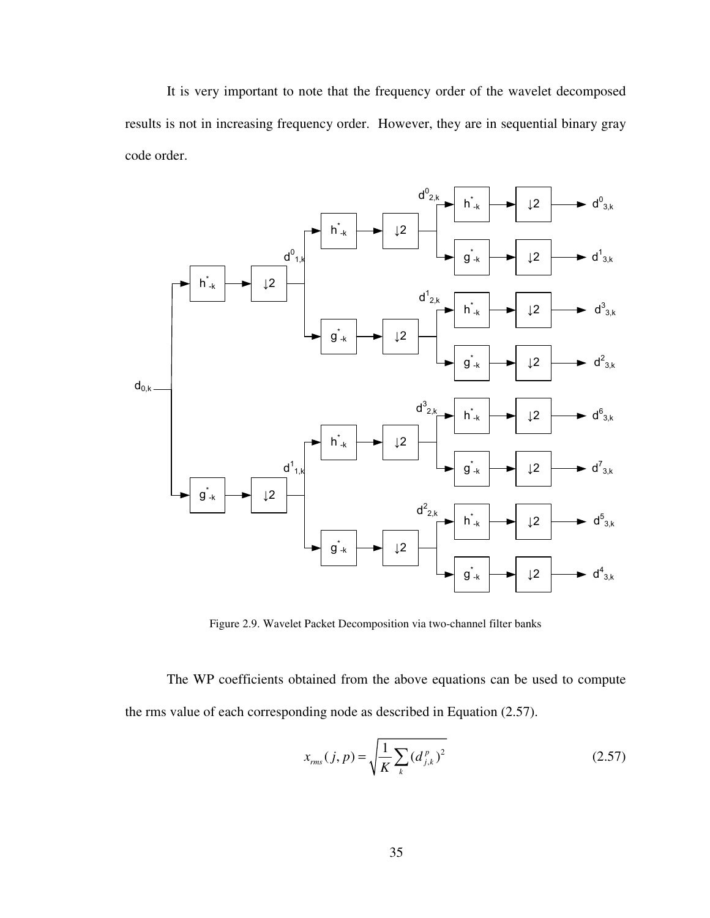It is very important to note that the frequency order of the wavelet decomposed results is not in increasing frequency order. However, they are in sequential binary gray code order.

Figure 2.9. Wavelet Packet Decomposition via two-channel filter banks

The WP coefficients obtained from the above equations can be used to compute the rms value of each corresponding node as described in Equation (2.57).

$$x_{rms}(j,p) = \sqrt{\frac{1}{K}\sum_{k}(d_{j,k}^{p})^2} \tag{2.57}$$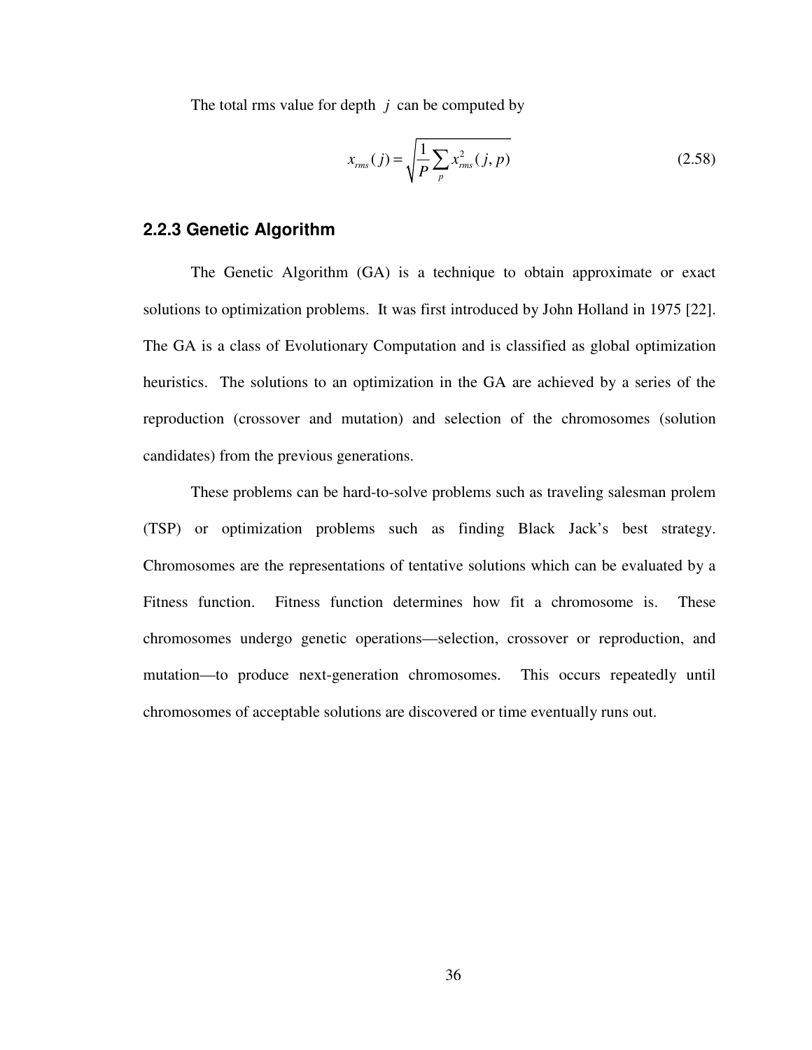The total rms value for depth $j$ can be computed by

$$x_{rms}(j) = \sqrt{\frac{1}{P}\sum_{p} x_{rms}^{2}(j,p)} \tag{2.58}$$

### 2.2.3 Genetic Algorithm

The Genetic Algorithm (GA) is a technique to obtain approximate or exact solutions to optimization problems. It was first introduced by John Holland in 1975 [22]. The GA is a class of Evolutionary Computation and is classified as global optimization heuristics. The solutions to an optimization in the GA are achieved by a series of the reproduction (crossover and mutation) and selection of the chromosomes (solution candidates) from the previous generations.

These problems can be hard-to-solve problems such as traveling salesman prolem (TSP) or optimization problems such as finding Black Jack's best strategy. Chromosomes are the representations of tentative solutions which can be evaluated by a Fitness function. Fitness function determines how fit a chromosome is. These chromosomes undergo genetic operations—selection, crossover or reproduction, and mutation—to produce next-generation chromosomes. This occurs repeatedly until chromosomes of acceptable solutions are discovered or time eventually runs out.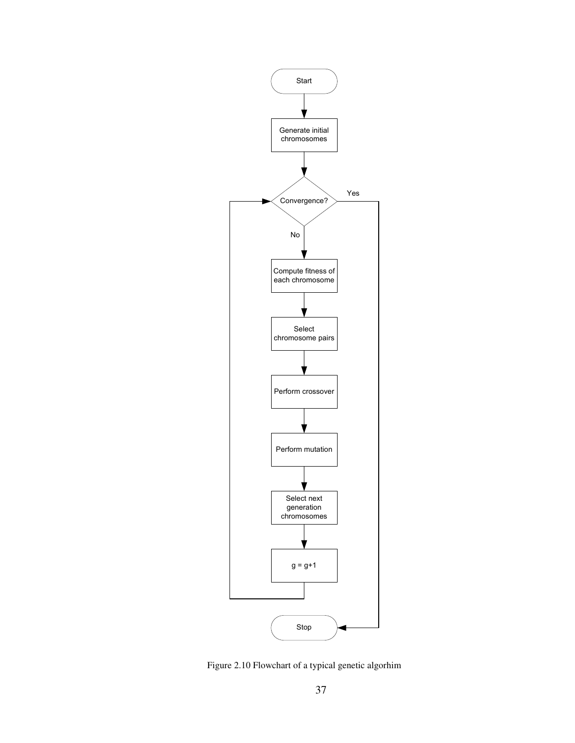Start

Generate initial chromosomes

Convergence?

Yes → Stop

No

Compute fitness of each chromosome

Select chromosome pairs

Perform crossover

Perform mutation

Select next generation chromosomes

g = g+1

Stop

Figure 2.10 Flowchart of a typical genetic algorhim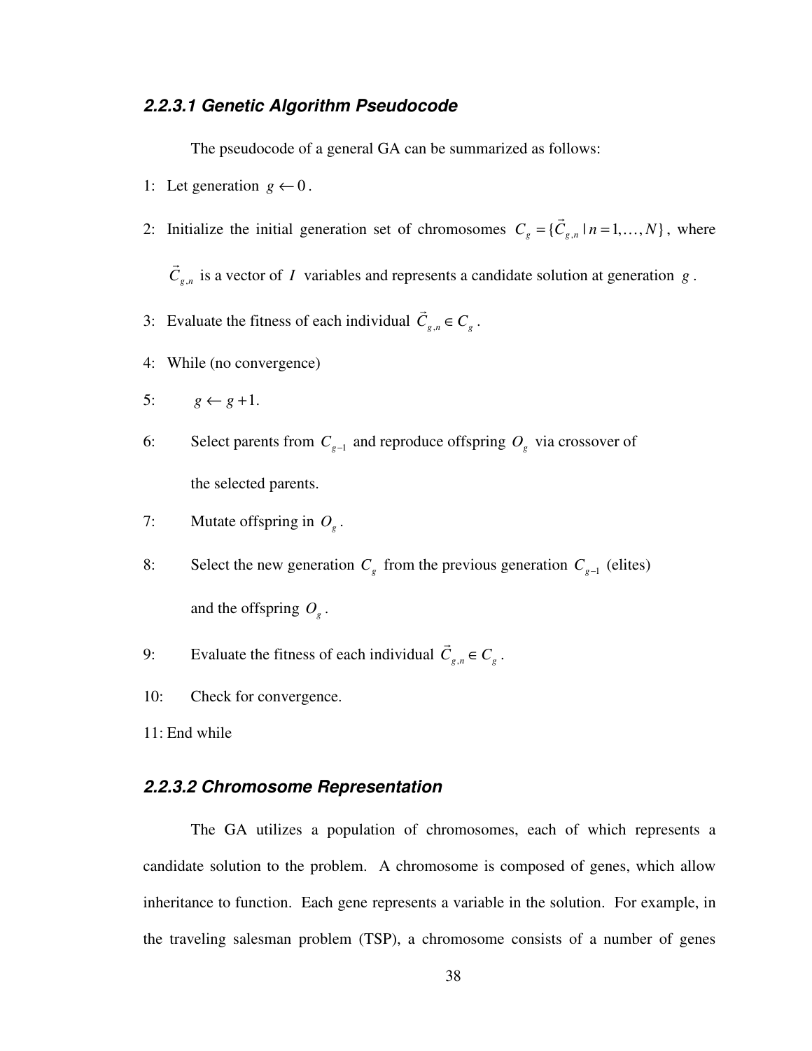#### 2.2.3.1 Genetic Algorithm Pseudocode

The pseudocode of a general GA can be summarized as follows:

1: Let generation $g \leftarrow 0$.

2: Initialize the initial generation set of chromosomes $C_g = \{\vec{C}_{g,n} \mid n = 1, \ldots, N\}$, where $\vec{C}_{g,n}$ is a vector of $I$ variables and represents a candidate solution at generation $g$.

3: Evaluate the fitness of each individual $\vec{C}_{g,n} \in C_g$.

4: While (no convergence)

5: $\quad g \leftarrow g + 1$.

6: $\quad$ Select parents from $C_{g-1}$ and reproduce offspring $O_g$ via crossover of the selected parents.

7: $\quad$ Mutate offspring in $O_g$.

8: $\quad$ Select the new generation $C_g$ from the previous generation $C_{g-1}$ (elites) and the offspring $O_g$.

9: $\quad$ Evaluate the fitness of each individual $\vec{C}_{g,n} \in C_g$.

10: $\quad$ Check for convergence.

11: End while

#### 2.2.3.2 Chromosome Representation

The GA utilizes a population of chromosomes, each of which represents a candidate solution to the problem. A chromosome is composed of genes, which allow inheritance to function. Each gene represents a variable in the solution. For example, in the traveling salesman problem (TSP), a chromosome consists of a number of genes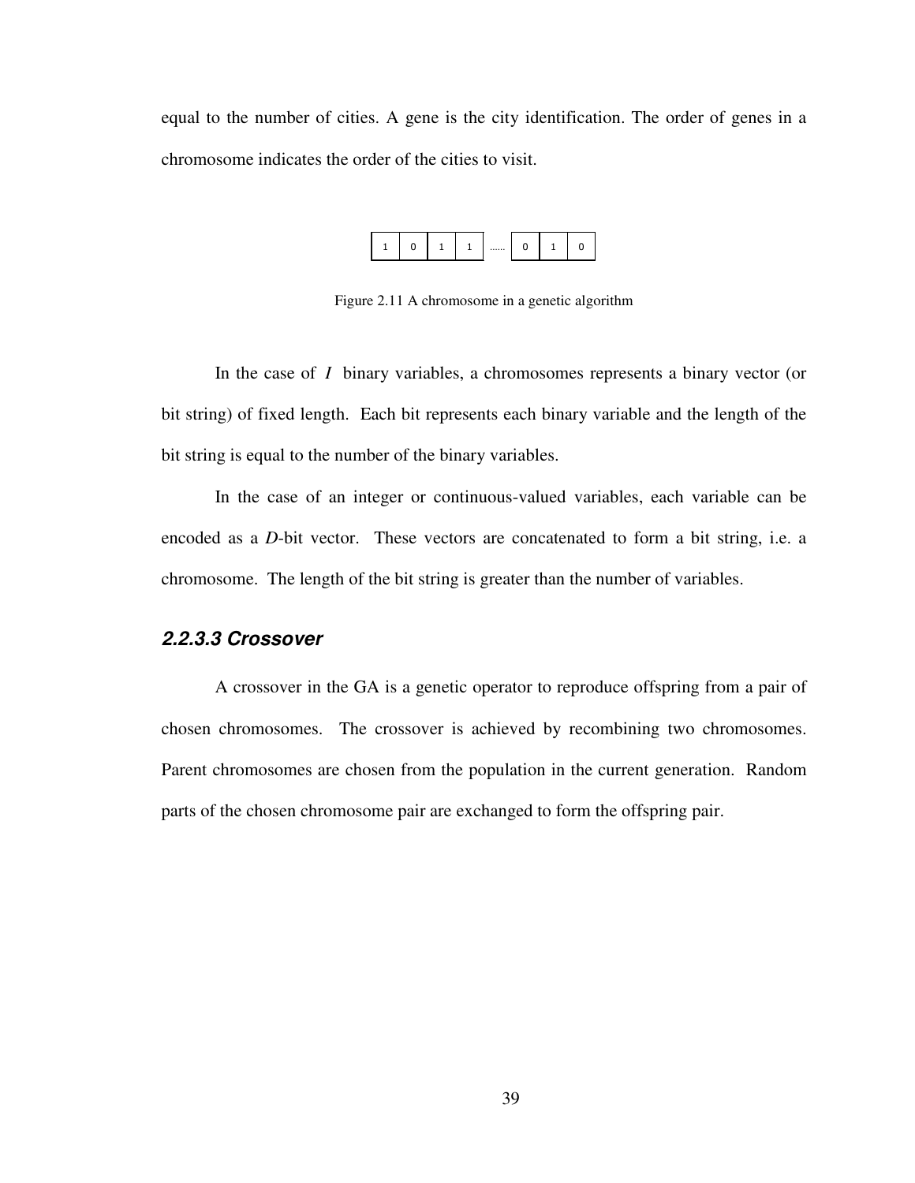equal to the number of cities. A gene is the city identification. The order of genes in a chromosome indicates the order of the cities to visit.

| 1 | 0 | 1 | 1 | ...... | 0 | 1 | 0 |
|---|---|---|---|---|---|---|---|

Figure 2.11 A chromosome in a genetic algorithm

In the case of $I$ binary variables, a chromosomes represents a binary vector (or bit string) of fixed length. Each bit represents each binary variable and the length of the bit string is equal to the number of the binary variables.

In the case of an integer or continuous-valued variables, each variable can be encoded as a $D$-bit vector. These vectors are concatenated to form a bit string, i.e. a chromosome. The length of the bit string is greater than the number of variables.

#### *2.2.3.3 Crossover*

A crossover in the GA is a genetic operator to reproduce offspring from a pair of chosen chromosomes. The crossover is achieved by recombining two chromosomes. Parent chromosomes are chosen from the population in the current generation. Random parts of the chosen chromosome pair are exchanged to form the offspring pair.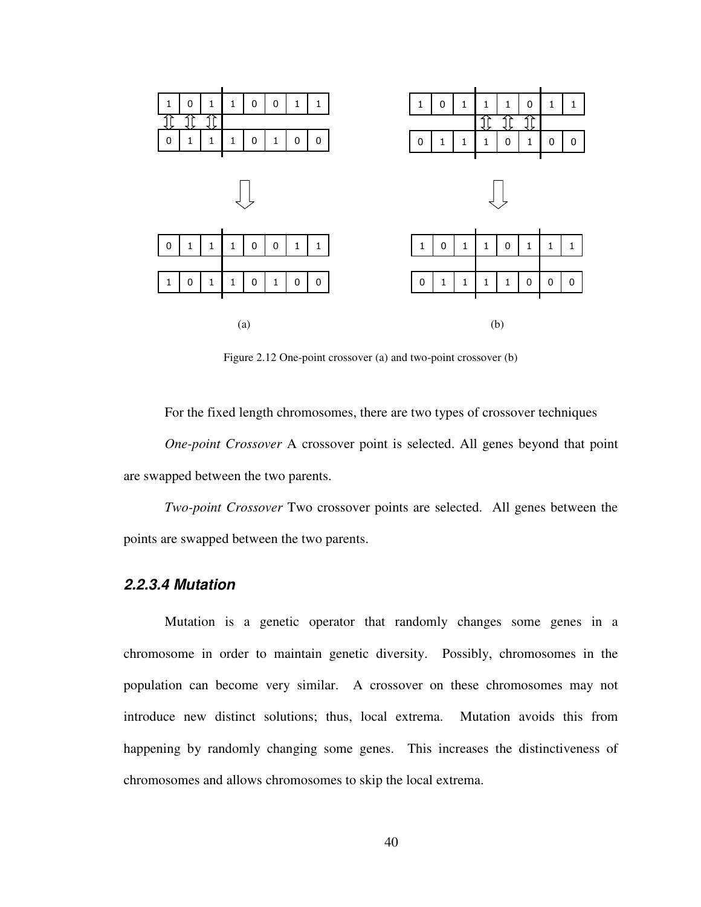| 1 | 0 | 1 | 1 | 0 | 0 | 1 | 1 |
|---|---|---|---|---|---|---|---|
| 0 | 1 | 1 | 1 | 0 | 1 | 0 | 0 |

| 1 | 0 | 1 | 1 | 1 | 0 | 1 | 1 |
|---|---|---|---|---|---|---|---|
| 0 | 1 | 1 | 1 | 0 | 1 | 0 | 0 |

| 0 | 1 | 1 | 1 | 0 | 0 | 1 | 1 |
|---|---|---|---|---|---|---|---|
| 1 | 0 | 1 | 1 | 0 | 1 | 0 | 0 |

| 1 | 0 | 1 | 1 | 0 | 1 | 1 | 1 |
|---|---|---|---|---|---|---|---|
| 0 | 1 | 1 | 1 | 1 | 0 | 0 | 0 |

(a) (b)

Figure 2.12 One-point crossover (a) and two-point crossover (b)

For the fixed length chromosomes, there are two types of crossover techniques

*One-point Crossover* A crossover point is selected. All genes beyond that point are swapped between the two parents.

*Two-point Crossover* Two crossover points are selected. All genes between the points are swapped between the two parents.

### 2.2.3.4 Mutation

Mutation is a genetic operator that randomly changes some genes in a chromosome in order to maintain genetic diversity. Possibly, chromosomes in the population can become very similar. A crossover on these chromosomes may not introduce new distinct solutions; thus, local extrema. Mutation avoids this from happening by randomly changing some genes. This increases the distinctiveness of chromosomes and allows chromosomes to skip the local extrema.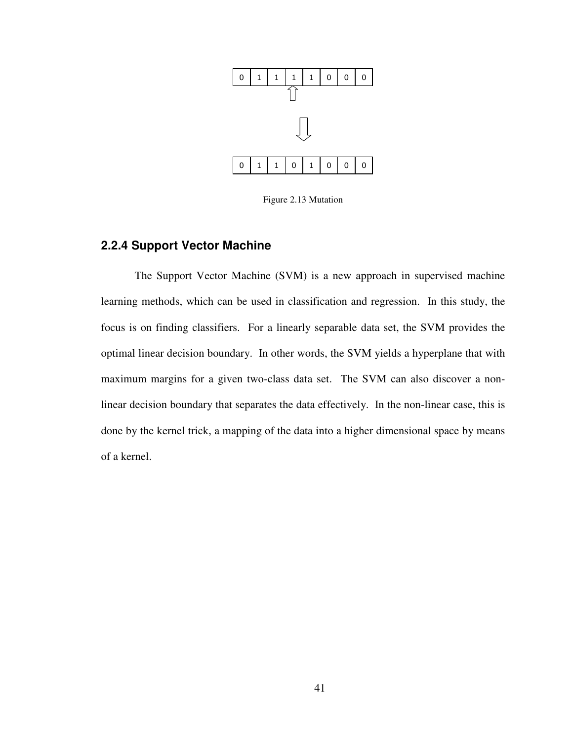| 0 | 1 | 1 | 1 | 1 | 0 | 0 | 0 |
|---|---|---|---|---|---|---|---|

| 0 | 1 | 1 | 0 | 1 | 0 | 0 | 0 |
|---|---|---|---|---|---|---|---|

Figure 2.13 Mutation

### 2.2.4 Support Vector Machine

The Support Vector Machine (SVM) is a new approach in supervised machine learning methods, which can be used in classification and regression. In this study, the focus is on finding classifiers. For a linearly separable data set, the SVM provides the optimal linear decision boundary. In other words, the SVM yields a hyperplane that with maximum margins for a given two-class data set. The SVM can also discover a non-linear decision boundary that separates the data effectively. In the non-linear case, this is done by the kernel trick, a mapping of the data into a higher dimensional space by means of a kernel.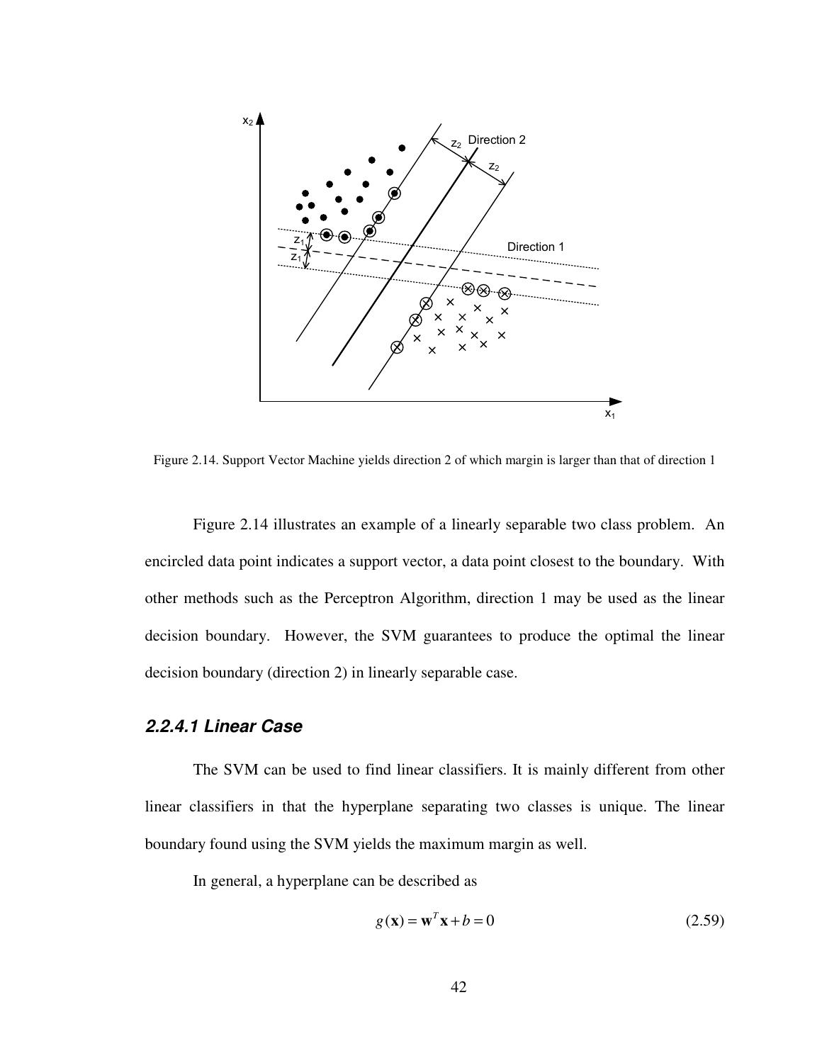Figure 2.14. Support Vector Machine yields direction 2 of which margin is larger than that of direction 1

Figure 2.14 illustrates an example of a linearly separable two class problem. An encircled data point indicates a support vector, a data point closest to the boundary. With other methods such as the Perceptron Algorithm, direction 1 may be used as the linear decision boundary. However, the SVM guarantees to produce the optimal the linear decision boundary (direction 2) in linearly separable case.

### *2.2.4.1 Linear Case*

The SVM can be used to find linear classifiers. It is mainly different from other linear classifiers in that the hyperplane separating two classes is unique. The linear boundary found using the SVM yields the maximum margin as well.

In general, a hyperplane can be described as

$$g(\mathbf{x}) = \mathbf{w}^T \mathbf{x} + b = 0 \tag{2.59}$$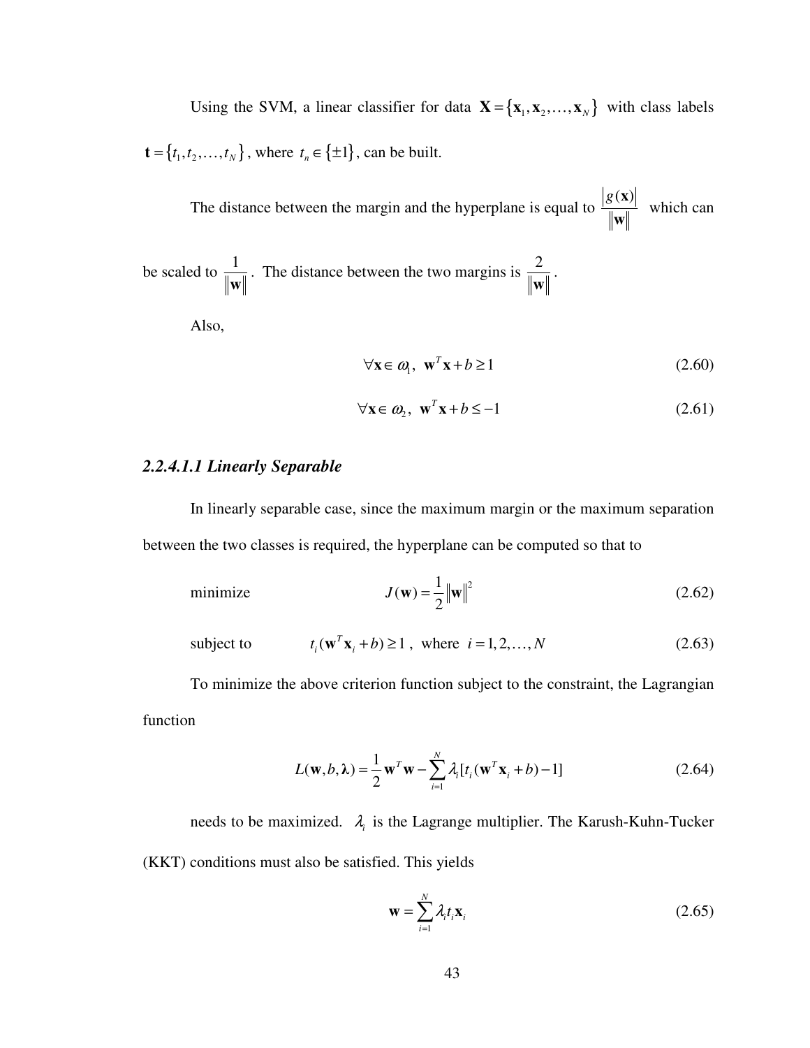Using the SVM, a linear classifier for data $\mathbf{X} = \{\mathbf{x}_1, \mathbf{x}_2, \ldots, \mathbf{x}_N\}$ with class labels $\mathbf{t} = \{t_1, t_2, \ldots, t_N\}$, where $t_n \in \{\pm 1\}$, can be built.

The distance between the margin and the hyperplane is equal to $\frac{|g(\mathbf{x})|}{\|\mathbf{w}\|}$ which can be scaled to $\frac{1}{\|\mathbf{w}\|}$. The distance between the two margins is $\frac{2}{\|\mathbf{w}\|}$.

Also,

$$\forall \mathbf{x} \in \omega_1, \ \mathbf{w}^T \mathbf{x} + b \geq 1 \tag{2.60}$$

$$\forall \mathbf{x} \in \omega_2, \ \mathbf{w}^T \mathbf{x} + b \leq -1 \tag{2.61}$$

#### *2.2.4.1.1 Linearly Separable*

In linearly separable case, since the maximum margin or the maximum separation between the two classes is required, the hyperplane can be computed so that to

minimize
$$J(\mathbf{w}) = \frac{1}{2}\|\mathbf{w}\|^2 \tag{2.62}$$

subject to
$$t_i(\mathbf{w}^T \mathbf{x}_i + b) \geq 1, \ \text{where} \ i = 1, 2, \ldots, N \tag{2.63}$$

To minimize the above criterion function subject to the constraint, the Lagrangian function

$$L(\mathbf{w}, b, \boldsymbol{\lambda}) = \frac{1}{2}\mathbf{w}^T \mathbf{w} - \sum_{i=1}^{N} \lambda_i [t_i(\mathbf{w}^T \mathbf{x}_i + b) - 1] \tag{2.64}$$

needs to be maximized. $\lambda_i$ is the Lagrange multiplier. The Karush-Kuhn-Tucker (KKT) conditions must also be satisfied. This yields

$$\mathbf{w} = \sum_{i=1}^{N} \lambda_i t_i \mathbf{x}_i \tag{2.65}$$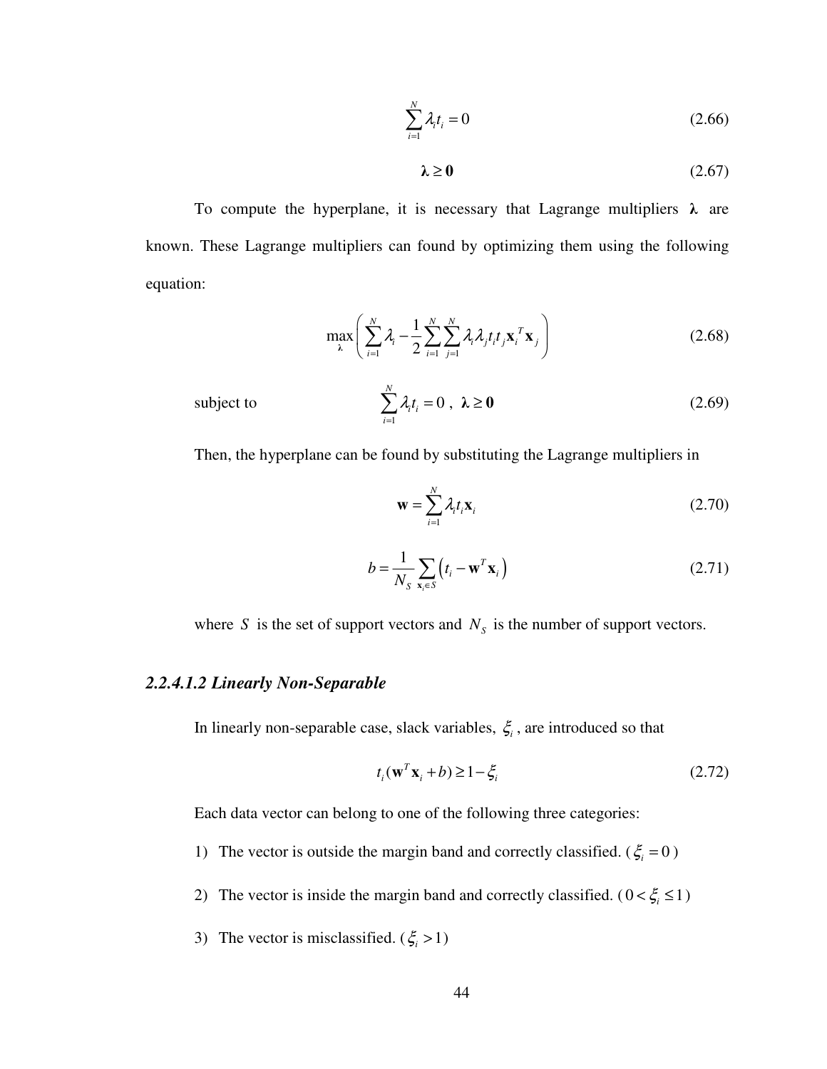$$\sum_{i=1}^{N} \lambda_i t_i = 0 \tag{2.66}$$

$$\boldsymbol{\lambda} \geq \mathbf{0} \tag{2.67}$$

To compute the hyperplane, it is necessary that Lagrange multipliers $\boldsymbol{\lambda}$ are known. These Lagrange multipliers can found by optimizing them using the following equation:

$$\max_{\boldsymbol{\lambda}} \left( \sum_{i=1}^{N} \lambda_i - \frac{1}{2} \sum_{i=1}^{N} \sum_{j=1}^{N} \lambda_i \lambda_j t_i t_j \mathbf{x}_i^T \mathbf{x}_j \right) \tag{2.68}$$

subject to
$$\sum_{i=1}^{N} \lambda_i t_i = 0 \ , \ \boldsymbol{\lambda} \geq \mathbf{0} \tag{2.69}$$

Then, the hyperplane can be found by substituting the Lagrange multipliers in

$$\mathbf{w} = \sum_{i=1}^{N} \lambda_i t_i \mathbf{x}_i \tag{2.70}$$

$$b = \frac{1}{N_S} \sum_{\mathbf{x}_i \in S} \left( t_i - \mathbf{w}^T \mathbf{x}_i \right) \tag{2.71}$$

where $S$ is the set of support vectors and $N_S$ is the number of support vectors.

#### *2.2.4.1.2 Linearly Non-Separable*

In linearly non-separable case, slack variables, $\xi_i$, are introduced so that

$$t_i(\mathbf{w}^T \mathbf{x}_i + b) \geq 1 - \xi_i \tag{2.72}$$

Each data vector can belong to one of the following three categories:

1) The vector is outside the margin band and correctly classified. ($\xi_i = 0$)
2) The vector is inside the margin band and correctly classified. ($0 < \xi_i \leq 1$)
3) The vector is misclassified. ($\xi_i > 1$)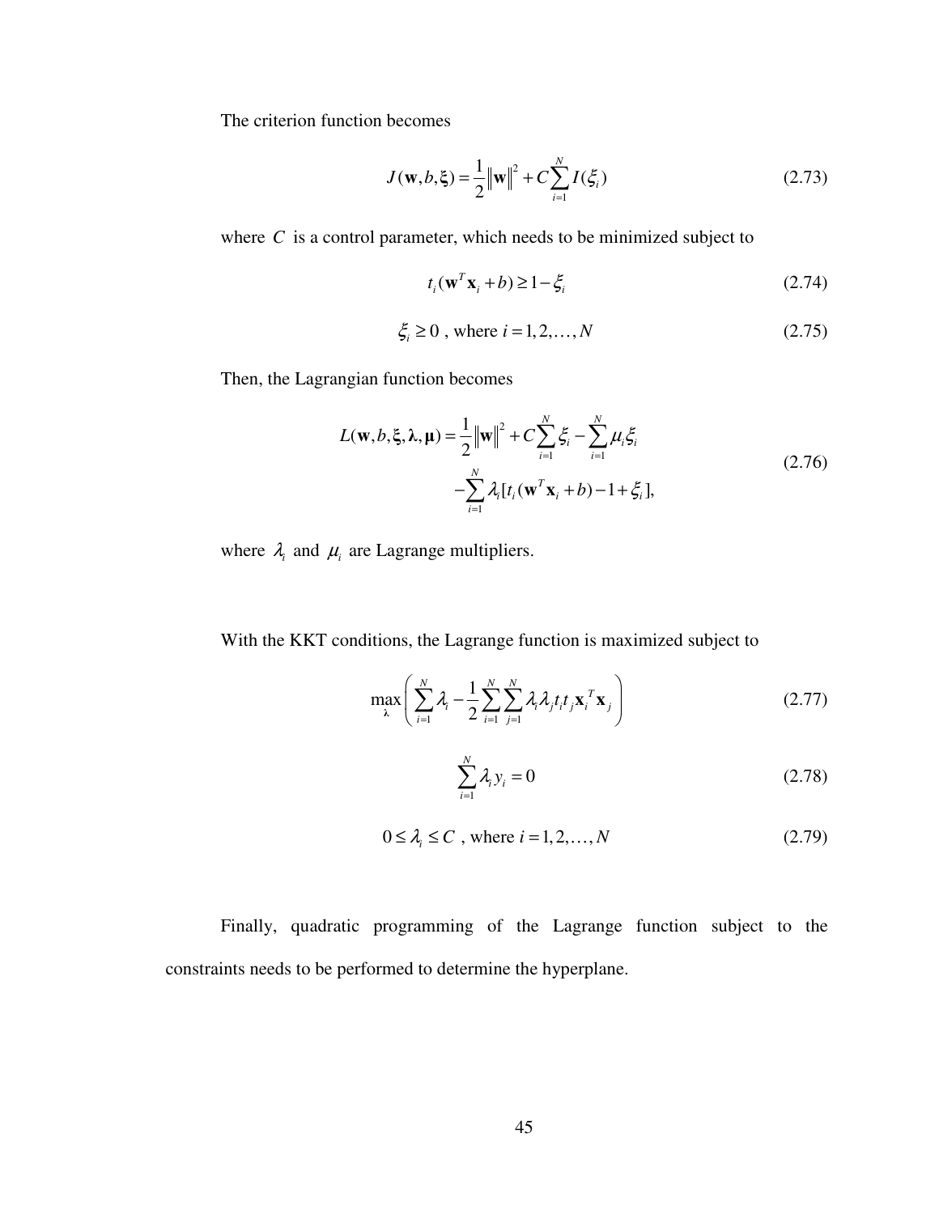The criterion function becomes

$$J(\mathbf{w}, b, \boldsymbol{\xi}) = \frac{1}{2}\|\mathbf{w}\|^2 + C\sum_{i=1}^{N} I(\xi_i) \tag{2.73}$$

where $C$ is a control parameter, which needs to be minimized subject to

$$t_i(\mathbf{w}^T\mathbf{x}_i + b) \geq 1 - \xi_i \tag{2.74}$$

$$\xi_i \geq 0 \text{ , where } i = 1, 2, \ldots, N \tag{2.75}$$

Then, the Lagrangian function becomes

$$\begin{aligned} L(\mathbf{w}, b, \boldsymbol{\xi}, \boldsymbol{\lambda}, \boldsymbol{\mu}) = \frac{1}{2}\|\mathbf{w}\|^2 + C\sum_{i=1}^{N}\xi_i - \sum_{i=1}^{N}\mu_i\xi_i \\ -\sum_{i=1}^{N}\lambda_i[t_i(\mathbf{w}^T\mathbf{x}_i + b) - 1 + \xi_i], \end{aligned} \tag{2.76}$$

where $\lambda_i$ and $\mu_i$ are Lagrange multipliers.

With the KKT conditions, the Lagrange function is maximized subject to

$$\max_{\boldsymbol{\lambda}}\left(\sum_{i=1}^{N}\lambda_i - \frac{1}{2}\sum_{i=1}^{N}\sum_{j=1}^{N}\lambda_i\lambda_j t_i t_j \mathbf{x}_i{}^T\mathbf{x}_j\right) \tag{2.77}$$

$$\sum_{i=1}^{N}\lambda_i y_i = 0 \tag{2.78}$$

$$0 \leq \lambda_i \leq C \text{ , where } i = 1, 2, \ldots, N \tag{2.79}$$

Finally, quadratic programming of the Lagrange function subject to the constraints needs to be performed to determine the hyperplane.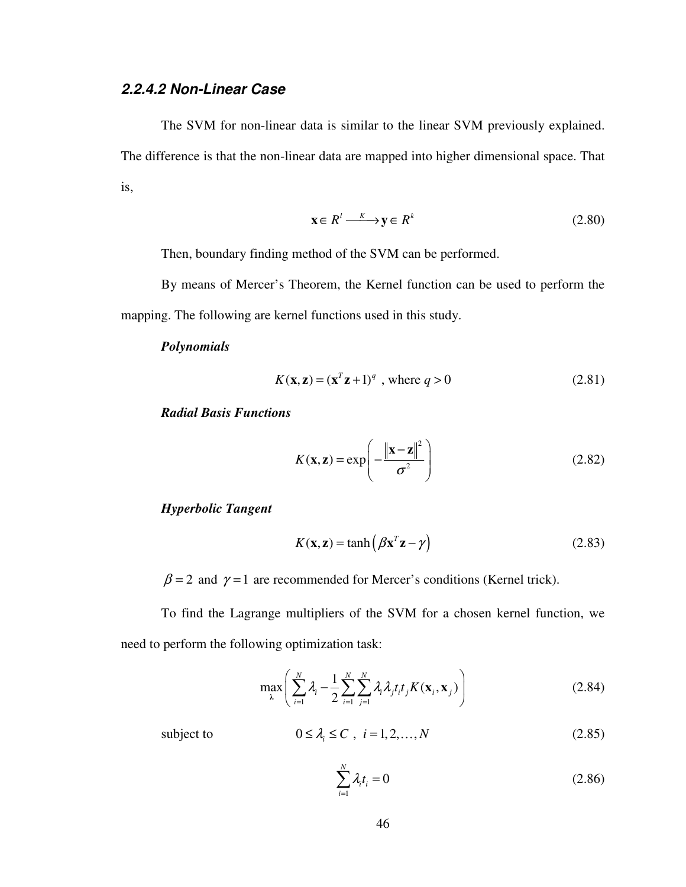### *2.2.4.2 Non-Linear Case*

The SVM for non-linear data is similar to the linear SVM previously explained. The difference is that the non-linear data are mapped into higher dimensional space. That is,

$$\mathbf{x} \in R^l \xrightarrow{K} \mathbf{y} \in R^k \tag{2.80}$$

Then, boundary finding method of the SVM can be performed.

By means of Mercer's Theorem, the Kernel function can be used to perform the mapping. The following are kernel functions used in this study.

***Polynomials***

$$K(\mathbf{x}, \mathbf{z}) = (\mathbf{x}^T \mathbf{z} + 1)^q \text{ , where } q > 0 \tag{2.81}$$

***Radial Basis Functions***

$$K(\mathbf{x}, \mathbf{z}) = \exp\left( -\frac{\|\mathbf{x} - \mathbf{z}\|^2}{\sigma^2} \right) \tag{2.82}$$

***Hyperbolic Tangent***

$$K(\mathbf{x}, \mathbf{z}) = \tanh\left( \beta \mathbf{x}^T \mathbf{z} - \gamma \right) \tag{2.83}$$

$\beta = 2$ and $\gamma = 1$ are recommended for Mercer's conditions (Kernel trick).

To find the Lagrange multipliers of the SVM for a chosen kernel function, we need to perform the following optimization task:

$$\max_{\boldsymbol{\lambda}} \left( \sum_{i=1}^{N} \lambda_i - \frac{1}{2} \sum_{i=1}^{N} \sum_{j=1}^{N} \lambda_i \lambda_j t_i t_j K(\mathbf{x}_i, \mathbf{x}_j) \right) \tag{2.84}$$

subject to

$$0 \le \lambda_i \le C \text{ , } i = 1, 2, \ldots, N \tag{2.85}$$

$$\sum_{i=1}^{N} \lambda_i t_i = 0 \tag{2.86}$$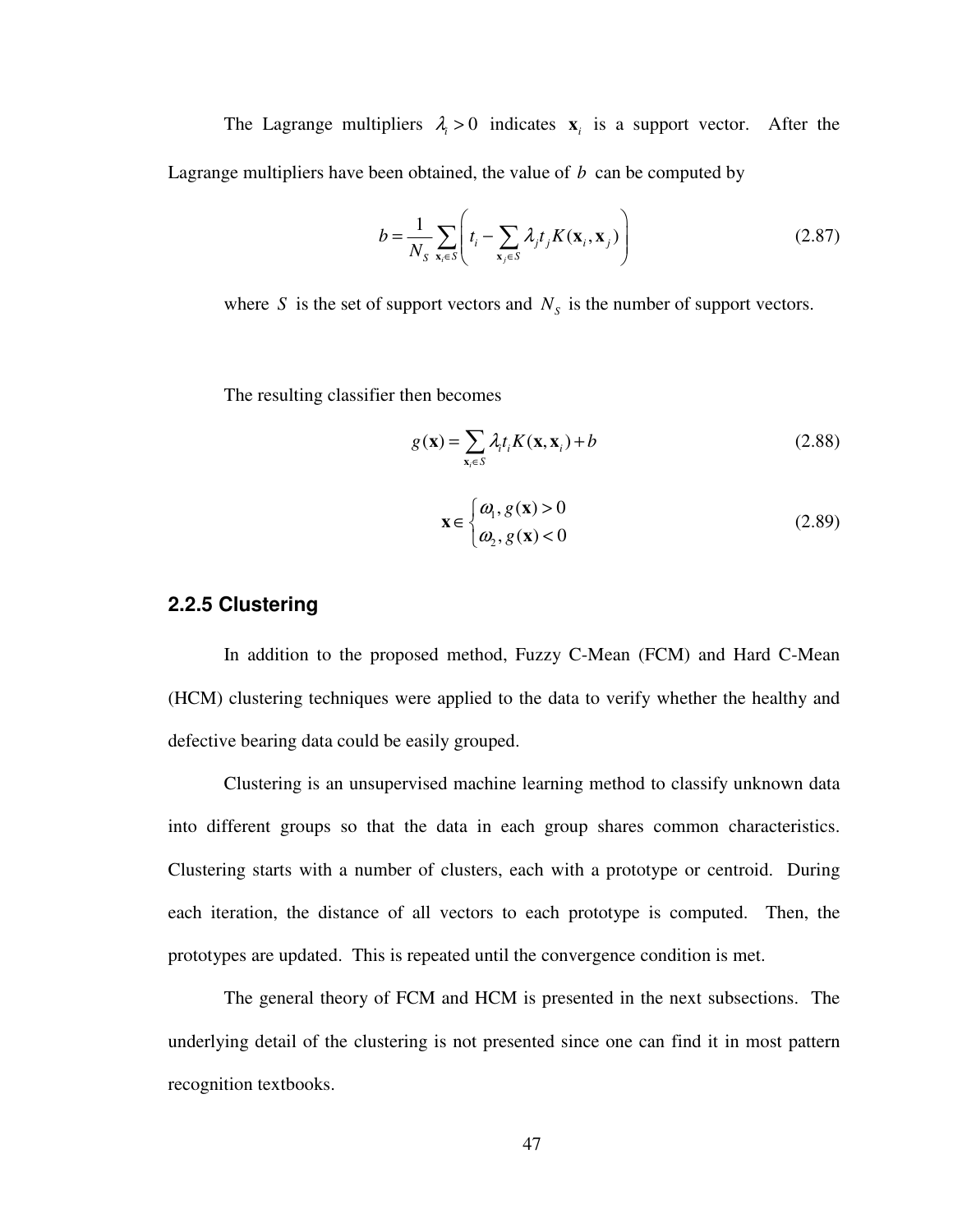The Lagrange multipliers $\lambda_i > 0$ indicates $\mathbf{x}_i$ is a support vector. After the Lagrange multipliers have been obtained, the value of $b$ can be computed by

$$b = \frac{1}{N_S} \sum_{\mathbf{x}_i \in S} \left( t_i - \sum_{\mathbf{x}_j \in S} \lambda_j t_j K(\mathbf{x}_i, \mathbf{x}_j) \right) \tag{2.87}$$

where $S$ is the set of support vectors and $N_S$ is the number of support vectors.

The resulting classifier then becomes

$$g(\mathbf{x}) = \sum_{\mathbf{x}_i \in S} \lambda_i t_i K(\mathbf{x}, \mathbf{x}_i) + b \tag{2.88}$$

$$\mathbf{x} \in \begin{cases} \omega_1, g(\mathbf{x}) > 0 \\ \omega_2, g(\mathbf{x}) < 0 \end{cases} \tag{2.89}$$

### 2.2.5 Clustering

In addition to the proposed method, Fuzzy C-Mean (FCM) and Hard C-Mean (HCM) clustering techniques were applied to the data to verify whether the healthy and defective bearing data could be easily grouped.

Clustering is an unsupervised machine learning method to classify unknown data into different groups so that the data in each group shares common characteristics. Clustering starts with a number of clusters, each with a prototype or centroid. During each iteration, the distance of all vectors to each prototype is computed. Then, the prototypes are updated. This is repeated until the convergence condition is met.

The general theory of FCM and HCM is presented in the next subsections. The underlying detail of the clustering is not presented since one can find it in most pattern recognition textbooks.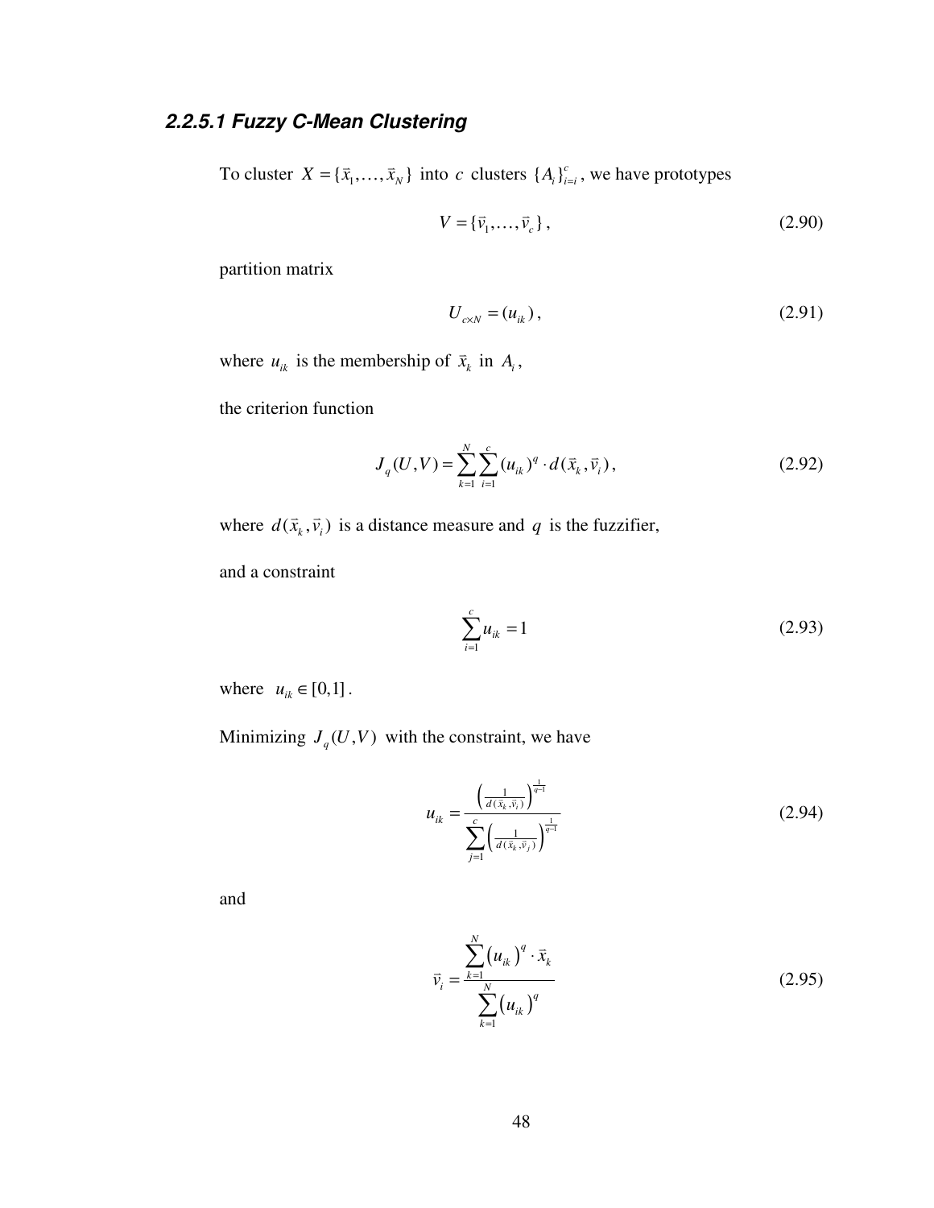#### 2.2.5.1 Fuzzy C-Mean Clustering

To cluster $X = \{\vec{x}_1, \ldots, \vec{x}_N\}$ into $c$ clusters $\{A_i\}_{i=i}^{c}$, we have prototypes

$$V = \{\vec{v}_1, \ldots, \vec{v}_c\}, \tag{2.90}$$

partition matrix

$$U_{c \times N} = (u_{ik}), \tag{2.91}$$

where $u_{ik}$ is the membership of $\vec{x}_k$ in $A_i$,

the criterion function

$$J_q(U, V) = \sum_{k=1}^{N} \sum_{i=1}^{c} (u_{ik})^q \cdot d(\vec{x}_k, \vec{v}_i), \tag{2.92}$$

where $d(\vec{x}_k, \vec{v}_i)$ is a distance measure and $q$ is the fuzzifier,

and a constraint

$$\sum_{i=1}^{c} u_{ik} = 1 \tag{2.93}$$

where $u_{ik} \in [0,1]$.

Minimizing $J_q(U, V)$ with the constraint, we have

$$u_{ik} = \frac{\left(\frac{1}{d(\vec{x}_k, \vec{v}_i)}\right)^{\frac{1}{q-1}}}{\sum_{j=1}^{c} \left(\frac{1}{d(\vec{x}_k, \vec{v}_j)}\right)^{\frac{1}{q-1}}} \tag{2.94}$$

and

$$\vec{v}_i = \frac{\sum_{k=1}^{N} (u_{ik})^q \cdot \vec{x}_k}{\sum_{k=1}^{N} (u_{ik})^q} \tag{2.95}$$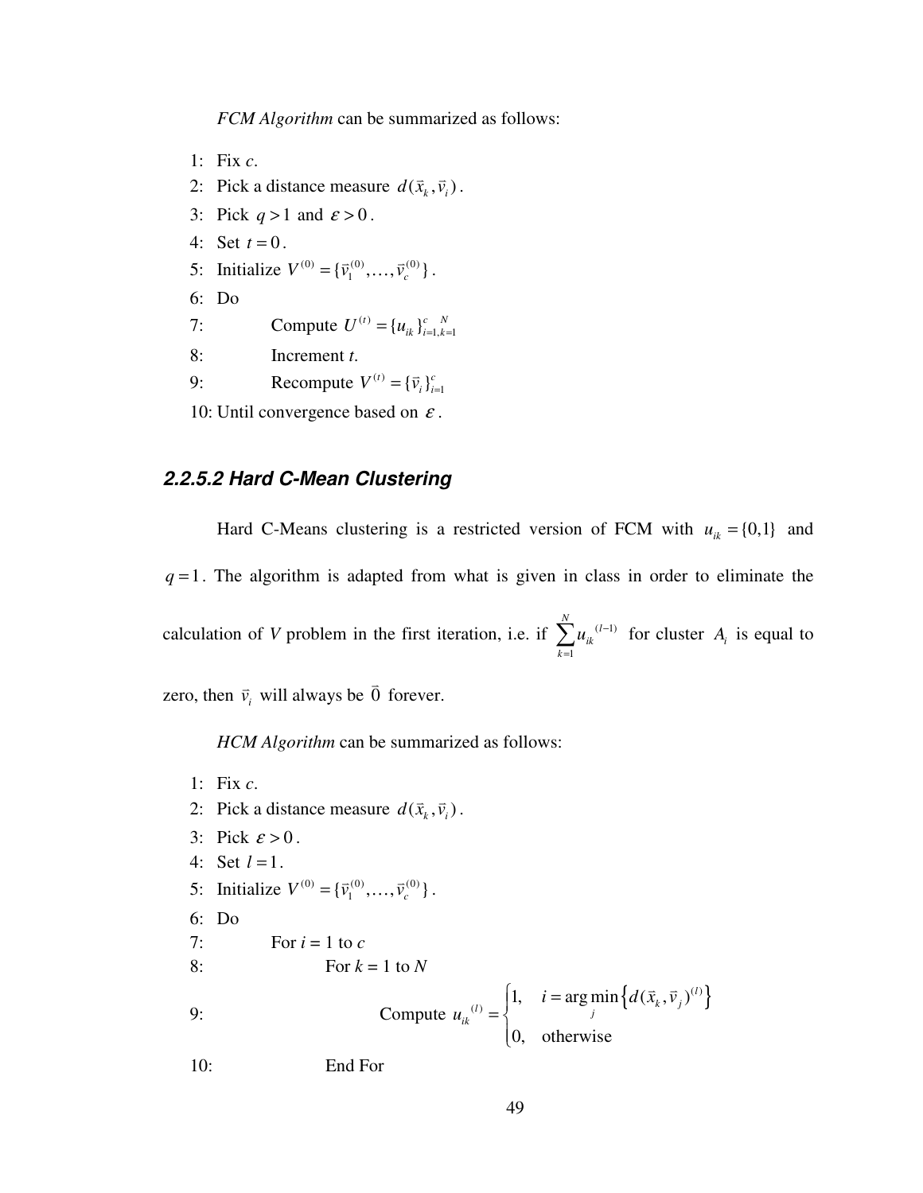*FCM Algorithm* can be summarized as follows:

1: Fix *c*.
2: Pick a distance measure $d(\vec{x}_k, \vec{v}_i)$.
3: Pick $q > 1$ and $\varepsilon > 0$.
4: Set $t = 0$.
5: Initialize $V^{(0)} = \{\vec{v}_1^{(0)}, \ldots, \vec{v}_c^{(0)}\}$.
6: Do
7: Compute $U^{(t)} = \{u_{ik}\}_{i=1,k=1}^{c \;\; N}$
8: Increment *t*.
9: Recompute $V^{(t)} = \{\vec{v}_i\}_{i=1}^{c}$
10: Until convergence based on $\varepsilon$.

### 2.2.5.2 Hard C-Mean Clustering

Hard C-Means clustering is a restricted version of FCM with $u_{ik} = \{0,1\}$ and $q = 1$. The algorithm is adapted from what is given in class in order to eliminate the calculation of *V* problem in the first iteration, i.e. if $\sum_{k=1}^{N} u_{ik}^{(l-1)}$ for cluster $A_i$ is equal to zero, then $\vec{v}_i$ will always be $\vec{0}$ forever.

*HCM Algorithm* can be summarized as follows:

1: Fix *c*.
2: Pick a distance measure $d(\vec{x}_k, \vec{v}_i)$.
3: Pick $\varepsilon > 0$.
4: Set $l = 1$.
5: Initialize $V^{(0)} = \{\vec{v}_1^{(0)}, \ldots, \vec{v}_c^{(0)}\}$.
6: Do
7: For *i* = 1 to *c*
8: For *k* = 1 to *N*
9: Compute $u_{ik}^{(l)} = \begin{cases} 1, & i = \arg\min_{j} \left\{ d(\vec{x}_k, \vec{v}_j)^{(l)} \right\} \\ 0, & \text{otherwise} \end{cases}$
10: End For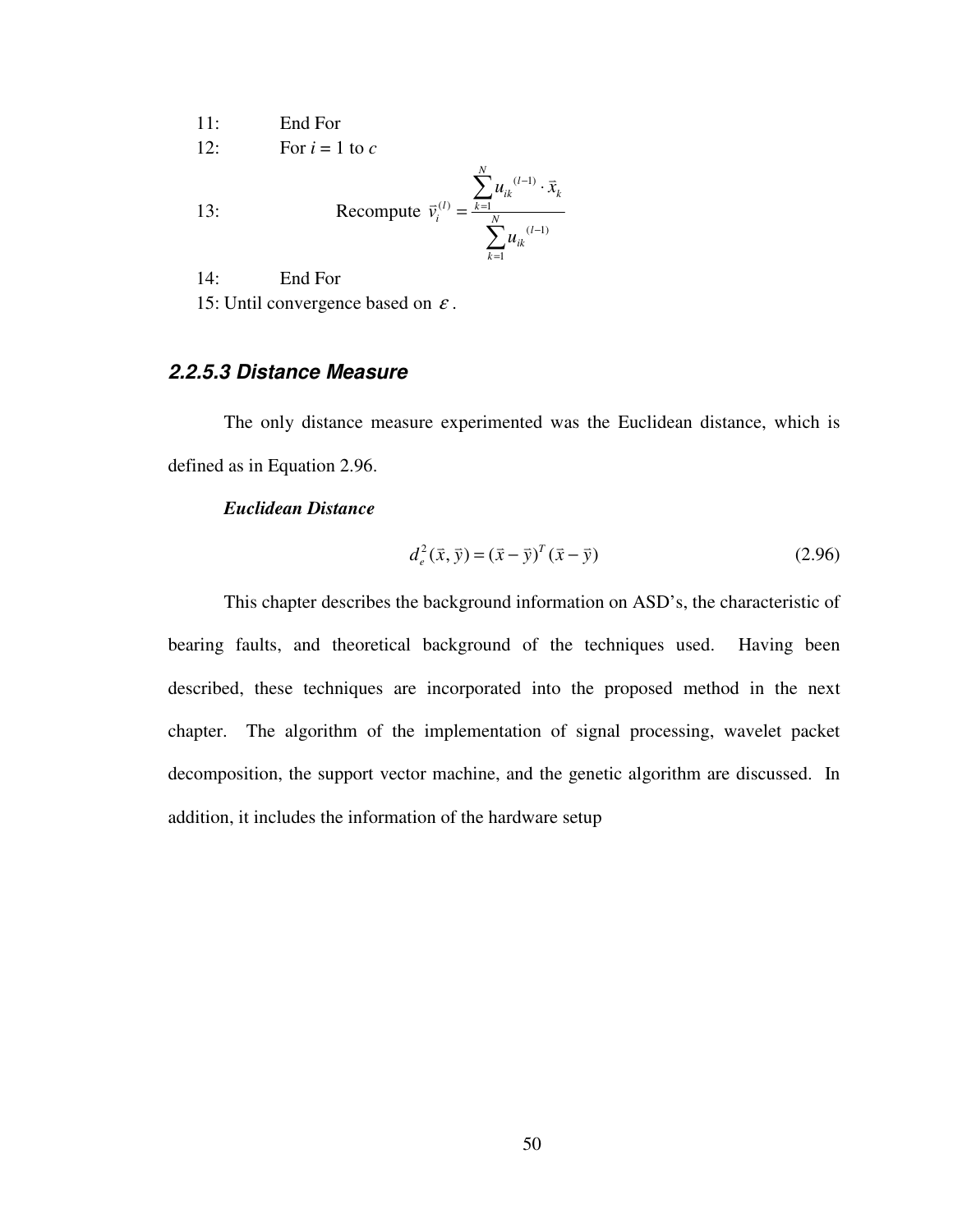11: End For

12: For $i = 1$ to $c$

13: Recompute $\vec{v}_i^{(l)} = \dfrac{\sum_{k=1}^{N} u_{ik}{}^{(l-1)} \cdot \vec{x}_k}{\sum_{k=1}^{N} u_{ik}{}^{(l-1)}}$

14: End For

15: Until convergence based on $\varepsilon$.

#### *2.2.5.3 Distance Measure*

The only distance measure experimented was the Euclidean distance, which is defined as in Equation 2.96.

***Euclidean Distance***

$$d_e^2(\vec{x}, \vec{y}) = (\vec{x} - \vec{y})^T (\vec{x} - \vec{y}) \tag{2.96}$$

This chapter describes the background information on ASD's, the characteristic of bearing faults, and theoretical background of the techniques used. Having been described, these techniques are incorporated into the proposed method in the next chapter. The algorithm of the implementation of signal processing, wavelet packet decomposition, the support vector machine, and the genetic algorithm are discussed. In addition, it includes the information of the hardware setup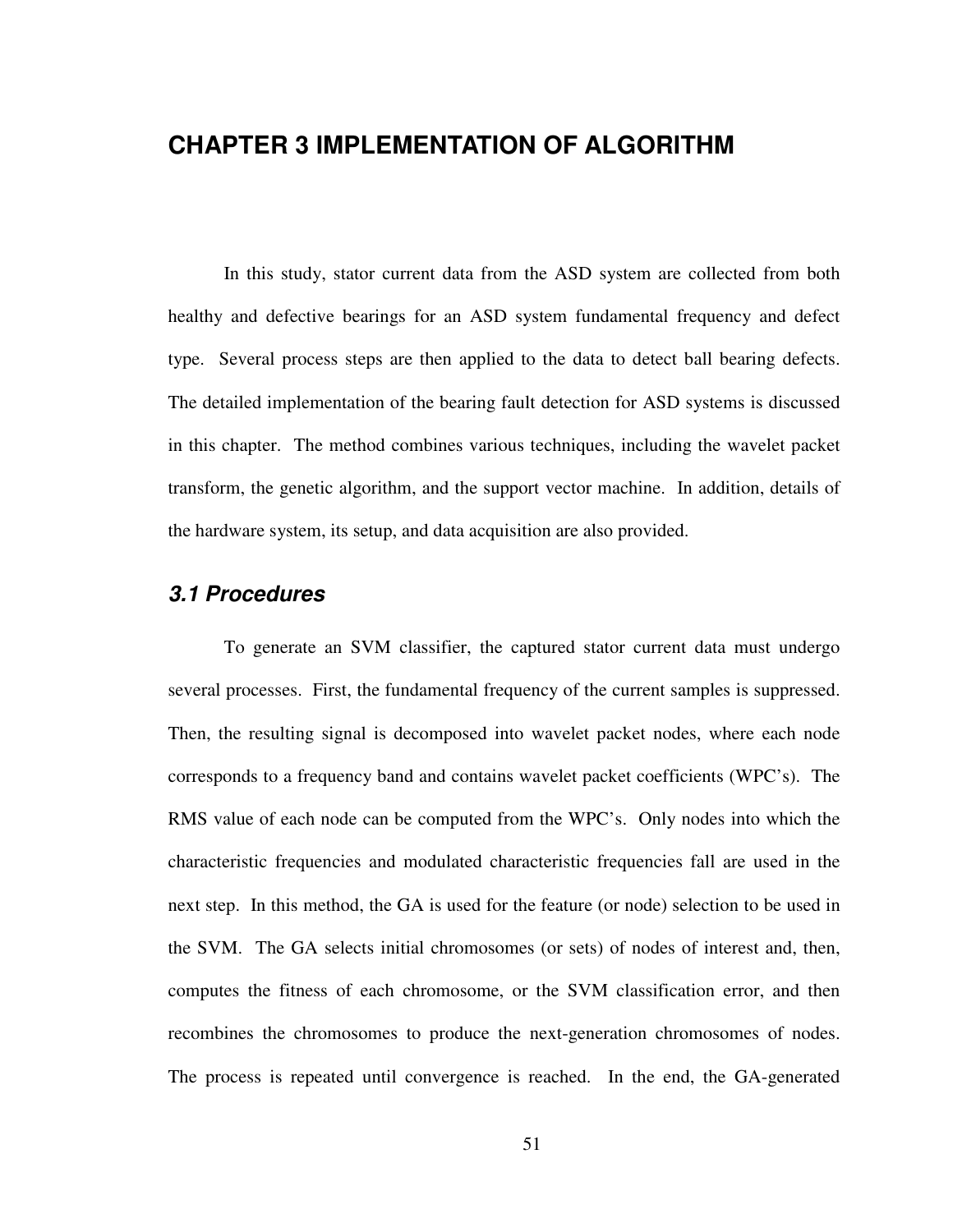# CHAPTER 3 IMPLEMENTATION OF ALGORITHM

In this study, stator current data from the ASD system are collected from both healthy and defective bearings for an ASD system fundamental frequency and defect type. Several process steps are then applied to the data to detect ball bearing defects. The detailed implementation of the bearing fault detection for ASD systems is discussed in this chapter. The method combines various techniques, including the wavelet packet transform, the genetic algorithm, and the support vector machine. In addition, details of the hardware system, its setup, and data acquisition are also provided.

## *3.1 Procedures*

To generate an SVM classifier, the captured stator current data must undergo several processes. First, the fundamental frequency of the current samples is suppressed. Then, the resulting signal is decomposed into wavelet packet nodes, where each node corresponds to a frequency band and contains wavelet packet coefficients (WPC's). The RMS value of each node can be computed from the WPC's. Only nodes into which the characteristic frequencies and modulated characteristic frequencies fall are used in the next step. In this method, the GA is used for the feature (or node) selection to be used in the SVM. The GA selects initial chromosomes (or sets) of nodes of interest and, then, computes the fitness of each chromosome, or the SVM classification error, and then recombines the chromosomes to produce the next-generation chromosomes of nodes. The process is repeated until convergence is reached. In the end, the GA-generated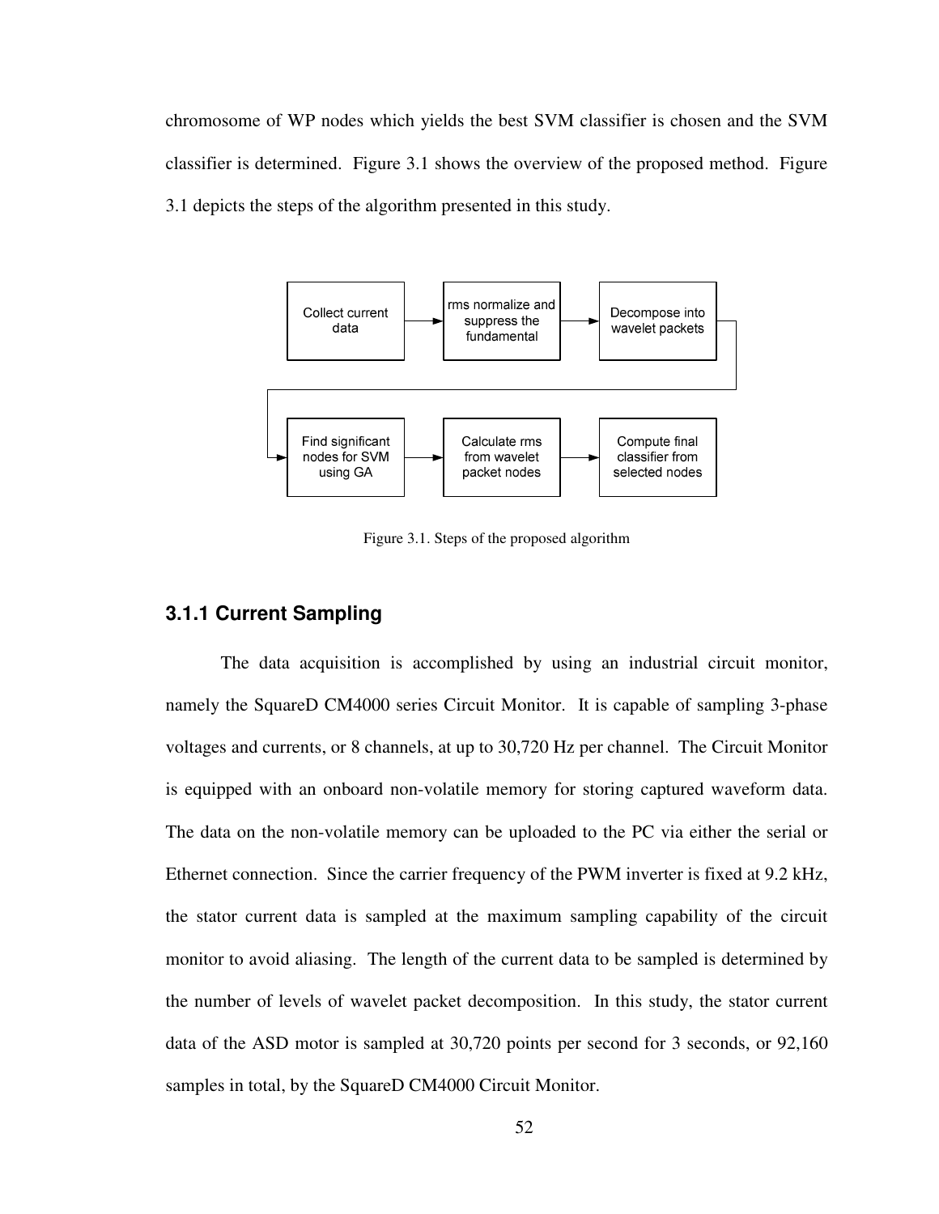chromosome of WP nodes which yields the best SVM classifier is chosen and the SVM classifier is determined. Figure 3.1 shows the overview of the proposed method. Figure 3.1 depicts the steps of the algorithm presented in this study.

Collect current data → rms normalize and suppress the fundamental → Decompose into wavelet packets → Find significant nodes for SVM using GA → Calculate rms from wavelet packet nodes → Compute final classifier from selected nodes

Figure 3.1. Steps of the proposed algorithm

### 3.1.1 Current Sampling

The data acquisition is accomplished by using an industrial circuit monitor, namely the SquareD CM4000 series Circuit Monitor. It is capable of sampling 3-phase voltages and currents, or 8 channels, at up to 30,720 Hz per channel. The Circuit Monitor is equipped with an onboard non-volatile memory for storing captured waveform data. The data on the non-volatile memory can be uploaded to the PC via either the serial or Ethernet connection. Since the carrier frequency of the PWM inverter is fixed at 9.2 kHz, the stator current data is sampled at the maximum sampling capability of the circuit monitor to avoid aliasing. The length of the current data to be sampled is determined by the number of levels of wavelet packet decomposition. In this study, the stator current data of the ASD motor is sampled at 30,720 points per second for 3 seconds, or 92,160 samples in total, by the SquareD CM4000 Circuit Monitor.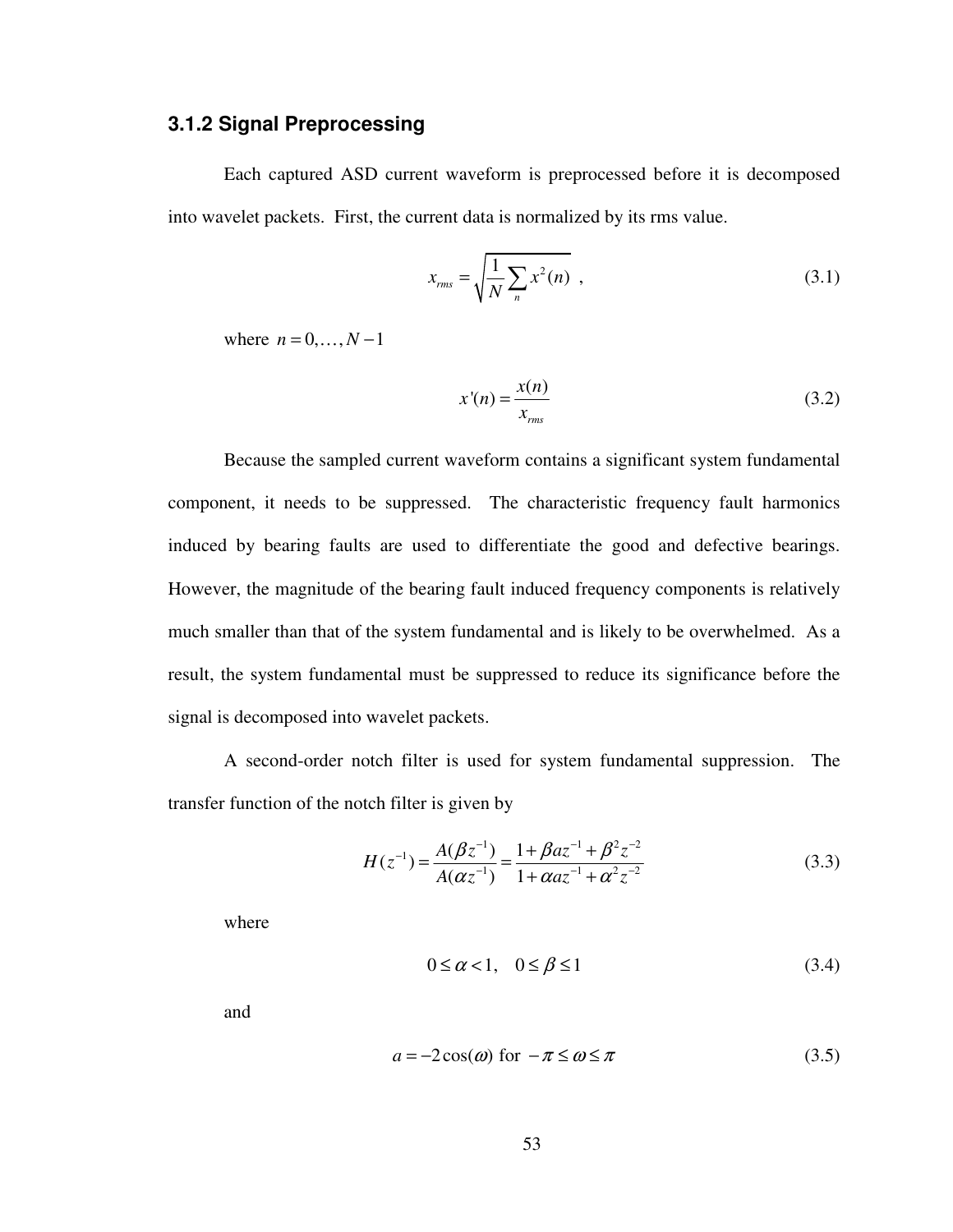### 3.1.2 Signal Preprocessing

Each captured ASD current waveform is preprocessed before it is decomposed into wavelet packets. First, the current data is normalized by its rms value.

$$x_{rms} = \sqrt{\frac{1}{N}\sum_{n} x^2(n)} \ , \tag{3.1}$$

where $n = 0, \ldots, N-1$

$$x'(n) = \frac{x(n)}{x_{rms}} \tag{3.2}$$

Because the sampled current waveform contains a significant system fundamental component, it needs to be suppressed. The characteristic frequency fault harmonics induced by bearing faults are used to differentiate the good and defective bearings. However, the magnitude of the bearing fault induced frequency components is relatively much smaller than that of the system fundamental and is likely to be overwhelmed. As a result, the system fundamental must be suppressed to reduce its significance before the signal is decomposed into wavelet packets.

A second-order notch filter is used for system fundamental suppression. The transfer function of the notch filter is given by

$$H(z^{-1}) = \frac{A(\beta z^{-1})}{A(\alpha z^{-1})} = \frac{1 + \beta a z^{-1} + \beta^2 z^{-2}}{1 + \alpha a z^{-1} + \alpha^2 z^{-2}} \tag{3.3}$$

where

$$0 \le \alpha < 1, \quad 0 \le \beta \le 1 \tag{3.4}$$

and

$$a = -2\cos(\omega) \text{ for } -\pi \le \omega \le \pi \tag{3.5}$$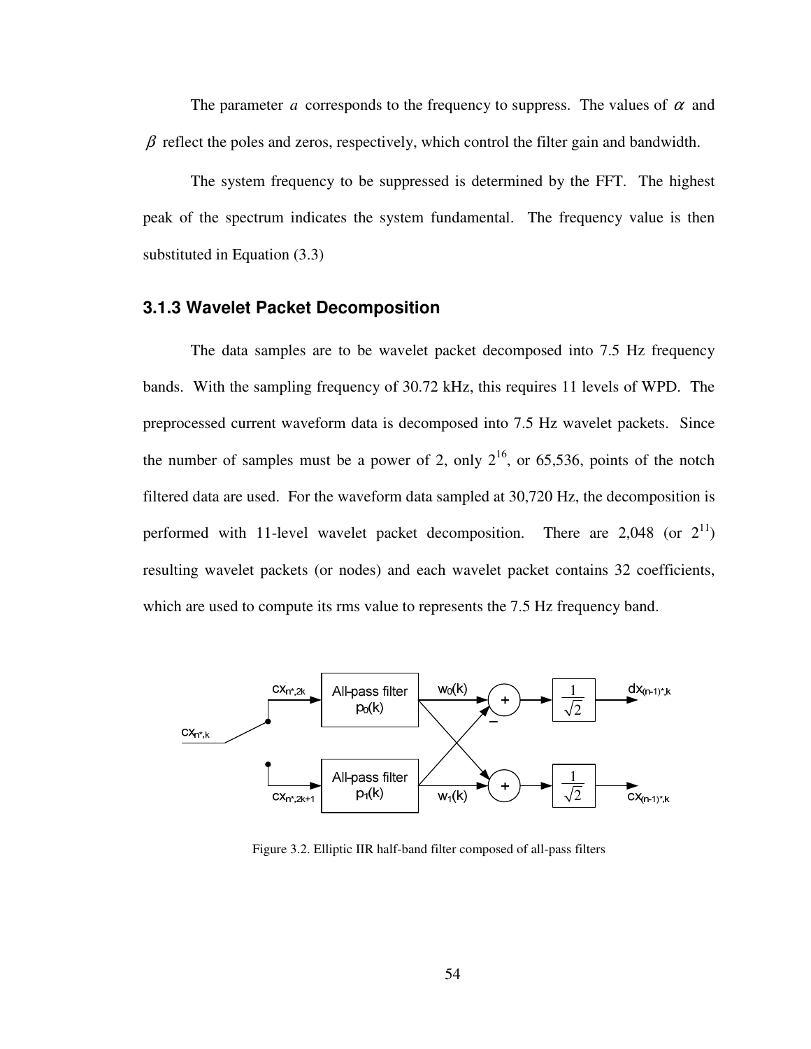The parameter $a$ corresponds to the frequency to suppress. The values of $\alpha$ and $\beta$ reflect the poles and zeros, respectively, which control the filter gain and bandwidth.

The system frequency to be suppressed is determined by the FFT. The highest peak of the spectrum indicates the system fundamental. The frequency value is then substituted in Equation (3.3)

### 3.1.3 Wavelet Packet Decomposition

The data samples are to be wavelet packet decomposed into 7.5 Hz frequency bands. With the sampling frequency of 30.72 kHz, this requires 11 levels of WPD. The preprocessed current waveform data is decomposed into 7.5 Hz wavelet packets. Since the number of samples must be a power of 2, only $2^{16}$, or 65,536, points of the notch filtered data are used. For the waveform data sampled at 30,720 Hz, the decomposition is performed with 11-level wavelet packet decomposition. There are 2,048 (or $2^{11}$) resulting wavelet packets (or nodes) and each wavelet packet contains 32 coefficients, which are used to compute its rms value to represents the 7.5 Hz frequency band.

Figure 3.2. Elliptic IIR half-band filter composed of all-pass filters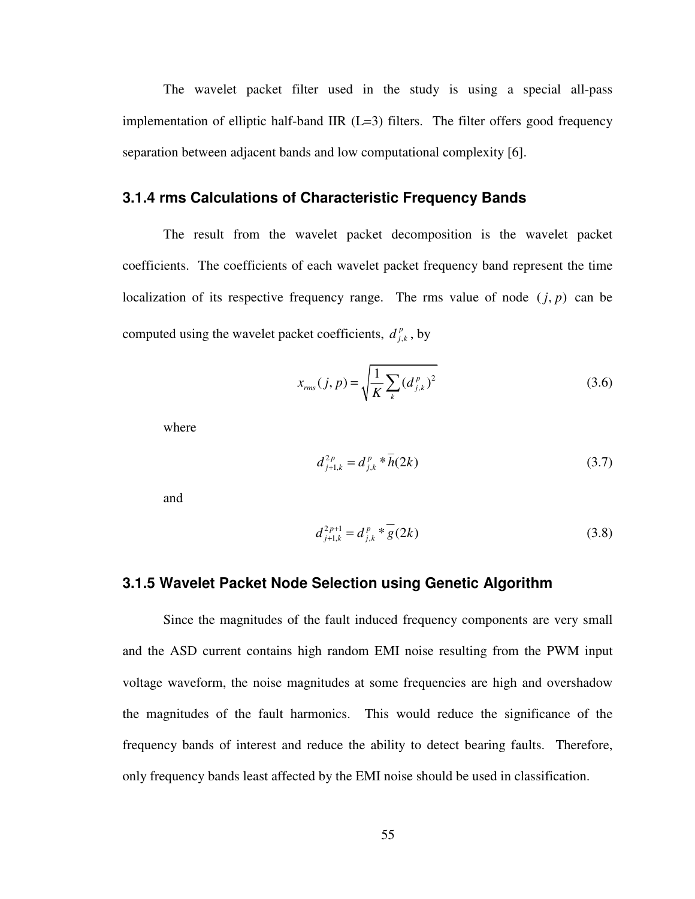The wavelet packet filter used in the study is using a special all-pass implementation of elliptic half-band IIR (L=3) filters. The filter offers good frequency separation between adjacent bands and low computational complexity [6].

### 3.1.4 rms Calculations of Characteristic Frequency Bands

The result from the wavelet packet decomposition is the wavelet packet coefficients. The coefficients of each wavelet packet frequency band represent the time localization of its respective frequency range. The rms value of node $(j, p)$ can be computed using the wavelet packet coefficients, $d_{j,k}^{p}$, by

$$x_{rms}(j, p) = \sqrt{\frac{1}{K}\sum_{k}(d_{j,k}^{p})^{2}} \tag{3.6}$$

where

$$d_{j+1,k}^{2p} = d_{j,k}^{p} * \overline{h}(2k) \tag{3.7}$$

and

$$d_{j+1,k}^{2p+1} = d_{j,k}^{p} * \overline{g}(2k) \tag{3.8}$$

### 3.1.5 Wavelet Packet Node Selection using Genetic Algorithm

Since the magnitudes of the fault induced frequency components are very small and the ASD current contains high random EMI noise resulting from the PWM input voltage waveform, the noise magnitudes at some frequencies are high and overshadow the magnitudes of the fault harmonics. This would reduce the significance of the frequency bands of interest and reduce the ability to detect bearing faults. Therefore, only frequency bands least affected by the EMI noise should be used in classification.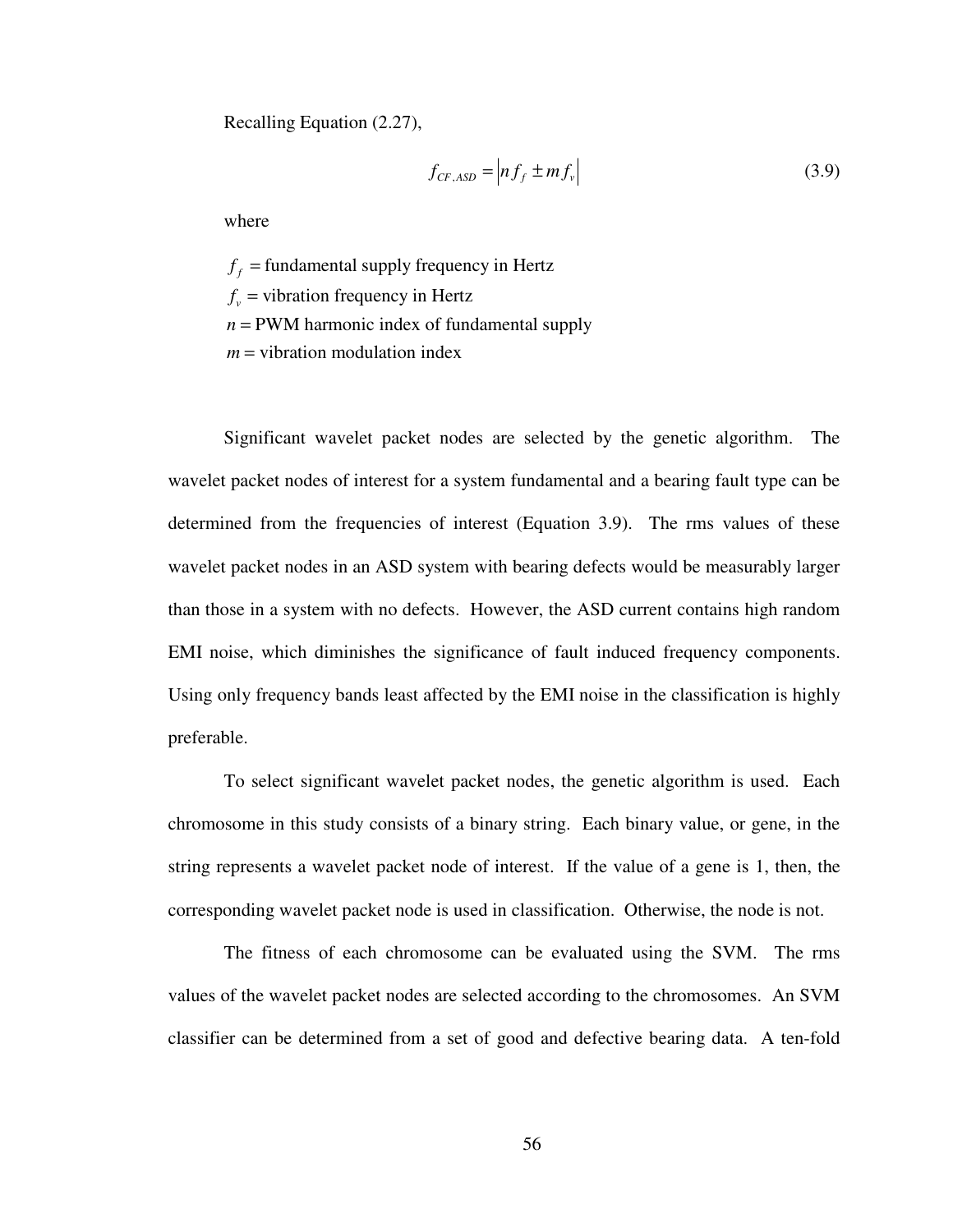Recalling Equation (2.27),

$$f_{CF,ASD} = \left| n f_f \pm m f_v \right| \tag{3.9}$$

where

$f_f$ = fundamental supply frequency in Hertz
$f_v$ = vibration frequency in Hertz
$n$ = PWM harmonic index of fundamental supply
$m$ = vibration modulation index

Significant wavelet packet nodes are selected by the genetic algorithm. The wavelet packet nodes of interest for a system fundamental and a bearing fault type can be determined from the frequencies of interest (Equation 3.9). The rms values of these wavelet packet nodes in an ASD system with bearing defects would be measurably larger than those in a system with no defects. However, the ASD current contains high random EMI noise, which diminishes the significance of fault induced frequency components. Using only frequency bands least affected by the EMI noise in the classification is highly preferable.

To select significant wavelet packet nodes, the genetic algorithm is used. Each chromosome in this study consists of a binary string. Each binary value, or gene, in the string represents a wavelet packet node of interest. If the value of a gene is 1, then, the corresponding wavelet packet node is used in classification. Otherwise, the node is not.

The fitness of each chromosome can be evaluated using the SVM. The rms values of the wavelet packet nodes are selected according to the chromosomes. An SVM classifier can be determined from a set of good and defective bearing data. A ten-fold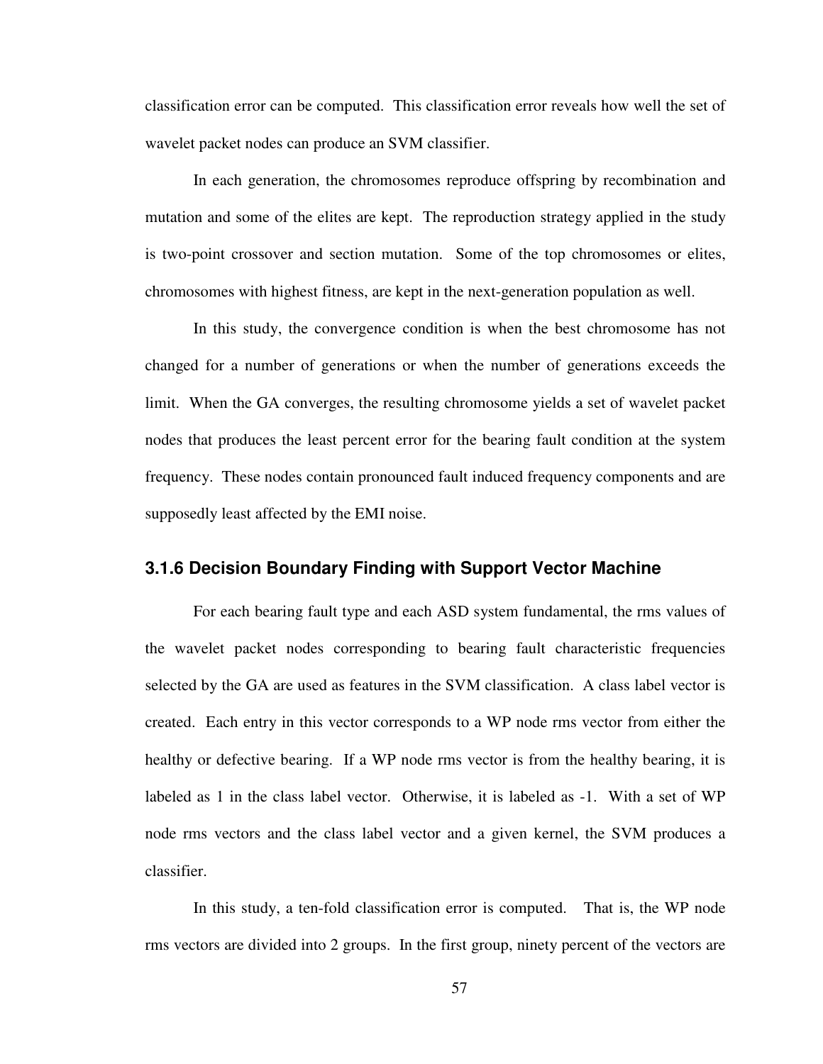classification error can be computed. This classification error reveals how well the set of wavelet packet nodes can produce an SVM classifier.

In each generation, the chromosomes reproduce offspring by recombination and mutation and some of the elites are kept. The reproduction strategy applied in the study is two-point crossover and section mutation. Some of the top chromosomes or elites, chromosomes with highest fitness, are kept in the next-generation population as well.

In this study, the convergence condition is when the best chromosome has not changed for a number of generations or when the number of generations exceeds the limit. When the GA converges, the resulting chromosome yields a set of wavelet packet nodes that produces the least percent error for the bearing fault condition at the system frequency. These nodes contain pronounced fault induced frequency components and are supposedly least affected by the EMI noise.

### 3.1.6 Decision Boundary Finding with Support Vector Machine

For each bearing fault type and each ASD system fundamental, the rms values of the wavelet packet nodes corresponding to bearing fault characteristic frequencies selected by the GA are used as features in the SVM classification. A class label vector is created. Each entry in this vector corresponds to a WP node rms vector from either the healthy or defective bearing. If a WP node rms vector is from the healthy bearing, it is labeled as 1 in the class label vector. Otherwise, it is labeled as -1. With a set of WP node rms vectors and the class label vector and a given kernel, the SVM produces a classifier.

In this study, a ten-fold classification error is computed. That is, the WP node rms vectors are divided into 2 groups. In the first group, ninety percent of the vectors are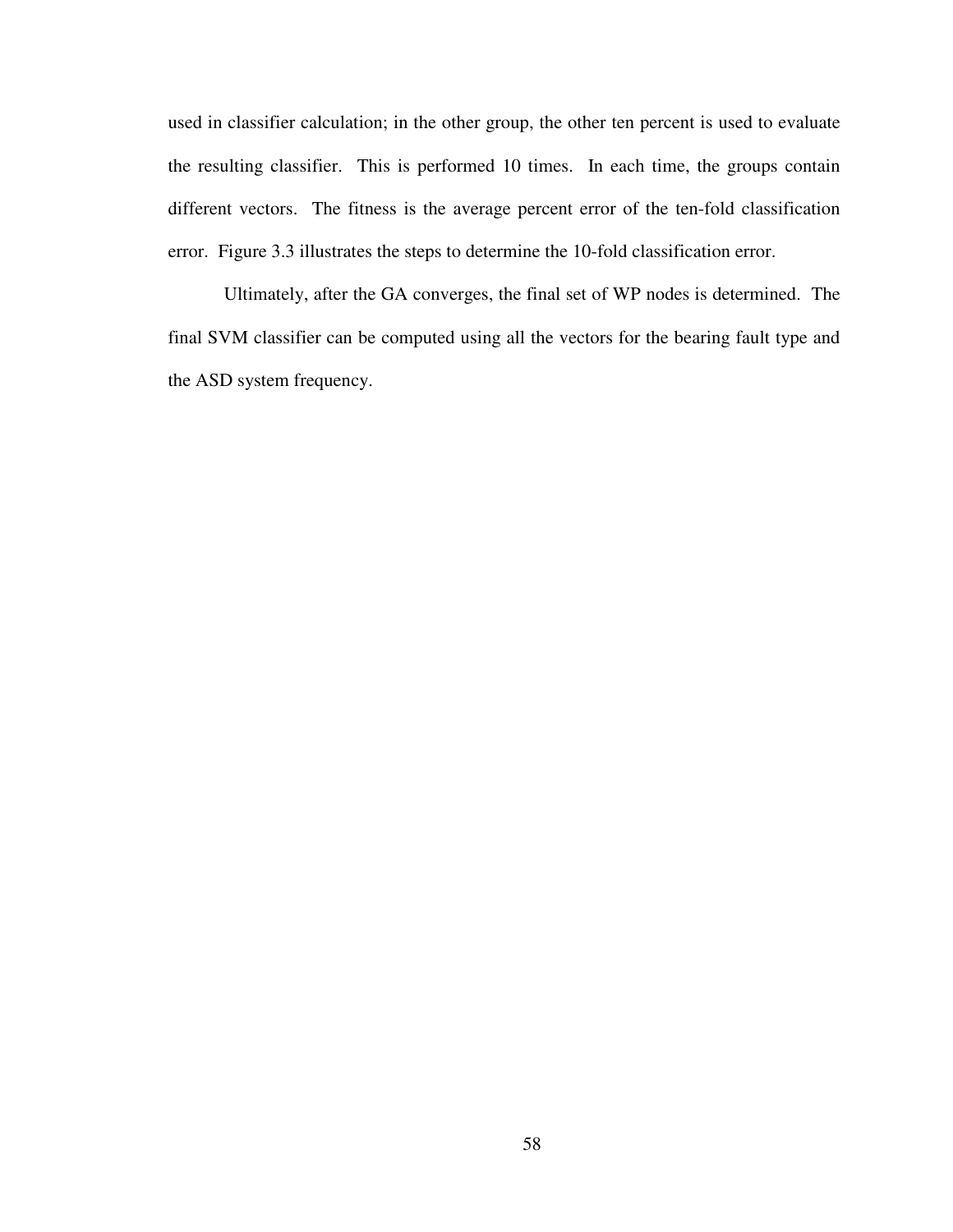used in classifier calculation; in the other group, the other ten percent is used to evaluate the resulting classifier. This is performed 10 times. In each time, the groups contain different vectors. The fitness is the average percent error of the ten-fold classification error. Figure 3.3 illustrates the steps to determine the 10-fold classification error.

Ultimately, after the GA converges, the final set of WP nodes is determined. The final SVM classifier can be computed using all the vectors for the bearing fault type and the ASD system frequency.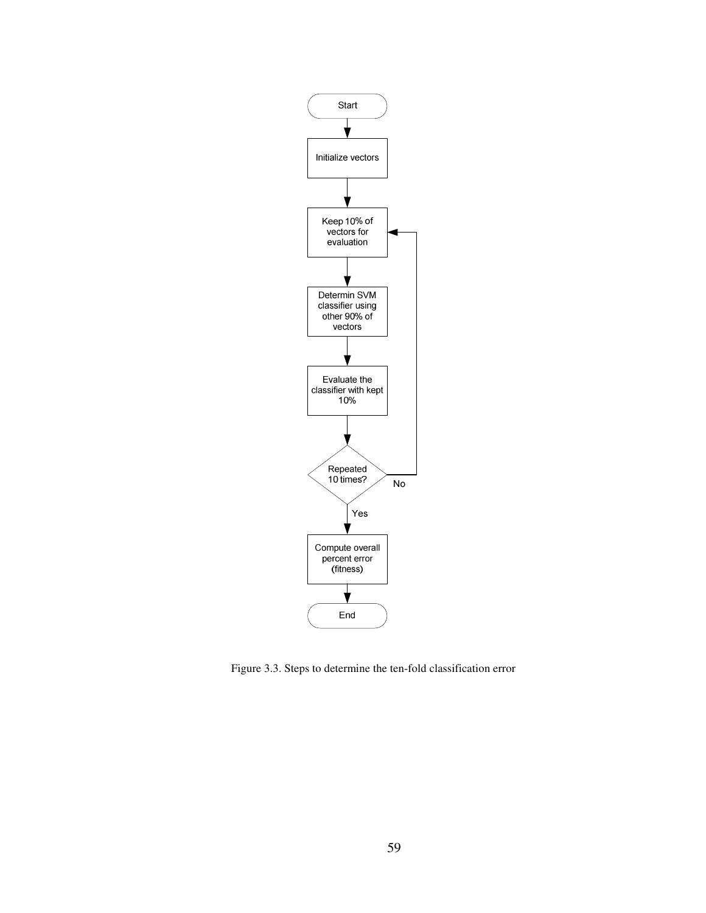Start

Initialize vectors

Keep 10% of vectors for evaluation

Determin SVM classifier using other 90% of vectors

Evaluate the classifier with kept 10%

Repeated 10 times?

No

Yes

Compute overall percent error (fitness)

End

Figure 3.3. Steps to determine the ten-fold classification error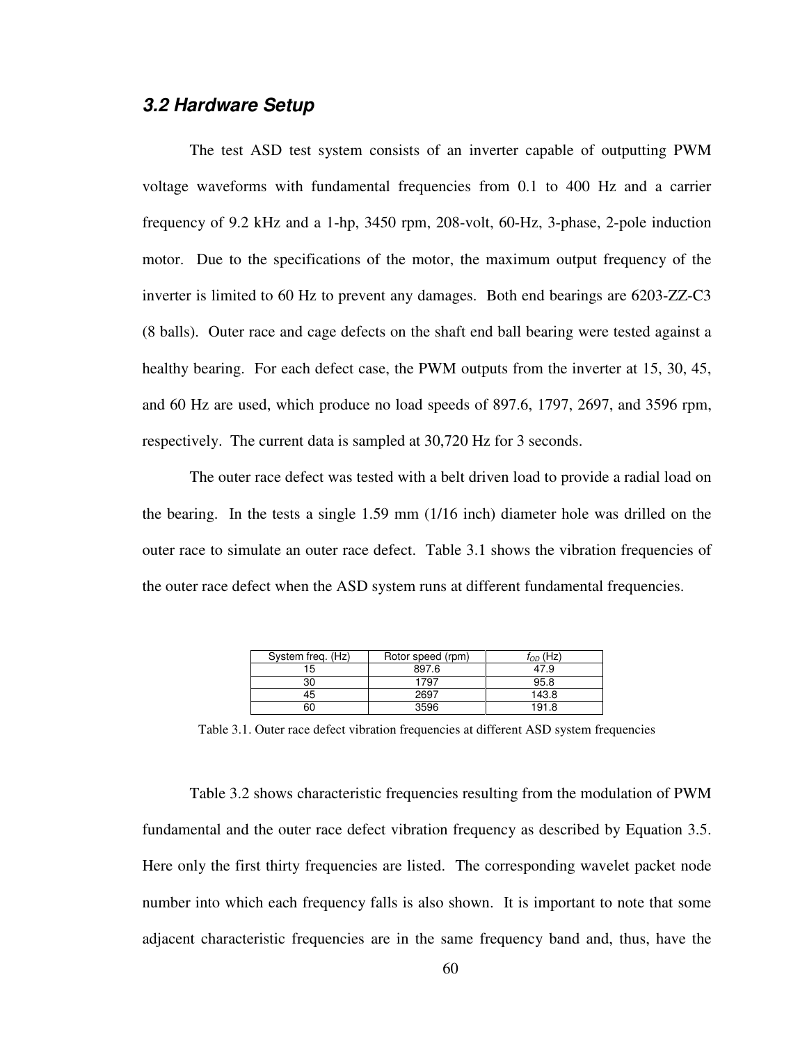### 3.2 Hardware Setup

The test ASD test system consists of an inverter capable of outputting PWM voltage waveforms with fundamental frequencies from 0.1 to 400 Hz and a carrier frequency of 9.2 kHz and a 1-hp, 3450 rpm, 208-volt, 60-Hz, 3-phase, 2-pole induction motor. Due to the specifications of the motor, the maximum output frequency of the inverter is limited to 60 Hz to prevent any damages. Both end bearings are 6203-ZZ-C3 (8 balls). Outer race and cage defects on the shaft end ball bearing were tested against a healthy bearing. For each defect case, the PWM outputs from the inverter at 15, 30, 45, and 60 Hz are used, which produce no load speeds of 897.6, 1797, 2697, and 3596 rpm, respectively. The current data is sampled at 30,720 Hz for 3 seconds.

The outer race defect was tested with a belt driven load to provide a radial load on the bearing. In the tests a single 1.59 mm (1/16 inch) diameter hole was drilled on the outer race to simulate an outer race defect. Table 3.1 shows the vibration frequencies of the outer race defect when the ASD system runs at different fundamental frequencies.

| System freq. (Hz) | Rotor speed (rpm) | $f_{OD}$ (Hz) |
|---|---|---|
| 15 | 897.6 | 47.9 |
| 30 | 1797 | 95.8 |
| 45 | 2697 | 143.8 |
| 60 | 3596 | 191.8 |

Table 3.1. Outer race defect vibration frequencies at different ASD system frequencies

Table 3.2 shows characteristic frequencies resulting from the modulation of PWM fundamental and the outer race defect vibration frequency as described by Equation 3.5. Here only the first thirty frequencies are listed. The corresponding wavelet packet node number into which each frequency falls is also shown. It is important to note that some adjacent characteristic frequencies are in the same frequency band and, thus, have the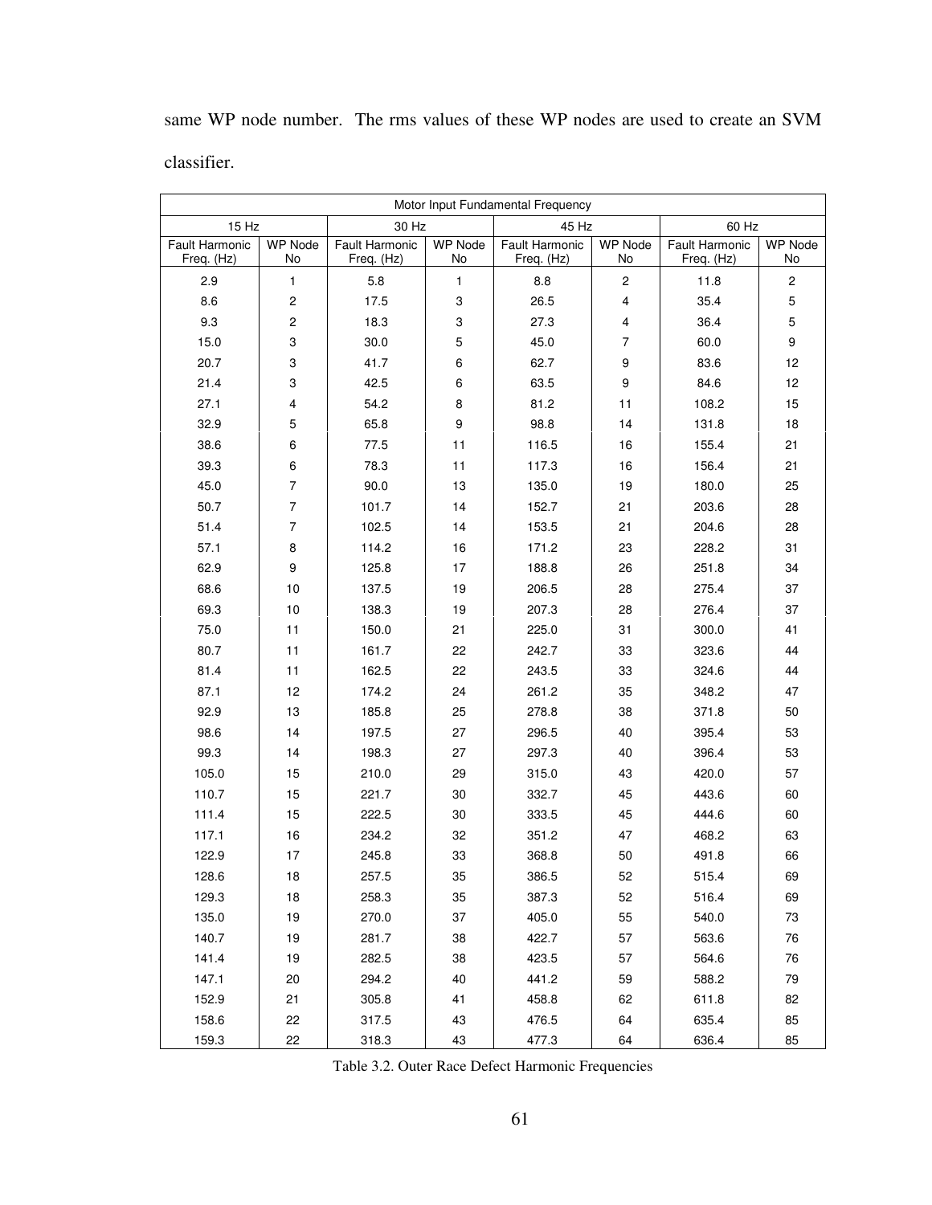same WP node number. The rms values of these WP nodes are used to create an SVM classifier.

| Motor Input Fundamental Frequency | | | | | | | |
|---|---|---|---|---|---|---|---|
| 15 Hz | | 30 Hz | | 45 Hz | | 60 Hz | |
| Fault Harmonic Freq. (Hz) | WP Node No | Fault Harmonic Freq. (Hz) | WP Node No | Fault Harmonic Freq. (Hz) | WP Node No | Fault Harmonic Freq. (Hz) | WP Node No |
| 2.9 | 1 | 5.8 | 1 | 8.8 | 2 | 11.8 | 2 |
| 8.6 | 2 | 17.5 | 3 | 26.5 | 4 | 35.4 | 5 |
| 9.3 | 2 | 18.3 | 3 | 27.3 | 4 | 36.4 | 5 |
| 15.0 | 3 | 30.0 | 5 | 45.0 | 7 | 60.0 | 9 |
| 20.7 | 3 | 41.7 | 6 | 62.7 | 9 | 83.6 | 12 |
| 21.4 | 3 | 42.5 | 6 | 63.5 | 9 | 84.6 | 12 |
| 27.1 | 4 | 54.2 | 8 | 81.2 | 11 | 108.2 | 15 |
| 32.9 | 5 | 65.8 | 9 | 98.8 | 14 | 131.8 | 18 |
| 38.6 | 6 | 77.5 | 11 | 116.5 | 16 | 155.4 | 21 |
| 39.3 | 6 | 78.3 | 11 | 117.3 | 16 | 156.4 | 21 |
| 45.0 | 7 | 90.0 | 13 | 135.0 | 19 | 180.0 | 25 |
| 50.7 | 7 | 101.7 | 14 | 152.7 | 21 | 203.6 | 28 |
| 51.4 | 7 | 102.5 | 14 | 153.5 | 21 | 204.6 | 28 |
| 57.1 | 8 | 114.2 | 16 | 171.2 | 23 | 228.2 | 31 |
| 62.9 | 9 | 125.8 | 17 | 188.8 | 26 | 251.8 | 34 |
| 68.6 | 10 | 137.5 | 19 | 206.5 | 28 | 275.4 | 37 |
| 69.3 | 10 | 138.3 | 19 | 207.3 | 28 | 276.4 | 37 |
| 75.0 | 11 | 150.0 | 21 | 225.0 | 31 | 300.0 | 41 |
| 80.7 | 11 | 161.7 | 22 | 242.7 | 33 | 323.6 | 44 |
| 81.4 | 11 | 162.5 | 22 | 243.5 | 33 | 324.6 | 44 |
| 87.1 | 12 | 174.2 | 24 | 261.2 | 35 | 348.2 | 47 |
| 92.9 | 13 | 185.8 | 25 | 278.8 | 38 | 371.8 | 50 |
| 98.6 | 14 | 197.5 | 27 | 296.5 | 40 | 395.4 | 53 |
| 99.3 | 14 | 198.3 | 27 | 297.3 | 40 | 396.4 | 53 |
| 105.0 | 15 | 210.0 | 29 | 315.0 | 43 | 420.0 | 57 |
| 110.7 | 15 | 221.7 | 30 | 332.7 | 45 | 443.6 | 60 |
| 111.4 | 15 | 222.5 | 30 | 333.5 | 45 | 444.6 | 60 |
| 117.1 | 16 | 234.2 | 32 | 351.2 | 47 | 468.2 | 63 |
| 122.9 | 17 | 245.8 | 33 | 368.8 | 50 | 491.8 | 66 |
| 128.6 | 18 | 257.5 | 35 | 386.5 | 52 | 515.4 | 69 |
| 129.3 | 18 | 258.3 | 35 | 387.3 | 52 | 516.4 | 69 |
| 135.0 | 19 | 270.0 | 37 | 405.0 | 55 | 540.0 | 73 |
| 140.7 | 19 | 281.7 | 38 | 422.7 | 57 | 563.6 | 76 |
| 141.4 | 19 | 282.5 | 38 | 423.5 | 57 | 564.6 | 76 |
| 147.1 | 20 | 294.2 | 40 | 441.2 | 59 | 588.2 | 79 |
| 152.9 | 21 | 305.8 | 41 | 458.8 | 62 | 611.8 | 82 |
| 158.6 | 22 | 317.5 | 43 | 476.5 | 64 | 635.4 | 85 |
| 159.3 | 22 | 318.3 | 43 | 477.3 | 64 | 636.4 | 85 |

Table 3.2. Outer Race Defect Harmonic Frequencies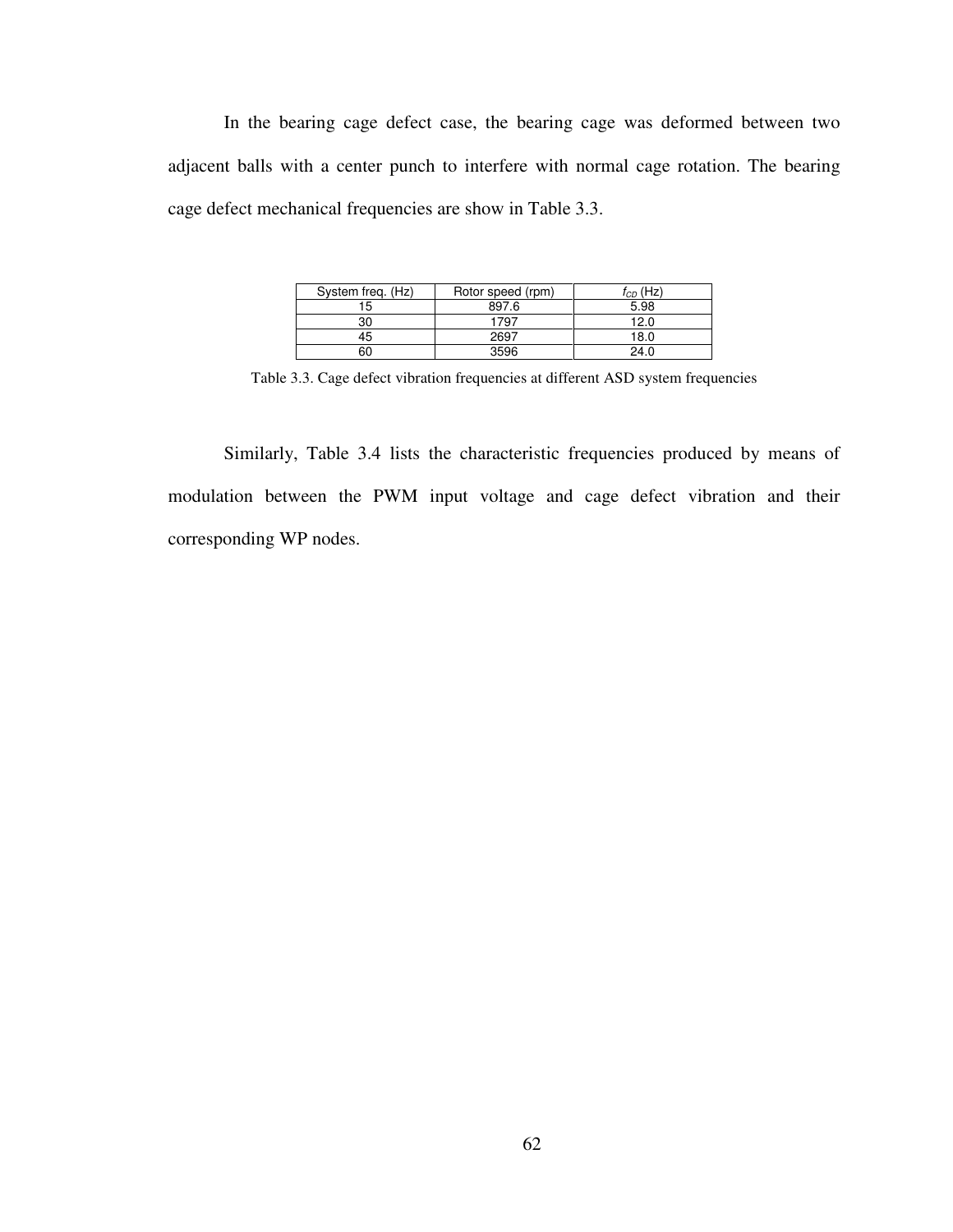In the bearing cage defect case, the bearing cage was deformed between two adjacent balls with a center punch to interfere with normal cage rotation. The bearing cage defect mechanical frequencies are show in Table 3.3.

| System freq. (Hz) | Rotor speed (rpm) | $f_{CD}$ (Hz) |
|---|---|---|
| 15 | 897.6 | 5.98 |
| 30 | 1797 | 12.0 |
| 45 | 2697 | 18.0 |
| 60 | 3596 | 24.0 |

Table 3.3. Cage defect vibration frequencies at different ASD system frequencies

Similarly, Table 3.4 lists the characteristic frequencies produced by means of modulation between the PWM input voltage and cage defect vibration and their corresponding WP nodes.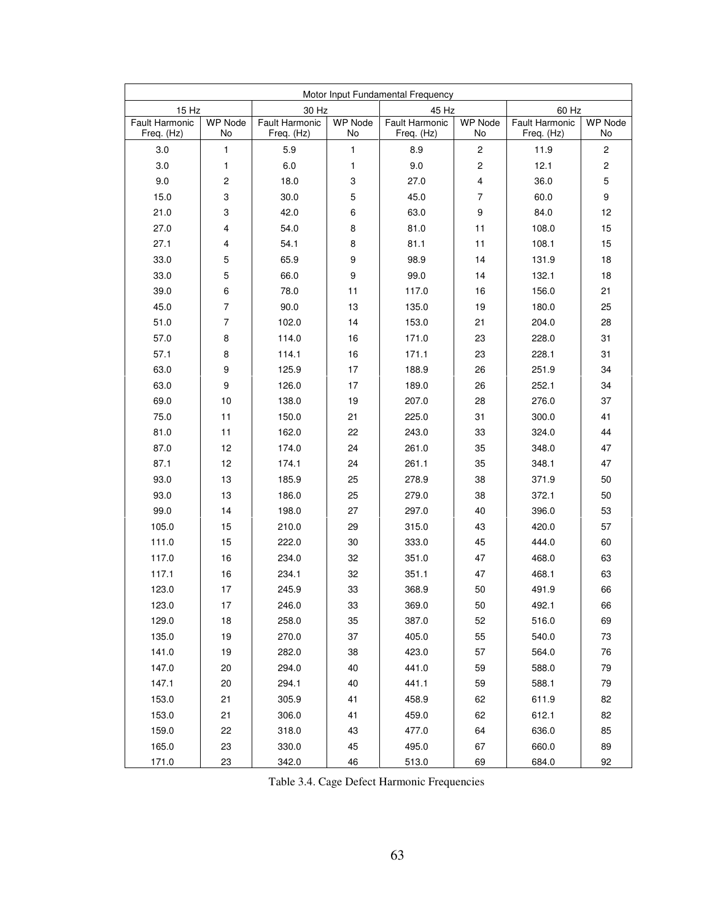| Motor Input Fundamental Frequency | | | | | | | |
|---|---|---|---|---|---|---|---|
| 15 Hz | | 30 Hz | | 45 Hz | | 60 Hz | |
| Fault Harmonic Freq. (Hz) | WP Node No | Fault Harmonic Freq. (Hz) | WP Node No | Fault Harmonic Freq. (Hz) | WP Node No | Fault Harmonic Freq. (Hz) | WP Node No |
| 3.0 | 1 | 5.9 | 1 | 8.9 | 2 | 11.9 | 2 |
| 3.0 | 1 | 6.0 | 1 | 9.0 | 2 | 12.1 | 2 |
| 9.0 | 2 | 18.0 | 3 | 27.0 | 4 | 36.0 | 5 |
| 15.0 | 3 | 30.0 | 5 | 45.0 | 7 | 60.0 | 9 |
| 21.0 | 3 | 42.0 | 6 | 63.0 | 9 | 84.0 | 12 |
| 27.0 | 4 | 54.0 | 8 | 81.0 | 11 | 108.0 | 15 |
| 27.1 | 4 | 54.1 | 8 | 81.1 | 11 | 108.1 | 15 |
| 33.0 | 5 | 65.9 | 9 | 98.9 | 14 | 131.9 | 18 |
| 33.0 | 5 | 66.0 | 9 | 99.0 | 14 | 132.1 | 18 |
| 39.0 | 6 | 78.0 | 11 | 117.0 | 16 | 156.0 | 21 |
| 45.0 | 7 | 90.0 | 13 | 135.0 | 19 | 180.0 | 25 |
| 51.0 | 7 | 102.0 | 14 | 153.0 | 21 | 204.0 | 28 |
| 57.0 | 8 | 114.0 | 16 | 171.0 | 23 | 228.0 | 31 |
| 57.1 | 8 | 114.1 | 16 | 171.1 | 23 | 228.1 | 31 |
| 63.0 | 9 | 125.9 | 17 | 188.9 | 26 | 251.9 | 34 |
| 63.0 | 9 | 126.0 | 17 | 189.0 | 26 | 252.1 | 34 |
| 69.0 | 10 | 138.0 | 19 | 207.0 | 28 | 276.0 | 37 |
| 75.0 | 11 | 150.0 | 21 | 225.0 | 31 | 300.0 | 41 |
| 81.0 | 11 | 162.0 | 22 | 243.0 | 33 | 324.0 | 44 |
| 87.0 | 12 | 174.0 | 24 | 261.0 | 35 | 348.0 | 47 |
| 87.1 | 12 | 174.1 | 24 | 261.1 | 35 | 348.1 | 47 |
| 93.0 | 13 | 185.9 | 25 | 278.9 | 38 | 371.9 | 50 |
| 93.0 | 13 | 186.0 | 25 | 279.0 | 38 | 372.1 | 50 |
| 99.0 | 14 | 198.0 | 27 | 297.0 | 40 | 396.0 | 53 |
| 105.0 | 15 | 210.0 | 29 | 315.0 | 43 | 420.0 | 57 |
| 111.0 | 15 | 222.0 | 30 | 333.0 | 45 | 444.0 | 60 |
| 117.0 | 16 | 234.0 | 32 | 351.0 | 47 | 468.0 | 63 |
| 117.1 | 16 | 234.1 | 32 | 351.1 | 47 | 468.1 | 63 |
| 123.0 | 17 | 245.9 | 33 | 368.9 | 50 | 491.9 | 66 |
| 123.0 | 17 | 246.0 | 33 | 369.0 | 50 | 492.1 | 66 |
| 129.0 | 18 | 258.0 | 35 | 387.0 | 52 | 516.0 | 69 |
| 135.0 | 19 | 270.0 | 37 | 405.0 | 55 | 540.0 | 73 |
| 141.0 | 19 | 282.0 | 38 | 423.0 | 57 | 564.0 | 76 |
| 147.0 | 20 | 294.0 | 40 | 441.0 | 59 | 588.0 | 79 |
| 147.1 | 20 | 294.1 | 40 | 441.1 | 59 | 588.1 | 79 |
| 153.0 | 21 | 305.9 | 41 | 458.9 | 62 | 611.9 | 82 |
| 153.0 | 21 | 306.0 | 41 | 459.0 | 62 | 612.1 | 82 |
| 159.0 | 22 | 318.0 | 43 | 477.0 | 64 | 636.0 | 85 |
| 165.0 | 23 | 330.0 | 45 | 495.0 | 67 | 660.0 | 89 |
| 171.0 | 23 | 342.0 | 46 | 513.0 | 69 | 684.0 | 92 |

Table 3.4. Cage Defect Harmonic Frequencies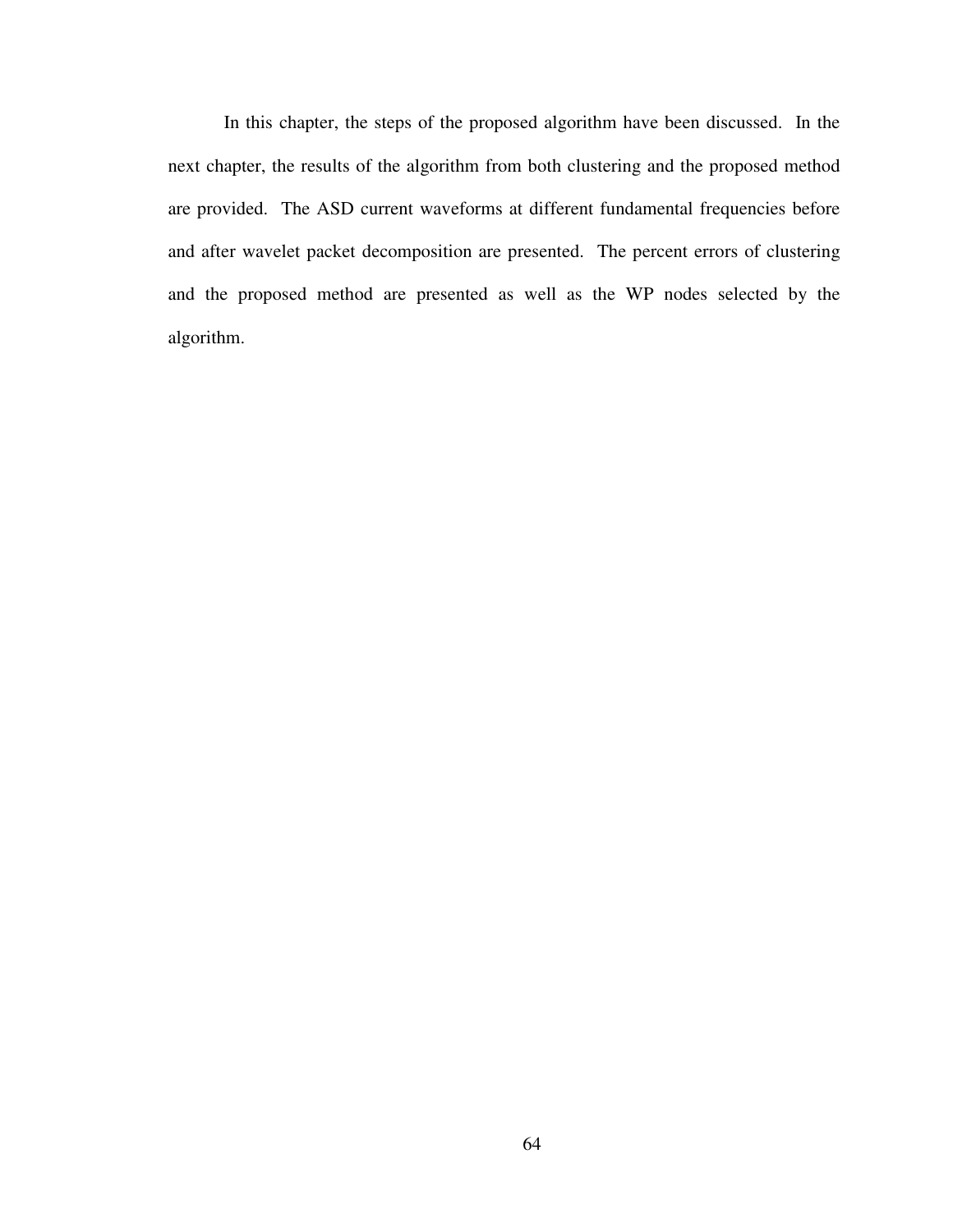In this chapter, the steps of the proposed algorithm have been discussed. In the next chapter, the results of the algorithm from both clustering and the proposed method are provided. The ASD current waveforms at different fundamental frequencies before and after wavelet packet decomposition are presented. The percent errors of clustering and the proposed method are presented as well as the WP nodes selected by the algorithm.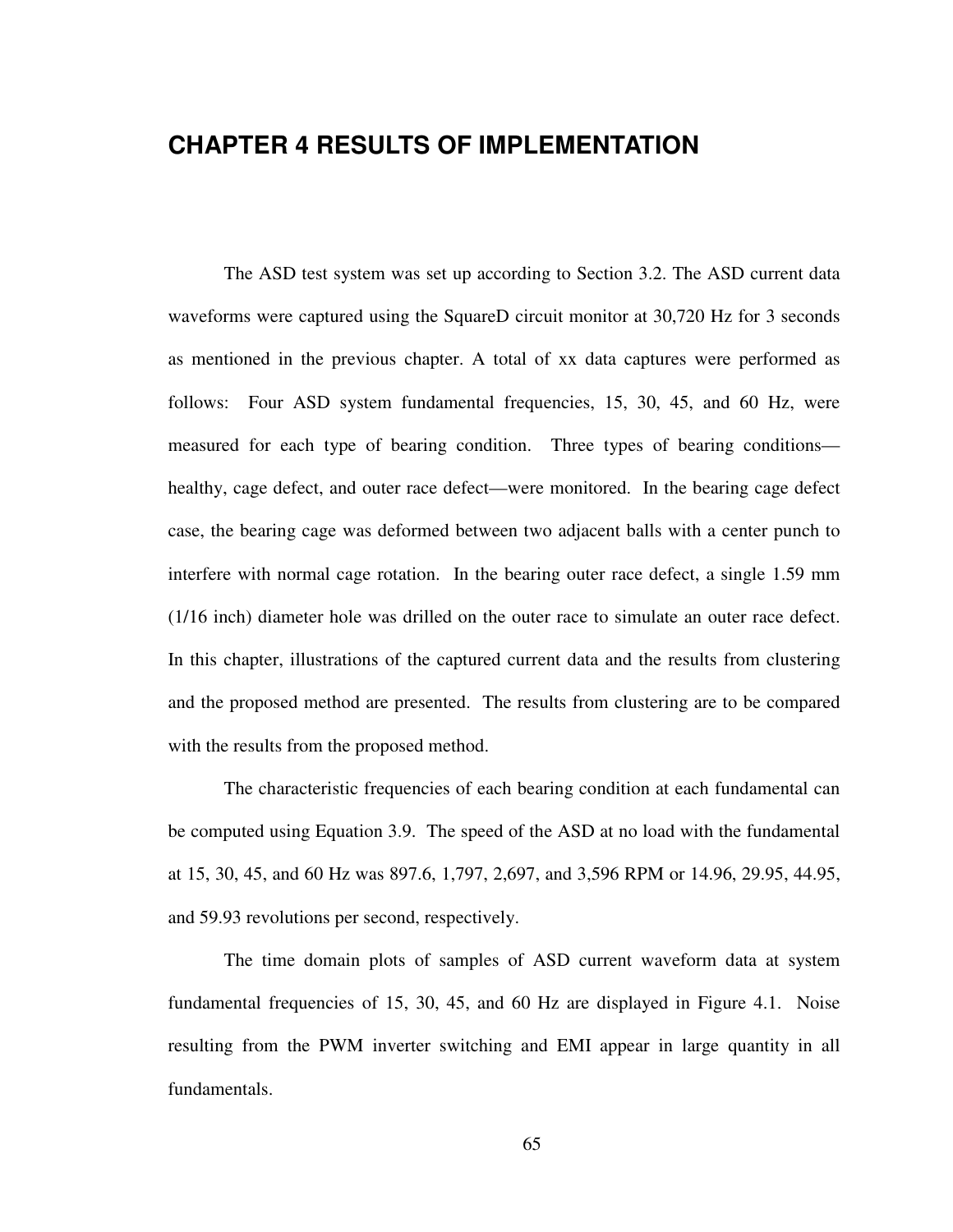# CHAPTER 4 RESULTS OF IMPLEMENTATION

The ASD test system was set up according to Section 3.2. The ASD current data waveforms were captured using the SquareD circuit monitor at 30,720 Hz for 3 seconds as mentioned in the previous chapter. A total of xx data captures were performed as follows: Four ASD system fundamental frequencies, 15, 30, 45, and 60 Hz, were measured for each type of bearing condition. Three types of bearing conditions—healthy, cage defect, and outer race defect—were monitored. In the bearing cage defect case, the bearing cage was deformed between two adjacent balls with a center punch to interfere with normal cage rotation. In the bearing outer race defect, a single 1.59 mm (1/16 inch) diameter hole was drilled on the outer race to simulate an outer race defect. In this chapter, illustrations of the captured current data and the results from clustering and the proposed method are presented. The results from clustering are to be compared with the results from the proposed method.

The characteristic frequencies of each bearing condition at each fundamental can be computed using Equation 3.9. The speed of the ASD at no load with the fundamental at 15, 30, 45, and 60 Hz was 897.6, 1,797, 2,697, and 3,596 RPM or 14.96, 29.95, 44.95, and 59.93 revolutions per second, respectively.

The time domain plots of samples of ASD current waveform data at system fundamental frequencies of 15, 30, 45, and 60 Hz are displayed in Figure 4.1. Noise resulting from the PWM inverter switching and EMI appear in large quantity in all fundamentals.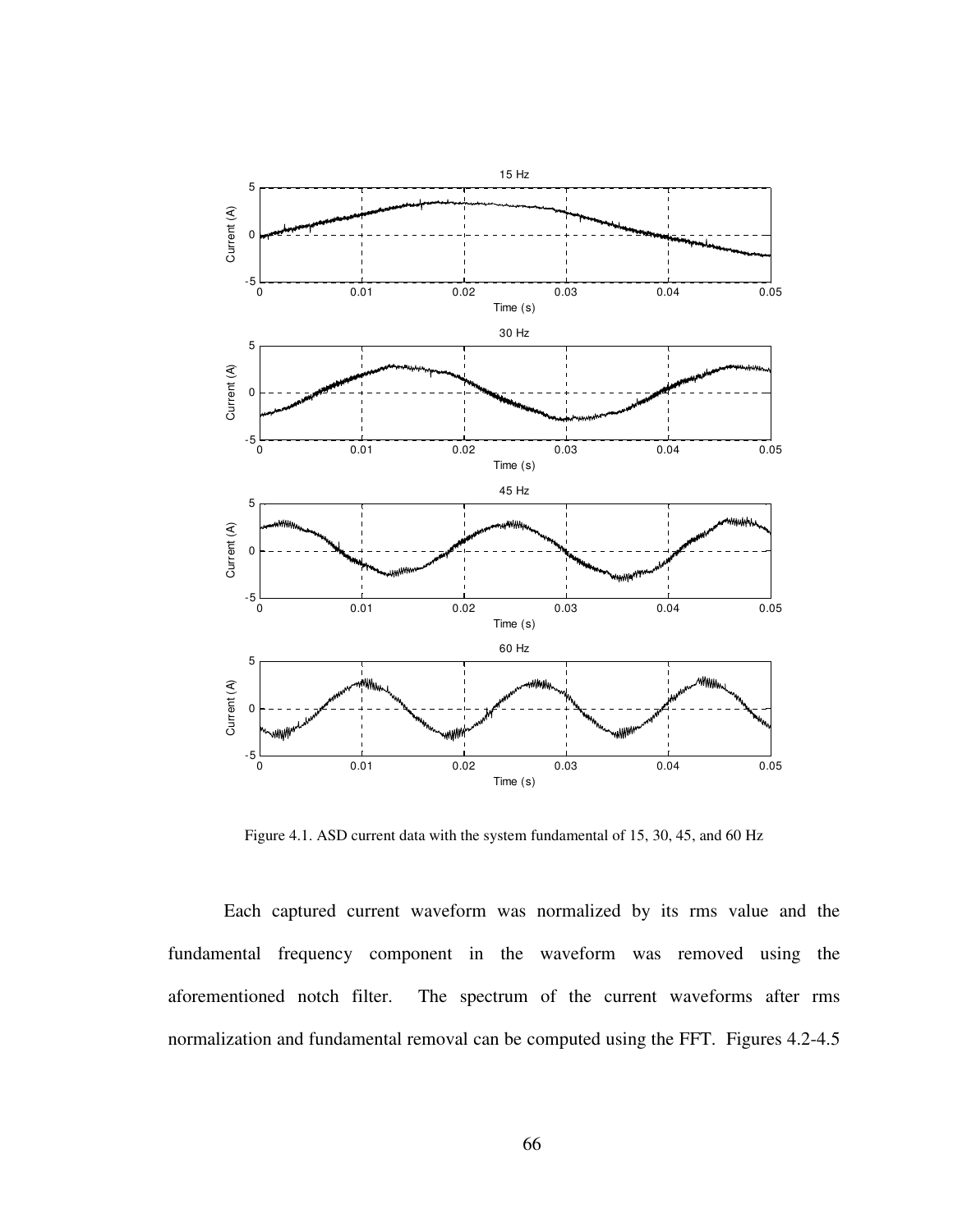Figure 4.1. ASD current data with the system fundamental of 15, 30, 45, and 60 Hz

Each captured current waveform was normalized by its rms value and the fundamental frequency component in the waveform was removed using the aforementioned notch filter. The spectrum of the current waveforms after rms normalization and fundamental removal can be computed using the FFT. Figures 4.2-4.5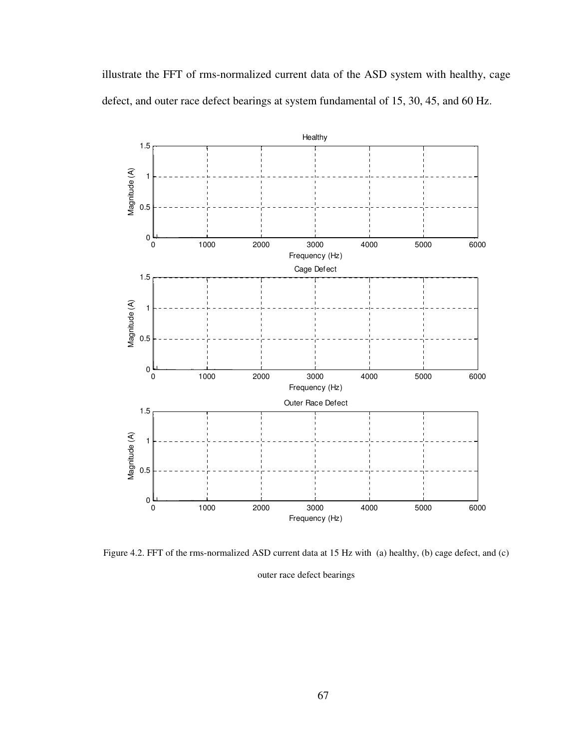illustrate the FFT of rms-normalized current data of the ASD system with healthy, cage defect, and outer race defect bearings at system fundamental of 15, 30, 45, and 60 Hz.

Figure 4.2. FFT of the rms-normalized ASD current data at 15 Hz with (a) healthy, (b) cage defect, and (c) outer race defect bearings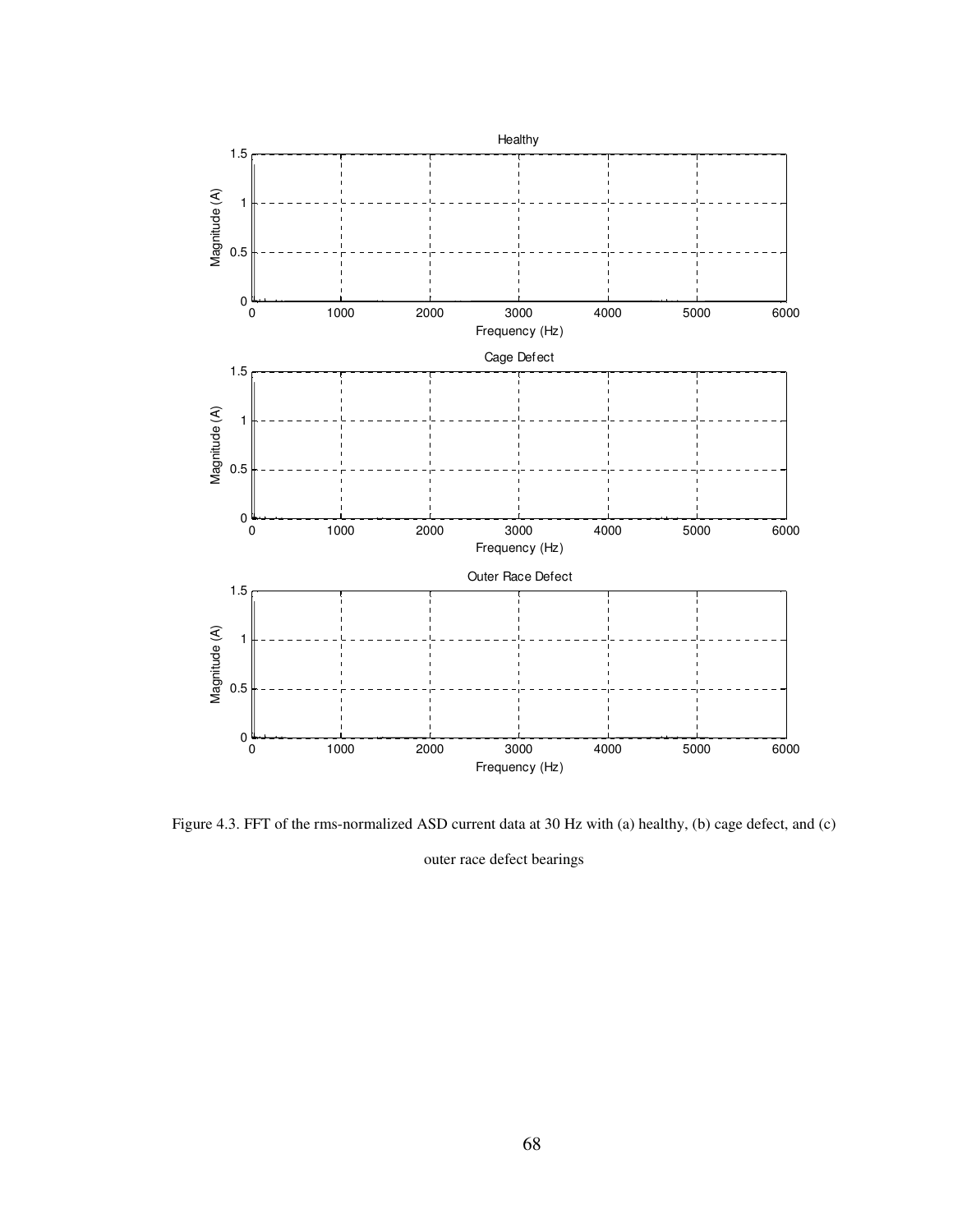Figure 4.3. FFT of the rms-normalized ASD current data at 30 Hz with (a) healthy, (b) cage defect, and (c) outer race defect bearings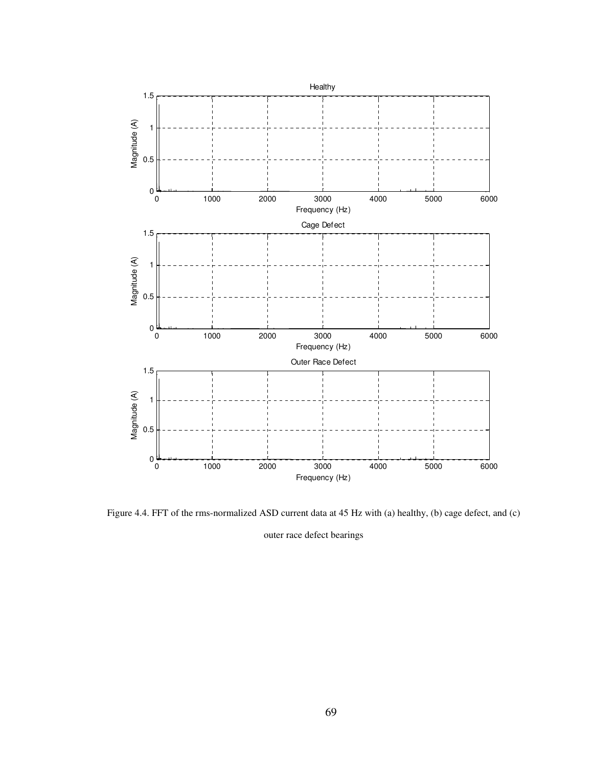Figure 4.4. FFT of the rms-normalized ASD current data at 45 Hz with (a) healthy, (b) cage defect, and (c) outer race defect bearings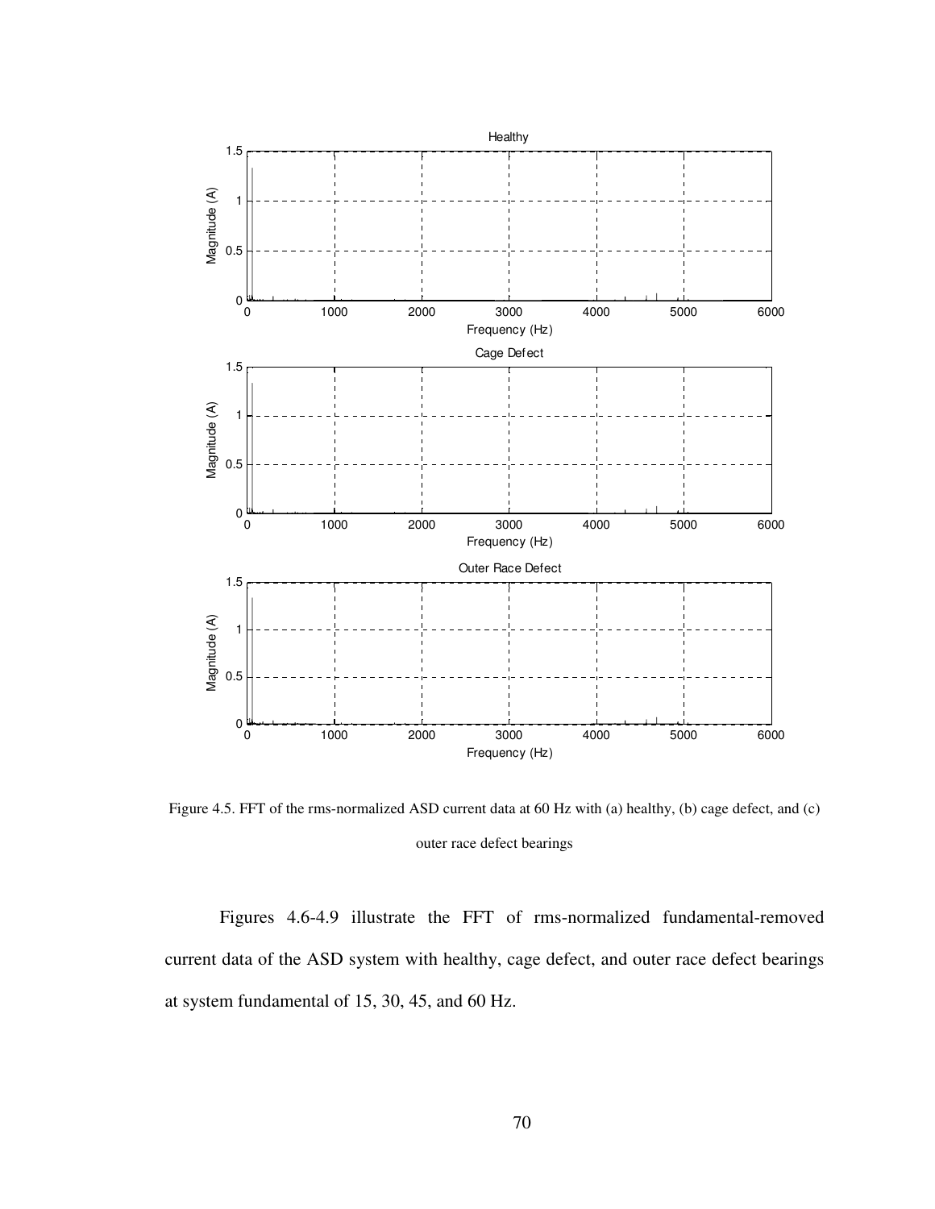Figure 4.5. FFT of the rms-normalized ASD current data at 60 Hz with (a) healthy, (b) cage defect, and (c) outer race defect bearings

Figures 4.6-4.9 illustrate the FFT of rms-normalized fundamental-removed current data of the ASD system with healthy, cage defect, and outer race defect bearings at system fundamental of 15, 30, 45, and 60 Hz.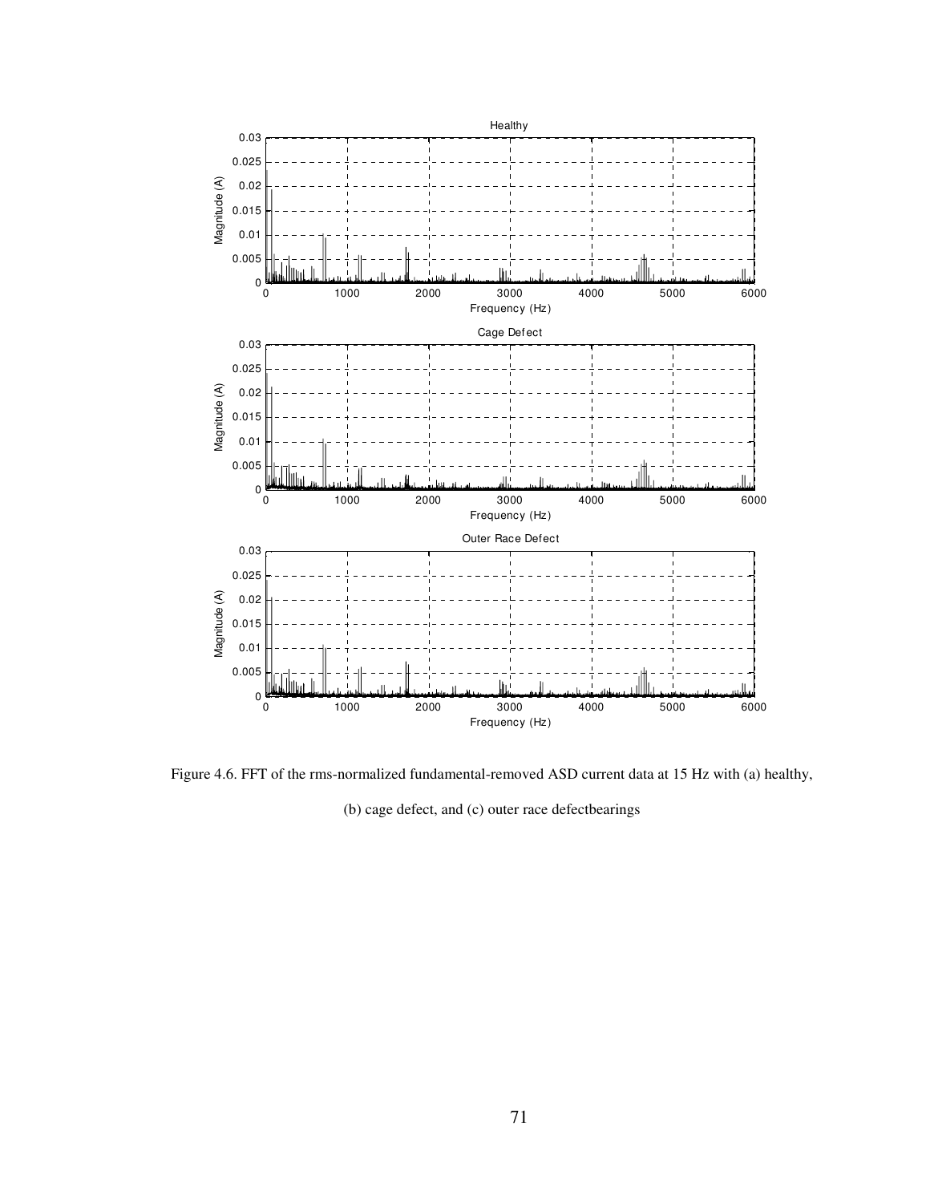Figure 4.6. FFT of the rms-normalized fundamental-removed ASD current data at 15 Hz with (a) healthy, (b) cage defect, and (c) outer race defectbearings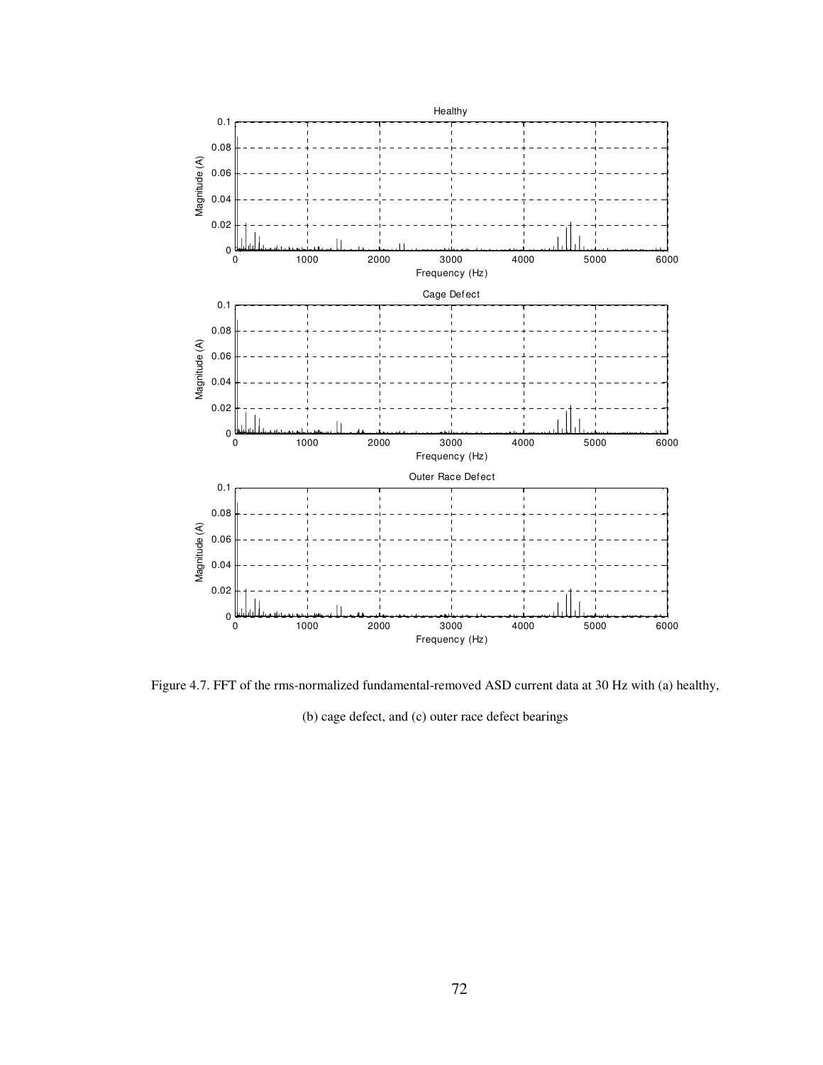Figure 4.7. FFT of the rms-normalized fundamental-removed ASD current data at 30 Hz with (a) healthy, (b) cage defect, and (c) outer race defect bearings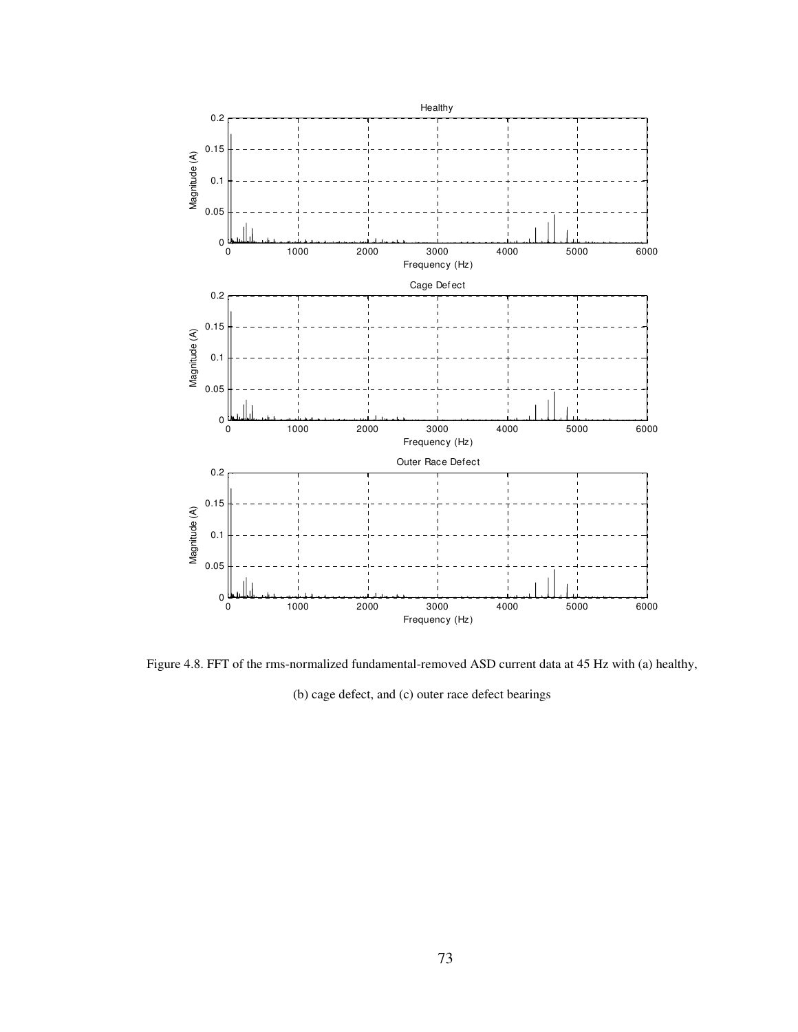Figure 4.8. FFT of the rms-normalized fundamental-removed ASD current data at 45 Hz with (a) healthy, (b) cage defect, and (c) outer race defect bearings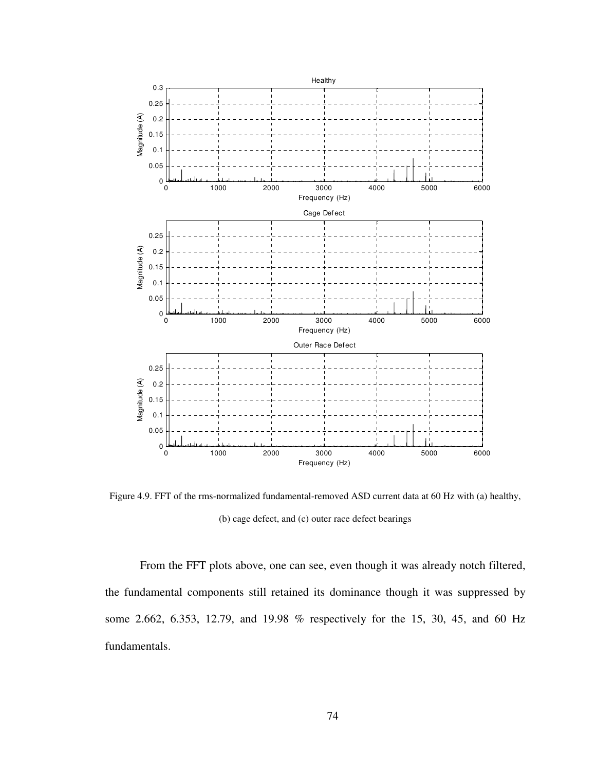Figure 4.9. FFT of the rms-normalized fundamental-removed ASD current data at 60 Hz with (a) healthy, (b) cage defect, and (c) outer race defect bearings

From the FFT plots above, one can see, even though it was already notch filtered, the fundamental components still retained its dominance though it was suppressed by some 2.662, 6.353, 12.79, and 19.98 % respectively for the 15, 30, 45, and 60 Hz fundamentals.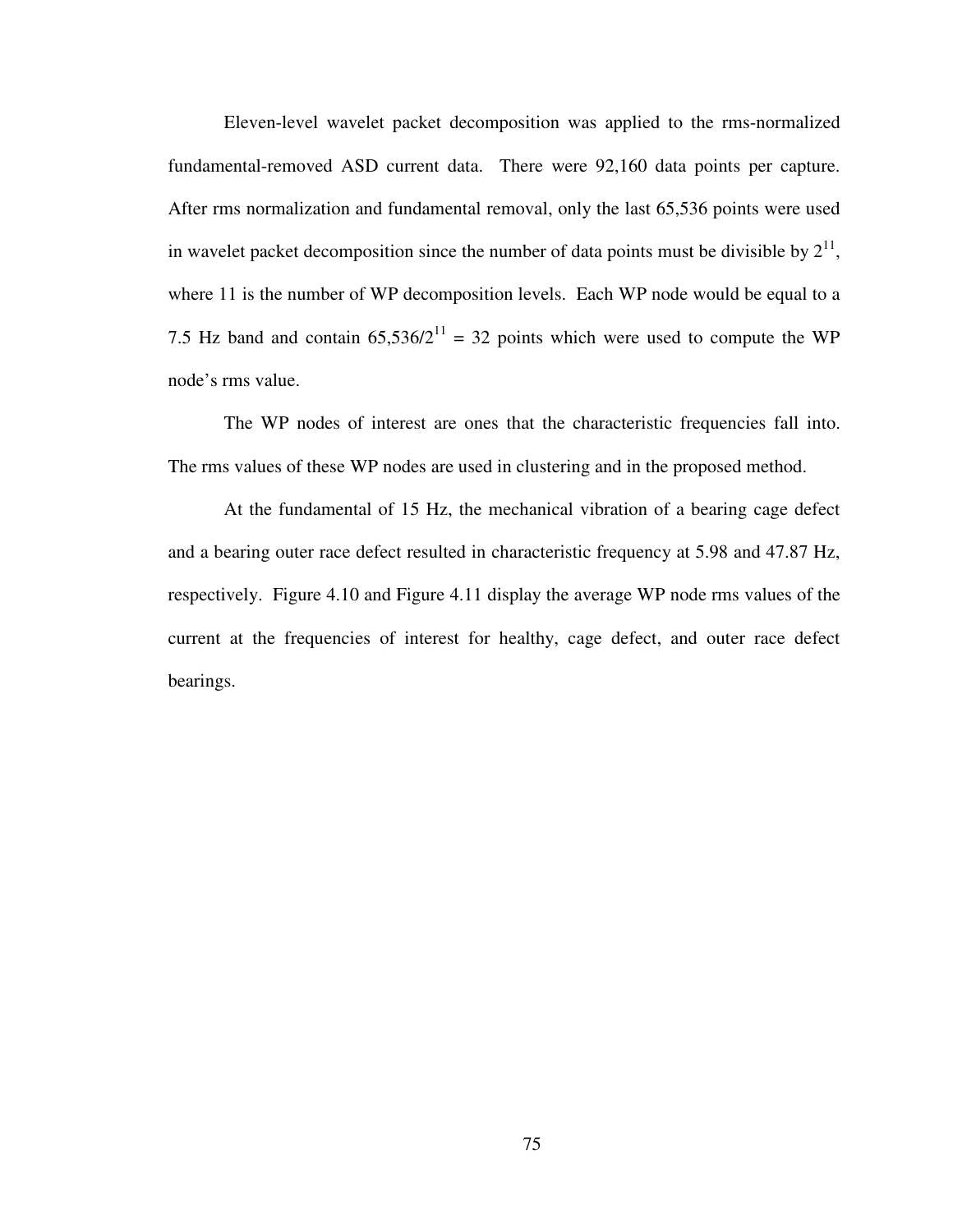Eleven-level wavelet packet decomposition was applied to the rms-normalized fundamental-removed ASD current data. There were 92,160 data points per capture. After rms normalization and fundamental removal, only the last 65,536 points were used in wavelet packet decomposition since the number of data points must be divisible by $2^{11}$, where 11 is the number of WP decomposition levels. Each WP node would be equal to a 7.5 Hz band and contain $65{,}536/2^{11} = 32$ points which were used to compute the WP node's rms value.

The WP nodes of interest are ones that the characteristic frequencies fall into. The rms values of these WP nodes are used in clustering and in the proposed method.

At the fundamental of 15 Hz, the mechanical vibration of a bearing cage defect and a bearing outer race defect resulted in characteristic frequency at 5.98 and 47.87 Hz, respectively. Figure 4.10 and Figure 4.11 display the average WP node rms values of the current at the frequencies of interest for healthy, cage defect, and outer race defect bearings.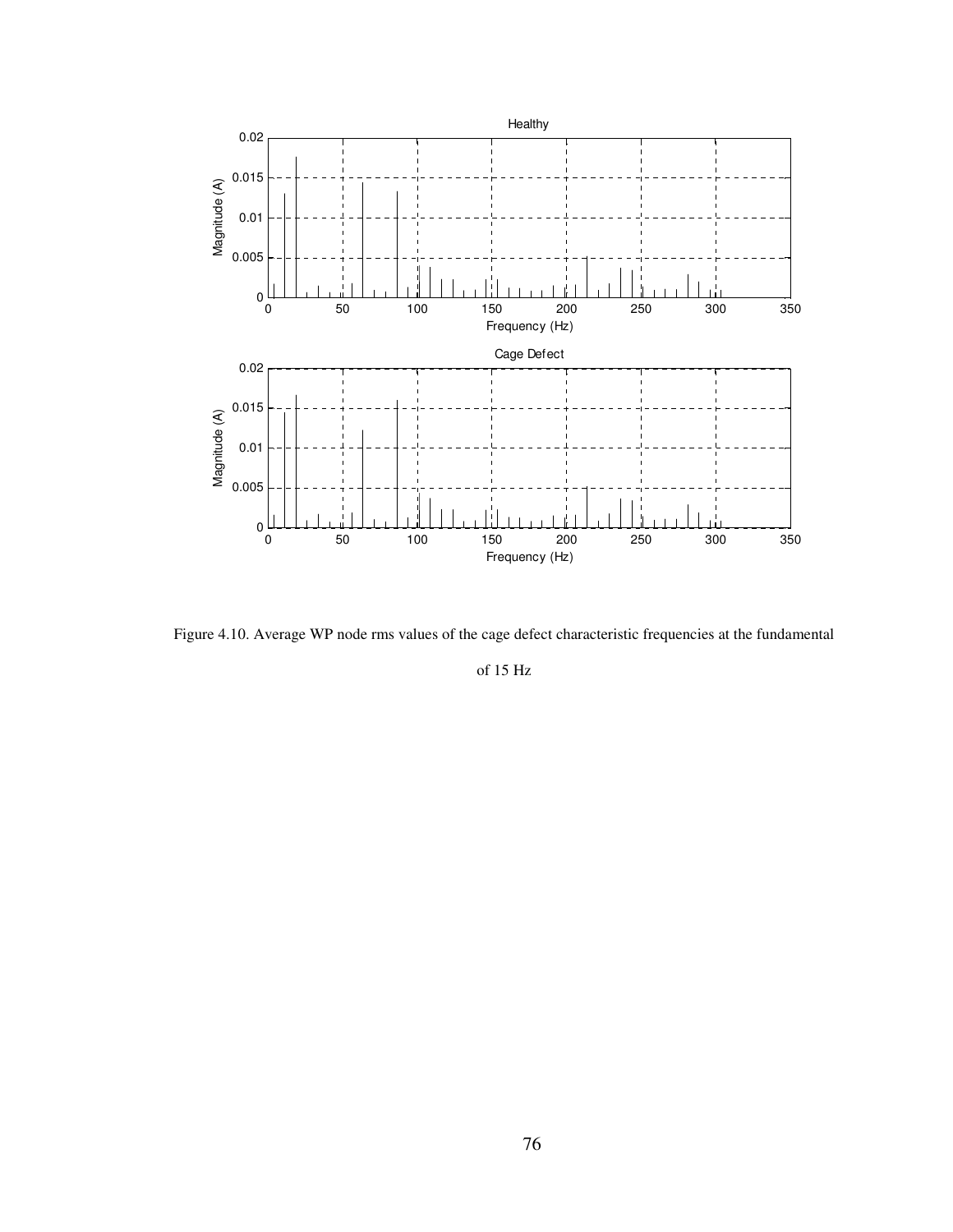Figure 4.10. Average WP node rms values of the cage defect characteristic frequencies at the fundamental of 15 Hz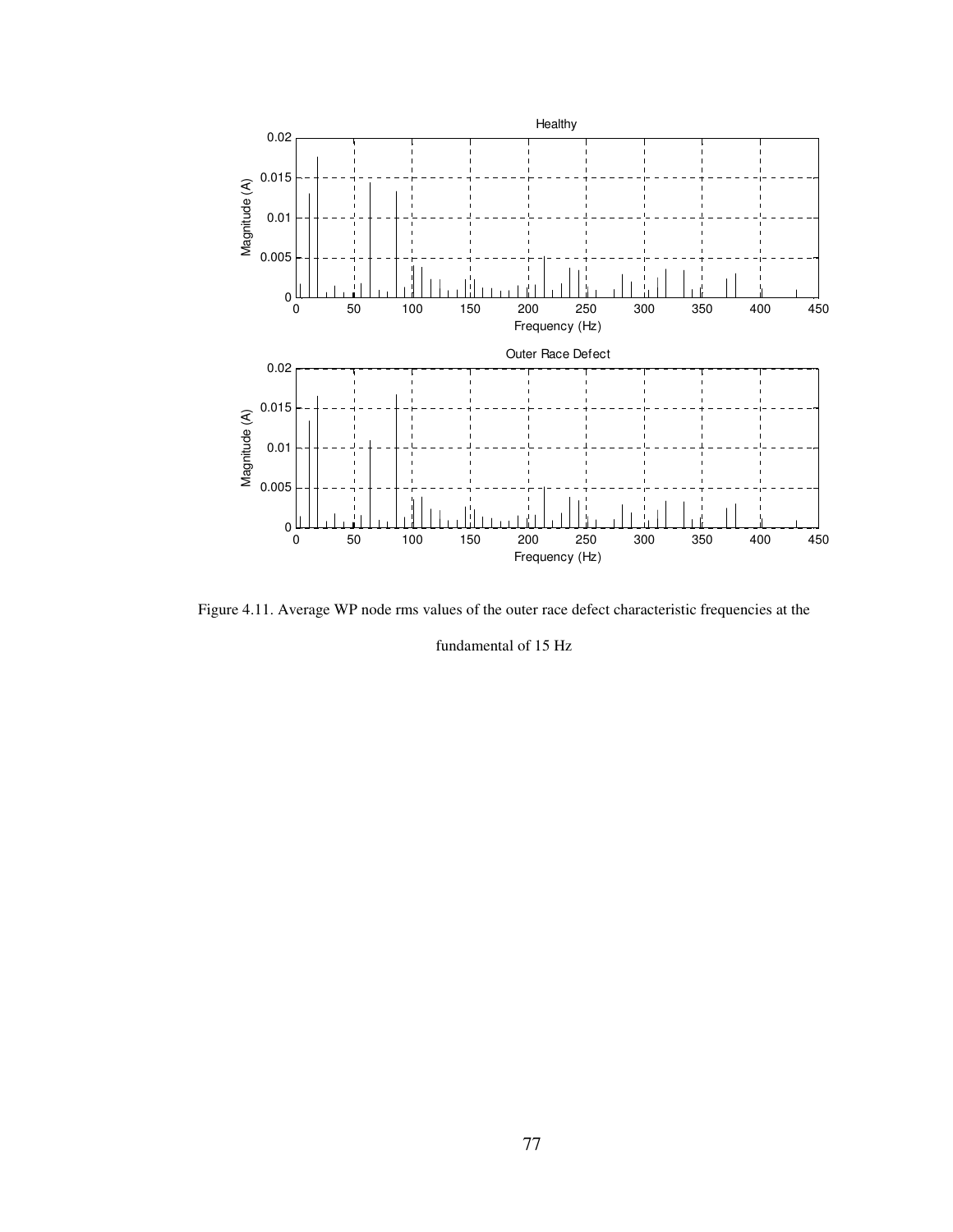Figure 4.11. Average WP node rms values of the outer race defect characteristic frequencies at the fundamental of 15 Hz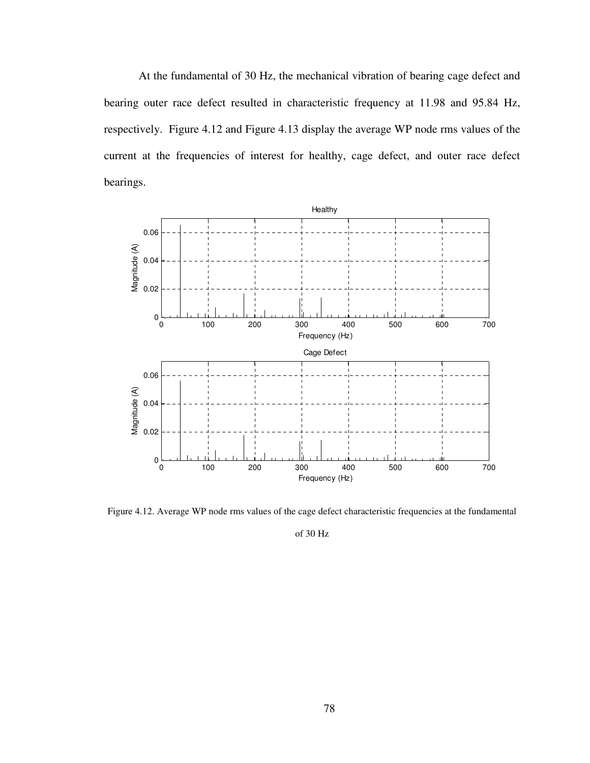At the fundamental of 30 Hz, the mechanical vibration of bearing cage defect and bearing outer race defect resulted in characteristic frequency at 11.98 and 95.84 Hz, respectively. Figure 4.12 and Figure 4.13 display the average WP node rms values of the current at the frequencies of interest for healthy, cage defect, and outer race defect bearings.

Figure 4.12. Average WP node rms values of the cage defect characteristic frequencies at the fundamental of 30 Hz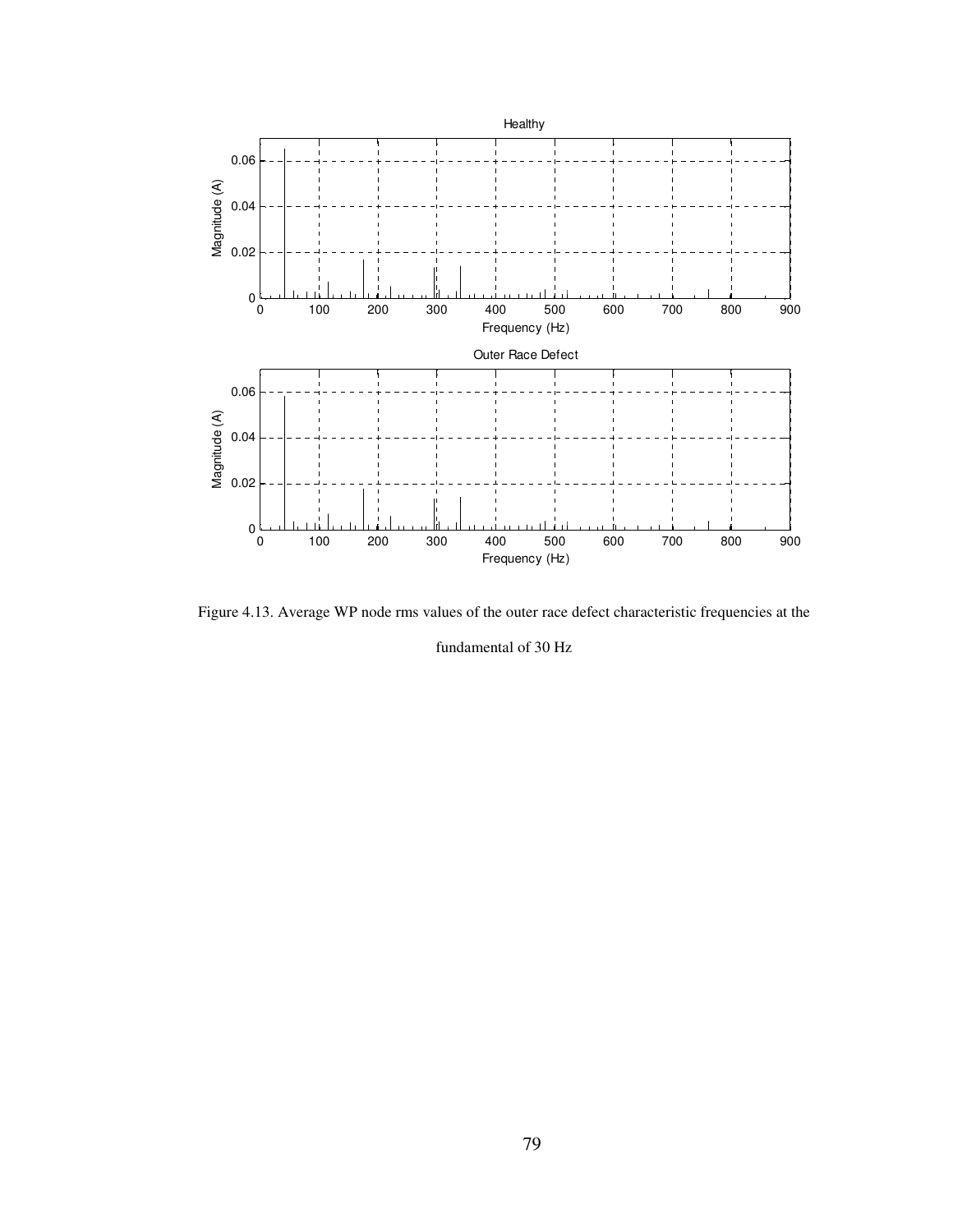Figure 4.13. Average WP node rms values of the outer race defect characteristic frequencies at the fundamental of 30 Hz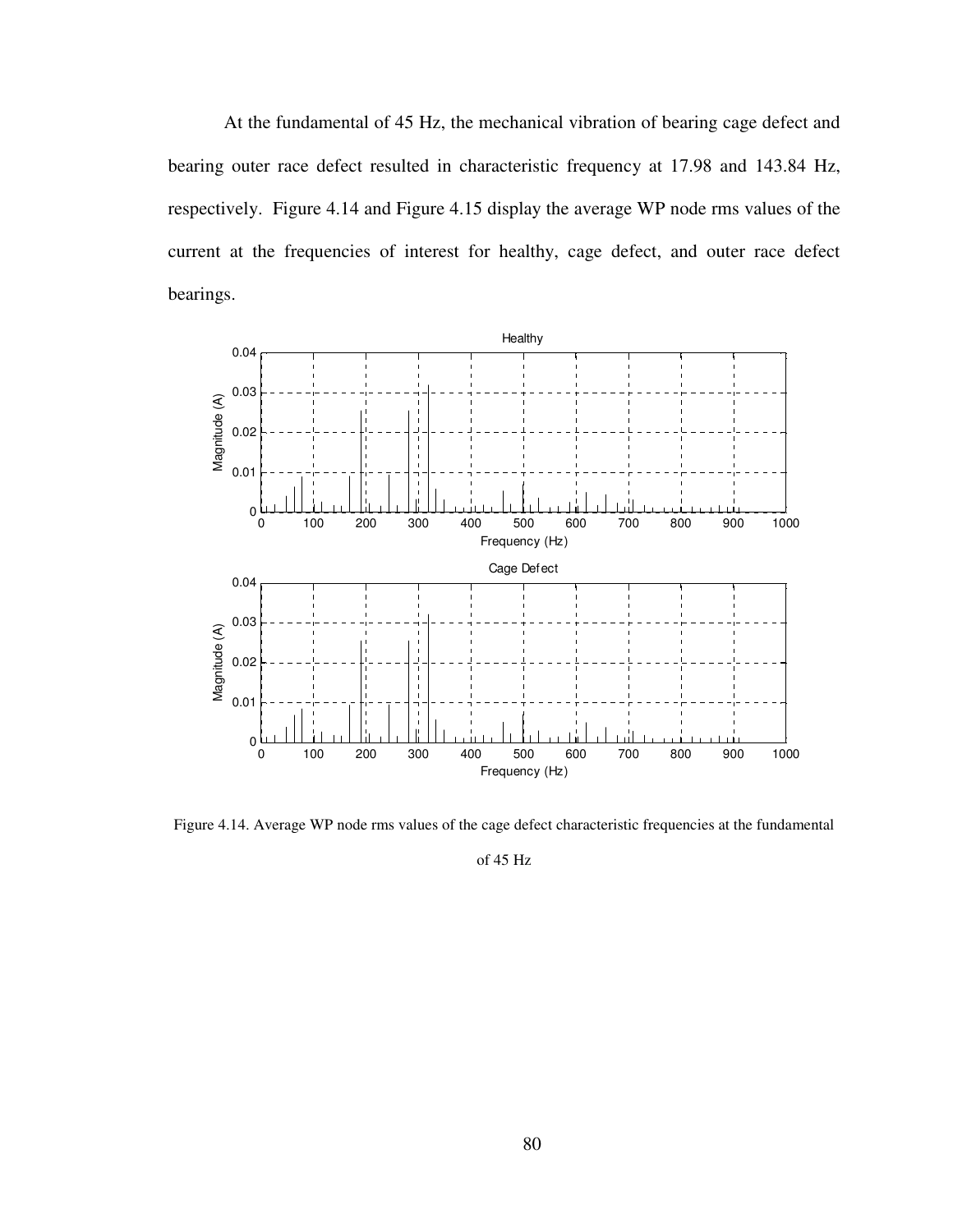At the fundamental of 45 Hz, the mechanical vibration of bearing cage defect and bearing outer race defect resulted in characteristic frequency at 17.98 and 143.84 Hz, respectively. Figure 4.14 and Figure 4.15 display the average WP node rms values of the current at the frequencies of interest for healthy, cage defect, and outer race defect bearings.

Figure 4.14. Average WP node rms values of the cage defect characteristic frequencies at the fundamental of 45 Hz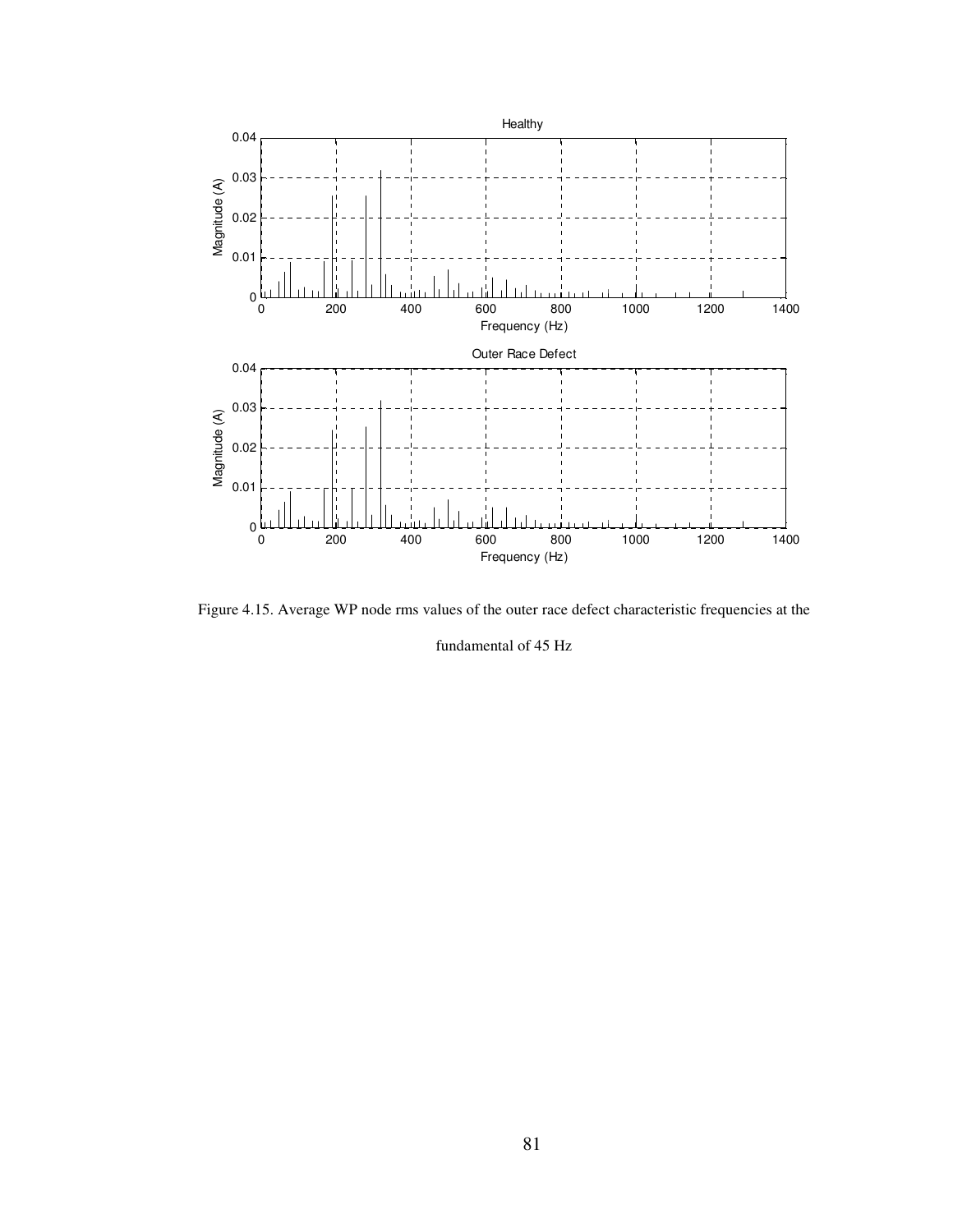Figure 4.15. Average WP node rms values of the outer race defect characteristic frequencies at the fundamental of 45 Hz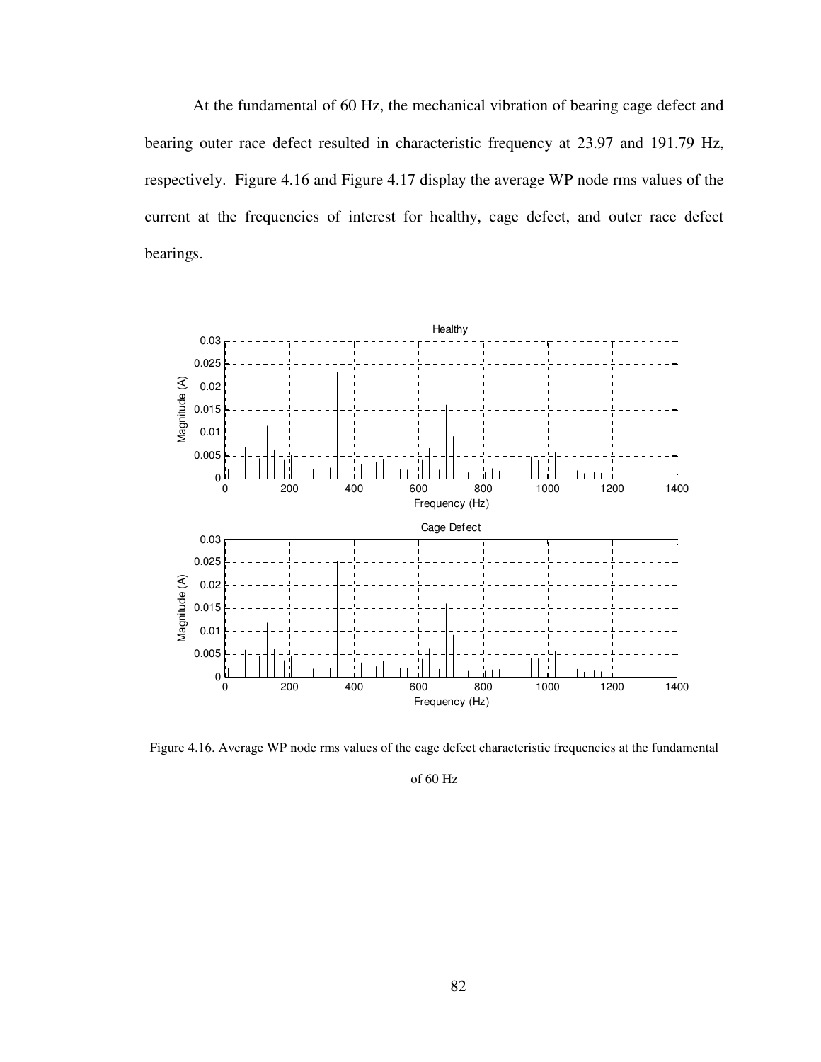At the fundamental of 60 Hz, the mechanical vibration of bearing cage defect and bearing outer race defect resulted in characteristic frequency at 23.97 and 191.79 Hz, respectively. Figure 4.16 and Figure 4.17 display the average WP node rms values of the current at the frequencies of interest for healthy, cage defect, and outer race defect bearings.

Figure 4.16. Average WP node rms values of the cage defect characteristic frequencies at the fundamental of 60 Hz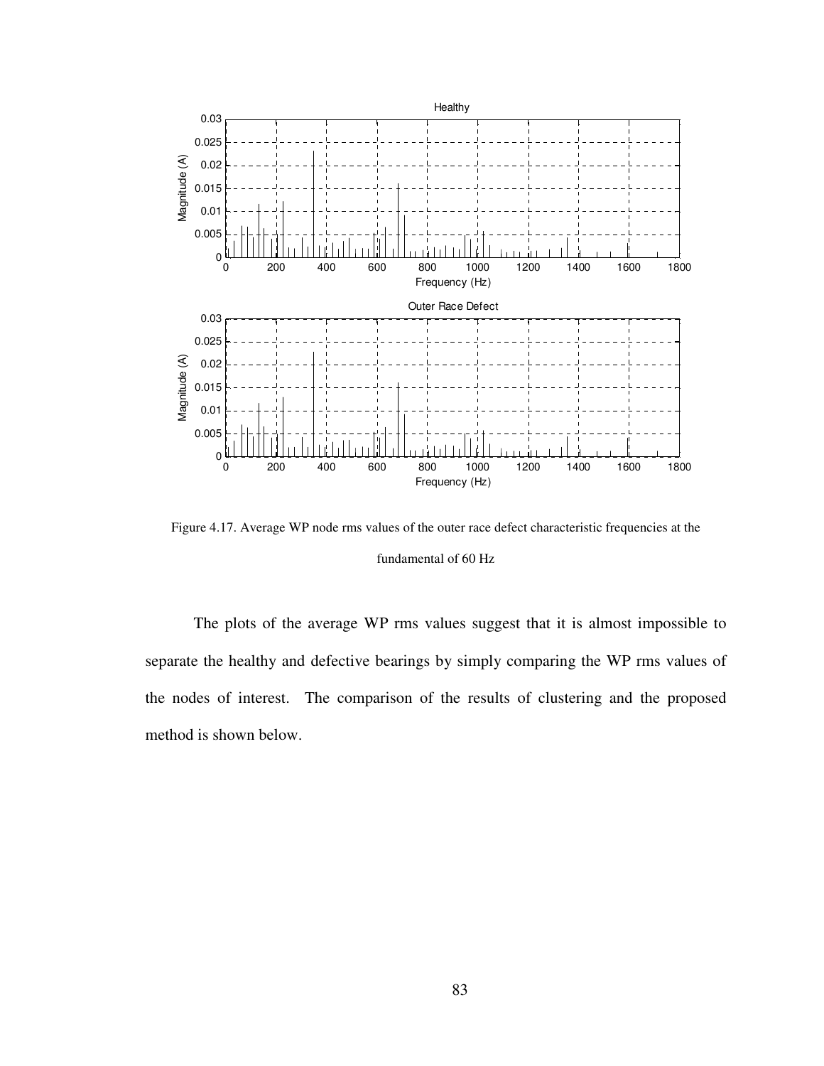Figure 4.17. Average WP node rms values of the outer race defect characteristic frequencies at the fundamental of 60 Hz

The plots of the average WP rms values suggest that it is almost impossible to separate the healthy and defective bearings by simply comparing the WP rms values of the nodes of interest. The comparison of the results of clustering and the proposed method is shown below.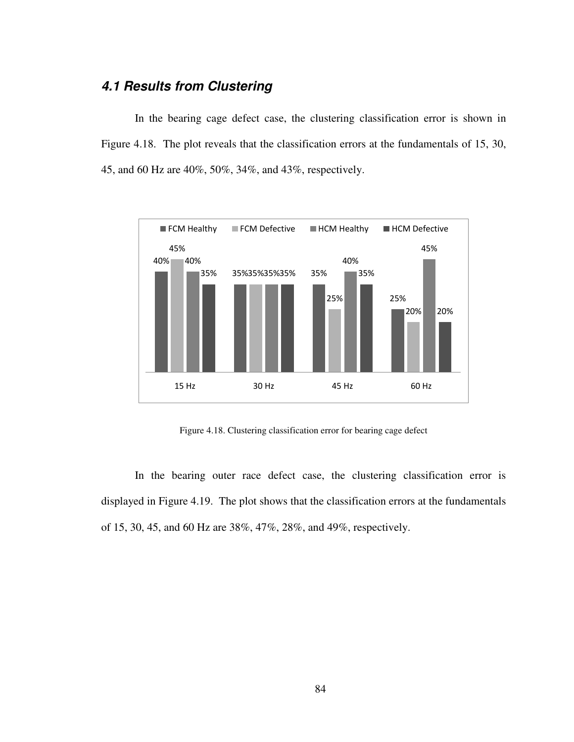### *4.1 Results from Clustering*

In the bearing cage defect case, the clustering classification error is shown in Figure 4.18. The plot reveals that the classification errors at the fundamentals of 15, 30, 45, and 60 Hz are 40%, 50%, 34%, and 43%, respectively.

| | FCM Healthy | FCM Defective | HCM Healthy | HCM Defective |
|---|---|---|---|---|
| 15 Hz | 40% | 45% | 40% | 35% |
| 30 Hz | 35% | 35% | 35% | 35% |
| 45 Hz | 35% | 25% | 40% | 35% |
| 60 Hz | 25% | 20% | 45% | 20% |

Figure 4.18. Clustering classification error for bearing cage defect

In the bearing outer race defect case, the clustering classification error is displayed in Figure 4.19. The plot shows that the classification errors at the fundamentals of 15, 30, 45, and 60 Hz are 38%, 47%, 28%, and 49%, respectively.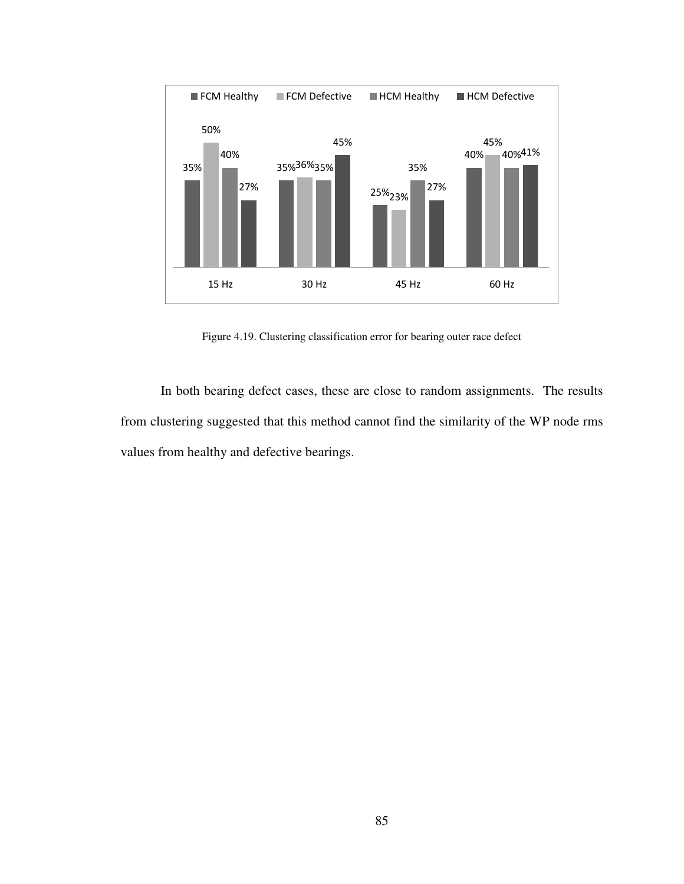Figure 4.19. Clustering classification error for bearing outer race defect

In both bearing defect cases, these are close to random assignments. The results from clustering suggested that this method cannot find the similarity of the WP node rms values from healthy and defective bearings.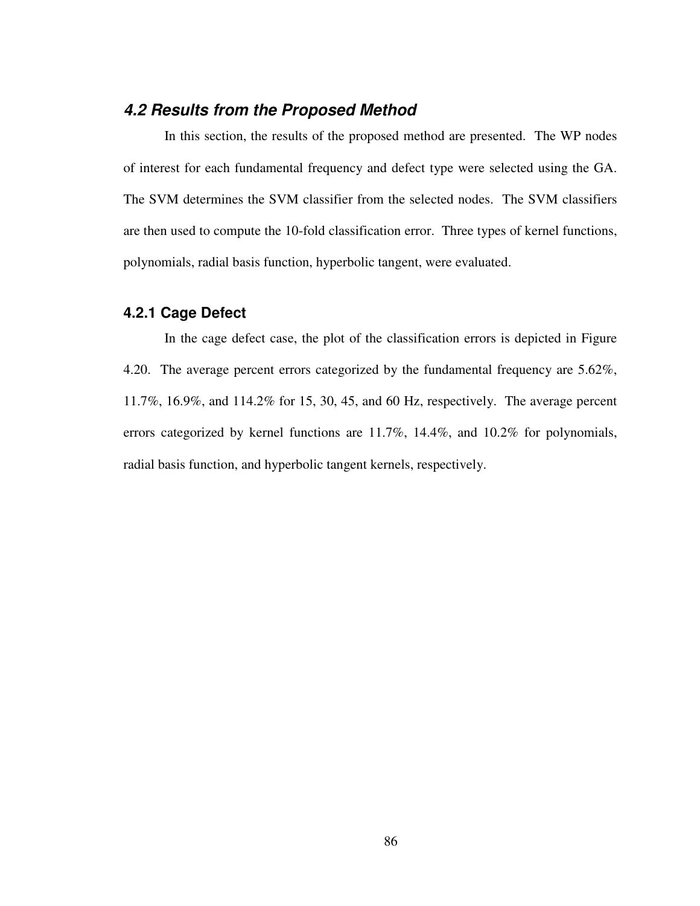### *4.2 Results from the Proposed Method*

In this section, the results of the proposed method are presented. The WP nodes of interest for each fundamental frequency and defect type were selected using the GA. The SVM determines the SVM classifier from the selected nodes. The SVM classifiers are then used to compute the 10-fold classification error. Three types of kernel functions, polynomials, radial basis function, hyperbolic tangent, were evaluated.

#### 4.2.1 Cage Defect

In the cage defect case, the plot of the classification errors is depicted in Figure 4.20. The average percent errors categorized by the fundamental frequency are 5.62%, 11.7%, 16.9%, and 114.2% for 15, 30, 45, and 60 Hz, respectively. The average percent errors categorized by kernel functions are 11.7%, 14.4%, and 10.2% for polynomials, radial basis function, and hyperbolic tangent kernels, respectively.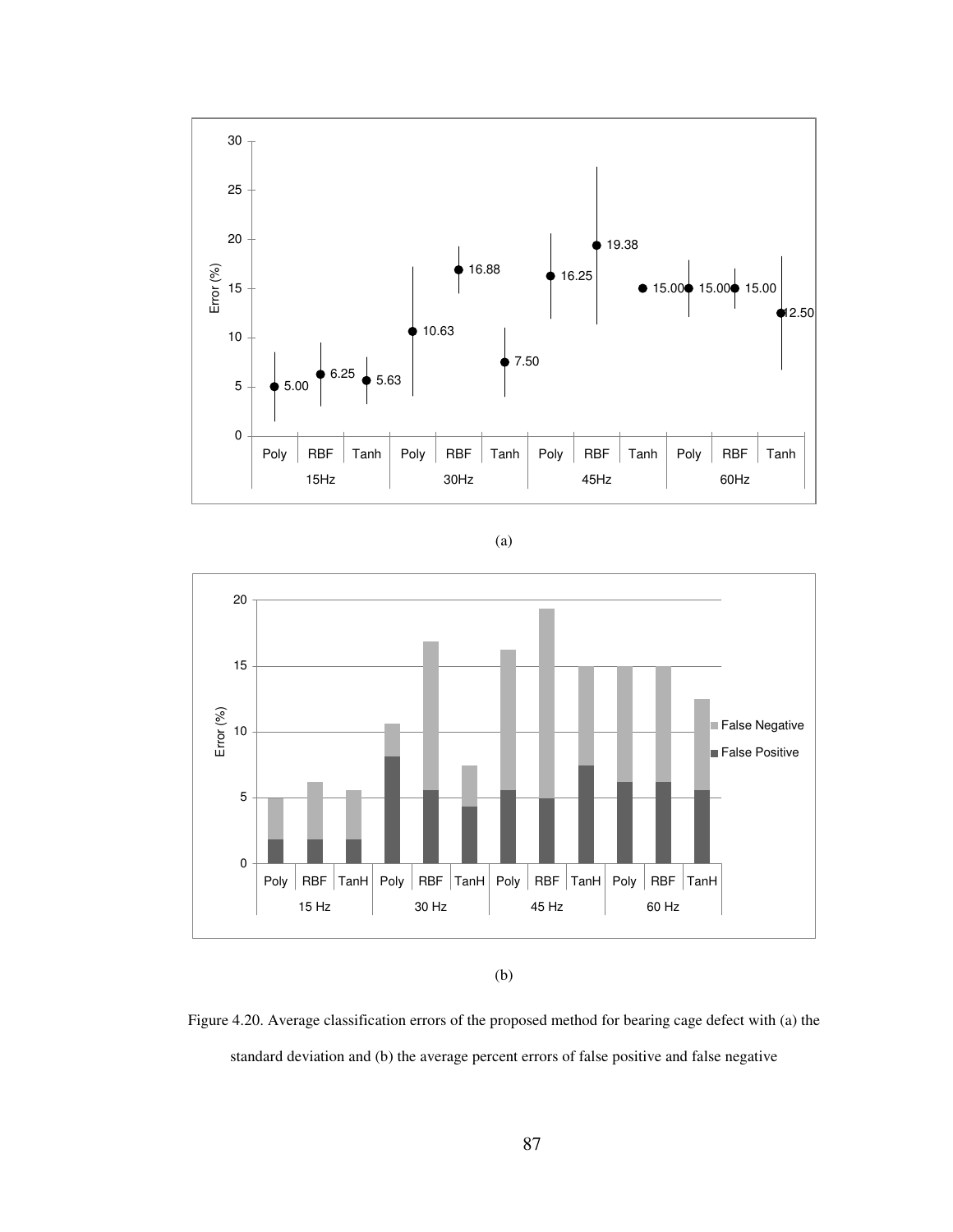(a)

(b)

Figure 4.20. Average classification errors of the proposed method for bearing cage defect with (a) the standard deviation and (b) the average percent errors of false positive and false negative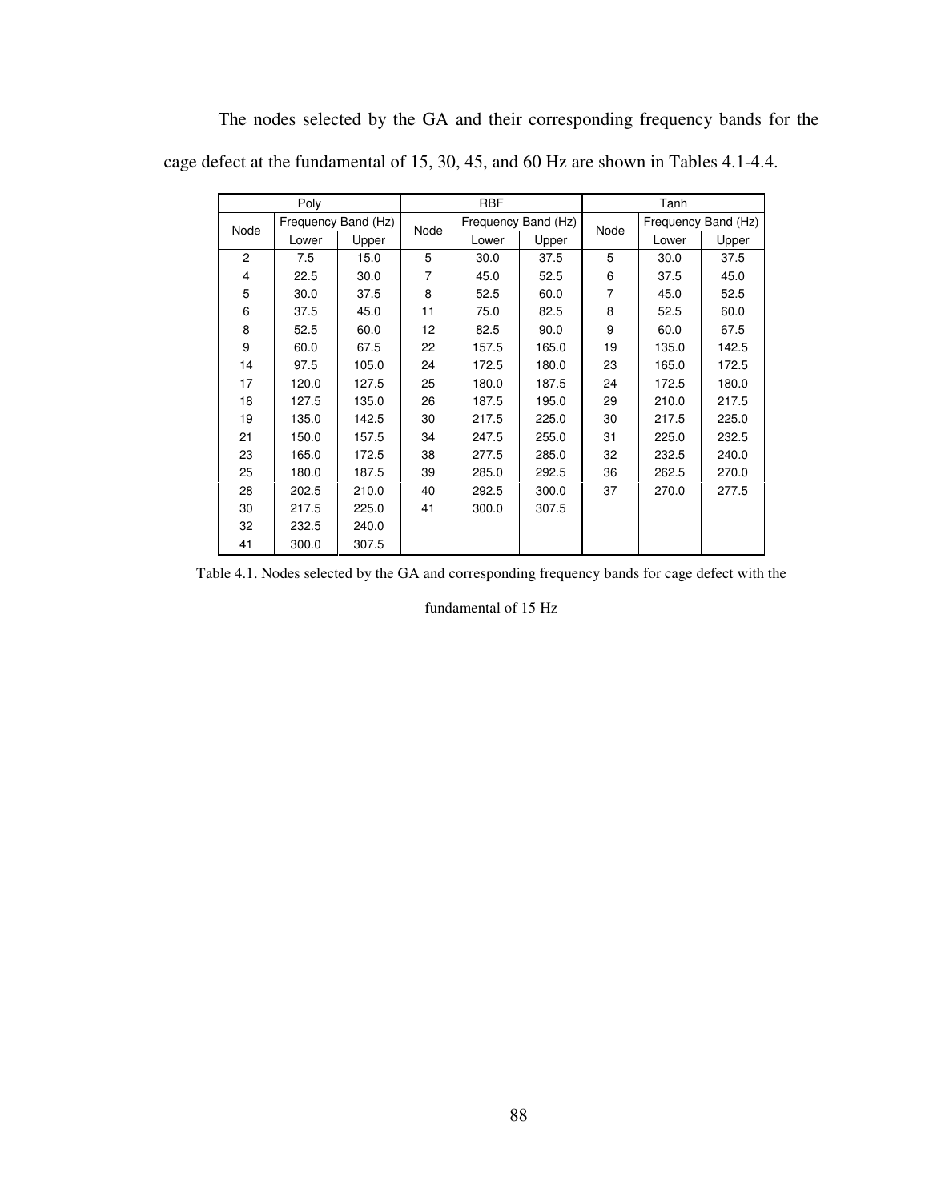The nodes selected by the GA and their corresponding frequency bands for the cage defect at the fundamental of 15, 30, 45, and 60 Hz are shown in Tables 4.1-4.4.

| Poly | | | RBF | | | Tanh | | |
|---|---|---|---|---|---|---|---|---|
| Node | Frequency Band (Hz) | | Node | Frequency Band (Hz) | | Node | Frequency Band (Hz) | |
| | Lower | Upper | | Lower | Upper | | Lower | Upper |
| 2 | 7.5 | 15.0 | 5 | 30.0 | 37.5 | 5 | 30.0 | 37.5 |
| 4 | 22.5 | 30.0 | 7 | 45.0 | 52.5 | 6 | 37.5 | 45.0 |
| 5 | 30.0 | 37.5 | 8 | 52.5 | 60.0 | 7 | 45.0 | 52.5 |
| 6 | 37.5 | 45.0 | 11 | 75.0 | 82.5 | 8 | 52.5 | 60.0 |
| 8 | 52.5 | 60.0 | 12 | 82.5 | 90.0 | 9 | 60.0 | 67.5 |
| 9 | 60.0 | 67.5 | 22 | 157.5 | 165.0 | 19 | 135.0 | 142.5 |
| 14 | 97.5 | 105.0 | 24 | 172.5 | 180.0 | 23 | 165.0 | 172.5 |
| 17 | 120.0 | 127.5 | 25 | 180.0 | 187.5 | 24 | 172.5 | 180.0 |
| 18 | 127.5 | 135.0 | 26 | 187.5 | 195.0 | 29 | 210.0 | 217.5 |
| 19 | 135.0 | 142.5 | 30 | 217.5 | 225.0 | 30 | 217.5 | 225.0 |
| 21 | 150.0 | 157.5 | 34 | 247.5 | 255.0 | 31 | 225.0 | 232.5 |
| 23 | 165.0 | 172.5 | 38 | 277.5 | 285.0 | 32 | 232.5 | 240.0 |
| 25 | 180.0 | 187.5 | 39 | 285.0 | 292.5 | 36 | 262.5 | 270.0 |
| 28 | 202.5 | 210.0 | 40 | 292.5 | 300.0 | 37 | 270.0 | 277.5 |
| 30 | 217.5 | 225.0 | 41 | 300.0 | 307.5 | | | |
| 32 | 232.5 | 240.0 | | | | | | |
| 41 | 300.0 | 307.5 | | | | | | |

Table 4.1. Nodes selected by the GA and corresponding frequency bands for cage defect with the fundamental of 15 Hz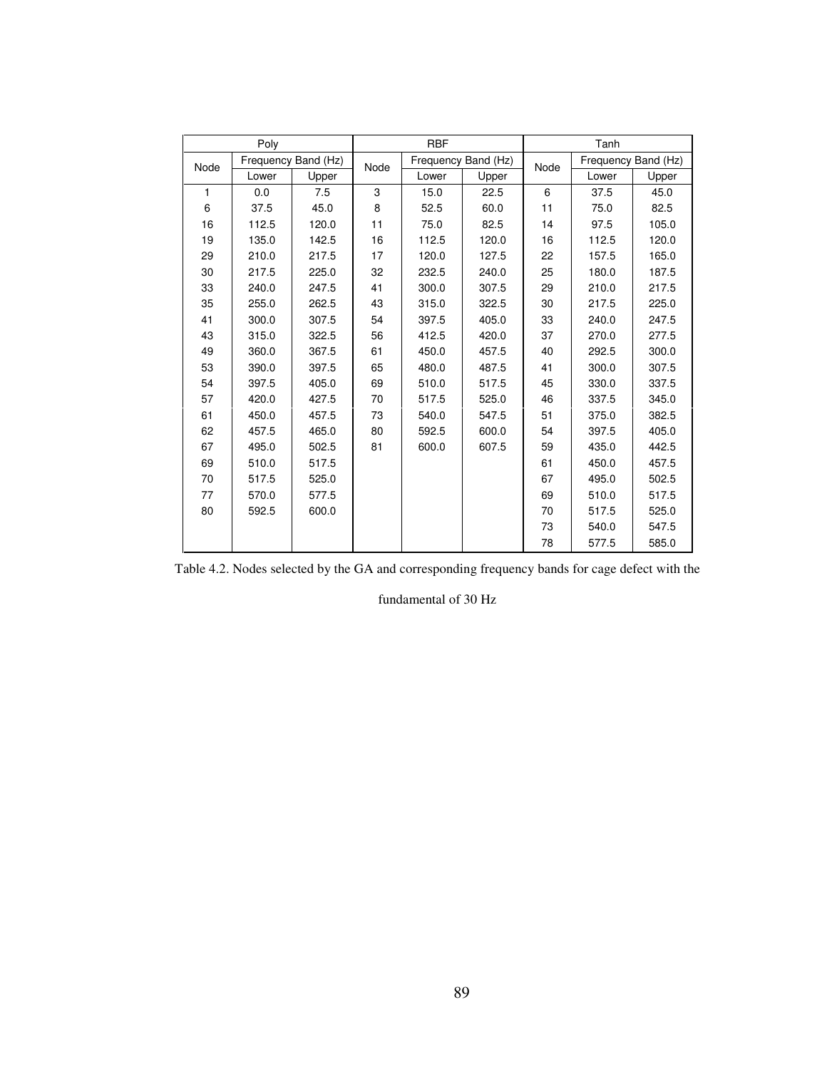| Poly | | | RBF | | | Tanh | | |
|---|---|---|---|---|---|---|---|---|
| Node | Frequency Band (Hz) | | Node | Frequency Band (Hz) | | Node | Frequency Band (Hz) | |
| | Lower | Upper | | Lower | Upper | | Lower | Upper |
| 1 | 0.0 | 7.5 | 3 | 15.0 | 22.5 | 6 | 37.5 | 45.0 |
| 6 | 37.5 | 45.0 | 8 | 52.5 | 60.0 | 11 | 75.0 | 82.5 |
| 16 | 112.5 | 120.0 | 11 | 75.0 | 82.5 | 14 | 97.5 | 105.0 |
| 19 | 135.0 | 142.5 | 16 | 112.5 | 120.0 | 16 | 112.5 | 120.0 |
| 29 | 210.0 | 217.5 | 17 | 120.0 | 127.5 | 22 | 157.5 | 165.0 |
| 30 | 217.5 | 225.0 | 32 | 232.5 | 240.0 | 25 | 180.0 | 187.5 |
| 33 | 240.0 | 247.5 | 41 | 300.0 | 307.5 | 29 | 210.0 | 217.5 |
| 35 | 255.0 | 262.5 | 43 | 315.0 | 322.5 | 30 | 217.5 | 225.0 |
| 41 | 300.0 | 307.5 | 54 | 397.5 | 405.0 | 33 | 240.0 | 247.5 |
| 43 | 315.0 | 322.5 | 56 | 412.5 | 420.0 | 37 | 270.0 | 277.5 |
| 49 | 360.0 | 367.5 | 61 | 450.0 | 457.5 | 40 | 292.5 | 300.0 |
| 53 | 390.0 | 397.5 | 65 | 480.0 | 487.5 | 41 | 300.0 | 307.5 |
| 54 | 397.5 | 405.0 | 69 | 510.0 | 517.5 | 45 | 330.0 | 337.5 |
| 57 | 420.0 | 427.5 | 70 | 517.5 | 525.0 | 46 | 337.5 | 345.0 |
| 61 | 450.0 | 457.5 | 73 | 540.0 | 547.5 | 51 | 375.0 | 382.5 |
| 62 | 457.5 | 465.0 | 80 | 592.5 | 600.0 | 54 | 397.5 | 405.0 |
| 67 | 495.0 | 502.5 | 81 | 600.0 | 607.5 | 59 | 435.0 | 442.5 |
| 69 | 510.0 | 517.5 | | | | 61 | 450.0 | 457.5 |
| 70 | 517.5 | 525.0 | | | | 67 | 495.0 | 502.5 |
| 77 | 570.0 | 577.5 | | | | 69 | 510.0 | 517.5 |
| 80 | 592.5 | 600.0 | | | | 70 | 517.5 | 525.0 |
| | | | | | | 73 | 540.0 | 547.5 |
| | | | | | | 78 | 577.5 | 585.0 |

Table 4.2. Nodes selected by the GA and corresponding frequency bands for cage defect with the fundamental of 30 Hz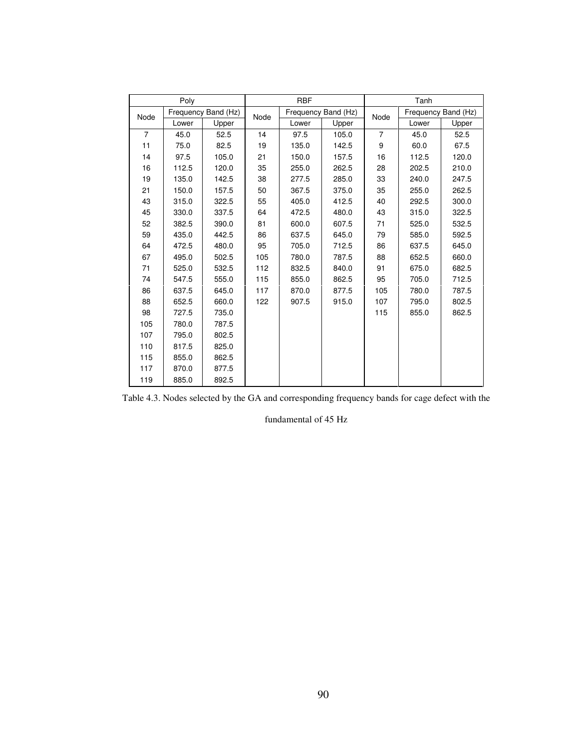| Poly | | | RBF | | | Tanh | | |
|---|---|---|---|---|---|---|---|---|
| Node | Frequency Band (Hz) | | Node | Frequency Band (Hz) | | Node | Frequency Band (Hz) | |
| | Lower | Upper | | Lower | Upper | | Lower | Upper |
| 7 | 45.0 | 52.5 | 14 | 97.5 | 105.0 | 7 | 45.0 | 52.5 |
| 11 | 75.0 | 82.5 | 19 | 135.0 | 142.5 | 9 | 60.0 | 67.5 |
| 14 | 97.5 | 105.0 | 21 | 150.0 | 157.5 | 16 | 112.5 | 120.0 |
| 16 | 112.5 | 120.0 | 35 | 255.0 | 262.5 | 28 | 202.5 | 210.0 |
| 19 | 135.0 | 142.5 | 38 | 277.5 | 285.0 | 33 | 240.0 | 247.5 |
| 21 | 150.0 | 157.5 | 50 | 367.5 | 375.0 | 35 | 255.0 | 262.5 |
| 43 | 315.0 | 322.5 | 55 | 405.0 | 412.5 | 40 | 292.5 | 300.0 |
| 45 | 330.0 | 337.5 | 64 | 472.5 | 480.0 | 43 | 315.0 | 322.5 |
| 52 | 382.5 | 390.0 | 81 | 600.0 | 607.5 | 71 | 525.0 | 532.5 |
| 59 | 435.0 | 442.5 | 86 | 637.5 | 645.0 | 79 | 585.0 | 592.5 |
| 64 | 472.5 | 480.0 | 95 | 705.0 | 712.5 | 86 | 637.5 | 645.0 |
| 67 | 495.0 | 502.5 | 105 | 780.0 | 787.5 | 88 | 652.5 | 660.0 |
| 71 | 525.0 | 532.5 | 112 | 832.5 | 840.0 | 91 | 675.0 | 682.5 |
| 74 | 547.5 | 555.0 | 115 | 855.0 | 862.5 | 95 | 705.0 | 712.5 |
| 86 | 637.5 | 645.0 | 117 | 870.0 | 877.5 | 105 | 780.0 | 787.5 |
| 88 | 652.5 | 660.0 | 122 | 907.5 | 915.0 | 107 | 795.0 | 802.5 |
| 98 | 727.5 | 735.0 | | | | 115 | 855.0 | 862.5 |
| 105 | 780.0 | 787.5 | | | | | | |
| 107 | 795.0 | 802.5 | | | | | | |
| 110 | 817.5 | 825.0 | | | | | | |
| 115 | 855.0 | 862.5 | | | | | | |
| 117 | 870.0 | 877.5 | | | | | | |
| 119 | 885.0 | 892.5 | | | | | | |

Table 4.3. Nodes selected by the GA and corresponding frequency bands for cage defect with the fundamental of 45 Hz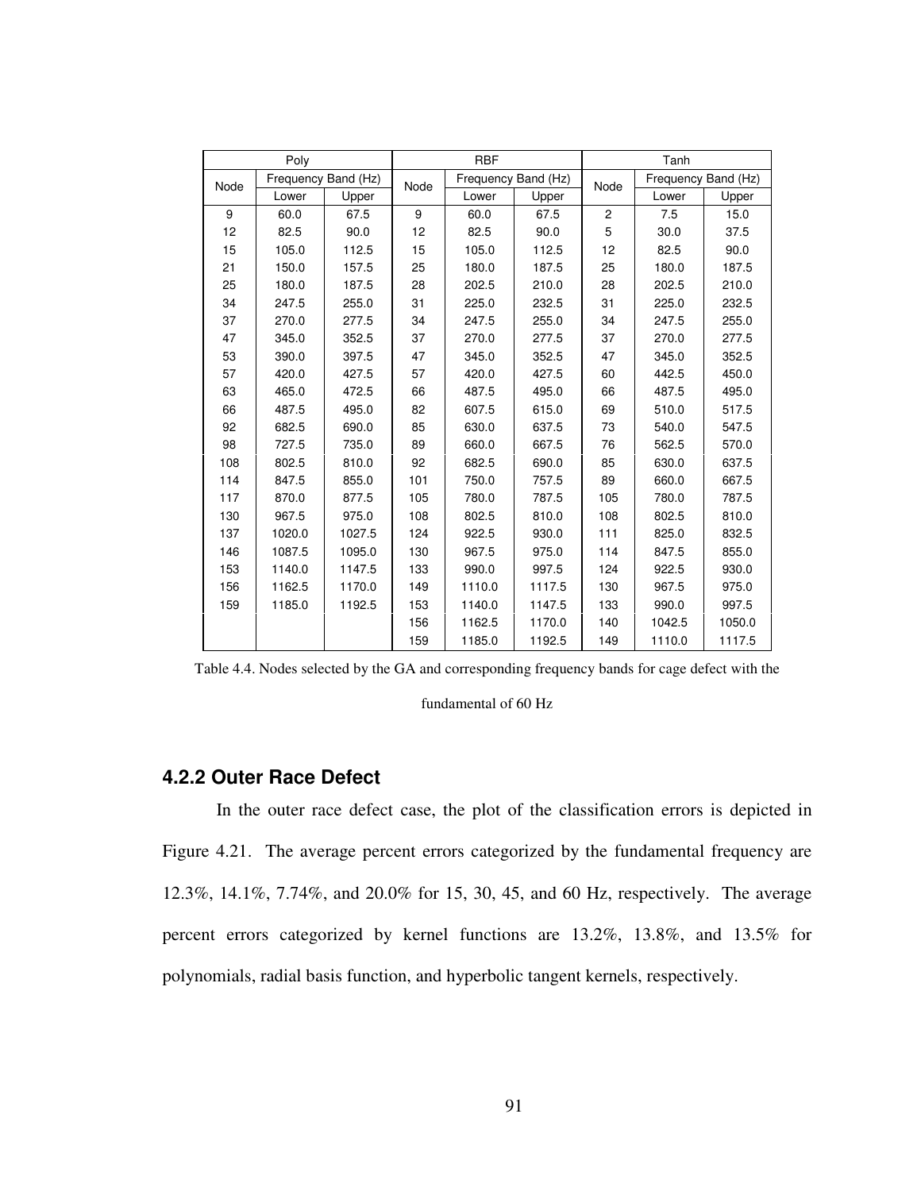| Poly | | | RBF | | | Tanh | | |
|---|---|---|---|---|---|---|---|---|
| Node | Frequency Band (Hz) | | Node | Frequency Band (Hz) | | Node | Frequency Band (Hz) | |
| | Lower | Upper | | Lower | Upper | | Lower | Upper |
| 9 | 60.0 | 67.5 | 9 | 60.0 | 67.5 | 2 | 7.5 | 15.0 |
| 12 | 82.5 | 90.0 | 12 | 82.5 | 90.0 | 5 | 30.0 | 37.5 |
| 15 | 105.0 | 112.5 | 15 | 105.0 | 112.5 | 12 | 82.5 | 90.0 |
| 21 | 150.0 | 157.5 | 25 | 180.0 | 187.5 | 25 | 180.0 | 187.5 |
| 25 | 180.0 | 187.5 | 28 | 202.5 | 210.0 | 28 | 202.5 | 210.0 |
| 34 | 247.5 | 255.0 | 31 | 225.0 | 232.5 | 31 | 225.0 | 232.5 |
| 37 | 270.0 | 277.5 | 34 | 247.5 | 255.0 | 34 | 247.5 | 255.0 |
| 47 | 345.0 | 352.5 | 37 | 270.0 | 277.5 | 37 | 270.0 | 277.5 |
| 53 | 390.0 | 397.5 | 47 | 345.0 | 352.5 | 47 | 345.0 | 352.5 |
| 57 | 420.0 | 427.5 | 57 | 420.0 | 427.5 | 60 | 442.5 | 450.0 |
| 63 | 465.0 | 472.5 | 66 | 487.5 | 495.0 | 66 | 487.5 | 495.0 |
| 66 | 487.5 | 495.0 | 82 | 607.5 | 615.0 | 69 | 510.0 | 517.5 |
| 92 | 682.5 | 690.0 | 85 | 630.0 | 637.5 | 73 | 540.0 | 547.5 |
| 98 | 727.5 | 735.0 | 89 | 660.0 | 667.5 | 76 | 562.5 | 570.0 |
| 108 | 802.5 | 810.0 | 92 | 682.5 | 690.0 | 85 | 630.0 | 637.5 |
| 114 | 847.5 | 855.0 | 101 | 750.0 | 757.5 | 89 | 660.0 | 667.5 |
| 117 | 870.0 | 877.5 | 105 | 780.0 | 787.5 | 105 | 780.0 | 787.5 |
| 130 | 967.5 | 975.0 | 108 | 802.5 | 810.0 | 108 | 802.5 | 810.0 |
| 137 | 1020.0 | 1027.5 | 124 | 922.5 | 930.0 | 111 | 825.0 | 832.5 |
| 146 | 1087.5 | 1095.0 | 130 | 967.5 | 975.0 | 114 | 847.5 | 855.0 |
| 153 | 1140.0 | 1147.5 | 133 | 990.0 | 997.5 | 124 | 922.5 | 930.0 |
| 156 | 1162.5 | 1170.0 | 149 | 1110.0 | 1117.5 | 130 | 967.5 | 975.0 |
| 159 | 1185.0 | 1192.5 | 153 | 1140.0 | 1147.5 | 133 | 990.0 | 997.5 |
| | | | 156 | 1162.5 | 1170.0 | 140 | 1042.5 | 1050.0 |
| | | | 159 | 1185.0 | 1192.5 | 149 | 1110.0 | 1117.5 |

Table 4.4. Nodes selected by the GA and corresponding frequency bands for cage defect with the fundamental of 60 Hz

### 4.2.2 Outer Race Defect

In the outer race defect case, the plot of the classification errors is depicted in Figure 4.21. The average percent errors categorized by the fundamental frequency are 12.3%, 14.1%, 7.74%, and 20.0% for 15, 30, 45, and 60 Hz, respectively. The average percent errors categorized by kernel functions are 13.2%, 13.8%, and 13.5% for polynomials, radial basis function, and hyperbolic tangent kernels, respectively.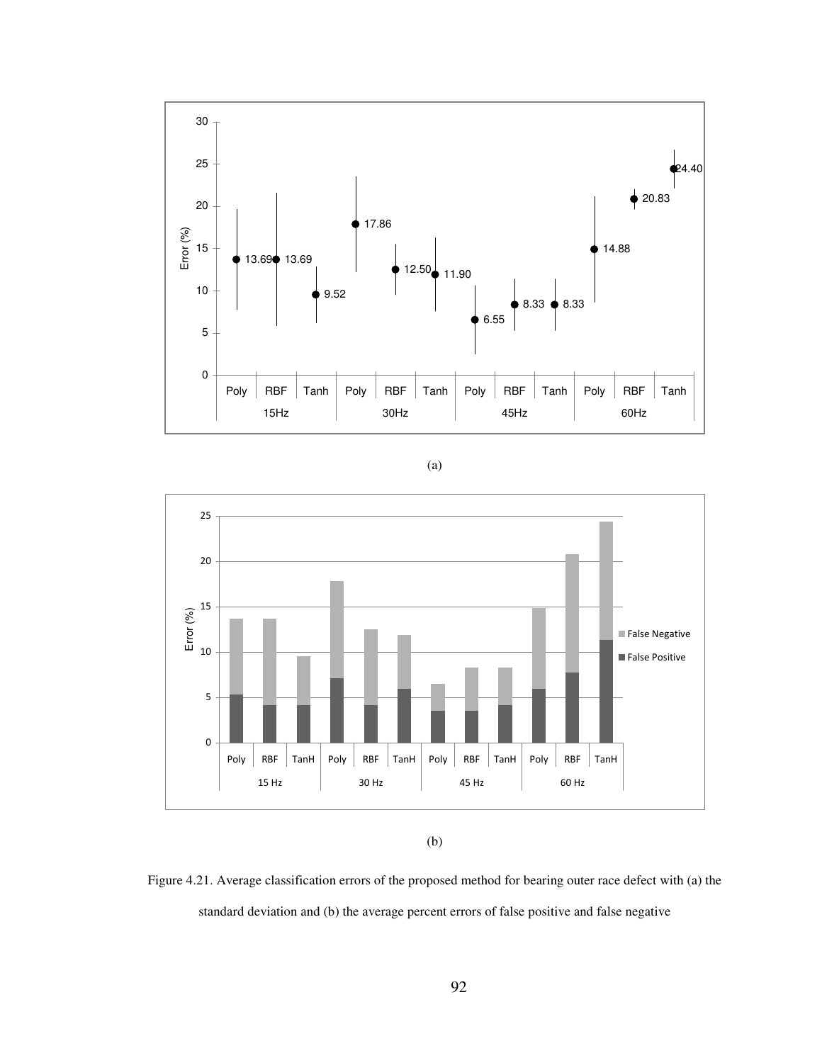(a)

(b)

Figure 4.21. Average classification errors of the proposed method for bearing outer race defect with (a) the standard deviation and (b) the average percent errors of false positive and false negative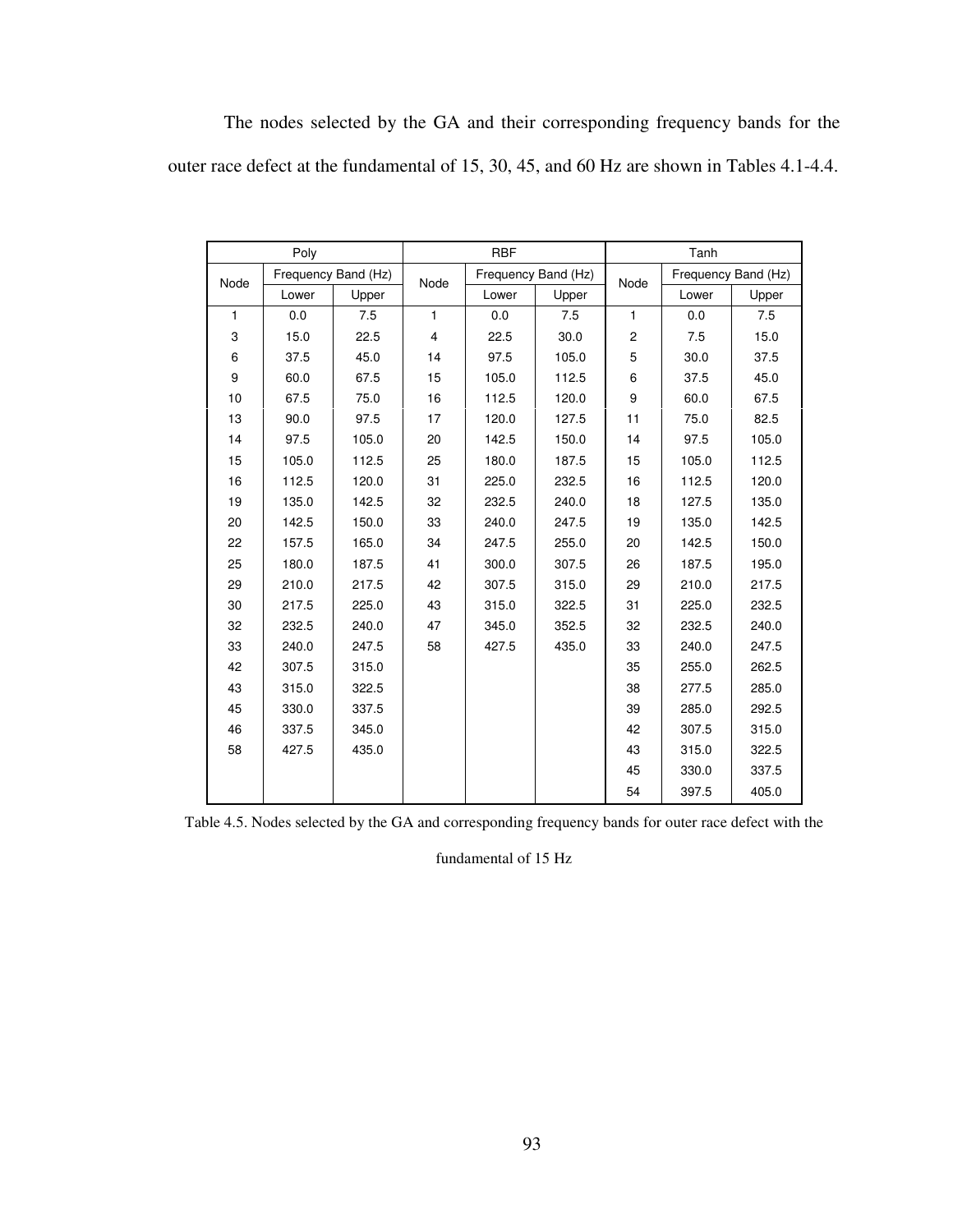The nodes selected by the GA and their corresponding frequency bands for the outer race defect at the fundamental of 15, 30, 45, and 60 Hz are shown in Tables 4.1-4.4.

| Poly | | | RBF | | | Tanh | | |
|---|---|---|---|---|---|---|---|---|
| Node | Frequency Band (Hz) | | Node | Frequency Band (Hz) | | Node | Frequency Band (Hz) | |
| | Lower | Upper | | Lower | Upper | | Lower | Upper |
| 1 | 0.0 | 7.5 | 1 | 0.0 | 7.5 | 1 | 0.0 | 7.5 |
| 3 | 15.0 | 22.5 | 4 | 22.5 | 30.0 | 2 | 7.5 | 15.0 |
| 6 | 37.5 | 45.0 | 14 | 97.5 | 105.0 | 5 | 30.0 | 37.5 |
| 9 | 60.0 | 67.5 | 15 | 105.0 | 112.5 | 6 | 37.5 | 45.0 |
| 10 | 67.5 | 75.0 | 16 | 112.5 | 120.0 | 9 | 60.0 | 67.5 |
| 13 | 90.0 | 97.5 | 17 | 120.0 | 127.5 | 11 | 75.0 | 82.5 |
| 14 | 97.5 | 105.0 | 20 | 142.5 | 150.0 | 14 | 97.5 | 105.0 |
| 15 | 105.0 | 112.5 | 25 | 180.0 | 187.5 | 15 | 105.0 | 112.5 |
| 16 | 112.5 | 120.0 | 31 | 225.0 | 232.5 | 16 | 112.5 | 120.0 |
| 19 | 135.0 | 142.5 | 32 | 232.5 | 240.0 | 18 | 127.5 | 135.0 |
| 20 | 142.5 | 150.0 | 33 | 240.0 | 247.5 | 19 | 135.0 | 142.5 |
| 22 | 157.5 | 165.0 | 34 | 247.5 | 255.0 | 20 | 142.5 | 150.0 |
| 25 | 180.0 | 187.5 | 41 | 300.0 | 307.5 | 26 | 187.5 | 195.0 |
| 29 | 210.0 | 217.5 | 42 | 307.5 | 315.0 | 29 | 210.0 | 217.5 |
| 30 | 217.5 | 225.0 | 43 | 315.0 | 322.5 | 31 | 225.0 | 232.5 |
| 32 | 232.5 | 240.0 | 47 | 345.0 | 352.5 | 32 | 232.5 | 240.0 |
| 33 | 240.0 | 247.5 | 58 | 427.5 | 435.0 | 33 | 240.0 | 247.5 |
| 42 | 307.5 | 315.0 | | | | 35 | 255.0 | 262.5 |
| 43 | 315.0 | 322.5 | | | | 38 | 277.5 | 285.0 |
| 45 | 330.0 | 337.5 | | | | 39 | 285.0 | 292.5 |
| 46 | 337.5 | 345.0 | | | | 42 | 307.5 | 315.0 |
| 58 | 427.5 | 435.0 | | | | 43 | 315.0 | 322.5 |
| | | | | | | 45 | 330.0 | 337.5 |
| | | | | | | 54 | 397.5 | 405.0 |

Table 4.5. Nodes selected by the GA and corresponding frequency bands for outer race defect with the fundamental of 15 Hz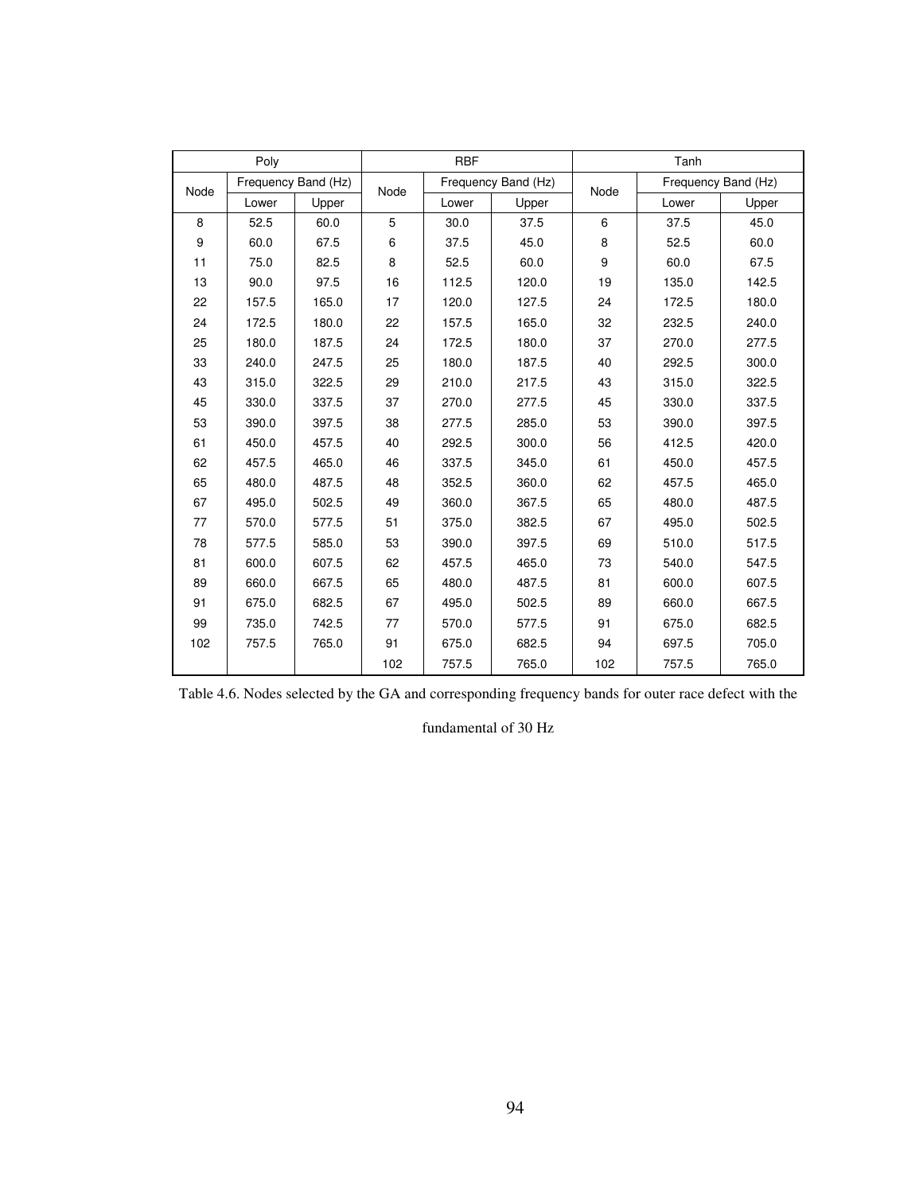| Poly | | | RBF | | | Tanh | | |
|---|---|---|---|---|---|---|---|---|
| Node | Frequency Band (Hz) | | Node | Frequency Band (Hz) | | Node | Frequency Band (Hz) | |
| | Lower | Upper | | Lower | Upper | | Lower | Upper |
| 8 | 52.5 | 60.0 | 5 | 30.0 | 37.5 | 6 | 37.5 | 45.0 |
| 9 | 60.0 | 67.5 | 6 | 37.5 | 45.0 | 8 | 52.5 | 60.0 |
| 11 | 75.0 | 82.5 | 8 | 52.5 | 60.0 | 9 | 60.0 | 67.5 |
| 13 | 90.0 | 97.5 | 16 | 112.5 | 120.0 | 19 | 135.0 | 142.5 |
| 22 | 157.5 | 165.0 | 17 | 120.0 | 127.5 | 24 | 172.5 | 180.0 |
| 24 | 172.5 | 180.0 | 22 | 157.5 | 165.0 | 32 | 232.5 | 240.0 |
| 25 | 180.0 | 187.5 | 24 | 172.5 | 180.0 | 37 | 270.0 | 277.5 |
| 33 | 240.0 | 247.5 | 25 | 180.0 | 187.5 | 40 | 292.5 | 300.0 |
| 43 | 315.0 | 322.5 | 29 | 210.0 | 217.5 | 43 | 315.0 | 322.5 |
| 45 | 330.0 | 337.5 | 37 | 270.0 | 277.5 | 45 | 330.0 | 337.5 |
| 53 | 390.0 | 397.5 | 38 | 277.5 | 285.0 | 53 | 390.0 | 397.5 |
| 61 | 450.0 | 457.5 | 40 | 292.5 | 300.0 | 56 | 412.5 | 420.0 |
| 62 | 457.5 | 465.0 | 46 | 337.5 | 345.0 | 61 | 450.0 | 457.5 |
| 65 | 480.0 | 487.5 | 48 | 352.5 | 360.0 | 62 | 457.5 | 465.0 |
| 67 | 495.0 | 502.5 | 49 | 360.0 | 367.5 | 65 | 480.0 | 487.5 |
| 77 | 570.0 | 577.5 | 51 | 375.0 | 382.5 | 67 | 495.0 | 502.5 |
| 78 | 577.5 | 585.0 | 53 | 390.0 | 397.5 | 69 | 510.0 | 517.5 |
| 81 | 600.0 | 607.5 | 62 | 457.5 | 465.0 | 73 | 540.0 | 547.5 |
| 89 | 660.0 | 667.5 | 65 | 480.0 | 487.5 | 81 | 600.0 | 607.5 |
| 91 | 675.0 | 682.5 | 67 | 495.0 | 502.5 | 89 | 660.0 | 667.5 |
| 99 | 735.0 | 742.5 | 77 | 570.0 | 577.5 | 91 | 675.0 | 682.5 |
| 102 | 757.5 | 765.0 | 91 | 675.0 | 682.5 | 94 | 697.5 | 705.0 |
| | | | 102 | 757.5 | 765.0 | 102 | 757.5 | 765.0 |

Table 4.6. Nodes selected by the GA and corresponding frequency bands for outer race defect with the fundamental of 30 Hz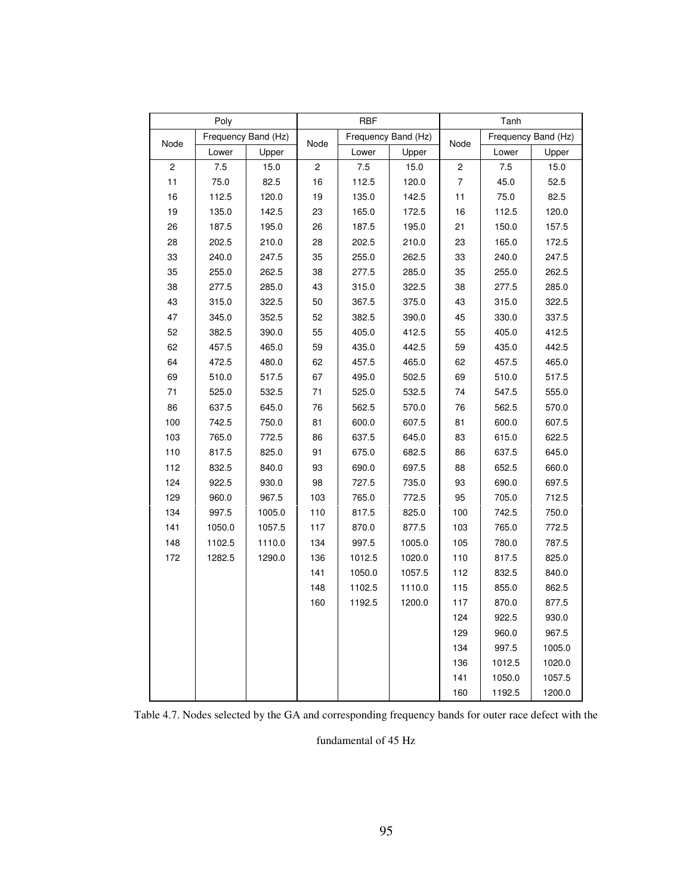| Poly | | | RBF | | | Tanh | | |
|---|---|---|---|---|---|---|---|---|
| Node | Frequency Band (Hz) | | Node | Frequency Band (Hz) | | Node | Frequency Band (Hz) | |
| | Lower | Upper | | Lower | Upper | | Lower | Upper |
| 2 | 7.5 | 15.0 | 2 | 7.5 | 15.0 | 2 | 7.5 | 15.0 |
| 11 | 75.0 | 82.5 | 16 | 112.5 | 120.0 | 7 | 45.0 | 52.5 |
| 16 | 112.5 | 120.0 | 19 | 135.0 | 142.5 | 11 | 75.0 | 82.5 |
| 19 | 135.0 | 142.5 | 23 | 165.0 | 172.5 | 16 | 112.5 | 120.0 |
| 26 | 187.5 | 195.0 | 26 | 187.5 | 195.0 | 21 | 150.0 | 157.5 |
| 28 | 202.5 | 210.0 | 28 | 202.5 | 210.0 | 23 | 165.0 | 172.5 |
| 33 | 240.0 | 247.5 | 35 | 255.0 | 262.5 | 33 | 240.0 | 247.5 |
| 35 | 255.0 | 262.5 | 38 | 277.5 | 285.0 | 35 | 255.0 | 262.5 |
| 38 | 277.5 | 285.0 | 43 | 315.0 | 322.5 | 38 | 277.5 | 285.0 |
| 43 | 315.0 | 322.5 | 50 | 367.5 | 375.0 | 43 | 315.0 | 322.5 |
| 47 | 345.0 | 352.5 | 52 | 382.5 | 390.0 | 45 | 330.0 | 337.5 |
| 52 | 382.5 | 390.0 | 55 | 405.0 | 412.5 | 55 | 405.0 | 412.5 |
| 62 | 457.5 | 465.0 | 59 | 435.0 | 442.5 | 59 | 435.0 | 442.5 |
| 64 | 472.5 | 480.0 | 62 | 457.5 | 465.0 | 62 | 457.5 | 465.0 |
| 69 | 510.0 | 517.5 | 67 | 495.0 | 502.5 | 69 | 510.0 | 517.5 |
| 71 | 525.0 | 532.5 | 71 | 525.0 | 532.5 | 74 | 547.5 | 555.0 |
| 86 | 637.5 | 645.0 | 76 | 562.5 | 570.0 | 76 | 562.5 | 570.0 |
| 100 | 742.5 | 750.0 | 81 | 600.0 | 607.5 | 81 | 600.0 | 607.5 |
| 103 | 765.0 | 772.5 | 86 | 637.5 | 645.0 | 83 | 615.0 | 622.5 |
| 110 | 817.5 | 825.0 | 91 | 675.0 | 682.5 | 86 | 637.5 | 645.0 |
| 112 | 832.5 | 840.0 | 93 | 690.0 | 697.5 | 88 | 652.5 | 660.0 |
| 124 | 922.5 | 930.0 | 98 | 727.5 | 735.0 | 93 | 690.0 | 697.5 |
| 129 | 960.0 | 967.5 | 103 | 765.0 | 772.5 | 95 | 705.0 | 712.5 |
| 134 | 997.5 | 1005.0 | 110 | 817.5 | 825.0 | 100 | 742.5 | 750.0 |
| 141 | 1050.0 | 1057.5 | 117 | 870.0 | 877.5 | 103 | 765.0 | 772.5 |
| 148 | 1102.5 | 1110.0 | 134 | 997.5 | 1005.0 | 105 | 780.0 | 787.5 |
| 172 | 1282.5 | 1290.0 | 136 | 1012.5 | 1020.0 | 110 | 817.5 | 825.0 |
| | | | 141 | 1050.0 | 1057.5 | 112 | 832.5 | 840.0 |
| | | | 148 | 1102.5 | 1110.0 | 115 | 855.0 | 862.5 |
| | | | 160 | 1192.5 | 1200.0 | 117 | 870.0 | 877.5 |
| | | | | | | 124 | 922.5 | 930.0 |
| | | | | | | 129 | 960.0 | 967.5 |
| | | | | | | 134 | 997.5 | 1005.0 |
| | | | | | | 136 | 1012.5 | 1020.0 |
| | | | | | | 141 | 1050.0 | 1057.5 |
| | | | | | | 160 | 1192.5 | 1200.0 |

Table 4.7. Nodes selected by the GA and corresponding frequency bands for outer race defect with the fundamental of 45 Hz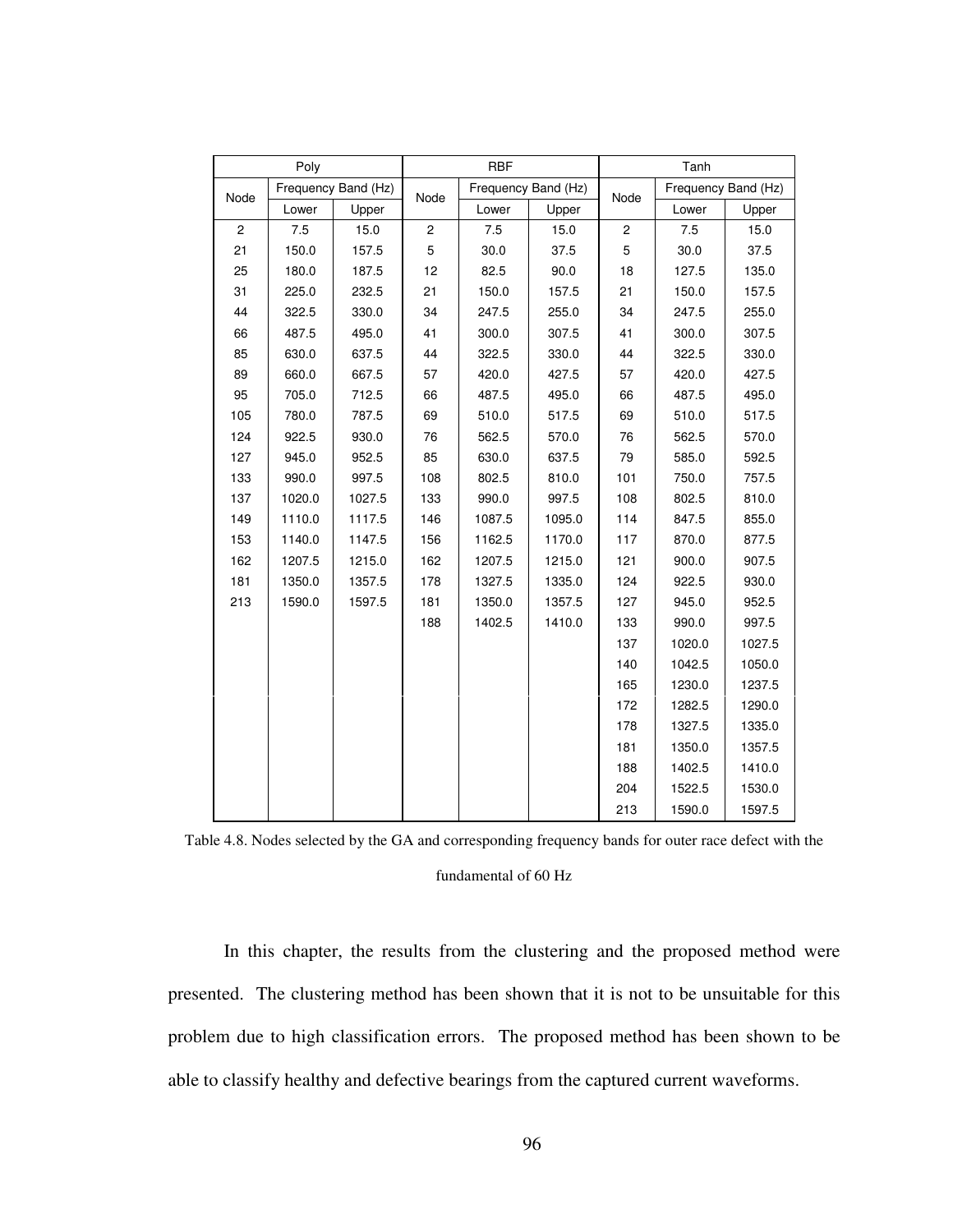| Poly | | | RBF | | | Tanh | | |
|---|---|---|---|---|---|---|---|---|
| Node | Frequency Band (Hz) | | Node | Frequency Band (Hz) | | Node | Frequency Band (Hz) | |
| | Lower | Upper | | Lower | Upper | | Lower | Upper |
| 2 | 7.5 | 15.0 | 2 | 7.5 | 15.0 | 2 | 7.5 | 15.0 |
| 21 | 150.0 | 157.5 | 5 | 30.0 | 37.5 | 5 | 30.0 | 37.5 |
| 25 | 180.0 | 187.5 | 12 | 82.5 | 90.0 | 18 | 127.5 | 135.0 |
| 31 | 225.0 | 232.5 | 21 | 150.0 | 157.5 | 21 | 150.0 | 157.5 |
| 44 | 322.5 | 330.0 | 34 | 247.5 | 255.0 | 34 | 247.5 | 255.0 |
| 66 | 487.5 | 495.0 | 41 | 300.0 | 307.5 | 41 | 300.0 | 307.5 |
| 85 | 630.0 | 637.5 | 44 | 322.5 | 330.0 | 44 | 322.5 | 330.0 |
| 89 | 660.0 | 667.5 | 57 | 420.0 | 427.5 | 57 | 420.0 | 427.5 |
| 95 | 705.0 | 712.5 | 66 | 487.5 | 495.0 | 66 | 487.5 | 495.0 |
| 105 | 780.0 | 787.5 | 69 | 510.0 | 517.5 | 69 | 510.0 | 517.5 |
| 124 | 922.5 | 930.0 | 76 | 562.5 | 570.0 | 76 | 562.5 | 570.0 |
| 127 | 945.0 | 952.5 | 85 | 630.0 | 637.5 | 79 | 585.0 | 592.5 |
| 133 | 990.0 | 997.5 | 108 | 802.5 | 810.0 | 101 | 750.0 | 757.5 |
| 137 | 1020.0 | 1027.5 | 133 | 990.0 | 997.5 | 108 | 802.5 | 810.0 |
| 149 | 1110.0 | 1117.5 | 146 | 1087.5 | 1095.0 | 114 | 847.5 | 855.0 |
| 153 | 1140.0 | 1147.5 | 156 | 1162.5 | 1170.0 | 117 | 870.0 | 877.5 |
| 162 | 1207.5 | 1215.0 | 162 | 1207.5 | 1215.0 | 121 | 900.0 | 907.5 |
| 181 | 1350.0 | 1357.5 | 178 | 1327.5 | 1335.0 | 124 | 922.5 | 930.0 |
| 213 | 1590.0 | 1597.5 | 181 | 1350.0 | 1357.5 | 127 | 945.0 | 952.5 |
| | | | 188 | 1402.5 | 1410.0 | 133 | 990.0 | 997.5 |
| | | | | | | 137 | 1020.0 | 1027.5 |
| | | | | | | 140 | 1042.5 | 1050.0 |
| | | | | | | 165 | 1230.0 | 1237.5 |
| | | | | | | 172 | 1282.5 | 1290.0 |
| | | | | | | 178 | 1327.5 | 1335.0 |
| | | | | | | 181 | 1350.0 | 1357.5 |
| | | | | | | 188 | 1402.5 | 1410.0 |
| | | | | | | 204 | 1522.5 | 1530.0 |
| | | | | | | 213 | 1590.0 | 1597.5 |

Table 4.8. Nodes selected by the GA and corresponding frequency bands for outer race defect with the fundamental of 60 Hz

In this chapter, the results from the clustering and the proposed method were presented. The clustering method has been shown that it is not to be unsuitable for this problem due to high classification errors. The proposed method has been shown to be able to classify healthy and defective bearings from the captured current waveforms.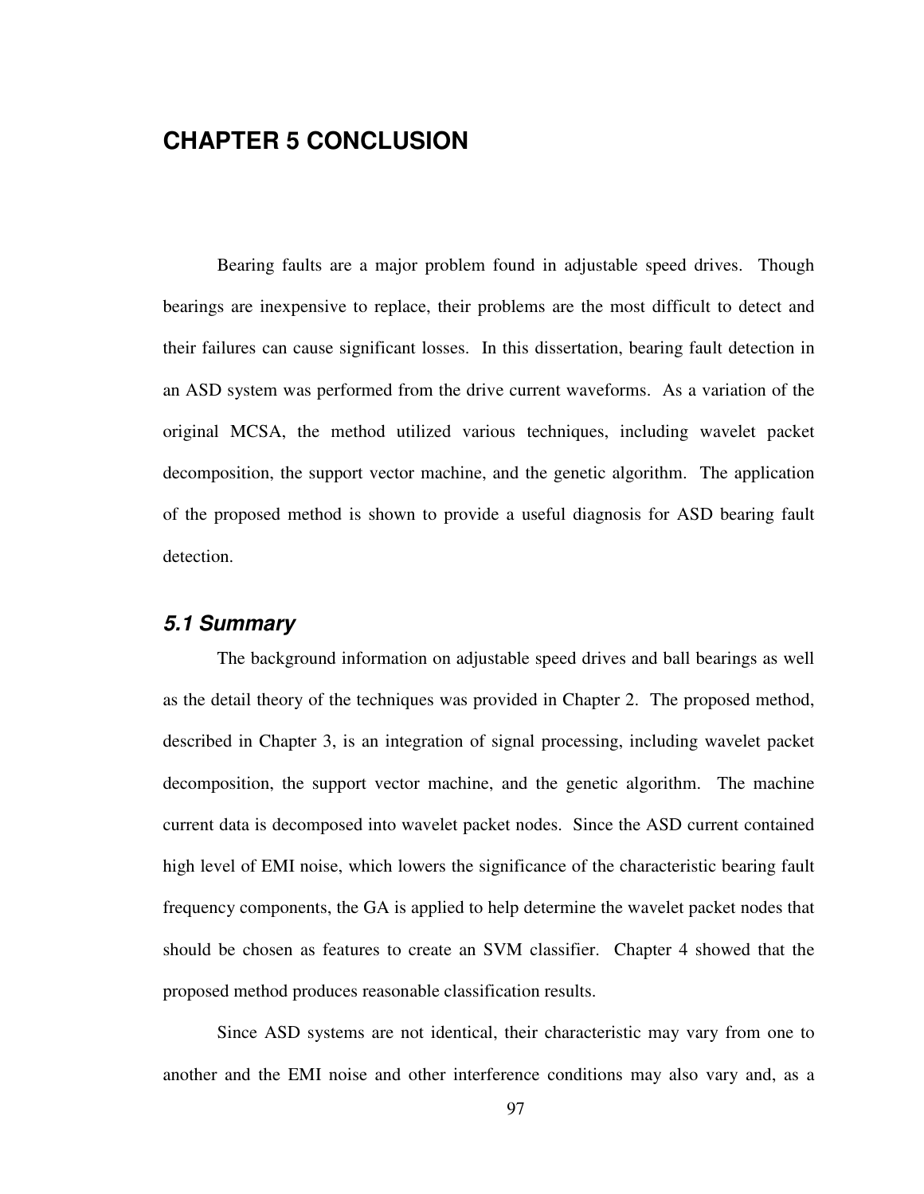# CHAPTER 5 CONCLUSION

Bearing faults are a major problem found in adjustable speed drives. Though bearings are inexpensive to replace, their problems are the most difficult to detect and their failures can cause significant losses. In this dissertation, bearing fault detection in an ASD system was performed from the drive current waveforms. As a variation of the original MCSA, the method utilized various techniques, including wavelet packet decomposition, the support vector machine, and the genetic algorithm. The application of the proposed method is shown to provide a useful diagnosis for ASD bearing fault detection.

## *5.1 Summary*

The background information on adjustable speed drives and ball bearings as well as the detail theory of the techniques was provided in Chapter 2. The proposed method, described in Chapter 3, is an integration of signal processing, including wavelet packet decomposition, the support vector machine, and the genetic algorithm. The machine current data is decomposed into wavelet packet nodes. Since the ASD current contained high level of EMI noise, which lowers the significance of the characteristic bearing fault frequency components, the GA is applied to help determine the wavelet packet nodes that should be chosen as features to create an SVM classifier. Chapter 4 showed that the proposed method produces reasonable classification results.

Since ASD systems are not identical, their characteristic may vary from one to another and the EMI noise and other interference conditions may also vary and, as a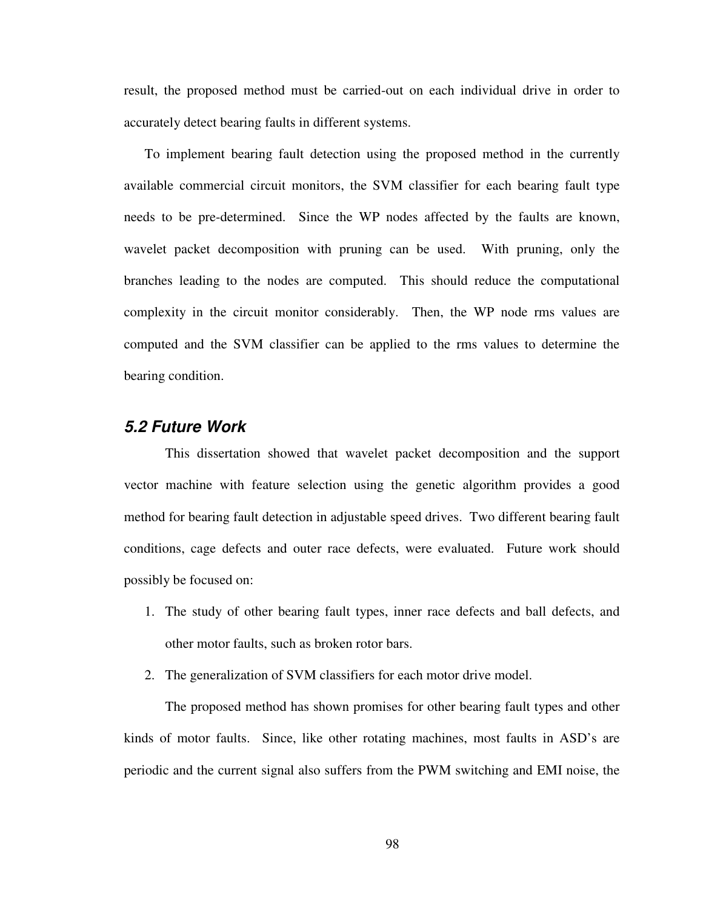result, the proposed method must be carried-out on each individual drive in order to accurately detect bearing faults in different systems.

To implement bearing fault detection using the proposed method in the currently available commercial circuit monitors, the SVM classifier for each bearing fault type needs to be pre-determined. Since the WP nodes affected by the faults are known, wavelet packet decomposition with pruning can be used. With pruning, only the branches leading to the nodes are computed. This should reduce the computational complexity in the circuit monitor considerably. Then, the WP node rms values are computed and the SVM classifier can be applied to the rms values to determine the bearing condition.

## *5.2 Future Work*

This dissertation showed that wavelet packet decomposition and the support vector machine with feature selection using the genetic algorithm provides a good method for bearing fault detection in adjustable speed drives. Two different bearing fault conditions, cage defects and outer race defects, were evaluated. Future work should possibly be focused on:

1. The study of other bearing fault types, inner race defects and ball defects, and other motor faults, such as broken rotor bars.
2. The generalization of SVM classifiers for each motor drive model.

The proposed method has shown promises for other bearing fault types and other kinds of motor faults. Since, like other rotating machines, most faults in ASD's are periodic and the current signal also suffers from the PWM switching and EMI noise, the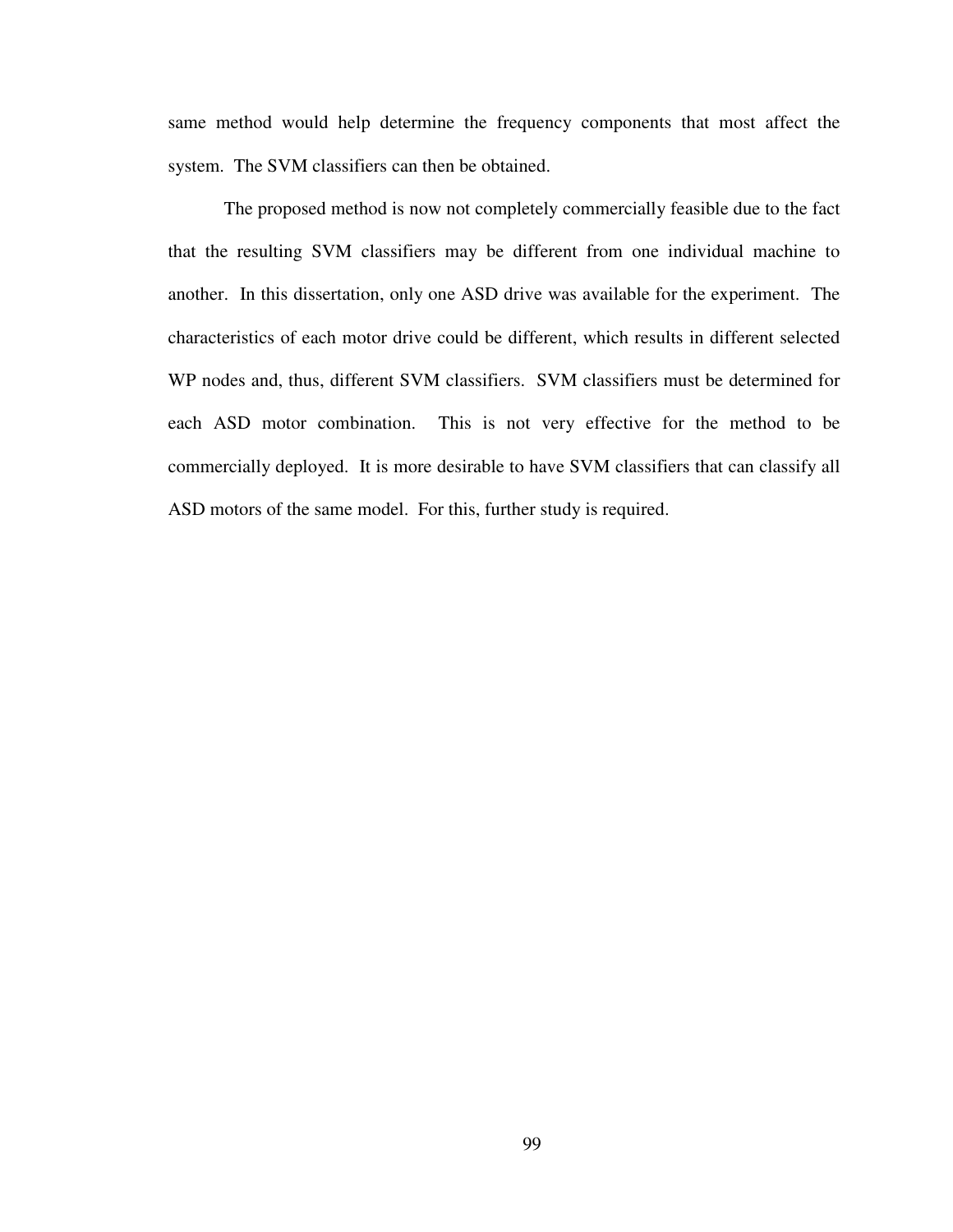same method would help determine the frequency components that most affect the system. The SVM classifiers can then be obtained.

The proposed method is now not completely commercially feasible due to the fact that the resulting SVM classifiers may be different from one individual machine to another. In this dissertation, only one ASD drive was available for the experiment. The characteristics of each motor drive could be different, which results in different selected WP nodes and, thus, different SVM classifiers. SVM classifiers must be determined for each ASD motor combination. This is not very effective for the method to be commercially deployed. It is more desirable to have SVM classifiers that can classify all ASD motors of the same model. For this, further study is required.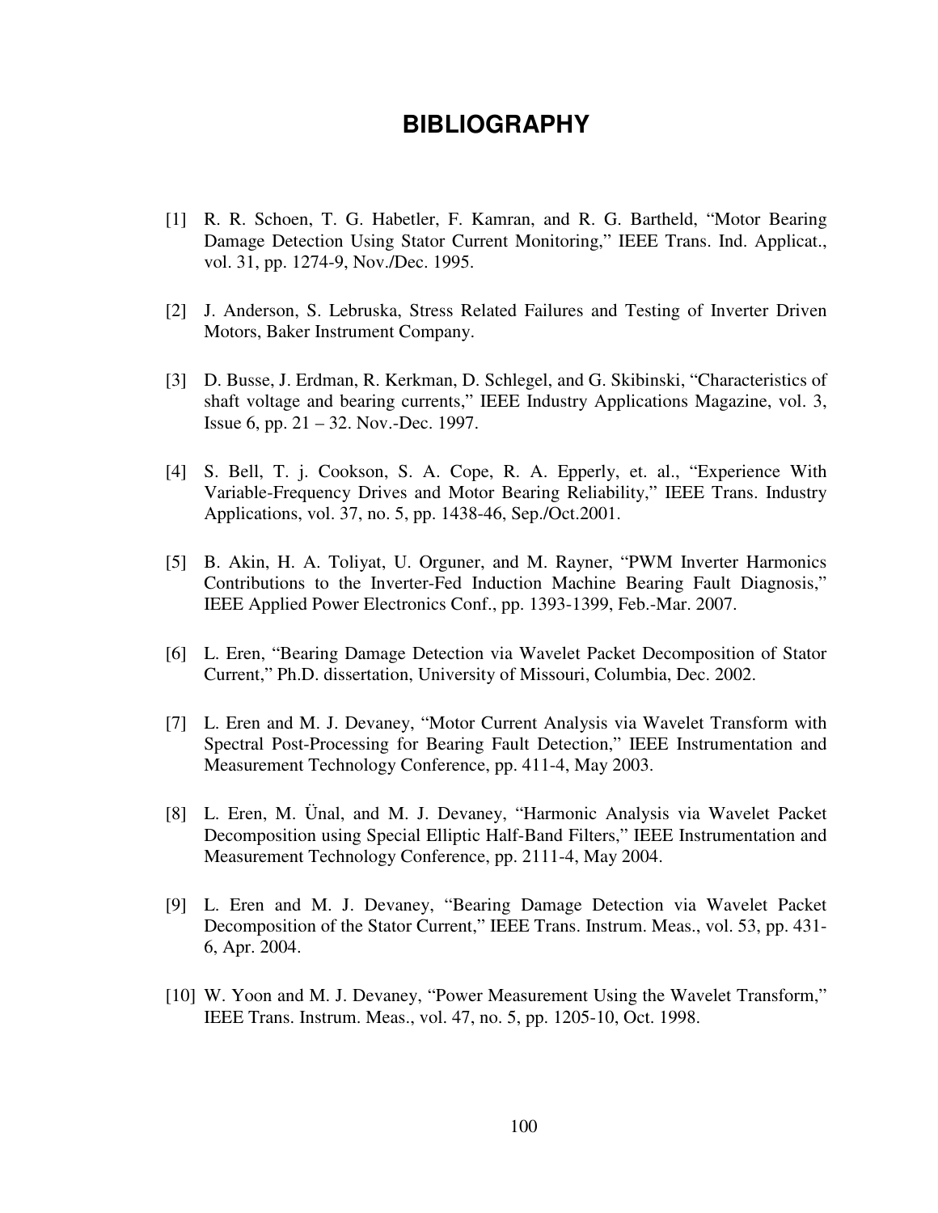# BIBLIOGRAPHY

[1] R. R. Schoen, T. G. Habetler, F. Kamran, and R. G. Bartheld, "Motor Bearing Damage Detection Using Stator Current Monitoring," IEEE Trans. Ind. Applicat., vol. 31, pp. 1274-9, Nov./Dec. 1995.

[2] J. Anderson, S. Lebruska, Stress Related Failures and Testing of Inverter Driven Motors, Baker Instrument Company.

[3] D. Busse, J. Erdman, R. Kerkman, D. Schlegel, and G. Skibinski, "Characteristics of shaft voltage and bearing currents," IEEE Industry Applications Magazine, vol. 3, Issue 6, pp. 21 – 32. Nov.-Dec. 1997.

[4] S. Bell, T. j. Cookson, S. A. Cope, R. A. Epperly, et. al., "Experience With Variable-Frequency Drives and Motor Bearing Reliability," IEEE Trans. Industry Applications, vol. 37, no. 5, pp. 1438-46, Sep./Oct.2001.

[5] B. Akin, H. A. Toliyat, U. Orguner, and M. Rayner, "PWM Inverter Harmonics Contributions to the Inverter-Fed Induction Machine Bearing Fault Diagnosis," IEEE Applied Power Electronics Conf., pp. 1393-1399, Feb.-Mar. 2007.

[6] L. Eren, "Bearing Damage Detection via Wavelet Packet Decomposition of Stator Current," Ph.D. dissertation, University of Missouri, Columbia, Dec. 2002.

[7] L. Eren and M. J. Devaney, "Motor Current Analysis via Wavelet Transform with Spectral Post-Processing for Bearing Fault Detection," IEEE Instrumentation and Measurement Technology Conference, pp. 411-4, May 2003.

[8] L. Eren, M. Ünal, and M. J. Devaney, "Harmonic Analysis via Wavelet Packet Decomposition using Special Elliptic Half-Band Filters," IEEE Instrumentation and Measurement Technology Conference, pp. 2111-4, May 2004.

[9] L. Eren and M. J. Devaney, "Bearing Damage Detection via Wavelet Packet Decomposition of the Stator Current," IEEE Trans. Instrum. Meas., vol. 53, pp. 431-6, Apr. 2004.

[10] W. Yoon and M. J. Devaney, "Power Measurement Using the Wavelet Transform," IEEE Trans. Instrum. Meas., vol. 47, no. 5, pp. 1205-10, Oct. 1998.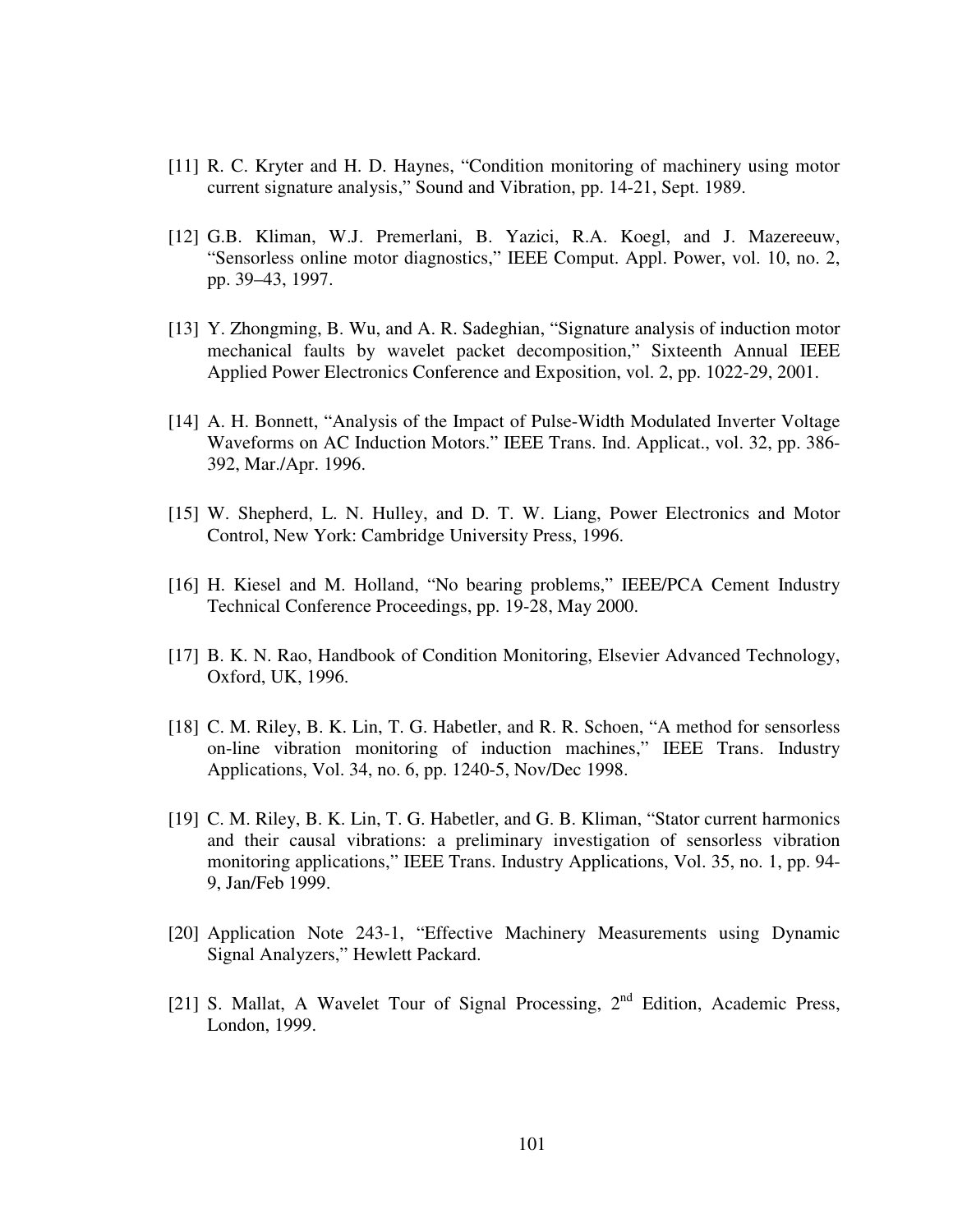[11] R. C. Kryter and H. D. Haynes, "Condition monitoring of machinery using motor current signature analysis," Sound and Vibration, pp. 14-21, Sept. 1989.

[12] G.B. Kliman, W.J. Premerlani, B. Yazici, R.A. Koegl, and J. Mazereeuw, "Sensorless online motor diagnostics," IEEE Comput. Appl. Power, vol. 10, no. 2, pp. 39–43, 1997.

[13] Y. Zhongming, B. Wu, and A. R. Sadeghian, "Signature analysis of induction motor mechanical faults by wavelet packet decomposition," Sixteenth Annual IEEE Applied Power Electronics Conference and Exposition, vol. 2, pp. 1022-29, 2001.

[14] A. H. Bonnett, "Analysis of the Impact of Pulse-Width Modulated Inverter Voltage Waveforms on AC Induction Motors." IEEE Trans. Ind. Applicat., vol. 32, pp. 386-392, Mar./Apr. 1996.

[15] W. Shepherd, L. N. Hulley, and D. T. W. Liang, Power Electronics and Motor Control, New York: Cambridge University Press, 1996.

[16] H. Kiesel and M. Holland, "No bearing problems," IEEE/PCA Cement Industry Technical Conference Proceedings, pp. 19-28, May 2000.

[17] B. K. N. Rao, Handbook of Condition Monitoring, Elsevier Advanced Technology, Oxford, UK, 1996.

[18] C. M. Riley, B. K. Lin, T. G. Habetler, and R. R. Schoen, "A method for sensorless on-line vibration monitoring of induction machines," IEEE Trans. Industry Applications, Vol. 34, no. 6, pp. 1240-5, Nov/Dec 1998.

[19] C. M. Riley, B. K. Lin, T. G. Habetler, and G. B. Kliman, "Stator current harmonics and their causal vibrations: a preliminary investigation of sensorless vibration monitoring applications," IEEE Trans. Industry Applications, Vol. 35, no. 1, pp. 94-9, Jan/Feb 1999.

[20] Application Note 243-1, "Effective Machinery Measurements using Dynamic Signal Analyzers," Hewlett Packard.

[21] S. Mallat, A Wavelet Tour of Signal Processing, 2nd Edition, Academic Press, London, 1999.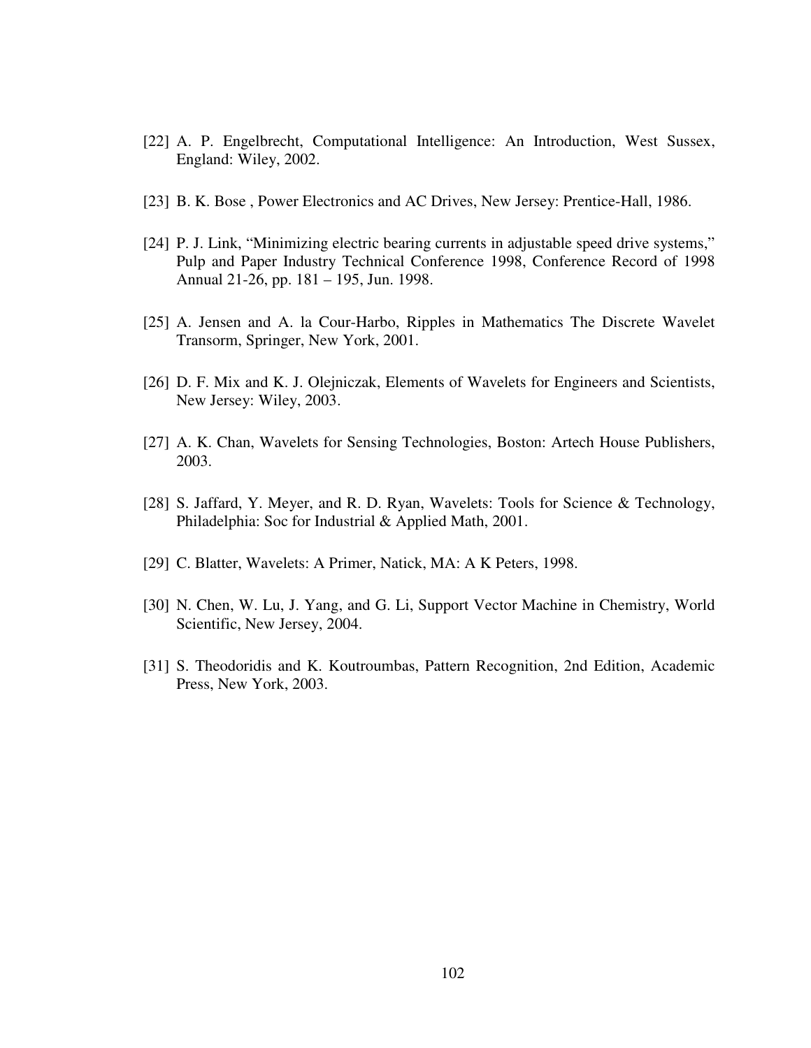[22] A. P. Engelbrecht, Computational Intelligence: An Introduction, West Sussex, England: Wiley, 2002.

[23] B. K. Bose , Power Electronics and AC Drives, New Jersey: Prentice-Hall, 1986.

[24] P. J. Link, “Minimizing electric bearing currents in adjustable speed drive systems,” Pulp and Paper Industry Technical Conference 1998, Conference Record of 1998 Annual 21-26, pp. 181 – 195, Jun. 1998.

[25] A. Jensen and A. la Cour-Harbo, Ripples in Mathematics The Discrete Wavelet Transorm, Springer, New York, 2001.

[26] D. F. Mix and K. J. Olejniczak, Elements of Wavelets for Engineers and Scientists, New Jersey: Wiley, 2003.

[27] A. K. Chan, Wavelets for Sensing Technologies, Boston: Artech House Publishers, 2003.

[28] S. Jaffard, Y. Meyer, and R. D. Ryan, Wavelets: Tools for Science & Technology, Philadelphia: Soc for Industrial & Applied Math, 2001.

[29] C. Blatter, Wavelets: A Primer, Natick, MA: A K Peters, 1998.

[30] N. Chen, W. Lu, J. Yang, and G. Li, Support Vector Machine in Chemistry, World Scientific, New Jersey, 2004.

[31] S. Theodoridis and K. Koutroumbas, Pattern Recognition, 2nd Edition, Academic Press, New York, 2003.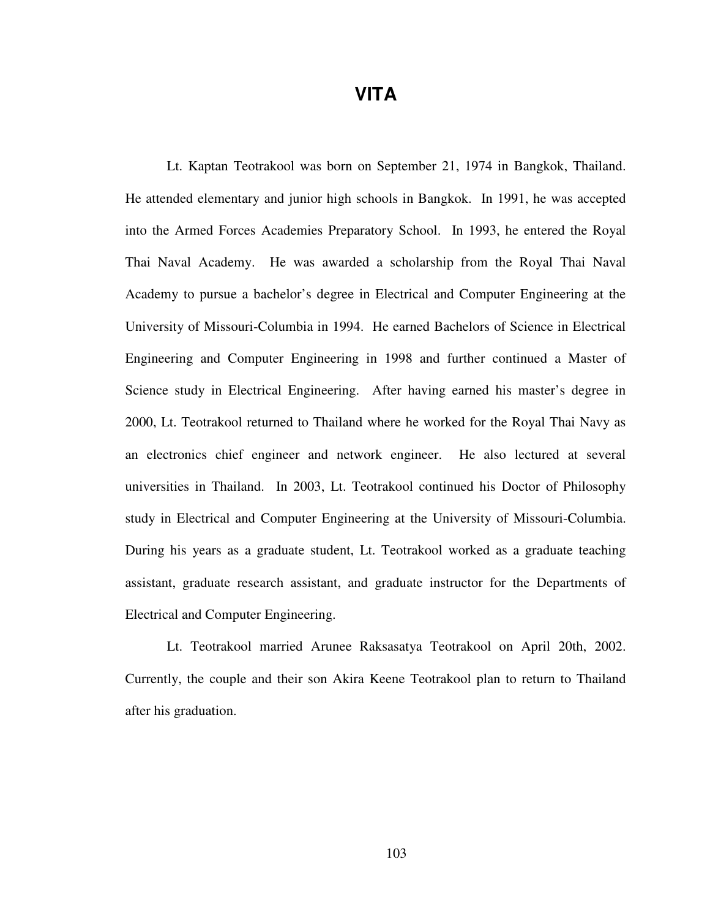# VITA

Lt. Kaptan Teotrakool was born on September 21, 1974 in Bangkok, Thailand. He attended elementary and junior high schools in Bangkok. In 1991, he was accepted into the Armed Forces Academies Preparatory School. In 1993, he entered the Royal Thai Naval Academy. He was awarded a scholarship from the Royal Thai Naval Academy to pursue a bachelor's degree in Electrical and Computer Engineering at the University of Missouri-Columbia in 1994. He earned Bachelors of Science in Electrical Engineering and Computer Engineering in 1998 and further continued a Master of Science study in Electrical Engineering. After having earned his master's degree in 2000, Lt. Teotrakool returned to Thailand where he worked for the Royal Thai Navy as an electronics chief engineer and network engineer. He also lectured at several universities in Thailand. In 2003, Lt. Teotrakool continued his Doctor of Philosophy study in Electrical and Computer Engineering at the University of Missouri-Columbia. During his years as a graduate student, Lt. Teotrakool worked as a graduate teaching assistant, graduate research assistant, and graduate instructor for the Departments of Electrical and Computer Engineering.

Lt. Teotrakool married Arunee Raksasatya Teotrakool on April 20th, 2002. Currently, the couple and their son Akira Keene Teotrakool plan to return to Thailand after his graduation.